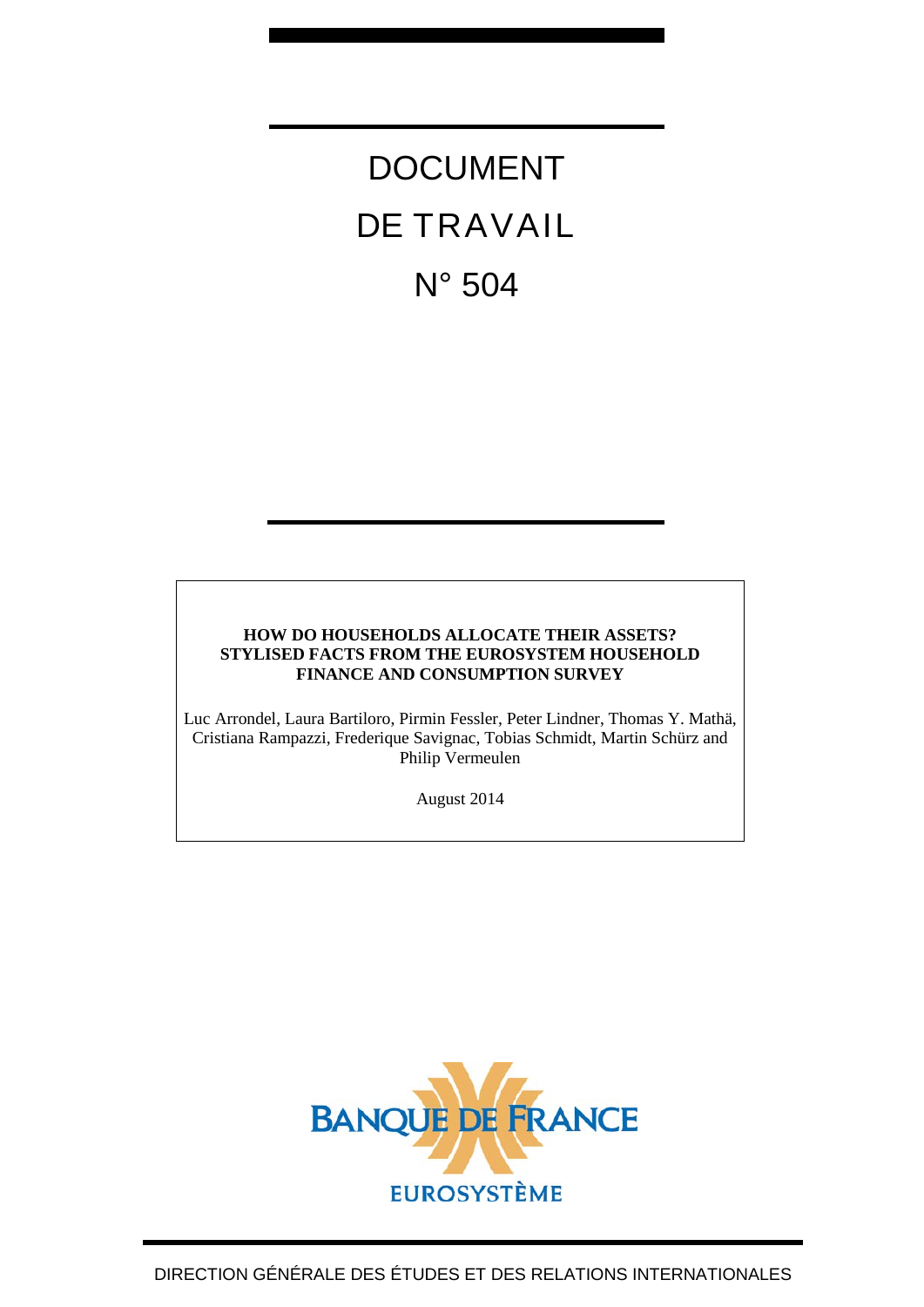# DOCUMENT DE TRAVAIL

# N° 504

**HOW DO HOUSEHOLDS ALLOCATE THEIR ASSETS? STYLISED FACTS FROM THE EUROSYSTEM HOUSEHOLD FINANCE AND CONSUMPTION SURVEY**

Luc Arrondel, Laura Bartiloro, Pirmin Fessler, Peter Lindner, Thomas Y. Mathä, Cristiana Rampazzi, Frederique Savignac, Tobias Schmidt, Martin Schürz and Philip Vermeulen

August 2014

BANQUE DE FRANCE

EUROSYSTÈME

DIRECTION GÉNÉRALE DES ÉTUDES ET DES RELATIONS INTERNATIONALES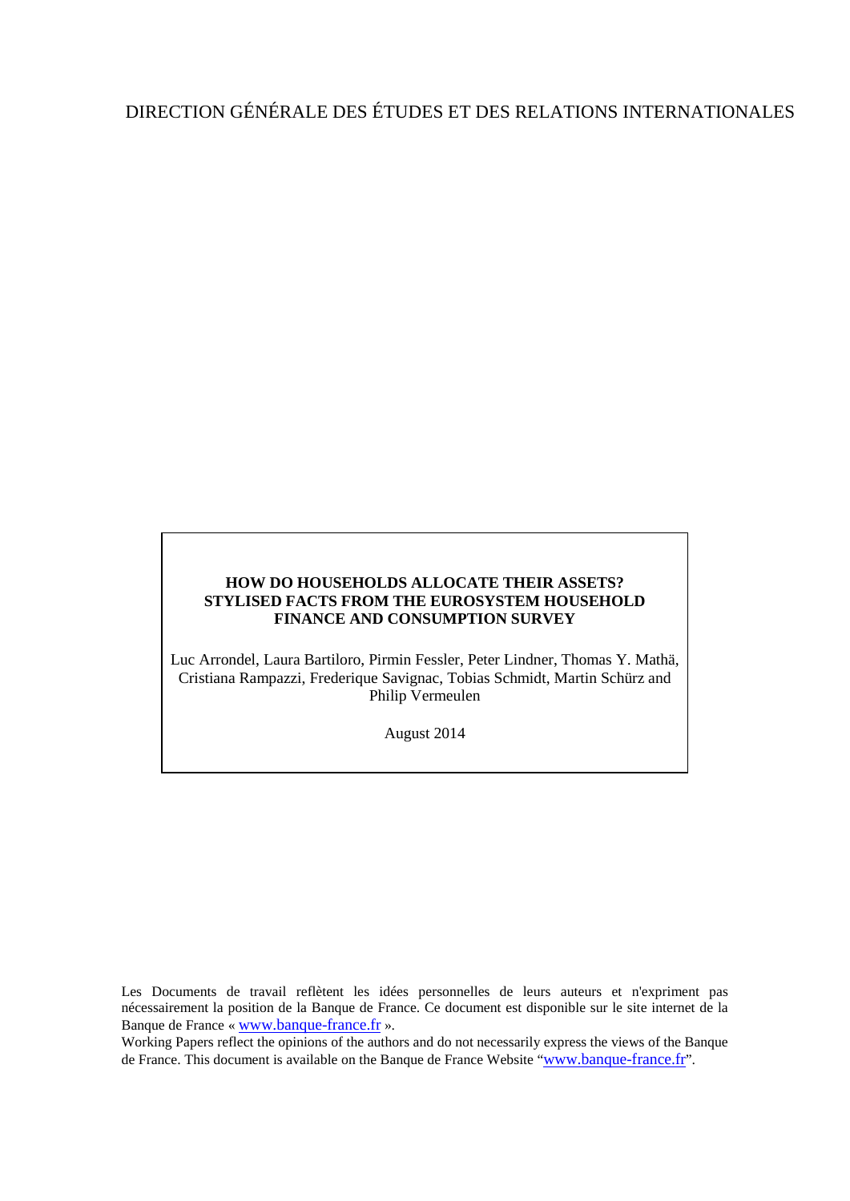DIRECTION GÉNÉRALE DES ÉTUDES ET DES RELATIONS INTERNATIONALES

**HOW DO HOUSEHOLDS ALLOCATE THEIR ASSETS? STYLISED FACTS FROM THE EUROSYSTEM HOUSEHOLD FINANCE AND CONSUMPTION SURVEY**

Luc Arrondel, Laura Bartiloro, Pirmin Fessler, Peter Lindner, Thomas Y. Mathä, Cristiana Rampazzi, Frederique Savignac, Tobias Schmidt, Martin Schürz and Philip Vermeulen

August 2014

Les Documents de travail reflètent les idées personnelles de leurs auteurs et n'expriment pas nécessairement la position de la Banque de France. Ce document est disponible sur le site internet de la Banque de France « www.banque-france.fr ».

Working Papers reflect the opinions of the authors and do not necessarily express the views of the Banque de France. This document is available on the Banque de France Website "www.banque-france.fr".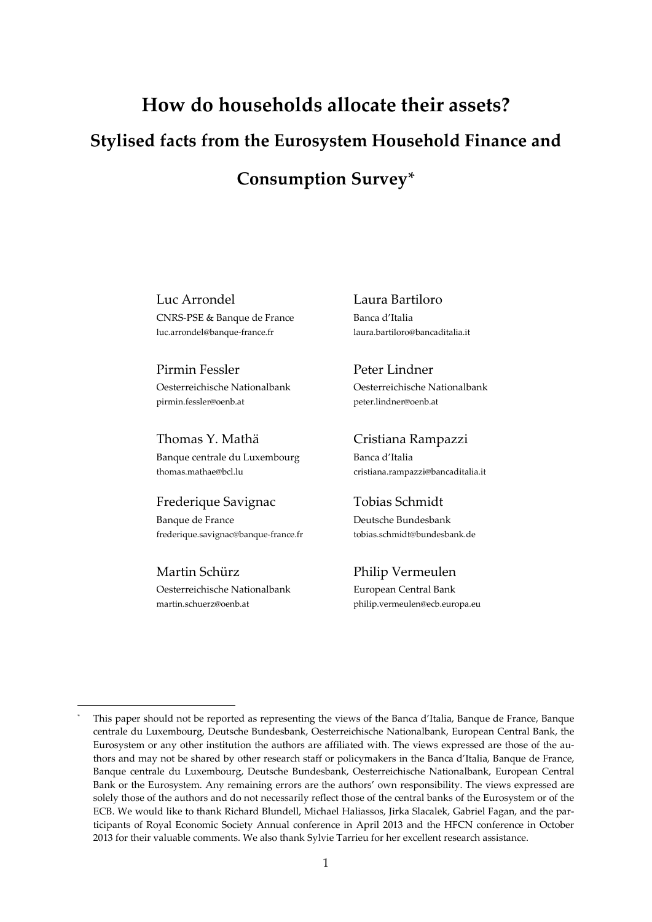# How do households allocate their assets?

## Stylised facts from the Eurosystem Household Finance and Consumption Survey*

Luc Arrondel
CNRS-PSE & Banque de France
luc.arrondel@banque-france.fr

Laura Bartiloro
Banca d'Italia
laura.bartiloro@bancaditalia.it

Pirmin Fessler
Oesterreichische Nationalbank
pirmin.fessler@oenb.at

Peter Lindner
Oesterreichische Nationalbank
peter.lindner@oenb.at

Thomas Y. Mathä
Banque centrale du Luxembourg
thomas.mathae@bcl.lu

Cristiana Rampazzi
Banca d'Italia
cristiana.rampazzi@bancaditalia.it

Frederique Savignac
Banque de France
frederique.savignac@banque-france.fr

Tobias Schmidt
Deutsche Bundesbank
tobias.schmidt@bundesbank.de

Martin Schürz
Oesterreichische Nationalbank
martin.schuerz@oenb.at

Philip Vermeulen
European Central Bank
philip.vermeulen@ecb.europa.eu

---

* This paper should not be reported as representing the views of the Banca d'Italia, Banque de France, Banque centrale du Luxembourg, Deutsche Bundesbank, Oesterreichische Nationalbank, European Central Bank, the Eurosystem or any other institution the authors are affiliated with. The views expressed are those of the authors and may not be shared by other research staff or policymakers in the Banca d'Italia, Banque de France, Banque centrale du Luxembourg, Deutsche Bundesbank, Oesterreichische Nationalbank, European Central Bank or the Eurosystem. Any remaining errors are the authors' own responsibility. The views expressed are solely those of the authors and do not necessarily reflect those of the central banks of the Eurosystem or of the ECB. We would like to thank Richard Blundell, Michael Haliassos, Jirka Slacalek, Gabriel Fagan, and the participants of Royal Economic Society Annual conference in April 2013 and the HFCN conference in October 2013 for their valuable comments. We also thank Sylvie Tarrieu for her excellent research assistance.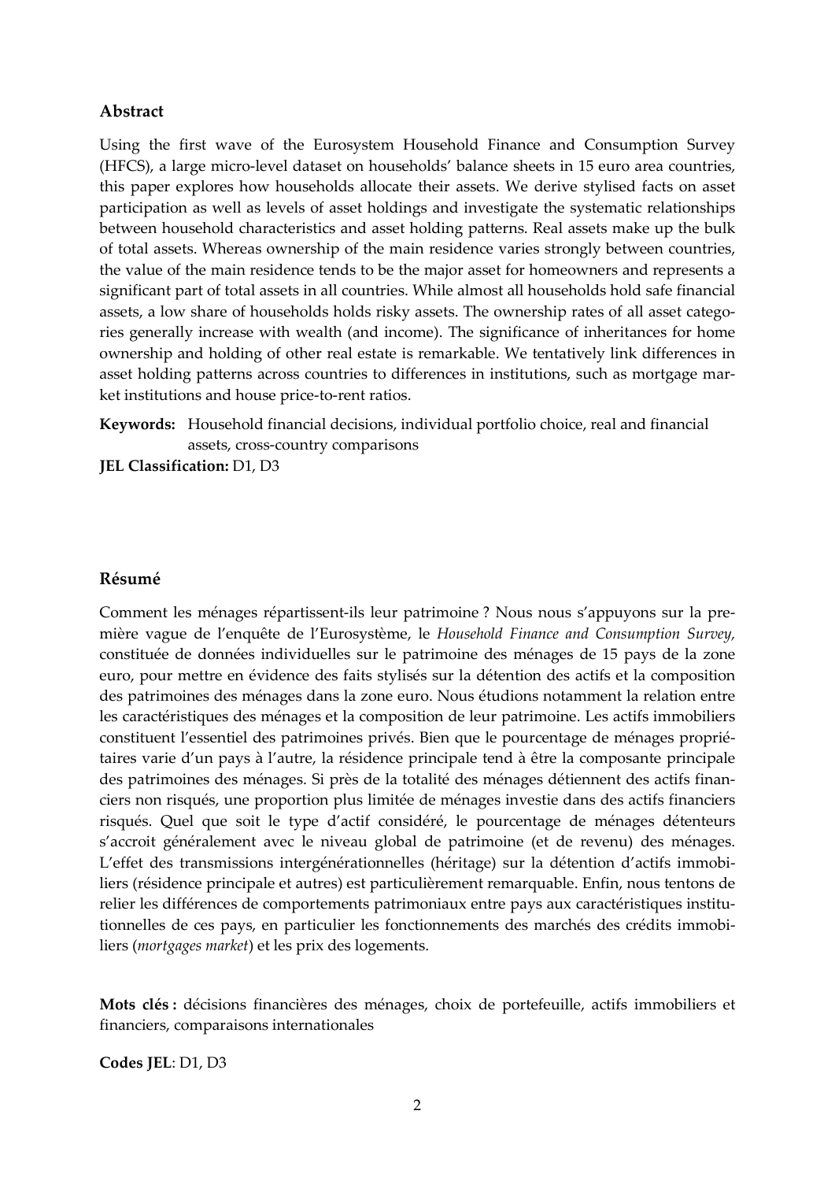## Abstract

Using the first wave of the Eurosystem Household Finance and Consumption Survey (HFCS), a large micro-level dataset on households' balance sheets in 15 euro area countries, this paper explores how households allocate their assets. We derive stylised facts on asset participation as well as levels of asset holdings and investigate the systematic relationships between household characteristics and asset holding patterns. Real assets make up the bulk of total assets. Whereas ownership of the main residence varies strongly between countries, the value of the main residence tends to be the major asset for homeowners and represents a significant part of total assets in all countries. While almost all households hold safe financial assets, a low share of households holds risky assets. The ownership rates of all asset categories generally increase with wealth (and income). The significance of inheritances for home ownership and holding of other real estate is remarkable. We tentatively link differences in asset holding patterns across countries to differences in institutions, such as mortgage market institutions and house price-to-rent ratios.

**Keywords:** Household financial decisions, individual portfolio choice, real and financial assets, cross-country comparisons

**JEL Classification:** D1, D3

## Résumé

Comment les ménages répartissent-ils leur patrimoine ? Nous nous s'appuyons sur la première vague de l'enquête de l'Eurosystème, le *Household Finance and Consumption Survey,* constituée de données individuelles sur le patrimoine des ménages de 15 pays de la zone euro, pour mettre en évidence des faits stylisés sur la détention des actifs et la composition des patrimoines des ménages dans la zone euro. Nous étudions notamment la relation entre les caractéristiques des ménages et la composition de leur patrimoine. Les actifs immobiliers constituent l'essentiel des patrimoines privés. Bien que le pourcentage de ménages propriétaires varie d'un pays à l'autre, la résidence principale tend à être la composante principale des patrimoines des ménages. Si près de la totalité des ménages détiennent des actifs financiers non risqués, une proportion plus limitée de ménages investie dans des actifs financiers risqués. Quel que soit le type d'actif considéré, le pourcentage de ménages détenteurs s'accroit généralement avec le niveau global de patrimoine (et de revenu) des ménages. L'effet des transmissions intergénérationnelles (héritage) sur la détention d'actifs immobiliers (résidence principale et autres) est particulièrement remarquable. Enfin, nous tentons de relier les différences de comportements patrimoniaux entre pays aux caractéristiques institutionnelles de ces pays, en particulier les fonctionnements des marchés des crédits immobiliers (*mortgages market*) et les prix des logements.

**Mots clés :** décisions financières des ménages, choix de portefeuille, actifs immobiliers et financiers, comparaisons internationales

**Codes JEL**: D1, D3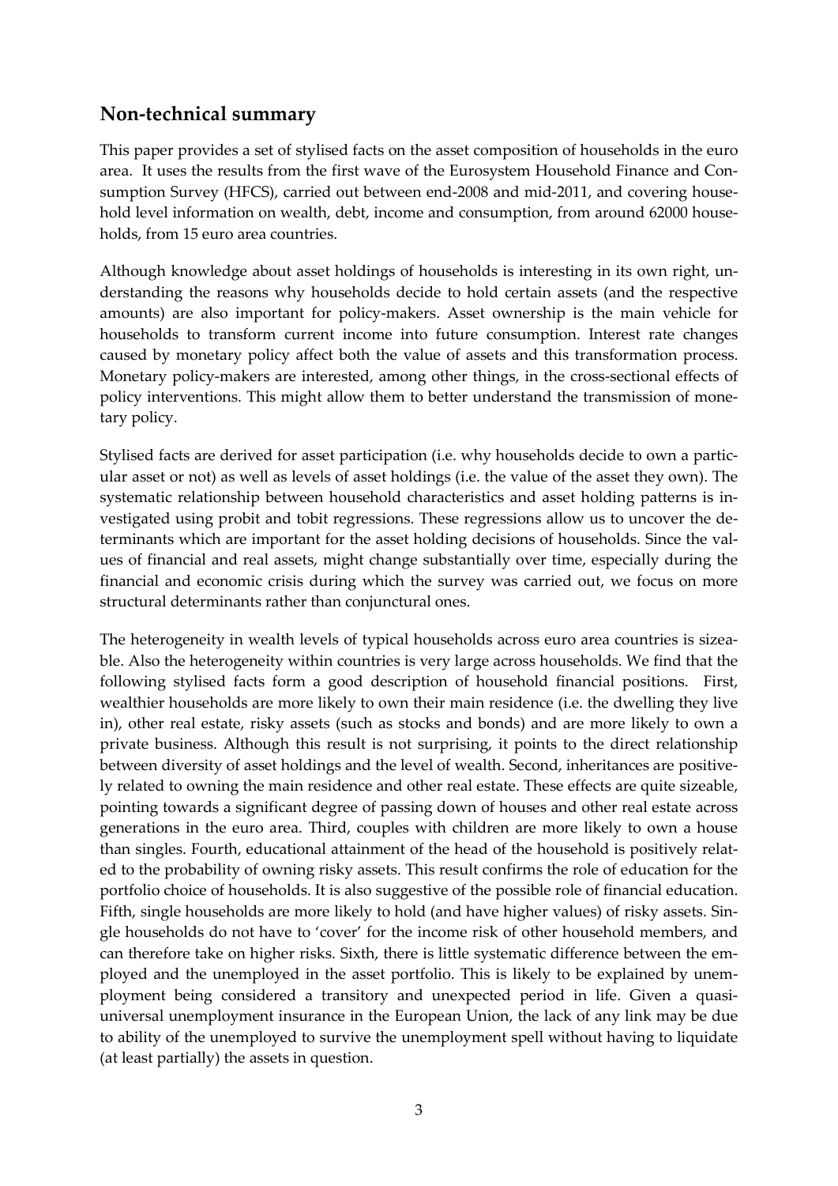## Non-technical summary

This paper provides a set of stylised facts on the asset composition of households in the euro area. It uses the results from the first wave of the Eurosystem Household Finance and Consumption Survey (HFCS), carried out between end-2008 and mid-2011, and covering household level information on wealth, debt, income and consumption, from around 62000 households, from 15 euro area countries.

Although knowledge about asset holdings of households is interesting in its own right, understanding the reasons why households decide to hold certain assets (and the respective amounts) are also important for policy-makers. Asset ownership is the main vehicle for households to transform current income into future consumption. Interest rate changes caused by monetary policy affect both the value of assets and this transformation process. Monetary policy-makers are interested, among other things, in the cross-sectional effects of policy interventions. This might allow them to better understand the transmission of monetary policy.

Stylised facts are derived for asset participation (i.e. why households decide to own a particular asset or not) as well as levels of asset holdings (i.e. the value of the asset they own). The systematic relationship between household characteristics and asset holding patterns is investigated using probit and tobit regressions. These regressions allow us to uncover the determinants which are important for the asset holding decisions of households. Since the values of financial and real assets, might change substantially over time, especially during the financial and economic crisis during which the survey was carried out, we focus on more structural determinants rather than conjunctural ones.

The heterogeneity in wealth levels of typical households across euro area countries is sizeable. Also the heterogeneity within countries is very large across households. We find that the following stylised facts form a good description of household financial positions. First, wealthier households are more likely to own their main residence (i.e. the dwelling they live in), other real estate, risky assets (such as stocks and bonds) and are more likely to own a private business. Although this result is not surprising, it points to the direct relationship between diversity of asset holdings and the level of wealth. Second, inheritances are positively related to owning the main residence and other real estate. These effects are quite sizeable, pointing towards a significant degree of passing down of houses and other real estate across generations in the euro area. Third, couples with children are more likely to own a house than singles. Fourth, educational attainment of the head of the household is positively related to the probability of owning risky assets. This result confirms the role of education for the portfolio choice of households. It is also suggestive of the possible role of financial education. Fifth, single households are more likely to hold (and have higher values) of risky assets. Single households do not have to 'cover' for the income risk of other household members, and can therefore take on higher risks. Sixth, there is little systematic difference between the employed and the unemployed in the asset portfolio. This is likely to be explained by unemployment being considered a transitory and unexpected period in life. Given a quasi-universal unemployment insurance in the European Union, the lack of any link may be due to ability of the unemployed to survive the unemployment spell without having to liquidate (at least partially) the assets in question.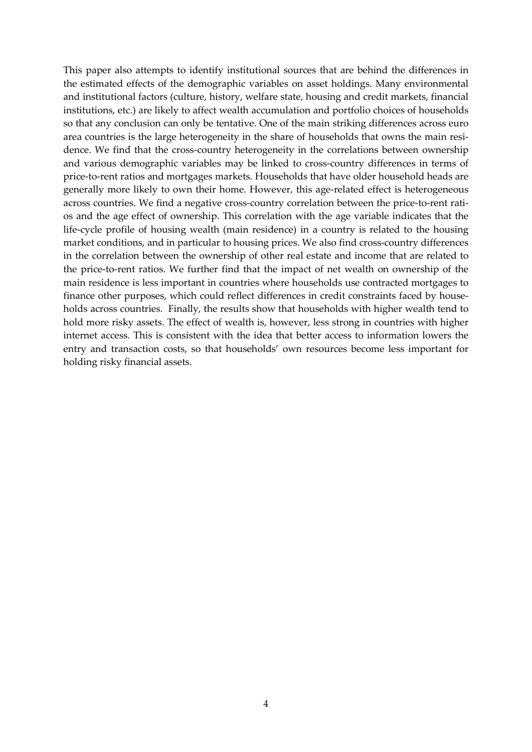This paper also attempts to identify institutional sources that are behind the differences in the estimated effects of the demographic variables on asset holdings. Many environmental and institutional factors (culture, history, welfare state, housing and credit markets, financial institutions, etc.) are likely to affect wealth accumulation and portfolio choices of households so that any conclusion can only be tentative. One of the main striking differences across euro area countries is the large heterogeneity in the share of households that owns the main residence. We find that the cross-country heterogeneity in the correlations between ownership and various demographic variables may be linked to cross-country differences in terms of price-to-rent ratios and mortgages markets. Households that have older household heads are generally more likely to own their home. However, this age-related effect is heterogeneous across countries. We find a negative cross-country correlation between the price-to-rent ratios and the age effect of ownership. This correlation with the age variable indicates that the life-cycle profile of housing wealth (main residence) in a country is related to the housing market conditions, and in particular to housing prices. We also find cross-country differences in the correlation between the ownership of other real estate and income that are related to the price-to-rent ratios. We further find that the impact of net wealth on ownership of the main residence is less important in countries where households use contracted mortgages to finance other purposes, which could reflect differences in credit constraints faced by households across countries. Finally, the results show that households with higher wealth tend to hold more risky assets. The effect of wealth is, however, less strong in countries with higher internet access. This is consistent with the idea that better access to information lowers the entry and transaction costs, so that households' own resources become less important for holding risky financial assets.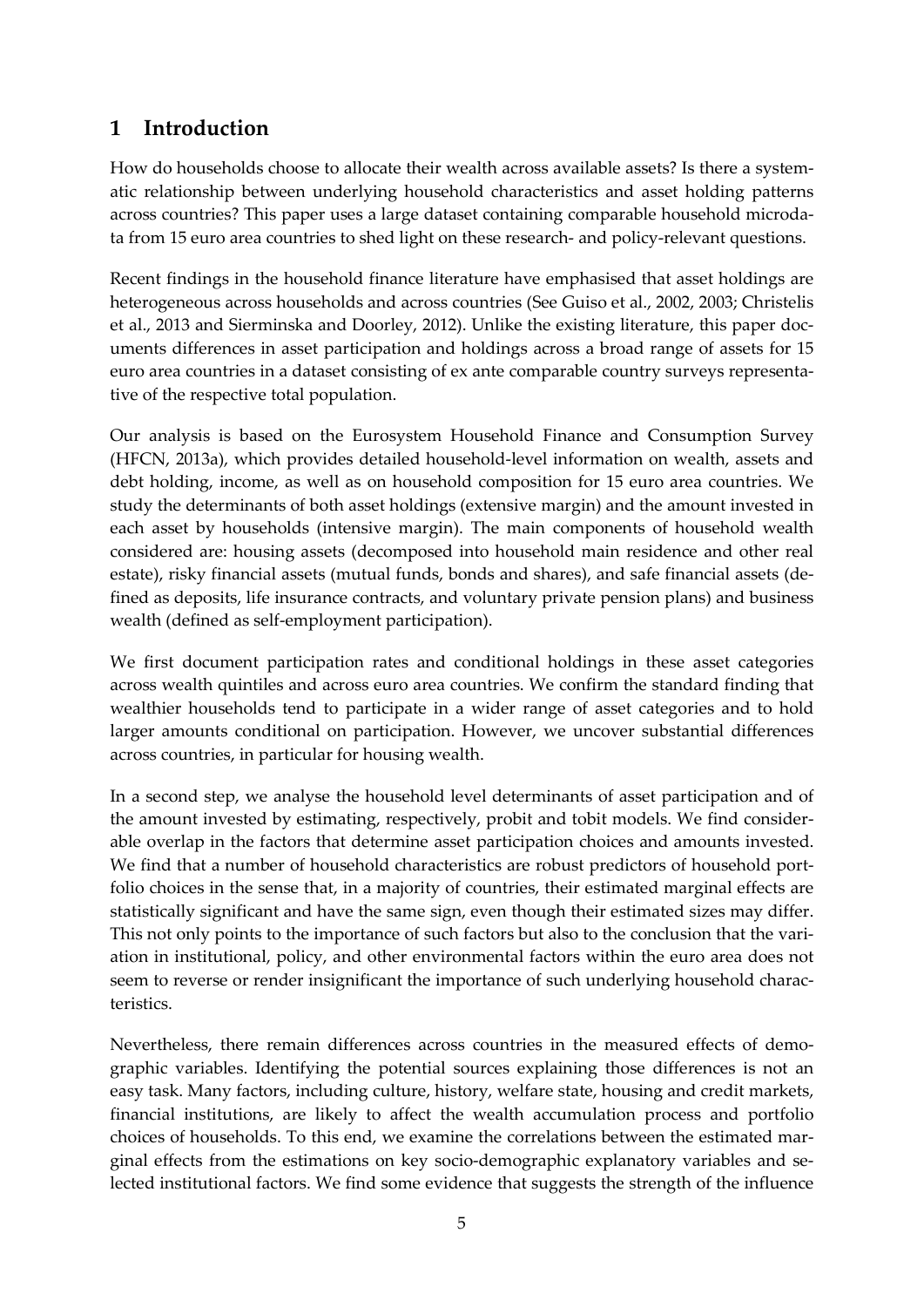## 1 Introduction

How do households choose to allocate their wealth across available assets? Is there a systematic relationship between underlying household characteristics and asset holding patterns across countries? This paper uses a large dataset containing comparable household microdata from 15 euro area countries to shed light on these research- and policy-relevant questions.

Recent findings in the household finance literature have emphasised that asset holdings are heterogeneous across households and across countries (See Guiso et al., 2002, 2003; Christelis et al., 2013 and Sierminska and Doorley, 2012). Unlike the existing literature, this paper documents differences in asset participation and holdings across a broad range of assets for 15 euro area countries in a dataset consisting of ex ante comparable country surveys representative of the respective total population.

Our analysis is based on the Eurosystem Household Finance and Consumption Survey (HFCN, 2013a), which provides detailed household-level information on wealth, assets and debt holding, income, as well as on household composition for 15 euro area countries. We study the determinants of both asset holdings (extensive margin) and the amount invested in each asset by households (intensive margin). The main components of household wealth considered are: housing assets (decomposed into household main residence and other real estate), risky financial assets (mutual funds, bonds and shares), and safe financial assets (defined as deposits, life insurance contracts, and voluntary private pension plans) and business wealth (defined as self-employment participation).

We first document participation rates and conditional holdings in these asset categories across wealth quintiles and across euro area countries. We confirm the standard finding that wealthier households tend to participate in a wider range of asset categories and to hold larger amounts conditional on participation. However, we uncover substantial differences across countries, in particular for housing wealth.

In a second step, we analyse the household level determinants of asset participation and of the amount invested by estimating, respectively, probit and tobit models. We find considerable overlap in the factors that determine asset participation choices and amounts invested. We find that a number of household characteristics are robust predictors of household portfolio choices in the sense that, in a majority of countries, their estimated marginal effects are statistically significant and have the same sign, even though their estimated sizes may differ. This not only points to the importance of such factors but also to the conclusion that the variation in institutional, policy, and other environmental factors within the euro area does not seem to reverse or render insignificant the importance of such underlying household characteristics.

Nevertheless, there remain differences across countries in the measured effects of demographic variables. Identifying the potential sources explaining those differences is not an easy task. Many factors, including culture, history, welfare state, housing and credit markets, financial institutions, are likely to affect the wealth accumulation process and portfolio choices of households. To this end, we examine the correlations between the estimated marginal effects from the estimations on key socio-demographic explanatory variables and selected institutional factors. We find some evidence that suggests the strength of the influence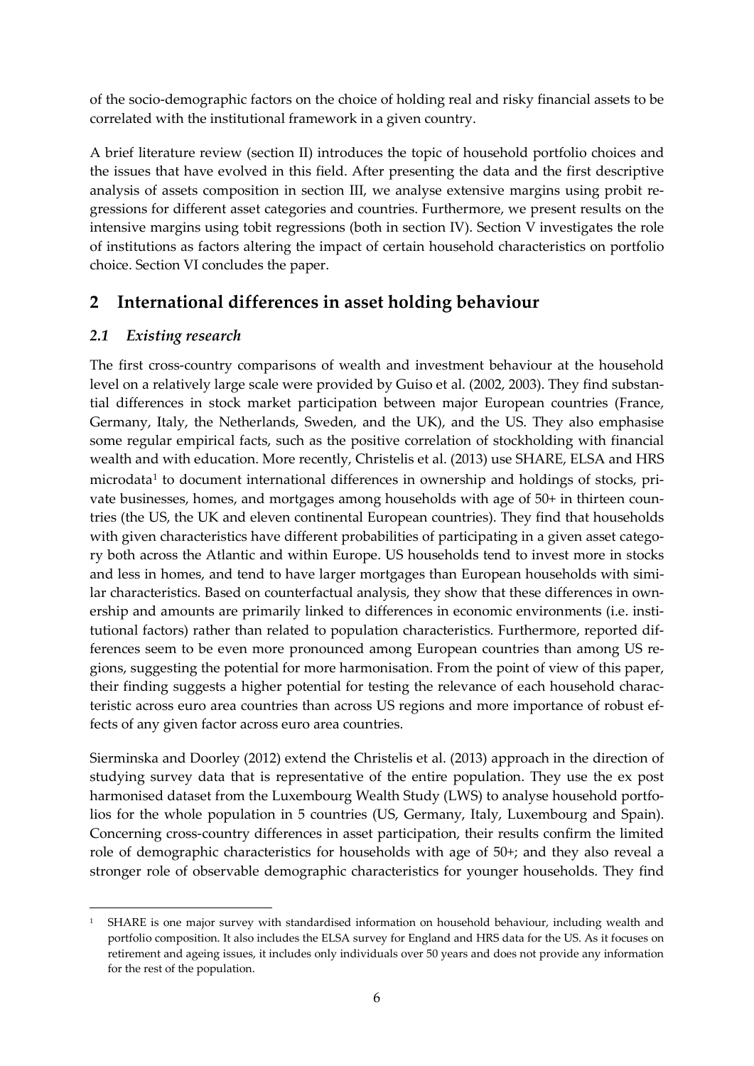of the socio-demographic factors on the choice of holding real and risky financial assets to be correlated with the institutional framework in a given country.

A brief literature review (section II) introduces the topic of household portfolio choices and the issues that have evolved in this field. After presenting the data and the first descriptive analysis of assets composition in section III, we analyse extensive margins using probit regressions for different asset categories and countries. Furthermore, we present results on the intensive margins using tobit regressions (both in section IV). Section V investigates the role of institutions as factors altering the impact of certain household characteristics on portfolio choice. Section VI concludes the paper.

## 2 International differences in asset holding behaviour

### *2.1 Existing research*

The first cross-country comparisons of wealth and investment behaviour at the household level on a relatively large scale were provided by Guiso et al. (2002, 2003). They find substantial differences in stock market participation between major European countries (France, Germany, Italy, the Netherlands, Sweden, and the UK), and the US. They also emphasise some regular empirical facts, such as the positive correlation of stockholding with financial wealth and with education. More recently, Christelis et al. (2013) use SHARE, ELSA and HRS microdata[1] to document international differences in ownership and holdings of stocks, private businesses, homes, and mortgages among households with age of 50+ in thirteen countries (the US, the UK and eleven continental European countries). They find that households with given characteristics have different probabilities of participating in a given asset category both across the Atlantic and within Europe. US households tend to invest more in stocks and less in homes, and tend to have larger mortgages than European households with similar characteristics. Based on counterfactual analysis, they show that these differences in ownership and amounts are primarily linked to differences in economic environments (i.e. institutional factors) rather than related to population characteristics. Furthermore, reported differences seem to be even more pronounced among European countries than among US regions, suggesting the potential for more harmonisation. From the point of view of this paper, their finding suggests a higher potential for testing the relevance of each household characteristic across euro area countries than across US regions and more importance of robust effects of any given factor across euro area countries.

Sierminska and Doorley (2012) extend the Christelis et al. (2013) approach in the direction of studying survey data that is representative of the entire population. They use the ex post harmonised dataset from the Luxembourg Wealth Study (LWS) to analyse household portfolios for the whole population in 5 countries (US, Germany, Italy, Luxembourg and Spain). Concerning cross-country differences in asset participation, their results confirm the limited role of demographic characteristics for households with age of 50+; and they also reveal a stronger role of observable demographic characteristics for younger households. They find

[1] SHARE is one major survey with standardised information on household behaviour, including wealth and portfolio composition. It also includes the ELSA survey for England and HRS data for the US. As it focuses on retirement and ageing issues, it includes only individuals over 50 years and does not provide any information for the rest of the population.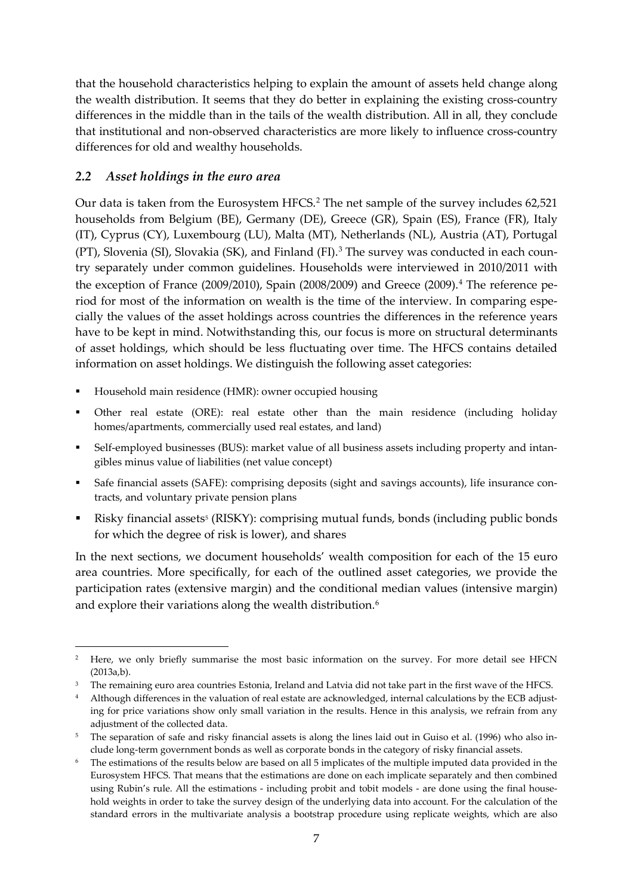that the household characteristics helping to explain the amount of assets held change along the wealth distribution. It seems that they do better in explaining the existing cross-country differences in the middle than in the tails of the wealth distribution. All in all, they conclude that institutional and non-observed characteristics are more likely to influence cross-country differences for old and wealthy households.

## *2.2 Asset holdings in the euro area*

Our data is taken from the Eurosystem HFCS.[2] The net sample of the survey includes 62,521 households from Belgium (BE), Germany (DE), Greece (GR), Spain (ES), France (FR), Italy (IT), Cyprus (CY), Luxembourg (LU), Malta (MT), Netherlands (NL), Austria (AT), Portugal (PT), Slovenia (SI), Slovakia (SK), and Finland (FI).[3] The survey was conducted in each country separately under common guidelines. Households were interviewed in 2010/2011 with the exception of France (2009/2010), Spain (2008/2009) and Greece (2009).[4] The reference period for most of the information on wealth is the time of the interview. In comparing especially the values of the asset holdings across countries the differences in the reference years have to be kept in mind. Notwithstanding this, our focus is more on structural determinants of asset holdings, which should be less fluctuating over time. The HFCS contains detailed information on asset holdings. We distinguish the following asset categories:

- Household main residence (HMR): owner occupied housing
- Other real estate (ORE): real estate other than the main residence (including holiday homes/apartments, commercially used real estates, and land)
- Self-employed businesses (BUS): market value of all business assets including property and intangibles minus value of liabilities (net value concept)
- Safe financial assets (SAFE): comprising deposits (sight and savings accounts), life insurance contracts, and voluntary private pension plans
- Risky financial assets[5] (RISKY): comprising mutual funds, bonds (including public bonds for which the degree of risk is lower), and shares

In the next sections, we document households' wealth composition for each of the 15 euro area countries. More specifically, for each of the outlined asset categories, we provide the participation rates (extensive margin) and the conditional median values (intensive margin) and explore their variations along the wealth distribution.[6]

---

[2] Here, we only briefly summarise the most basic information on the survey. For more detail see HFCN (2013a,b).

[3] The remaining euro area countries Estonia, Ireland and Latvia did not take part in the first wave of the HFCS.

[4] Although differences in the valuation of real estate are acknowledged, internal calculations by the ECB adjusting for price variations show only small variation in the results. Hence in this analysis, we refrain from any adjustment of the collected data.

[5] The separation of safe and risky financial assets is along the lines laid out in Guiso et al. (1996) who also include long-term government bonds as well as corporate bonds in the category of risky financial assets.

[6] The estimations of the results below are based on all 5 implicates of the multiple imputed data provided in the Eurosystem HFCS. That means that the estimations are done on each implicate separately and then combined using Rubin's rule. All the estimations - including probit and tobit models - are done using the final household weights in order to take the survey design of the underlying data into account. For the calculation of the standard errors in the multivariate analysis a bootstrap procedure using replicate weights, which are also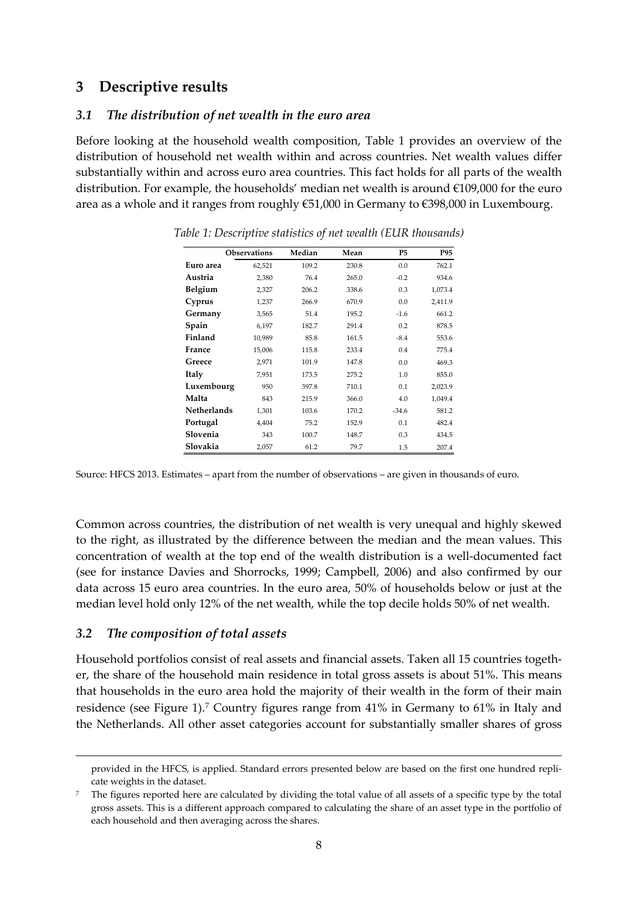## 3 Descriptive results

### 3.1 The distribution of net wealth in the euro area

Before looking at the household wealth composition, Table 1 provides an overview of the distribution of household net wealth within and across countries. Net wealth values differ substantially within and across euro area countries. This fact holds for all parts of the wealth distribution. For example, the households' median net wealth is around €109,000 for the euro area as a whole and it ranges from roughly €51,000 in Germany to €398,000 in Luxembourg.

*Table 1: Descriptive statistics of net wealth (EUR thousands)*

| | Observations | Median | Mean | P5 | P95 |
|---|---|---|---|---|---|
| **Euro area** | 62,521 | 109.2 | 230.8 | 0.0 | 762.1 |
| **Austria** | 2,380 | 76.4 | 265.0 | -0.2 | 934.6 |
| **Belgium** | 2,327 | 206.2 | 338.6 | 0.3 | 1,073.4 |
| **Cyprus** | 1,237 | 266.9 | 670.9 | 0.0 | 2,411.9 |
| **Germany** | 3,565 | 51.4 | 195.2 | -1.6 | 661.2 |
| **Spain** | 6,197 | 182.7 | 291.4 | 0.2 | 878.5 |
| **Finland** | 10,989 | 85.8 | 161.5 | -8.4 | 553.6 |
| **France** | 15,006 | 115.8 | 233.4 | 0.4 | 775.4 |
| **Greece** | 2,971 | 101.9 | 147.8 | 0.0 | 469.3 |
| **Italy** | 7,951 | 173.5 | 275.2 | 1.0 | 855.0 |
| **Luxembourg** | 950 | 397.8 | 710.1 | 0.1 | 2,023.9 |
| **Malta** | 843 | 215.9 | 366.0 | 4.0 | 1,049.4 |
| **Netherlands** | 1,301 | 103.6 | 170.2 | -34.6 | 581.2 |
| **Portugal** | 4,404 | 75.2 | 152.9 | 0.1 | 482.4 |
| **Slovenia** | 343 | 100.7 | 148.7 | 0.3 | 434.5 |
| **Slovakia** | 2,057 | 61.2 | 79.7 | 1.5 | 207.4 |

Source: HFCS 2013. Estimates – apart from the number of observations – are given in thousands of euro.

Common across countries, the distribution of net wealth is very unequal and highly skewed to the right, as illustrated by the difference between the median and the mean values. This concentration of wealth at the top end of the wealth distribution is a well-documented fact (see for instance Davies and Shorrocks, 1999; Campbell, 2006) and also confirmed by our data across 15 euro area countries. In the euro area, 50% of households below or just at the median level hold only 12% of the net wealth, while the top decile holds 50% of net wealth.

### 3.2 The composition of total assets

Household portfolios consist of real assets and financial assets. Taken all 15 countries together, the share of the household main residence in total gross assets is about 51%. This means that households in the euro area hold the majority of their wealth in the form of their main residence (see Figure 1).[7] Country figures range from 41% in Germany to 61% in Italy and the Netherlands. All other asset categories account for substantially smaller shares of gross

provided in the HFCS, is applied. Standard errors presented below are based on the first one hundred replicate weights in the dataset.

[7] The figures reported here are calculated by dividing the total value of all assets of a specific type by the total gross assets. This is a different approach compared to calculating the share of an asset type in the portfolio of each household and then averaging across the shares.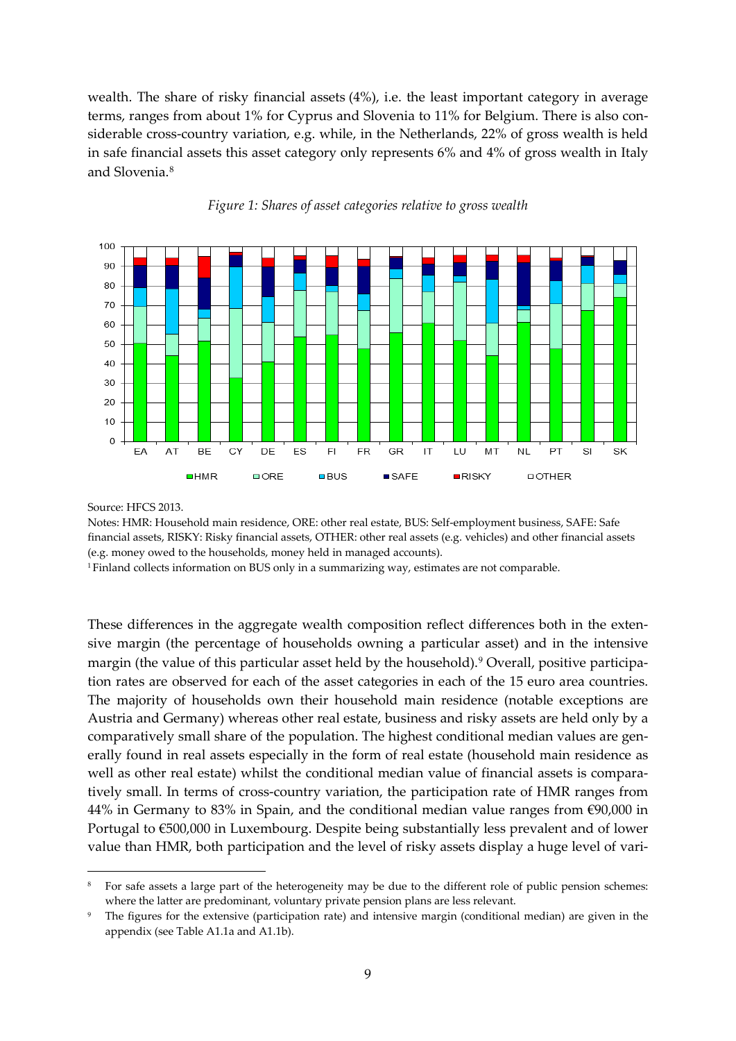wealth. The share of risky financial assets (4%), i.e. the least important category in average terms, ranges from about 1% for Cyprus and Slovenia to 11% for Belgium. There is also considerable cross-country variation, e.g. while, in the Netherlands, 22% of gross wealth is held in safe financial assets this asset category only represents 6% and 4% of gross wealth in Italy and Slovenia.[8]

*Figure 1: Shares of asset categories relative to gross wealth*

Source: HFCS 2013.

Notes: HMR: Household main residence, ORE: other real estate, BUS: Self-employment business, SAFE: Safe financial assets, RISKY: Risky financial assets, OTHER: other real assets (e.g. vehicles) and other financial assets (e.g. money owed to the households, money held in managed accounts).

[1] Finland collects information on BUS only in a summarizing way, estimates are not comparable.

These differences in the aggregate wealth composition reflect differences both in the extensive margin (the percentage of households owning a particular asset) and in the intensive margin (the value of this particular asset held by the household).[9] Overall, positive participation rates are observed for each of the asset categories in each of the 15 euro area countries. The majority of households own their household main residence (notable exceptions are Austria and Germany) whereas other real estate, business and risky assets are held only by a comparatively small share of the population. The highest conditional median values are generally found in real assets especially in the form of real estate (household main residence as well as other real estate) whilst the conditional median value of financial assets is comparatively small. In terms of cross-country variation, the participation rate of HMR ranges from 44% in Germany to 83% in Spain, and the conditional median value ranges from €90,000 in Portugal to €500,000 in Luxembourg. Despite being substantially less prevalent and of lower value than HMR, both participation and the level of risky assets display a huge level of vari-

---

[8] For safe assets a large part of the heterogeneity may be due to the different role of public pension schemes: where the latter are predominant, voluntary private pension plans are less relevant.

[9] The figures for the extensive (participation rate) and intensive margin (conditional median) are given in the appendix (see Table A1.1a and A1.1b).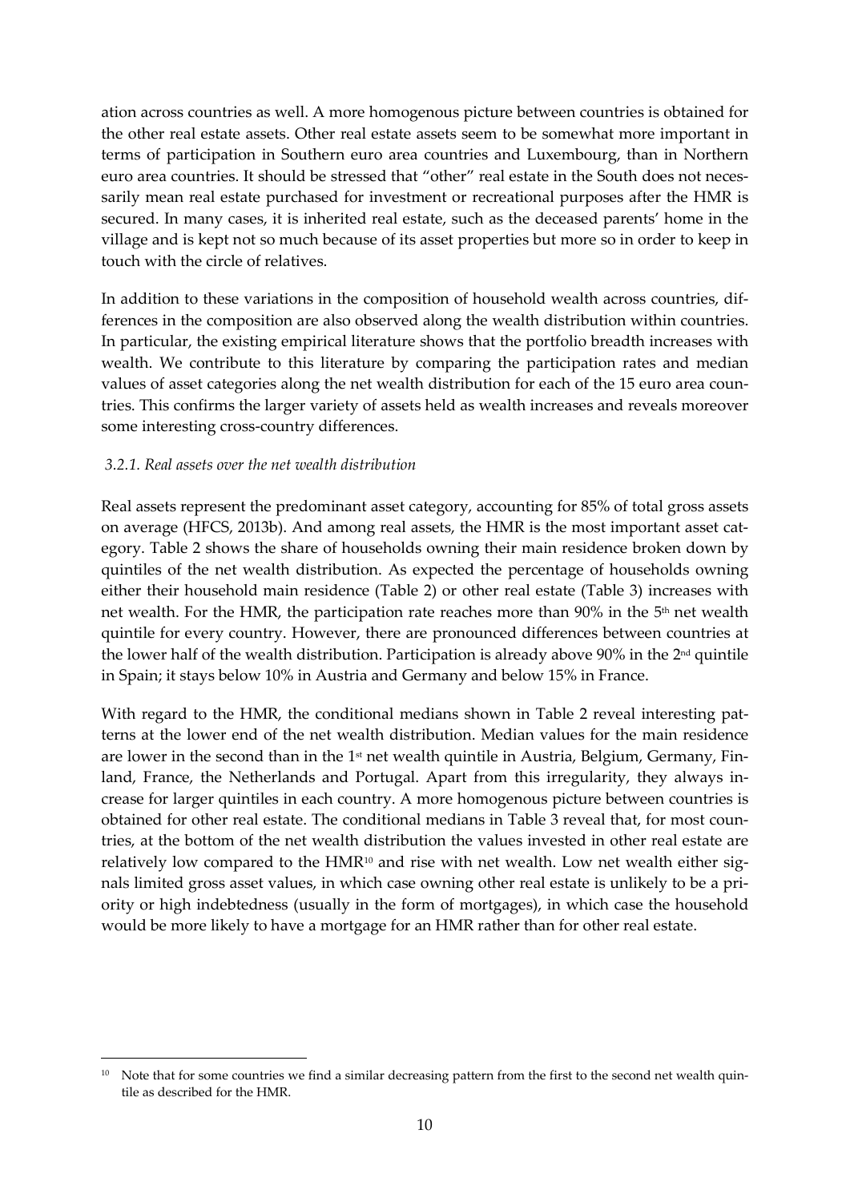ation across countries as well. A more homogenous picture between countries is obtained for the other real estate assets. Other real estate assets seem to be somewhat more important in terms of participation in Southern euro area countries and Luxembourg, than in Northern euro area countries. It should be stressed that "other" real estate in the South does not necessarily mean real estate purchased for investment or recreational purposes after the HMR is secured. In many cases, it is inherited real estate, such as the deceased parents' home in the village and is kept not so much because of its asset properties but more so in order to keep in touch with the circle of relatives.

In addition to these variations in the composition of household wealth across countries, differences in the composition are also observed along the wealth distribution within countries. In particular, the existing empirical literature shows that the portfolio breadth increases with wealth. We contribute to this literature by comparing the participation rates and median values of asset categories along the net wealth distribution for each of the 15 euro area countries. This confirms the larger variety of assets held as wealth increases and reveals moreover some interesting cross-country differences.

### *3.2.1. Real assets over the net wealth distribution*

Real assets represent the predominant asset category, accounting for 85% of total gross assets on average (HFCS, 2013b). And among real assets, the HMR is the most important asset category. Table 2 shows the share of households owning their main residence broken down by quintiles of the net wealth distribution. As expected the percentage of households owning either their household main residence (Table 2) or other real estate (Table 3) increases with net wealth. For the HMR, the participation rate reaches more than 90% in the 5th net wealth quintile for every country. However, there are pronounced differences between countries at the lower half of the wealth distribution. Participation is already above 90% in the 2nd quintile in Spain; it stays below 10% in Austria and Germany and below 15% in France.

With regard to the HMR, the conditional medians shown in Table 2 reveal interesting patterns at the lower end of the net wealth distribution. Median values for the main residence are lower in the second than in the 1st net wealth quintile in Austria, Belgium, Germany, Finland, France, the Netherlands and Portugal. Apart from this irregularity, they always increase for larger quintiles in each country. A more homogenous picture between countries is obtained for other real estate. The conditional medians in Table 3 reveal that, for most countries, at the bottom of the net wealth distribution the values invested in other real estate are relatively low compared to the HMR[10] and rise with net wealth. Low net wealth either signals limited gross asset values, in which case owning other real estate is unlikely to be a priority or high indebtedness (usually in the form of mortgages), in which case the household would be more likely to have a mortgage for an HMR rather than for other real estate.

[10] Note that for some countries we find a similar decreasing pattern from the first to the second net wealth quintile as described for the HMR.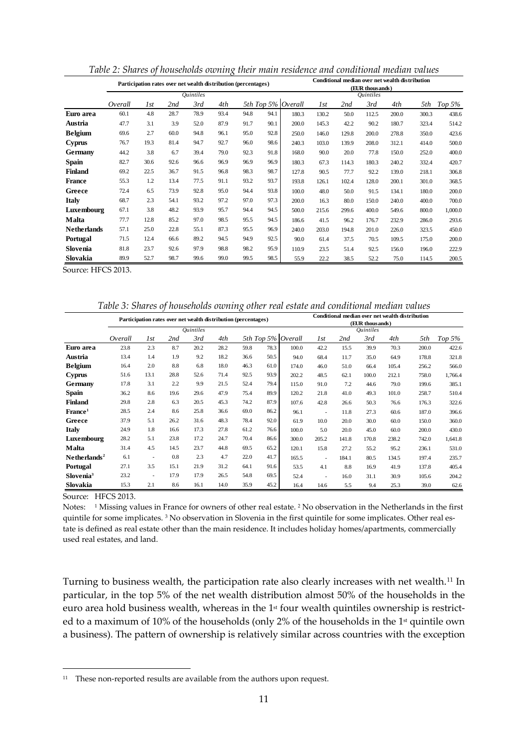*Table 2: Shares of households owning their main residence and conditional median values*

| | Participation rates over net wealth distribution (percentages) | | | | | | | Conditional median over net wealth distribution (EUR thousands) | | | | | | |
|---|---|---|---|---|---|---|---|---|---|---|---|---|---|---|
| | | *Quintiles* | | | | | | | *Quintiles* | | | | | |
| | *Overall* | *1st* | *2nd* | *3rd* | *4th* | *5th* | *Top 5%* | *Overall* | *1st* | *2nd* | *3rd* | *4th* | *5th* | *Top 5%* |
| **Euro area** | 60.1 | 4.8 | 28.7 | 78.9 | 93.4 | 94.8 | 94.1 | 180.3 | 130.2 | 50.0 | 112.5 | 200.0 | 300.3 | 438.6 |
| **Austria** | 47.7 | 3.1 | 3.9 | 52.0 | 87.9 | 91.7 | 90.1 | 200.0 | 145.3 | 42.2 | 90.2 | 180.7 | 323.4 | 514.2 |
| **Belgium** | 69.6 | 2.7 | 60.0 | 94.8 | 96.1 | 95.0 | 92.8 | 250.0 | 146.0 | 129.8 | 200.0 | 278.8 | 350.0 | 423.6 |
| **Cyprus** | 76.7 | 19.3 | 81.4 | 94.7 | 92.7 | 96.0 | 98.6 | 240.3 | 103.0 | 139.9 | 208.0 | 312.1 | 414.0 | 500.0 |
| **Germany** | 44.2 | 3.8 | 6.7 | 39.4 | 79.0 | 92.3 | 91.8 | 168.0 | 90.0 | 20.0 | 77.8 | 150.0 | 252.0 | 400.0 |
| **Spain** | 82.7 | 30.6 | 92.6 | 96.6 | 96.9 | 96.9 | 96.9 | 180.3 | 67.3 | 114.3 | 180.3 | 240.2 | 332.4 | 420.7 |
| **Finland** | 69.2 | 22.5 | 36.7 | 91.5 | 96.8 | 98.3 | 98.7 | 127.8 | 90.5 | 77.7 | 92.2 | 139.0 | 218.1 | 306.8 |
| **France** | 55.3 | 1.2 | 13.4 | 77.5 | 91.1 | 93.2 | 93.7 | 193.8 | 126.1 | 102.4 | 128.0 | 200.1 | 301.0 | 368.5 |
| **Greece** | 72.4 | 6.5 | 73.9 | 92.8 | 95.0 | 94.4 | 93.8 | 100.0 | 48.0 | 50.0 | 91.5 | 134.1 | 180.0 | 200.0 |
| **Italy** | 68.7 | 2.3 | 54.1 | 93.2 | 97.2 | 97.0 | 97.3 | 200.0 | 16.3 | 80.0 | 150.0 | 240.0 | 400.0 | 700.0 |
| **Luxembourg** | 67.1 | 3.8 | 48.2 | 93.9 | 95.7 | 94.4 | 94.5 | 500.0 | 215.6 | 299.6 | 400.0 | 549.6 | 800.0 | 1,000.0 |
| **Malta** | 77.7 | 12.8 | 85.2 | 97.0 | 98.5 | 95.5 | 94.5 | 186.6 | 41.5 | 96.2 | 176.7 | 232.9 | 286.0 | 293.6 |
| **Netherlands** | 57.1 | 25.0 | 22.8 | 55.1 | 87.3 | 95.5 | 96.9 | 240.0 | 203.0 | 194.8 | 201.0 | 226.0 | 323.5 | 450.0 |
| **Portugal** | 71.5 | 12.4 | 66.6 | 89.2 | 94.5 | 94.9 | 92.5 | 90.0 | 61.4 | 37.5 | 70.5 | 109.5 | 175.0 | 200.0 |
| **Slovenia** | 81.8 | 23.7 | 92.6 | 97.9 | 98.8 | 98.2 | 95.9 | 110.9 | 23.5 | 51.4 | 92.5 | 156.0 | 196.0 | 222.9 |
| **Slovakia** | 89.9 | 52.7 | 98.7 | 99.6 | 99.0 | 99.5 | 98.5 | 55.9 | 22.2 | 38.5 | 52.2 | 75.0 | 114.5 | 200.5 |

Source: HFCS 2013.

*Table 3: Shares of households owning other real estate and conditional median values*

| | Participation rates over net wealth distribution (percentages) | | | | | | | Conditional median over net wealth distribution (EUR thousands) | | | | | | |
|---|---|---|---|---|---|---|---|---|---|---|---|---|---|---|
| | | *Quintiles* | | | | | | | *Quintiles* | | | | | |
| | *Overall* | *1st* | *2nd* | *3rd* | *4th* | *5th* | *Top 5%* | *Overall* | *1st* | *2nd* | *3rd* | *4th* | *5th* | *Top 5%* |
| **Euro area** | 23.8 | 2.3 | 8.7 | 20.2 | 28.2 | 59.8 | 78.3 | 100.0 | 42.2 | 15.5 | 39.9 | 70.3 | 200.0 | 422.6 |
| **Austria** | 13.4 | 1.4 | 1.9 | 9.2 | 18.2 | 36.6 | 50.5 | 94.0 | 68.4 | 11.7 | 35.0 | 64.9 | 178.8 | 321.8 |
| **Belgium** | 16.4 | 2.0 | 8.8 | 6.8 | 18.0 | 46.3 | 61.0 | 174.0 | 46.0 | 51.0 | 66.4 | 105.4 | 256.2 | 566.0 |
| **Cyprus** | 51.6 | 13.1 | 28.8 | 52.6 | 71.4 | 92.5 | 93.9 | 202.2 | 48.5 | 62.1 | 100.0 | 212.1 | 758.0 | 1,766.4 |
| **Germany** | 17.8 | 3.1 | 2.2 | 9.9 | 21.5 | 52.4 | 79.4 | 115.0 | 91.0 | 7.2 | 44.6 | 79.0 | 199.6 | 385.1 |
| **Spain** | 36.2 | 8.6 | 19.6 | 29.6 | 47.9 | 75.4 | 89.9 | 120.2 | 21.8 | 41.0 | 49.3 | 101.0 | 258.7 | 510.4 |
| **Finland** | 29.8 | 2.8 | 6.3 | 20.5 | 45.3 | 74.2 | 87.9 | 107.6 | 42.8 | 26.6 | 50.3 | 76.6 | 176.3 | 322.6 |
| **France**[1] | 28.5 | 2.4 | 8.6 | 25.8 | 36.6 | 69.0 | 86.2 | 96.1 | - | 11.8 | 27.3 | 60.6 | 187.0 | 396.6 |
| **Greece** | 37.9 | 5.1 | 26.2 | 31.6 | 48.3 | 78.4 | 92.0 | 61.9 | 10.0 | 20.0 | 30.0 | 60.0 | 150.0 | 360.0 |
| **Italy** | 24.9 | 1.8 | 16.6 | 17.3 | 27.8 | 61.2 | 76.6 | 100.0 | 5.0 | 20.0 | 45.0 | 60.0 | 200.0 | 430.0 |
| **Luxembourg** | 28.2 | 5.1 | 23.8 | 17.2 | 24.7 | 70.4 | 86.6 | 300.0 | 205.2 | 141.8 | 170.8 | 238.2 | 742.0 | 1,641.8 |
| **Malta** | 31.4 | 4.5 | 14.5 | 23.7 | 44.8 | 69.5 | 65.2 | 120.1 | 15.8 | 27.2 | 55.2 | 95.2 | 236.1 | 531.0 |
| **Netherlands**[2] | 6.1 | - | 0.8 | 2.3 | 4.7 | 22.0 | 41.7 | 165.5 | - | 184.1 | 80.5 | 134.5 | 197.4 | 235.7 |
| **Portugal** | 27.1 | 3.5 | 15.1 | 21.9 | 31.2 | 64.1 | 91.6 | 53.5 | 4.1 | 8.8 | 16.9 | 41.9 | 137.8 | 405.4 |
| **Slovenia**[3] | 23.2 | - | 17.9 | 17.9 | 26.5 | 54.8 | 69.5 | 52.4 | - | 16.0 | 31.1 | 30.9 | 105.6 | 204.2 |
| **Slovakia** | 15.3 | 2.1 | 8.6 | 16.1 | 14.0 | 35.9 | 45.2 | 16.4 | 14.6 | 5.5 | 9.4 | 25.3 | 39.0 | 62.6 |

Source: HFCS 2013.

Notes: [1] Missing values in France for owners of other real estate. [2] No observation in the Netherlands in the first quintile for some implicates. [3] No observation in Slovenia in the first quintile for some implicates. Other real estate is defined as real estate other than the main residence. It includes holiday homes/apartments, commercially used real estates, and land.

Turning to business wealth, the participation rate also clearly increases with net wealth.[11] In particular, in the top 5% of the net wealth distribution almost 50% of the households in the euro area hold business wealth, whereas in the 1st four wealth quintiles ownership is restricted to a maximum of 10% of the households (only 2% of the households in the 1st quintile own a business). The pattern of ownership is relatively similar across countries with the exception

[11] These non-reported results are available from the authors upon request.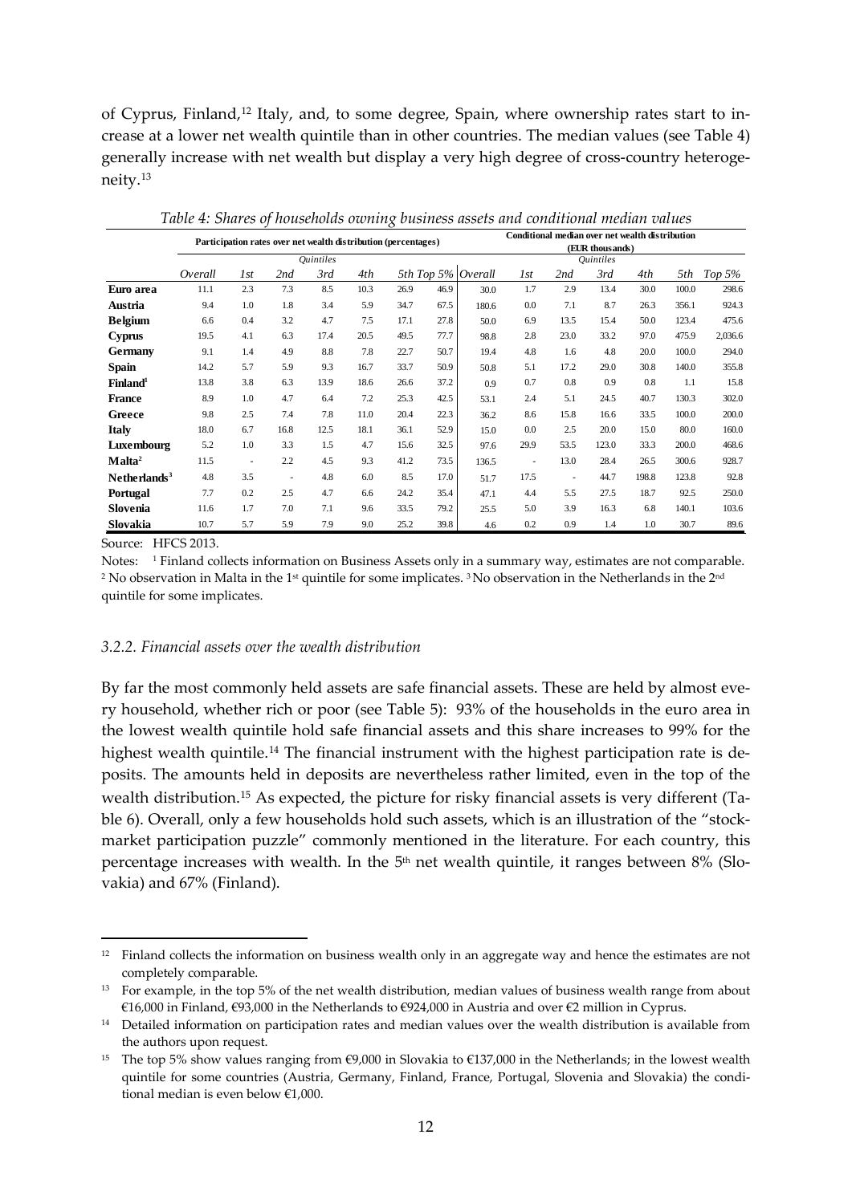of Cyprus, Finland,[12] Italy, and, to some degree, Spain, where ownership rates start to increase at a lower net wealth quintile than in other countries. The median values (see Table 4) generally increase with net wealth but display a very high degree of cross-country heterogeneity.[13]

*Table 4: Shares of households owning business assets and conditional median values*

| | Participation rates over net wealth distribution (percentages) | | | | | | | Conditional median over net wealth distribution (EUR thousands) | | | | | | |
|---|---|---|---|---|---|---|---|---|---|---|---|---|---|---|
| | | Quintiles | | | | | | | Quintiles | | | | | |
| | *Overall* | *1st* | *2nd* | *3rd* | *4th* | *5th* | *Top 5%* | *Overall* | *1st* | *2nd* | *3rd* | *4th* | *5th* | *Top 5%* |
| **Euro area** | 11.1 | 2.3 | 7.3 | 8.5 | 10.3 | 26.9 | 46.9 | 30.0 | 1.7 | 2.9 | 13.4 | 30.0 | 100.0 | 298.6 |
| **Austria** | 9.4 | 1.0 | 1.8 | 3.4 | 5.9 | 34.7 | 67.5 | 180.6 | 0.0 | 7.1 | 8.7 | 26.3 | 356.1 | 924.3 |
| **Belgium** | 6.6 | 0.4 | 3.2 | 4.7 | 7.5 | 17.1 | 27.8 | 50.0 | 6.9 | 13.5 | 15.4 | 50.0 | 123.4 | 475.6 |
| **Cyprus** | 19.5 | 4.1 | 6.3 | 17.4 | 20.5 | 49.5 | 77.7 | 98.8 | 2.8 | 23.0 | 33.2 | 97.0 | 475.9 | 2,036.6 |
| **Germany** | 9.1 | 1.4 | 4.9 | 8.8 | 7.8 | 22.7 | 50.7 | 19.4 | 4.8 | 1.6 | 4.8 | 20.0 | 100.0 | 294.0 |
| **Spain** | 14.2 | 5.7 | 5.9 | 9.3 | 16.7 | 33.7 | 50.9 | 50.8 | 5.1 | 17.2 | 29.0 | 30.8 | 140.0 | 355.8 |
| **Finland**[1] | 13.8 | 3.8 | 6.3 | 13.9 | 18.6 | 26.6 | 37.2 | 0.9 | 0.7 | 0.8 | 0.9 | 0.8 | 1.1 | 15.8 |
| **France** | 8.9 | 1.0 | 4.7 | 6.4 | 7.2 | 25.3 | 42.5 | 53.1 | 2.4 | 5.1 | 24.5 | 40.7 | 130.3 | 302.0 |
| **Greece** | 9.8 | 2.5 | 7.4 | 7.8 | 11.0 | 20.4 | 22.3 | 36.2 | 8.6 | 15.8 | 16.6 | 33.5 | 100.0 | 200.0 |
| **Italy** | 18.0 | 6.7 | 16.8 | 12.5 | 18.1 | 36.1 | 52.9 | 15.0 | 0.0 | 2.5 | 20.0 | 15.0 | 80.0 | 160.0 |
| **Luxembourg** | 5.2 | 1.0 | 3.3 | 1.5 | 4.7 | 15.6 | 32.5 | 97.6 | 29.9 | 53.5 | 123.0 | 33.3 | 200.0 | 468.6 |
| **Malta**[2] | 11.5 | - | 2.2 | 4.5 | 9.3 | 41.2 | 73.5 | 136.5 | - | 13.0 | 28.4 | 26.5 | 300.6 | 928.7 |
| **Netherlands**[3] | 4.8 | 3.5 | - | 4.8 | 6.0 | 8.5 | 17.0 | 51.7 | 17.5 | - | 44.7 | 198.8 | 123.8 | 92.8 |
| **Portugal** | 7.7 | 0.2 | 2.5 | 4.7 | 6.6 | 24.2 | 35.4 | 47.1 | 4.4 | 5.5 | 27.5 | 18.7 | 92.5 | 250.0 |
| **Slovenia** | 11.6 | 1.7 | 7.0 | 7.1 | 9.6 | 33.5 | 79.2 | 25.5 | 5.0 | 3.9 | 16.3 | 6.8 | 140.1 | 103.6 |
| **Slovakia** | 10.7 | 5.7 | 5.9 | 7.9 | 9.0 | 25.2 | 39.8 | 4.6 | 0.2 | 0.9 | 1.4 | 1.0 | 30.7 | 89.6 |

Source: HFCS 2013.

Notes: [1] Finland collects information on Business Assets only in a summary way, estimates are not comparable. [2] No observation in Malta in the 1st quintile for some implicates. [3] No observation in the Netherlands in the 2nd quintile for some implicates.

### *3.2.2. Financial assets over the wealth distribution*

By far the most commonly held assets are safe financial assets. These are held by almost every household, whether rich or poor (see Table 5): 93% of the households in the euro area in the lowest wealth quintile hold safe financial assets and this share increases to 99% for the highest wealth quintile.[14] The financial instrument with the highest participation rate is deposits. The amounts held in deposits are nevertheless rather limited, even in the top of the wealth distribution.[15] As expected, the picture for risky financial assets is very different (Table 6). Overall, only a few households hold such assets, which is an illustration of the "stock-market participation puzzle" commonly mentioned in the literature. For each country, this percentage increases with wealth. In the 5th net wealth quintile, it ranges between 8% (Slovakia) and 67% (Finland).

---

[12] Finland collects the information on business wealth only in an aggregate way and hence the estimates are not completely comparable.

[13] For example, in the top 5% of the net wealth distribution, median values of business wealth range from about €16,000 in Finland, €93,000 in the Netherlands to €924,000 in Austria and over €2 million in Cyprus.

[14] Detailed information on participation rates and median values over the wealth distribution is available from the authors upon request.

[15] The top 5% show values ranging from €9,000 in Slovakia to €137,000 in the Netherlands; in the lowest wealth quintile for some countries (Austria, Germany, Finland, France, Portugal, Slovenia and Slovakia) the conditional median is even below €1,000.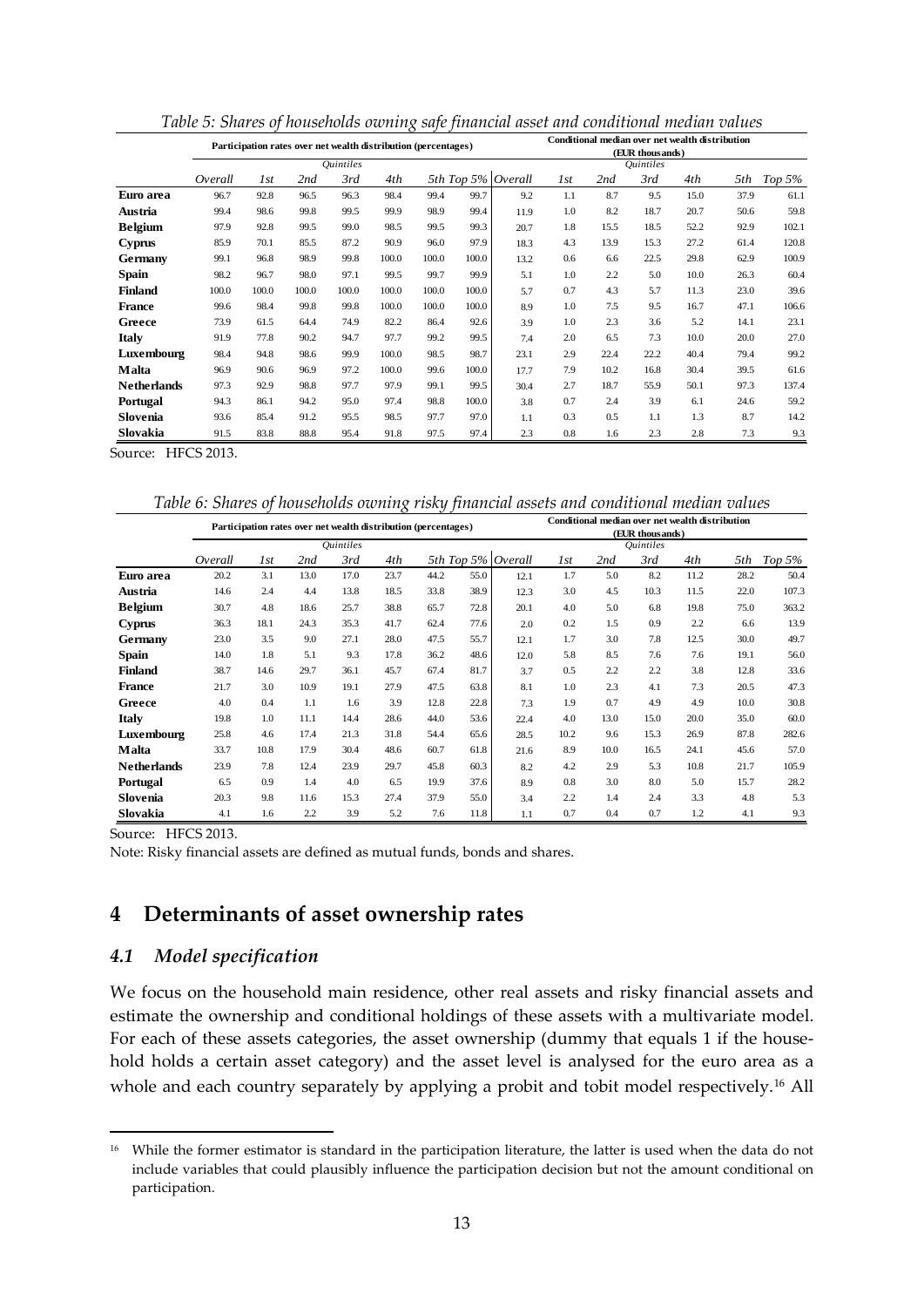*Table 5: Shares of households owning safe financial asset and conditional median values*

| | Participation rates over net wealth distribution (percentages) | | | | | | | Conditional median over net wealth distribution (EUR thousands) | | | | | | |
|---|---|---|---|---|---|---|---|---|---|---|---|---|---|---|
| | | *Quintiles* | | | | | | | *Quintiles* | | | | | |
| | *Overall* | *1st* | *2nd* | *3rd* | *4th* | *5th* | *Top 5%* | *Overall* | *1st* | *2nd* | *3rd* | *4th* | *5th* | *Top 5%* |
| **Euro area** | 96.7 | 92.8 | 96.5 | 96.3 | 98.4 | 99.4 | 99.7 | 9.2 | 1.1 | 8.7 | 9.5 | 15.0 | 37.9 | 61.1 |
| **Austria** | 99.4 | 98.6 | 99.8 | 99.5 | 99.9 | 98.9 | 99.4 | 11.9 | 1.0 | 8.2 | 18.7 | 20.7 | 50.6 | 59.8 |
| **Belgium** | 97.9 | 92.8 | 99.5 | 99.0 | 98.5 | 99.5 | 99.3 | 20.7 | 1.8 | 15.5 | 18.5 | 52.2 | 92.9 | 102.1 |
| **Cyprus** | 85.9 | 70.1 | 85.5 | 87.2 | 90.9 | 96.0 | 97.9 | 18.3 | 4.3 | 13.9 | 15.3 | 27.2 | 61.4 | 120.8 |
| **Germany** | 99.1 | 96.8 | 98.9 | 99.8 | 100.0 | 100.0 | 100.0 | 13.2 | 0.6 | 6.6 | 22.5 | 29.8 | 62.9 | 100.9 |
| **Spain** | 98.2 | 96.7 | 98.0 | 97.1 | 99.5 | 99.7 | 99.9 | 5.1 | 1.0 | 2.2 | 5.0 | 10.0 | 26.3 | 60.4 |
| **Finland** | 100.0 | 100.0 | 100.0 | 100.0 | 100.0 | 100.0 | 100.0 | 5.7 | 0.7 | 4.3 | 5.7 | 11.3 | 23.0 | 39.6 |
| **France** | 99.6 | 98.4 | 99.8 | 99.8 | 100.0 | 100.0 | 100.0 | 8.9 | 1.0 | 7.5 | 9.5 | 16.7 | 47.1 | 106.6 |
| **Greece** | 73.9 | 61.5 | 64.4 | 74.9 | 82.2 | 86.4 | 92.6 | 3.9 | 1.0 | 2.3 | 3.6 | 5.2 | 14.1 | 23.1 |
| **Italy** | 91.9 | 77.8 | 90.2 | 94.7 | 97.7 | 99.2 | 99.5 | 7.4 | 2.0 | 6.5 | 7.3 | 10.0 | 20.0 | 27.0 |
| **Luxembourg** | 98.4 | 94.8 | 98.6 | 99.9 | 100.0 | 98.5 | 98.7 | 23.1 | 2.9 | 22.4 | 22.2 | 40.4 | 79.4 | 99.2 |
| **Malta** | 96.9 | 90.6 | 96.9 | 97.2 | 100.0 | 99.6 | 100.0 | 17.7 | 7.9 | 10.2 | 16.8 | 30.4 | 39.5 | 61.6 |
| **Netherlands** | 97.3 | 92.9 | 98.8 | 97.7 | 97.9 | 99.1 | 99.5 | 30.4 | 2.7 | 18.7 | 55.9 | 50.1 | 97.3 | 137.4 |
| **Portugal** | 94.3 | 86.1 | 94.2 | 95.0 | 97.4 | 98.8 | 100.0 | 3.8 | 0.7 | 2.4 | 3.9 | 6.1 | 24.6 | 59.2 |
| **Slovenia** | 93.6 | 85.4 | 91.2 | 95.5 | 98.5 | 97.7 | 97.0 | 1.1 | 0.3 | 0.5 | 1.1 | 1.3 | 8.7 | 14.2 |
| **Slovakia** | 91.5 | 83.8 | 88.8 | 95.4 | 91.8 | 97.5 | 97.4 | 2.3 | 0.8 | 1.6 | 2.3 | 2.8 | 7.3 | 9.3 |

Source: HFCS 2013.

*Table 6: Shares of households owning risky financial assets and conditional median values*

| | Participation rates over net wealth distribution (percentages) | | | | | | | Conditional median over net wealth distribution (EUR thousands) | | | | | | |
|---|---|---|---|---|---|---|---|---|---|---|---|---|---|---|
| | | *Quintiles* | | | | | | | *Quintiles* | | | | | |
| | *Overall* | *1st* | *2nd* | *3rd* | *4th* | *5th* | *Top 5%* | *Overall* | *1st* | *2nd* | *3rd* | *4th* | *5th* | *Top 5%* |
| **Euro area** | 20.2 | 3.1 | 13.0 | 17.0 | 23.7 | 44.2 | 55.0 | 12.1 | 1.7 | 5.0 | 8.2 | 11.2 | 28.2 | 50.4 |
| **Austria** | 14.6 | 2.4 | 4.4 | 13.8 | 18.5 | 33.8 | 38.9 | 12.3 | 3.0 | 4.5 | 10.3 | 11.5 | 22.0 | 107.3 |
| **Belgium** | 30.7 | 4.8 | 18.6 | 25.7 | 38.8 | 65.7 | 72.8 | 20.1 | 4.0 | 5.0 | 6.8 | 19.8 | 75.0 | 363.2 |
| **Cyprus** | 36.3 | 18.1 | 24.3 | 35.3 | 41.7 | 62.4 | 77.6 | 2.0 | 0.2 | 1.5 | 0.9 | 2.2 | 6.6 | 13.9 |
| **Germany** | 23.0 | 3.5 | 9.0 | 27.1 | 28.0 | 47.5 | 55.7 | 12.1 | 1.7 | 3.0 | 7.8 | 12.5 | 30.0 | 49.7 |
| **Spain** | 14.0 | 1.8 | 5.1 | 9.3 | 17.8 | 36.2 | 48.6 | 12.0 | 5.8 | 8.5 | 7.6 | 7.6 | 19.1 | 56.0 |
| **Finland** | 38.7 | 14.6 | 29.7 | 36.1 | 45.7 | 67.4 | 81.7 | 3.7 | 0.5 | 2.2 | 2.2 | 3.8 | 12.8 | 33.6 |
| **France** | 21.7 | 3.0 | 10.9 | 19.1 | 27.9 | 47.5 | 63.8 | 8.1 | 1.0 | 2.3 | 4.1 | 7.3 | 20.5 | 47.3 |
| **Greece** | 4.0 | 0.4 | 1.1 | 1.6 | 3.9 | 12.8 | 22.8 | 7.3 | 1.9 | 0.7 | 4.9 | 4.9 | 10.0 | 30.8 |
| **Italy** | 19.8 | 1.0 | 11.1 | 14.4 | 28.6 | 44.0 | 53.6 | 22.4 | 4.0 | 13.0 | 15.0 | 20.0 | 35.0 | 60.0 |
| **Luxembourg** | 25.8 | 4.6 | 17.4 | 21.3 | 31.8 | 54.4 | 65.6 | 28.5 | 10.2 | 9.6 | 15.3 | 26.9 | 87.8 | 282.6 |
| **Malta** | 33.7 | 10.8 | 17.9 | 30.4 | 48.6 | 60.7 | 61.8 | 21.6 | 8.9 | 10.0 | 16.5 | 24.1 | 45.6 | 57.0 |
| **Netherlands** | 23.9 | 7.8 | 12.4 | 23.9 | 29.7 | 45.8 | 60.3 | 8.2 | 4.2 | 2.9 | 5.3 | 10.8 | 21.7 | 105.9 |
| **Portugal** | 6.5 | 0.9 | 1.4 | 4.0 | 6.5 | 19.9 | 37.6 | 8.9 | 0.8 | 3.0 | 8.0 | 5.0 | 15.7 | 28.2 |
| **Slovenia** | 20.3 | 9.8 | 11.6 | 15.3 | 27.4 | 37.9 | 55.0 | 3.4 | 2.2 | 1.4 | 2.4 | 3.3 | 4.8 | 5.3 |
| **Slovakia** | 4.1 | 1.6 | 2.2 | 3.9 | 5.2 | 7.6 | 11.8 | 1.1 | 0.7 | 0.4 | 0.7 | 1.2 | 4.1 | 9.3 |

Source: HFCS 2013.

Note: Risky financial assets are defined as mutual funds, bonds and shares.

# 4 Determinants of asset ownership rates

## 4.1 *Model specification*

We focus on the household main residence, other real assets and risky financial assets and estimate the ownership and conditional holdings of these assets with a multivariate model. For each of these assets categories, the asset ownership (dummy that equals 1 if the household holds a certain asset category) and the asset level is analysed for the euro area as a whole and each country separately by applying a probit and tobit model respectively.[16] All

[16] While the former estimator is standard in the participation literature, the latter is used when the data do not include variables that could plausibly influence the participation decision but not the amount conditional on participation.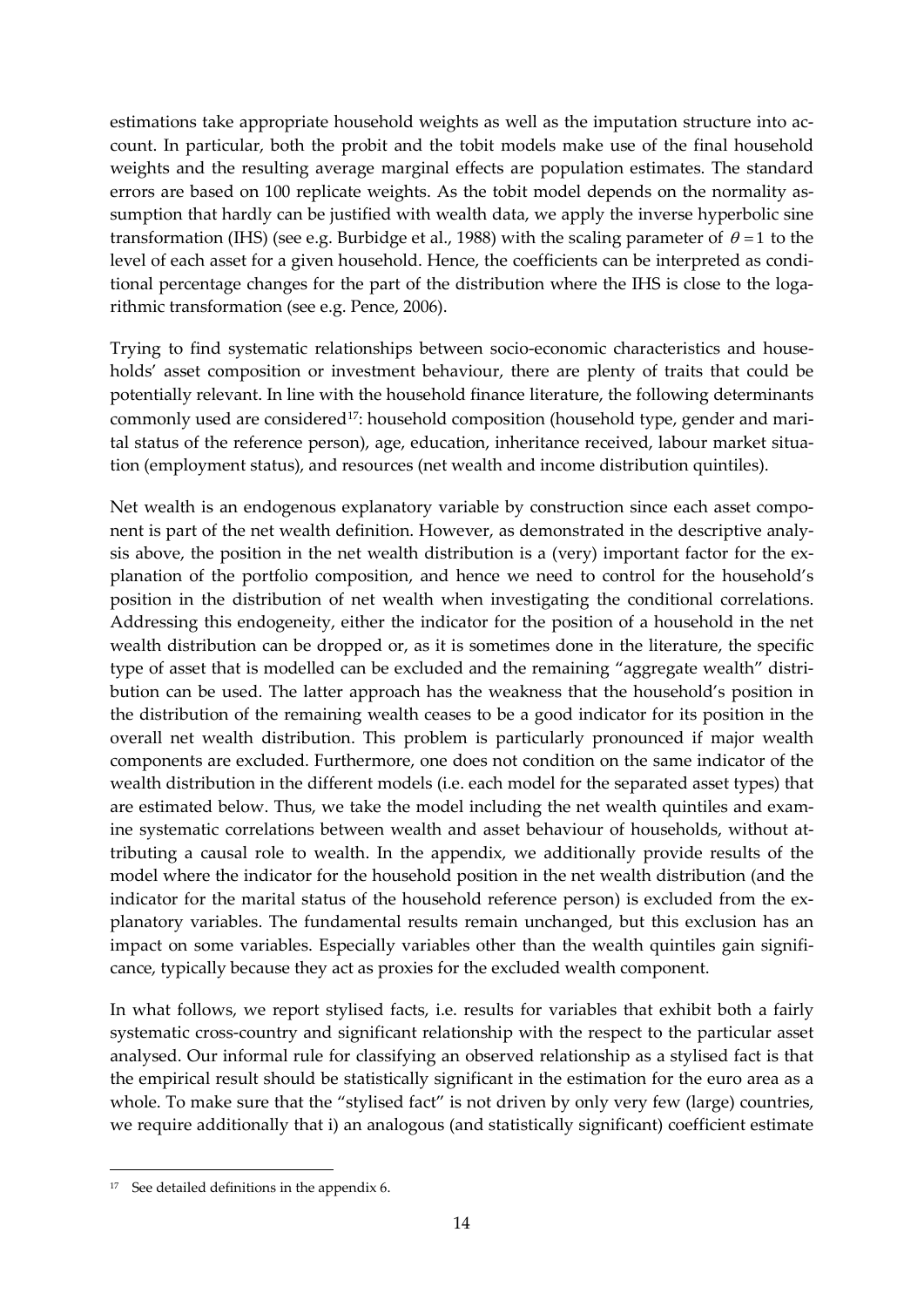estimations take appropriate household weights as well as the imputation structure into account. In particular, both the probit and the tobit models make use of the final household weights and the resulting average marginal effects are population estimates. The standard errors are based on 100 replicate weights. As the tobit model depends on the normality assumption that hardly can be justified with wealth data, we apply the inverse hyperbolic sine transformation (IHS) (see e.g. Burbidge et al., 1988) with the scaling parameter of $\theta = 1$ to the level of each asset for a given household. Hence, the coefficients can be interpreted as conditional percentage changes for the part of the distribution where the IHS is close to the logarithmic transformation (see e.g. Pence, 2006).

Trying to find systematic relationships between socio-economic characteristics and households' asset composition or investment behaviour, there are plenty of traits that could be potentially relevant. In line with the household finance literature, the following determinants commonly used are considered[17]: household composition (household type, gender and marital status of the reference person), age, education, inheritance received, labour market situation (employment status), and resources (net wealth and income distribution quintiles).

Net wealth is an endogenous explanatory variable by construction since each asset component is part of the net wealth definition. However, as demonstrated in the descriptive analysis above, the position in the net wealth distribution is a (very) important factor for the explanation of the portfolio composition, and hence we need to control for the household's position in the distribution of net wealth when investigating the conditional correlations. Addressing this endogeneity, either the indicator for the position of a household in the net wealth distribution can be dropped or, as it is sometimes done in the literature, the specific type of asset that is modelled can be excluded and the remaining "aggregate wealth" distribution can be used. The latter approach has the weakness that the household's position in the distribution of the remaining wealth ceases to be a good indicator for its position in the overall net wealth distribution. This problem is particularly pronounced if major wealth components are excluded. Furthermore, one does not condition on the same indicator of the wealth distribution in the different models (i.e. each model for the separated asset types) that are estimated below. Thus, we take the model including the net wealth quintiles and examine systematic correlations between wealth and asset behaviour of households, without attributing a causal role to wealth. In the appendix, we additionally provide results of the model where the indicator for the household position in the net wealth distribution (and the indicator for the marital status of the household reference person) is excluded from the explanatory variables. The fundamental results remain unchanged, but this exclusion has an impact on some variables. Especially variables other than the wealth quintiles gain significance, typically because they act as proxies for the excluded wealth component.

In what follows, we report stylised facts, i.e. results for variables that exhibit both a fairly systematic cross-country and significant relationship with the respect to the particular asset analysed. Our informal rule for classifying an observed relationship as a stylised fact is that the empirical result should be statistically significant in the estimation for the euro area as a whole. To make sure that the "stylised fact" is not driven by only very few (large) countries, we require additionally that i) an analogous (and statistically significant) coefficient estimate

---

[17] See detailed definitions in the appendix 6.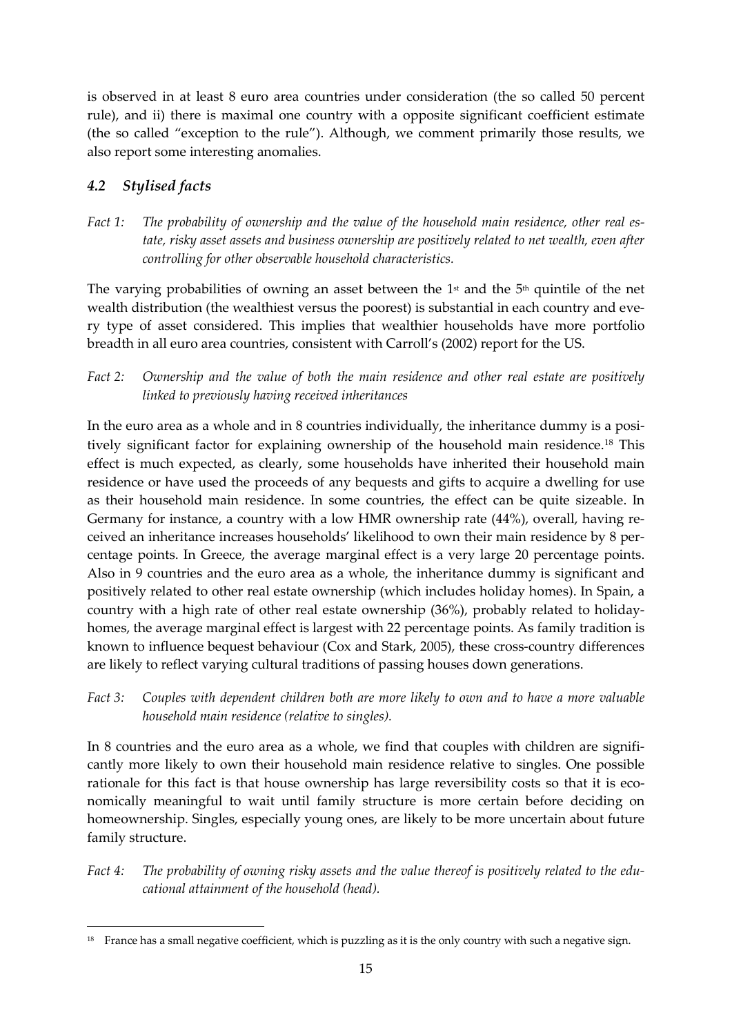is observed in at least 8 euro area countries under consideration (the so called 50 percent rule), and ii) there is maximal one country with a opposite significant coefficient estimate (the so called "exception to the rule"). Although, we comment primarily those results, we also report some interesting anomalies.

### *4.2 Stylised facts*

*Fact 1: The probability of ownership and the value of the household main residence, other real estate, risky asset assets and business ownership are positively related to net wealth, even after controlling for other observable household characteristics.*

The varying probabilities of owning an asset between the 1st and the 5th quintile of the net wealth distribution (the wealthiest versus the poorest) is substantial in each country and every type of asset considered. This implies that wealthier households have more portfolio breadth in all euro area countries, consistent with Carroll's (2002) report for the US.

*Fact 2: Ownership and the value of both the main residence and other real estate are positively linked to previously having received inheritances*

In the euro area as a whole and in 8 countries individually, the inheritance dummy is a positively significant factor for explaining ownership of the household main residence.[18] This effect is much expected, as clearly, some households have inherited their household main residence or have used the proceeds of any bequests and gifts to acquire a dwelling for use as their household main residence. In some countries, the effect can be quite sizeable. In Germany for instance, a country with a low HMR ownership rate (44%), overall, having received an inheritance increases households' likelihood to own their main residence by 8 percentage points. In Greece, the average marginal effect is a very large 20 percentage points. Also in 9 countries and the euro area as a whole, the inheritance dummy is significant and positively related to other real estate ownership (which includes holiday homes). In Spain, a country with a high rate of other real estate ownership (36%), probably related to holiday-homes, the average marginal effect is largest with 22 percentage points. As family tradition is known to influence bequest behaviour (Cox and Stark, 2005), these cross-country differences are likely to reflect varying cultural traditions of passing houses down generations.

*Fact 3: Couples with dependent children both are more likely to own and to have a more valuable household main residence (relative to singles).*

In 8 countries and the euro area as a whole, we find that couples with children are significantly more likely to own their household main residence relative to singles. One possible rationale for this fact is that house ownership has large reversibility costs so that it is economically meaningful to wait until family structure is more certain before deciding on homeownership. Singles, especially young ones, are likely to be more uncertain about future family structure.

*Fact 4: The probability of owning risky assets and the value thereof is positively related to the educational attainment of the household (head).*

---

[18] France has a small negative coefficient, which is puzzling as it is the only country with such a negative sign.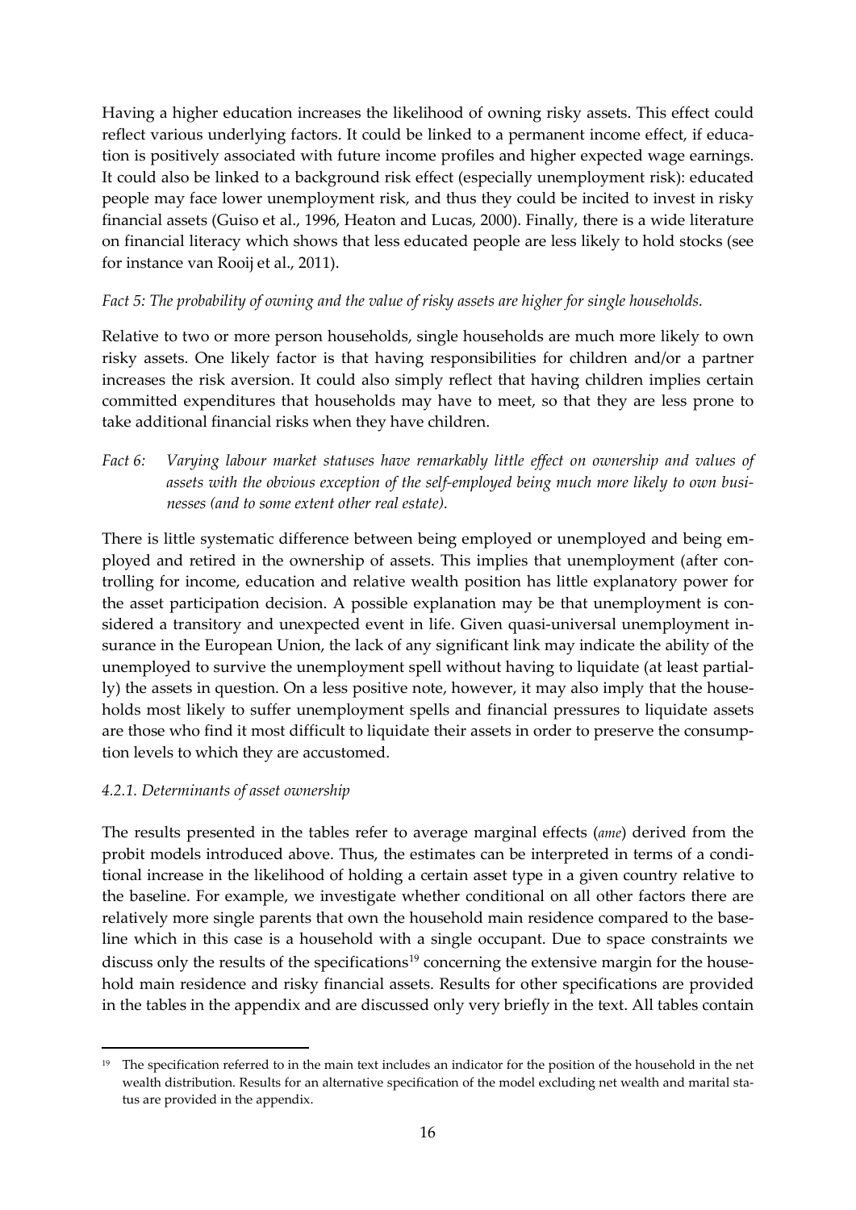Having a higher education increases the likelihood of owning risky assets. This effect could reflect various underlying factors. It could be linked to a permanent income effect, if education is positively associated with future income profiles and higher expected wage earnings. It could also be linked to a background risk effect (especially unemployment risk): educated people may face lower unemployment risk, and thus they could be incited to invest in risky financial assets (Guiso et al., 1996, Heaton and Lucas, 2000). Finally, there is a wide literature on financial literacy which shows that less educated people are less likely to hold stocks (see for instance van Rooij et al., 2011).

*Fact 5: The probability of owning and the value of risky assets are higher for single households.*

Relative to two or more person households, single households are much more likely to own risky assets. One likely factor is that having responsibilities for children and/or a partner increases the risk aversion. It could also simply reflect that having children implies certain committed expenditures that households may have to meet, so that they are less prone to take additional financial risks when they have children.

*Fact 6: Varying labour market statuses have remarkably little effect on ownership and values of assets with the obvious exception of the self-employed being much more likely to own businesses (and to some extent other real estate).*

There is little systematic difference between being employed or unemployed and being employed and retired in the ownership of assets. This implies that unemployment (after controlling for income, education and relative wealth position has little explanatory power for the asset participation decision. A possible explanation may be that unemployment is considered a transitory and unexpected event in life. Given quasi-universal unemployment insurance in the European Union, the lack of any significant link may indicate the ability of the unemployed to survive the unemployment spell without having to liquidate (at least partially) the assets in question. On a less positive note, however, it may also imply that the households most likely to suffer unemployment spells and financial pressures to liquidate assets are those who find it most difficult to liquidate their assets in order to preserve the consumption levels to which they are accustomed.

#### *4.2.1. Determinants of asset ownership*

The results presented in the tables refer to average marginal effects (*ame*) derived from the probit models introduced above. Thus, the estimates can be interpreted in terms of a conditional increase in the likelihood of holding a certain asset type in a given country relative to the baseline. For example, we investigate whether conditional on all other factors there are relatively more single parents that own the household main residence compared to the baseline which in this case is a household with a single occupant. Due to space constraints we discuss only the results of the specifications[19] concerning the extensive margin for the household main residence and risky financial assets. Results for other specifications are provided in the tables in the appendix and are discussed only very briefly in the text. All tables contain

[19] The specification referred to in the main text includes an indicator for the position of the household in the net wealth distribution. Results for an alternative specification of the model excluding net wealth and marital status are provided in the appendix.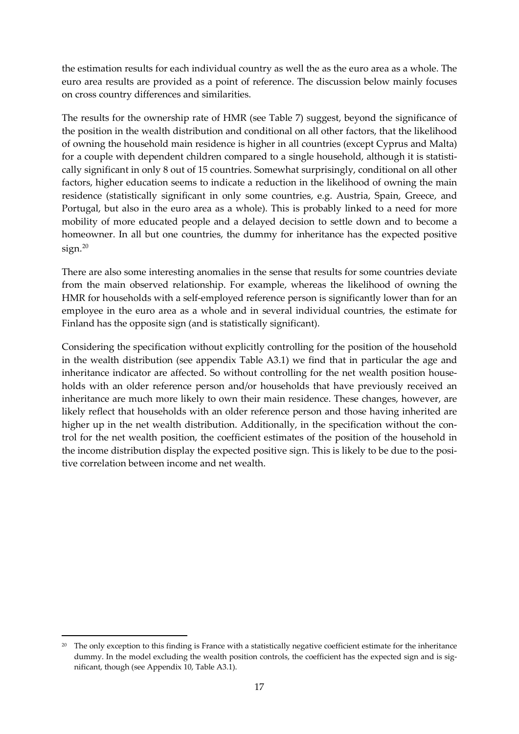the estimation results for each individual country as well the as the euro area as a whole. The euro area results are provided as a point of reference. The discussion below mainly focuses on cross country differences and similarities.

The results for the ownership rate of HMR (see Table 7) suggest, beyond the significance of the position in the wealth distribution and conditional on all other factors, that the likelihood of owning the household main residence is higher in all countries (except Cyprus and Malta) for a couple with dependent children compared to a single household, although it is statistically significant in only 8 out of 15 countries. Somewhat surprisingly, conditional on all other factors, higher education seems to indicate a reduction in the likelihood of owning the main residence (statistically significant in only some countries, e.g. Austria, Spain, Greece, and Portugal, but also in the euro area as a whole). This is probably linked to a need for more mobility of more educated people and a delayed decision to settle down and to become a homeowner. In all but one countries, the dummy for inheritance has the expected positive sign.[20]

There are also some interesting anomalies in the sense that results for some countries deviate from the main observed relationship. For example, whereas the likelihood of owning the HMR for households with a self-employed reference person is significantly lower than for an employee in the euro area as a whole and in several individual countries, the estimate for Finland has the opposite sign (and is statistically significant).

Considering the specification without explicitly controlling for the position of the household in the wealth distribution (see appendix Table A3.1) we find that in particular the age and inheritance indicator are affected. So without controlling for the net wealth position households with an older reference person and/or households that have previously received an inheritance are much more likely to own their main residence. These changes, however, are likely reflect that households with an older reference person and those having inherited are higher up in the net wealth distribution. Additionally, in the specification without the control for the net wealth position, the coefficient estimates of the position of the household in the income distribution display the expected positive sign. This is likely to be due to the positive correlation between income and net wealth.

[20] The only exception to this finding is France with a statistically negative coefficient estimate for the inheritance dummy. In the model excluding the wealth position controls, the coefficient has the expected sign and is significant, though (see Appendix 10, Table A3.1).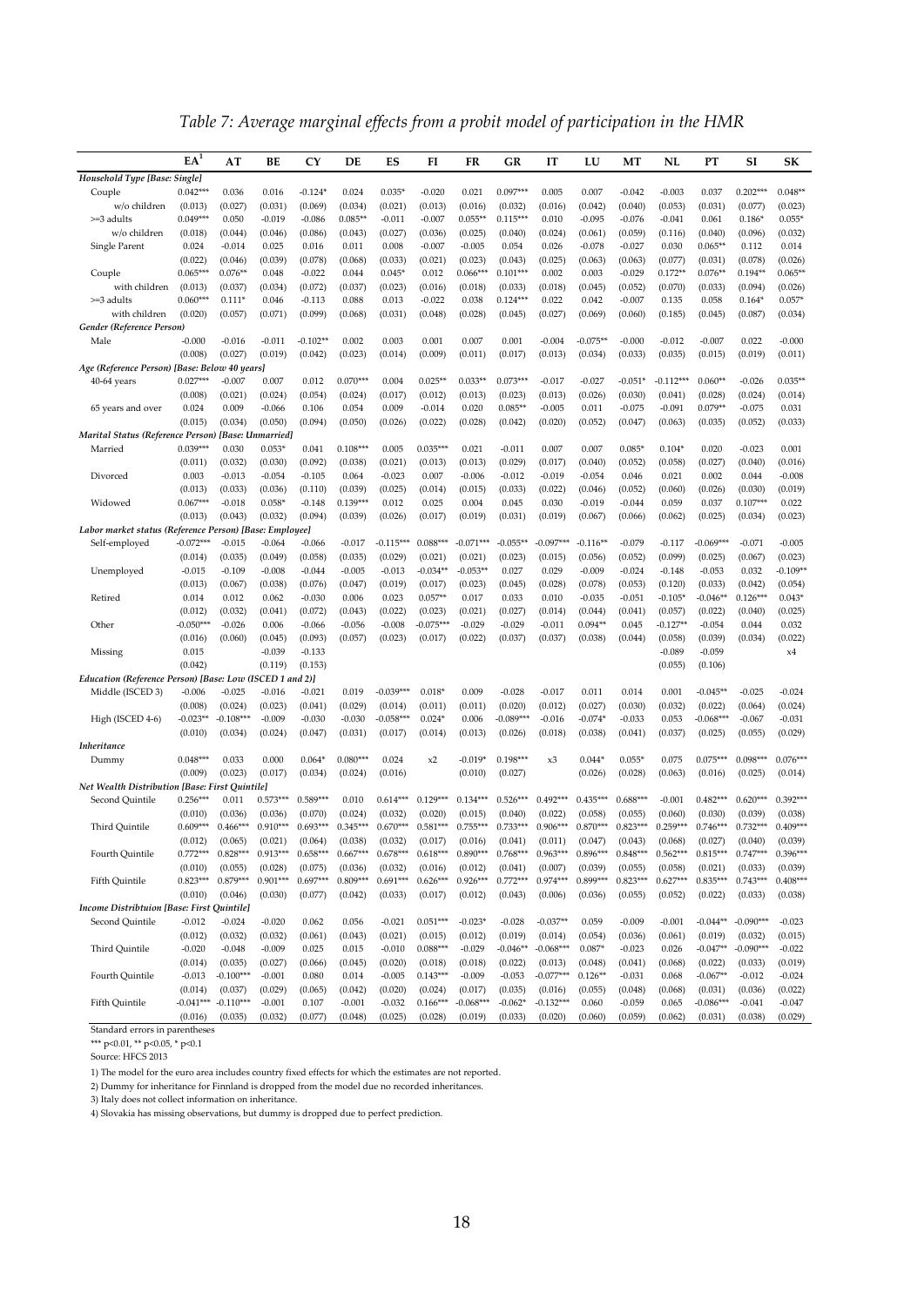*Table 7: Average marginal effects from a probit model of participation in the HMR*

| | EA[1] | AT | BE | CY | DE | ES | FI | FR | GR | IT | LU | MT | NL | PT | SI | SK |
|---|---|---|---|---|---|---|---|---|---|---|---|---|---|---|---|---|
| ***Household Type [Base: Single]*** | | | | | | | | | | | | | | | | |
| Couple | 0.042*** | 0.036 | 0.016 | -0.124* | 0.024 | 0.035* | -0.020 | 0.021 | 0.097*** | 0.005 | 0.007 | -0.042 | -0.003 | 0.037 | 0.202*** | 0.048** |
| w/o children | (0.013) | (0.027) | (0.031) | (0.069) | (0.034) | (0.021) | (0.013) | (0.016) | (0.032) | (0.016) | (0.042) | (0.040) | (0.053) | (0.031) | (0.077) | (0.023) |
| >=3 adults | 0.049*** | 0.050 | -0.019 | -0.086 | 0.085** | -0.011 | -0.007 | 0.055** | 0.115*** | 0.010 | -0.095 | -0.076 | -0.041 | 0.061 | 0.186* | 0.055* |
| w/o children | (0.018) | (0.044) | (0.046) | (0.086) | (0.043) | (0.027) | (0.036) | (0.025) | (0.040) | (0.024) | (0.061) | (0.059) | (0.116) | (0.040) | (0.096) | (0.032) |
| Single Parent | 0.024 | -0.014 | 0.025 | 0.016 | 0.011 | 0.008 | -0.007 | -0.005 | 0.054 | 0.026 | -0.078 | -0.027 | 0.030 | 0.065** | 0.112 | 0.014 |
| | (0.022) | (0.046) | (0.039) | (0.078) | (0.068) | (0.033) | (0.021) | (0.023) | (0.043) | (0.025) | (0.063) | (0.063) | (0.077) | (0.031) | (0.078) | (0.026) |
| Couple | 0.065*** | 0.076** | 0.048 | -0.022 | 0.044 | 0.045* | 0.012 | 0.066*** | 0.101*** | 0.002 | 0.003 | -0.029 | 0.172** | 0.076** | 0.194** | 0.065** |
| with children | (0.013) | (0.037) | (0.034) | (0.072) | (0.037) | (0.023) | (0.016) | (0.018) | (0.033) | (0.018) | (0.045) | (0.052) | (0.070) | (0.033) | (0.094) | (0.026) |
| >=3 adults | 0.060*** | 0.111* | 0.046 | -0.113 | 0.088 | 0.013 | -0.022 | 0.038 | 0.124*** | 0.022 | 0.042 | -0.007 | 0.135 | 0.058 | 0.164* | 0.057* |
| with children | (0.020) | (0.057) | (0.071) | (0.099) | (0.068) | (0.031) | (0.048) | (0.028) | (0.045) | (0.027) | (0.069) | (0.060) | (0.185) | (0.045) | (0.087) | (0.034) |
| ***Gender (Reference Person)*** | | | | | | | | | | | | | | | | |
| Male | -0.000 | -0.016 | -0.011 | -0.102** | 0.002 | 0.003 | 0.001 | 0.007 | 0.001 | -0.004 | -0.075** | -0.000 | -0.012 | -0.007 | 0.022 | -0.000 |
| | (0.008) | (0.027) | (0.019) | (0.042) | (0.023) | (0.014) | (0.009) | (0.011) | (0.017) | (0.013) | (0.034) | (0.033) | (0.035) | (0.015) | (0.019) | (0.011) |
| ***Age (Reference Person) [Base: Below 40 years]*** | | | | | | | | | | | | | | | | |
| 40-64 years | 0.027*** | -0.007 | 0.007 | 0.012 | 0.070*** | 0.004 | 0.025** | 0.033** | 0.073*** | -0.017 | -0.027 | -0.051* | -0.112*** | 0.060** | -0.026 | 0.035** |
| | (0.008) | (0.021) | (0.024) | (0.054) | (0.024) | (0.017) | (0.012) | (0.013) | (0.023) | (0.013) | (0.026) | (0.030) | (0.041) | (0.028) | (0.024) | (0.014) |
| 65 years and over | 0.024 | 0.009 | -0.066 | 0.106 | 0.054 | 0.009 | -0.014 | 0.020 | 0.085** | -0.005 | 0.011 | -0.075 | -0.091 | 0.079** | -0.075 | 0.031 |
| | (0.015) | (0.034) | (0.050) | (0.094) | (0.050) | (0.026) | (0.022) | (0.028) | (0.042) | (0.020) | (0.052) | (0.047) | (0.063) | (0.035) | (0.052) | (0.033) |
| ***Marital Status (Reference Person) [Base: Unmarried]*** | | | | | | | | | | | | | | | | |
| Married | 0.039*** | 0.030 | 0.053* | 0.041 | 0.108*** | 0.005 | 0.035*** | 0.021 | -0.011 | 0.007 | 0.007 | 0.085* | 0.104* | 0.020 | -0.023 | 0.001 |
| | (0.011) | (0.032) | (0.030) | (0.092) | (0.038) | (0.021) | (0.013) | (0.013) | (0.029) | (0.017) | (0.040) | (0.052) | (0.058) | (0.027) | (0.040) | (0.016) |
| Divorced | 0.003 | -0.013 | -0.054 | -0.105 | 0.064 | -0.023 | 0.007 | -0.006 | -0.012 | -0.019 | -0.054 | 0.046 | 0.021 | 0.002 | 0.044 | -0.008 |
| | (0.013) | (0.033) | (0.036) | (0.110) | (0.039) | (0.025) | (0.014) | (0.015) | (0.033) | (0.022) | (0.046) | (0.052) | (0.060) | (0.026) | (0.030) | (0.019) |
| Widowed | 0.067*** | -0.018 | 0.058* | -0.148 | 0.139*** | 0.012 | 0.025 | 0.004 | 0.045 | 0.030 | -0.019 | -0.044 | 0.059 | 0.037 | 0.107*** | 0.022 |
| | (0.013) | (0.043) | (0.032) | (0.094) | (0.039) | (0.026) | (0.017) | (0.019) | (0.031) | (0.019) | (0.067) | (0.066) | (0.062) | (0.025) | (0.034) | (0.023) |
| ***Labor market status (Reference Person) [Base: Employee]*** | | | | | | | | | | | | | | | | |
| Self-employed | -0.072*** | -0.015 | -0.064 | -0.066 | -0.017 | -0.115*** | 0.088*** | -0.071*** | -0.055** | -0.097*** | -0.116** | -0.079 | -0.117 | -0.069*** | -0.071 | -0.005 |
| | (0.014) | (0.035) | (0.049) | (0.058) | (0.035) | (0.029) | (0.021) | (0.021) | (0.023) | (0.015) | (0.056) | (0.052) | (0.099) | (0.025) | (0.067) | (0.023) |
| Unemployed | -0.015 | -0.109 | -0.008 | -0.044 | -0.005 | -0.013 | -0.034** | -0.053** | 0.027 | 0.029 | -0.009 | -0.024 | -0.148 | -0.053 | 0.032 | -0.109** |
| | (0.013) | (0.067) | (0.038) | (0.076) | (0.047) | (0.019) | (0.017) | (0.023) | (0.045) | (0.028) | (0.078) | (0.053) | (0.120) | (0.033) | (0.042) | (0.054) |
| Retired | 0.014 | 0.012 | 0.062 | -0.030 | 0.006 | 0.023 | 0.057** | 0.017 | 0.033 | 0.010 | -0.035 | -0.051 | -0.105* | -0.046** | 0.126*** | 0.043* |
| | (0.012) | (0.032) | (0.041) | (0.072) | (0.043) | (0.022) | (0.023) | (0.021) | (0.027) | (0.014) | (0.044) | (0.041) | (0.057) | (0.022) | (0.040) | (0.025) |
| Other | -0.050*** | -0.026 | 0.006 | -0.066 | -0.056 | -0.008 | -0.075*** | -0.029 | -0.029 | -0.011 | 0.094** | 0.045 | -0.127** | -0.054 | 0.044 | 0.032 |
| | (0.016) | (0.060) | (0.045) | (0.093) | (0.057) | (0.023) | (0.017) | (0.022) | (0.037) | (0.037) | (0.038) | (0.044) | (0.058) | (0.039) | (0.034) | (0.022) |
| Missing | 0.015 | | -0.039 | -0.133 | | | | | | | | | -0.089 | -0.059 | | x4 |
| | (0.042) | | (0.119) | (0.153) | | | | | | | | | (0.055) | (0.106) | | |
| ***Education (Reference Person) [Base: Low (ISCED 1 and 2)]*** | | | | | | | | | | | | | | | | |
| Middle (ISCED 3) | -0.006 | -0.025 | -0.016 | -0.021 | 0.019 | -0.039*** | 0.018* | 0.009 | -0.028 | -0.017 | 0.011 | 0.014 | 0.001 | -0.045** | -0.025 | -0.024 |
| | (0.008) | (0.024) | (0.023) | (0.041) | (0.029) | (0.014) | (0.011) | (0.011) | (0.020) | (0.012) | (0.027) | (0.030) | (0.032) | (0.022) | (0.064) | (0.024) |
| High (ISCED 4-6) | -0.023** | -0.108*** | -0.009 | -0.030 | -0.030 | -0.058*** | 0.024* | 0.006 | -0.089*** | -0.016 | -0.074* | -0.033 | 0.053 | -0.068*** | -0.067 | -0.031 |
| | (0.010) | (0.034) | (0.024) | (0.047) | (0.031) | (0.017) | (0.014) | (0.013) | (0.026) | (0.018) | (0.038) | (0.041) | (0.037) | (0.025) | (0.055) | (0.029) |
| ***Inheritance*** | | | | | | | | | | | | | | | | |
| Dummy | 0.048*** | 0.033 | 0.000 | 0.064* | 0.080*** | 0.024 | x2 | -0.019* | 0.198*** | x3 | 0.044* | 0.055* | 0.075 | 0.075*** | 0.098*** | 0.076*** |
| | (0.009) | (0.023) | (0.017) | (0.034) | (0.024) | (0.016) | | (0.010) | (0.027) | | (0.026) | (0.028) | (0.063) | (0.016) | (0.025) | (0.014) |
| ***Net Wealth Distribution [Base: First Quintile]*** | | | | | | | | | | | | | | | | |
| Second Quintile | 0.256*** | 0.011 | 0.573*** | 0.589*** | 0.010 | 0.614*** | 0.129*** | 0.134*** | 0.526*** | 0.492*** | 0.435*** | 0.688*** | -0.001 | 0.482*** | 0.620*** | 0.392*** |
| | (0.010) | (0.036) | (0.036) | (0.070) | (0.024) | (0.032) | (0.020) | (0.015) | (0.040) | (0.022) | (0.058) | (0.055) | (0.060) | (0.030) | (0.039) | (0.038) |
| Third Quintile | 0.609*** | 0.466*** | 0.910*** | 0.693*** | 0.345*** | 0.670*** | 0.581*** | 0.755*** | 0.733*** | 0.906*** | 0.870*** | 0.823*** | 0.259*** | 0.746*** | 0.732*** | 0.409*** |
| | (0.012) | (0.065) | (0.021) | (0.064) | (0.038) | (0.032) | (0.017) | (0.016) | (0.041) | (0.011) | (0.047) | (0.043) | (0.068) | (0.027) | (0.040) | (0.039) |
| Fourth Quintile | 0.772*** | 0.828*** | 0.913*** | 0.658*** | 0.667*** | 0.678*** | 0.618*** | 0.890*** | 0.768*** | 0.963*** | 0.896*** | 0.848*** | 0.562*** | 0.815*** | 0.747*** | 0.396*** |
| | (0.010) | (0.055) | (0.028) | (0.075) | (0.036) | (0.032) | (0.016) | (0.012) | (0.041) | (0.007) | (0.039) | (0.055) | (0.058) | (0.021) | (0.033) | (0.039) |
| Fifth Quintile | 0.823*** | 0.879*** | 0.901*** | 0.697*** | 0.809*** | 0.691*** | 0.626*** | 0.926*** | 0.772*** | 0.974*** | 0.899*** | 0.823*** | 0.627*** | 0.835*** | 0.743*** | 0.408*** |
| | (0.010) | (0.046) | (0.030) | (0.077) | (0.042) | (0.033) | (0.017) | (0.012) | (0.043) | (0.006) | (0.036) | (0.055) | (0.052) | (0.022) | (0.033) | (0.038) |
| ***Income Distribtuion [Base: First Quintile]*** | | | | | | | | | | | | | | | | |
| Second Quintile | -0.012 | -0.024 | -0.020 | 0.062 | 0.056 | -0.021 | 0.051*** | -0.023* | -0.028 | -0.037** | 0.059 | -0.009 | -0.001 | -0.044** | -0.090*** | -0.023 |
| | (0.012) | (0.032) | (0.032) | (0.061) | (0.043) | (0.021) | (0.015) | (0.012) | (0.019) | (0.014) | (0.054) | (0.036) | (0.061) | (0.019) | (0.032) | (0.015) |
| Third Quintile | -0.020 | -0.048 | -0.009 | 0.025 | 0.015 | -0.010 | 0.088*** | -0.029 | -0.046** | -0.068*** | 0.087* | -0.023 | 0.026 | -0.047** | -0.090*** | -0.022 |
| | (0.014) | (0.035) | (0.027) | (0.066) | (0.045) | (0.020) | (0.018) | (0.018) | (0.022) | (0.013) | (0.048) | (0.041) | (0.068) | (0.022) | (0.033) | (0.019) |
| Fourth Quintile | -0.013 | -0.100*** | -0.001 | 0.080 | 0.014 | -0.005 | 0.143*** | -0.009 | -0.053 | -0.077*** | 0.126** | -0.031 | 0.068 | -0.067** | -0.012 | -0.024 |
| | (0.014) | (0.037) | (0.029) | (0.065) | (0.042) | (0.020) | (0.024) | (0.017) | (0.035) | (0.016) | (0.055) | (0.048) | (0.068) | (0.031) | (0.036) | (0.022) |
| Fifth Quintile | -0.041*** | -0.110*** | -0.001 | 0.107 | -0.001 | -0.032 | 0.166*** | -0.068*** | -0.062* | -0.132*** | 0.060 | -0.059 | 0.065 | -0.086*** | -0.041 | -0.047 |
| | (0.016) | (0.035) | (0.032) | (0.077) | (0.048) | (0.025) | (0.028) | (0.019) | (0.033) | (0.020) | (0.060) | (0.059) | (0.062) | (0.031) | (0.038) | (0.029) |

Standard errors in parentheses

*** p<0.01, ** p<0.05, * p<0.1

Source: HFCS 2013

1) The model for the euro area includes country fixed effects for which the estimates are not reported.

2) Dummy for inheritance for Finnland is dropped from the model due no recorded inheritances.

3) Italy does not collect information on inheritance.

4) Slovakia has missing observations, but dummy is dropped due to perfect prediction.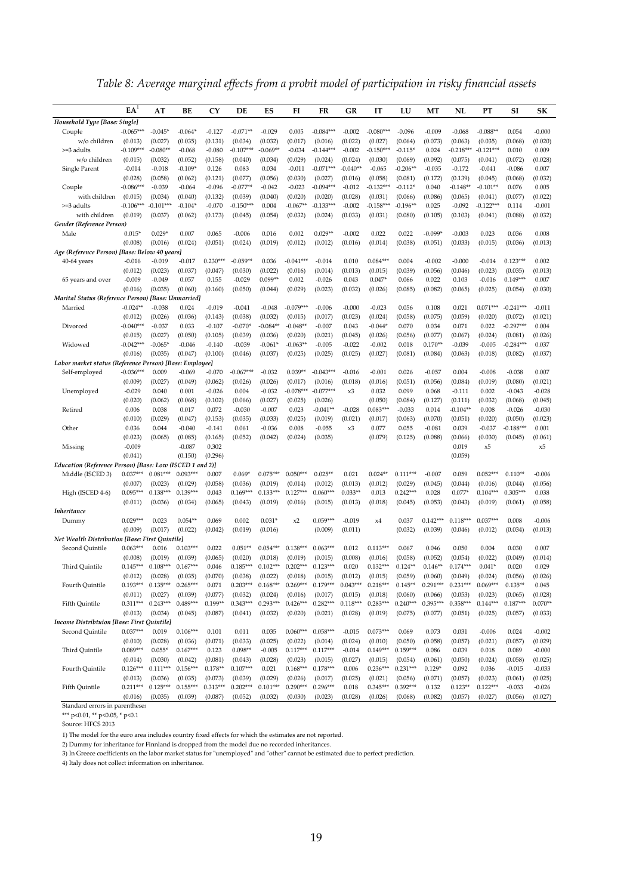*Table 8: Average marginal effects from a probit model of participation in risky financial assets*

| | EA[1] | AT | BE | CY | DE | ES | FI | FR | GR | IT | LU | MT | NL | PT | SI | SK |
|---|---|---|---|---|---|---|---|---|---|---|---|---|---|---|---|---|
| ***Household Type [Base: Single]*** | | | | | | | | | | | | | | | | |
| Couple | -0.065*** | -0.045* | -0.064* | -0.127 | -0.071** | -0.029 | 0.005 | -0.084*** | -0.002 | -0.080*** | -0.096 | -0.009 | -0.068 | -0.088** | 0.054 | -0.000 |
| w/o children | (0.013) | (0.027) | (0.035) | (0.131) | (0.034) | (0.032) | (0.017) | (0.016) | (0.022) | (0.027) | (0.064) | (0.073) | (0.063) | (0.035) | (0.068) | (0.020) |
| >=3 adults | -0.109*** | -0.080** | -0.068 | -0.080 | -0.107*** | -0.069** | -0.034 | -0.144*** | -0.002 | -0.150*** | -0.115* | 0.024 | -0.218*** | -0.121*** | 0.010 | 0.009 |
| w/o children | (0.015) | (0.032) | (0.052) | (0.158) | (0.040) | (0.034) | (0.029) | (0.024) | (0.024) | (0.030) | (0.069) | (0.092) | (0.075) | (0.041) | (0.072) | (0.028) |
| Single Parent | -0.014 | -0.018 | -0.109* | 0.126 | 0.083 | 0.034 | -0.011 | -0.071*** | -0.040** | -0.065 | -0.206** | -0.035 | -0.172 | -0.041 | -0.086 | 0.007 |
| | (0.028) | (0.058) | (0.062) | (0.121) | (0.077) | (0.056) | (0.030) | (0.027) | (0.016) | (0.058) | (0.081) | (0.172) | (0.139) | (0.045) | (0.068) | (0.032) |
| Couple | -0.086*** | -0.039 | -0.064 | -0.096 | -0.077** | -0.042 | -0.023 | -0.094*** | -0.012 | -0.132*** | -0.112* | 0.040 | -0.148** | -0.101** | 0.076 | 0.005 |
| with children | (0.015) | (0.034) | (0.040) | (0.132) | (0.039) | (0.040) | (0.020) | (0.020) | (0.028) | (0.031) | (0.066) | (0.086) | (0.065) | (0.041) | (0.077) | (0.022) |
| >=3 adults | -0.106*** | -0.101*** | -0.104* | -0.070 | -0.150*** | 0.004 | -0.067** | -0.133*** | -0.002 | -0.158*** | -0.196** | 0.025 | -0.092 | -0.122*** | 0.114 | -0.001 |
| with children | (0.019) | (0.037) | (0.062) | (0.173) | (0.045) | (0.054) | (0.032) | (0.024) | (0.033) | (0.031) | (0.080) | (0.105) | (0.103) | (0.041) | (0.088) | (0.032) |
| ***Gender (Reference Person)*** | | | | | | | | | | | | | | | | |
| Male | 0.015* | 0.029* | 0.007 | 0.065 | -0.006 | 0.016 | 0.002 | 0.029** | -0.002 | 0.022 | 0.022 | -0.099* | -0.003 | 0.023 | 0.036 | 0.008 |
| | (0.008) | (0.016) | (0.024) | (0.051) | (0.024) | (0.019) | (0.012) | (0.012) | (0.016) | (0.014) | (0.038) | (0.051) | (0.033) | (0.015) | (0.036) | (0.013) |
| ***Age (Reference Person) [Base: Below 40 years]*** | | | | | | | | | | | | | | | | |
| 40-64 years | -0.016 | -0.019 | -0.017 | 0.230*** | -0.059** | 0.036 | -0.041*** | -0.014 | 0.010 | 0.084*** | 0.004 | -0.002 | -0.000 | -0.014 | 0.123*** | 0.002 |
| | (0.012) | (0.023) | (0.037) | (0.047) | (0.030) | (0.022) | (0.016) | (0.014) | (0.013) | (0.015) | (0.039) | (0.056) | (0.046) | (0.023) | (0.035) | (0.013) |
| 65 years and over | -0.009 | -0.049 | 0.057 | 0.155 | -0.029 | 0.099** | 0.002 | -0.026 | 0.043 | 0.047* | 0.066 | 0.022 | 0.103 | -0.016 | 0.149*** | 0.007 |
| | (0.016) | (0.035) | (0.060) | (0.160) | (0.050) | (0.044) | (0.029) | (0.023) | (0.032) | (0.026) | (0.085) | (0.082) | (0.065) | (0.025) | (0.054) | (0.030) |
| ***Marital Status (Reference Person) [Base: Unmarried]*** | | | | | | | | | | | | | | | | |
| Married | -0.024** | -0.038 | 0.024 | -0.019 | -0.041 | -0.048 | -0.079*** | -0.006 | -0.000 | -0.023 | 0.056 | 0.108 | 0.021 | 0.071*** | -0.241*** | -0.011 |
| | (0.012) | (0.026) | (0.036) | (0.143) | (0.038) | (0.032) | (0.015) | (0.017) | (0.023) | (0.024) | (0.058) | (0.075) | (0.059) | (0.020) | (0.072) | (0.021) |
| Divorced | -0.040*** | -0.037 | 0.033 | -0.107 | -0.070* | -0.084** | -0.048** | -0.007 | 0.043 | -0.044* | 0.070 | 0.034 | 0.071 | 0.022 | -0.297*** | 0.004 |
| | (0.015) | (0.027) | (0.050) | (0.105) | (0.039) | (0.036) | (0.020) | (0.021) | (0.045) | (0.026) | (0.056) | (0.077) | (0.067) | (0.024) | (0.081) | (0.026) |
| Widowed | -0.042*** | -0.065* | -0.046 | -0.140 | -0.039 | -0.061* | -0.063** | -0.005 | -0.022 | -0.002 | 0.018 | 0.170** | -0.039 | -0.005 | -0.284*** | 0.037 |
| | (0.016) | (0.035) | (0.047) | (0.100) | (0.046) | (0.037) | (0.025) | (0.025) | (0.025) | (0.027) | (0.081) | (0.084) | (0.063) | (0.018) | (0.082) | (0.037) |
| ***Labor market status (Reference Person) [Base: Employee]*** | | | | | | | | | | | | | | | | |
| Self-employed | -0.036*** | 0.009 | -0.069 | -0.070 | -0.067*** | -0.032 | 0.039** | -0.043*** | -0.016 | -0.001 | 0.026 | -0.057 | 0.004 | -0.008 | -0.038 | 0.007 |
| | (0.009) | (0.027) | (0.049) | (0.062) | (0.026) | (0.026) | (0.017) | (0.016) | (0.018) | (0.016) | (0.051) | (0.056) | (0.084) | (0.019) | (0.080) | (0.021) |
| Unemployed | -0.029 | 0.040 | 0.001 | -0.026 | 0.004 | -0.032 | -0.078*** | -0.077*** | x3 | 0.032 | 0.099 | 0.068 | -0.111 | 0.002 | -0.043 | -0.028 |
| | (0.020) | (0.062) | (0.068) | (0.102) | (0.066) | (0.027) | (0.025) | (0.026) | | (0.050) | (0.084) | (0.127) | (0.111) | (0.032) | (0.068) | (0.045) |
| Retired | 0.006 | 0.038 | 0.017 | 0.072 | -0.030 | -0.007 | 0.023 | -0.041** | -0.028 | 0.083*** | -0.033 | 0.014 | -0.104** | 0.008 | -0.026 | -0.030 |
| | (0.010) | (0.029) | (0.047) | (0.153) | (0.035) | (0.033) | (0.025) | (0.019) | (0.021) | (0.017) | (0.063) | (0.070) | (0.051) | (0.020) | (0.050) | (0.023) |
| Other | 0.036 | 0.044 | -0.040 | -0.141 | 0.061 | -0.036 | 0.008 | -0.055 | x3 | 0.077 | 0.055 | -0.081 | 0.039 | -0.037 | -0.188*** | 0.001 |
| | (0.023) | (0.065) | (0.085) | (0.165) | (0.052) | (0.042) | (0.024) | (0.035) | | (0.079) | (0.125) | (0.088) | (0.066) | (0.030) | (0.045) | (0.061) |
| Missing | -0.009 | | -0.087 | 0.302 | | | | | | | | | 0.019 | x5 | | x5 |
| | (0.041) | | (0.150) | (0.296) | | | | | | | | | (0.059) | | | |
| ***Education (Reference Person) [Base: Low (ISCED 1 and 2)]*** | | | | | | | | | | | | | | | | |
| Middle (ISCED 3) | 0.037*** | 0.081*** | 0.093*** | 0.007 | 0.069* | 0.075*** | 0.050*** | 0.025** | 0.021 | 0.024** | 0.111*** | -0.007 | 0.059 | 0.052*** | 0.110** | -0.006 |
| | (0.007) | (0.023) | (0.029) | (0.058) | (0.036) | (0.019) | (0.014) | (0.012) | (0.013) | (0.012) | (0.029) | (0.045) | (0.044) | (0.016) | (0.044) | (0.056) |
| High (ISCED 4-6) | 0.095*** | 0.138*** | 0.139*** | 0.043 | 0.169*** | 0.133*** | 0.127*** | 0.060*** | 0.033** | 0.013 | 0.242*** | 0.028 | 0.077* | 0.104*** | 0.305*** | 0.038 |
| | (0.011) | (0.036) | (0.034) | (0.065) | (0.043) | (0.019) | (0.016) | (0.015) | (0.013) | (0.018) | (0.045) | (0.053) | (0.043) | (0.019) | (0.061) | (0.058) |
| ***Inheritance*** | | | | | | | | | | | | | | | | |
| Dummy | 0.029*** | 0.023 | 0.054** | 0.069 | 0.002 | 0.031* | x2 | 0.059*** | -0.019 | x4 | 0.037 | 0.142*** | 0.118*** | 0.037*** | 0.008 | -0.006 |
| | (0.009) | (0.017) | (0.022) | (0.042) | (0.019) | (0.016) | | (0.009) | (0.011) | | (0.032) | (0.039) | (0.046) | (0.012) | (0.034) | (0.013) |
| ***Net Wealth Distribution [Base: First Quintile]*** | | | | | | | | | | | | | | | | |
| Second Quintile | 0.063*** | 0.016 | 0.103*** | 0.022 | 0.051** | 0.054*** | 0.138*** | 0.063*** | 0.012 | 0.113*** | 0.067 | 0.046 | 0.050 | 0.004 | 0.030 | 0.007 |
| | (0.008) | (0.019) | (0.039) | (0.065) | (0.020) | (0.018) | (0.019) | (0.015) | (0.008) | (0.016) | (0.058) | (0.052) | (0.054) | (0.022) | (0.049) | (0.014) |
| Third Quintile | 0.145*** | 0.108*** | 0.167*** | 0.046 | 0.185*** | 0.102*** | 0.202*** | 0.123*** | 0.020 | 0.132*** | 0.124** | 0.146** | 0.174*** | 0.041* | 0.020 | 0.029 |
| | (0.012) | (0.028) | (0.035) | (0.070) | (0.038) | (0.022) | (0.018) | (0.015) | (0.012) | (0.015) | (0.059) | (0.060) | (0.049) | (0.024) | (0.056) | (0.026) |
| Fourth Quintile | 0.193*** | 0.135*** | 0.265*** | 0.071 | 0.203*** | 0.168*** | 0.269*** | 0.179*** | 0.043*** | 0.218*** | 0.145** | 0.291*** | 0.231*** | 0.069*** | 0.135** | 0.045 |
| | (0.011) | (0.027) | (0.039) | (0.077) | (0.032) | (0.024) | (0.016) | (0.017) | (0.015) | (0.018) | (0.060) | (0.066) | (0.053) | (0.023) | (0.065) | (0.028) |
| Fifth Quintile | 0.311*** | 0.243*** | 0.489*** | 0.199** | 0.343*** | 0.293*** | 0.426*** | 0.282*** | 0.118*** | 0.283*** | 0.240*** | 0.395*** | 0.358*** | 0.144*** | 0.187*** | 0.070** |
| | (0.013) | (0.034) | (0.045) | (0.087) | (0.041) | (0.032) | (0.020) | (0.021) | (0.028) | (0.019) | (0.075) | (0.077) | (0.051) | (0.025) | (0.057) | (0.033) |
| ***Income Distribtuion [Base: First Quintile]*** | | | | | | | | | | | | | | | | |
| Second Quintile | 0.037*** | 0.019 | 0.106*** | 0.101 | 0.011 | 0.035 | 0.060*** | 0.058*** | -0.015 | 0.073*** | 0.069 | 0.073 | 0.031 | -0.006 | 0.024 | -0.002 |
| | (0.010) | (0.028) | (0.036) | (0.071) | (0.033) | (0.025) | (0.022) | (0.014) | (0.024) | (0.010) | (0.050) | (0.058) | (0.057) | (0.021) | (0.057) | (0.029) |
| Third Quintile | 0.089*** | 0.055* | 0.167*** | 0.123 | 0.098** | -0.005 | 0.117*** | 0.117*** | -0.014 | 0.149*** | 0.159*** | 0.086 | 0.039 | 0.018 | 0.089 | -0.000 |
| | (0.014) | (0.030) | (0.042) | (0.081) | (0.043) | (0.028) | (0.023) | (0.015) | (0.027) | (0.015) | (0.054) | (0.061) | (0.050) | (0.024) | (0.058) | (0.025) |
| Fourth Quintile | 0.126*** | 0.111*** | 0.156*** | 0.178** | 0.107*** | 0.021 | 0.168*** | 0.178*** | 0.006 | 0.236*** | 0.231*** | 0.129* | 0.092 | 0.036 | -0.015 | -0.033 |
| | (0.013) | (0.036) | (0.035) | (0.073) | (0.039) | (0.029) | (0.026) | (0.017) | (0.025) | (0.021) | (0.056) | (0.071) | (0.057) | (0.023) | (0.061) | (0.025) |
| Fifth Quintile | 0.211*** | 0.125*** | 0.155*** | 0.313*** | 0.202*** | 0.101*** | 0.290*** | 0.296*** | 0.018 | 0.345*** | 0.392*** | 0.132 | 0.123** | 0.122*** | -0.033 | -0.026 |
| | (0.016) | (0.035) | (0.039) | (0.087) | (0.052) | (0.032) | (0.030) | (0.023) | (0.028) | (0.026) | (0.068) | (0.082) | (0.057) | (0.027) | (0.056) | (0.027) |

Standard errors in parentheses

*** p<0.01, ** p<0.05, * p<0.1

Source: HFCS 2013

1) The model for the euro area includes country fixed effects for which the estimates are not reported.

2) Dummy for inheritance for Finnland is dropped from the model due no recorded inheritances.

3) In Greece coefficients on the labor market status for "unemployed" and "other" cannot be estimated due to perfect prediction.

4) Italy does not collect information on inheritance.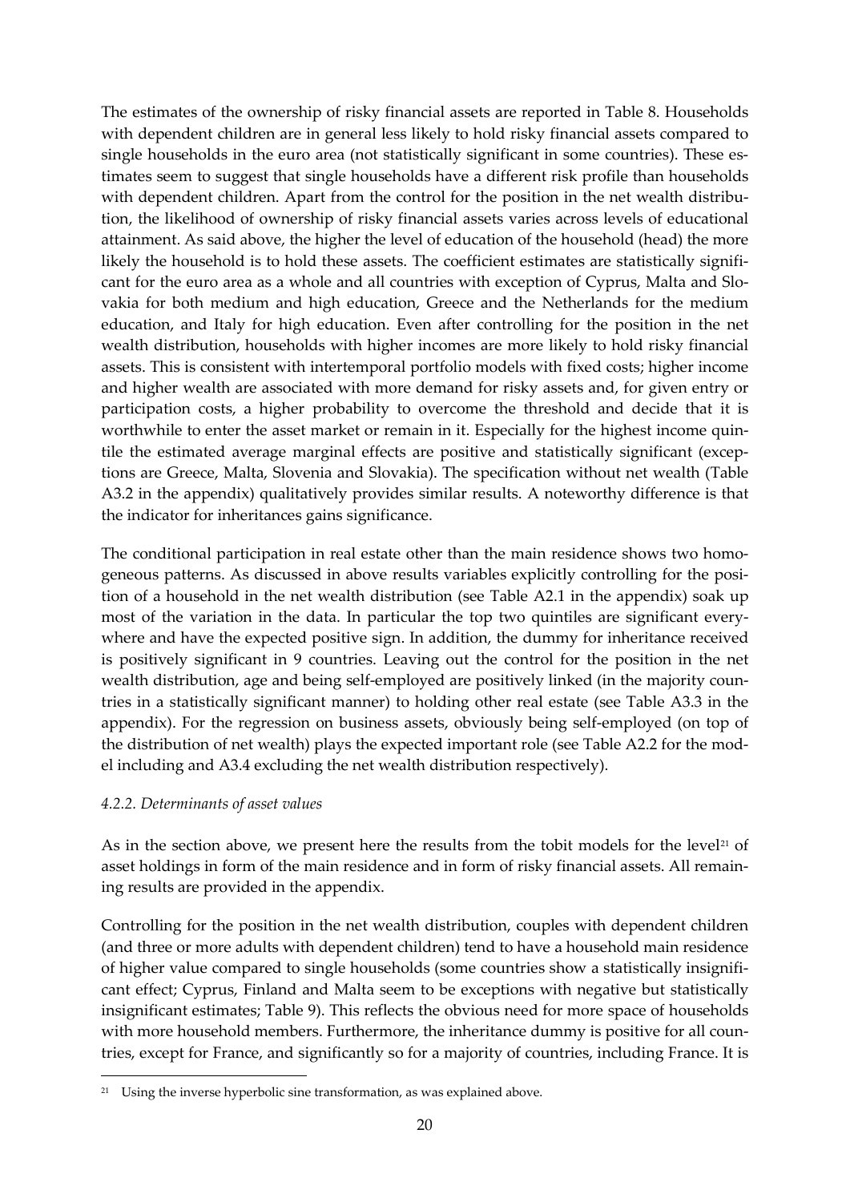The estimates of the ownership of risky financial assets are reported in Table 8. Households with dependent children are in general less likely to hold risky financial assets compared to single households in the euro area (not statistically significant in some countries). These estimates seem to suggest that single households have a different risk profile than households with dependent children. Apart from the control for the position in the net wealth distribution, the likelihood of ownership of risky financial assets varies across levels of educational attainment. As said above, the higher the level of education of the household (head) the more likely the household is to hold these assets. The coefficient estimates are statistically significant for the euro area as a whole and all countries with exception of Cyprus, Malta and Slovakia for both medium and high education, Greece and the Netherlands for the medium education, and Italy for high education. Even after controlling for the position in the net wealth distribution, households with higher incomes are more likely to hold risky financial assets. This is consistent with intertemporal portfolio models with fixed costs; higher income and higher wealth are associated with more demand for risky assets and, for given entry or participation costs, a higher probability to overcome the threshold and decide that it is worthwhile to enter the asset market or remain in it. Especially for the highest income quintile the estimated average marginal effects are positive and statistically significant (exceptions are Greece, Malta, Slovenia and Slovakia). The specification without net wealth (Table A3.2 in the appendix) qualitatively provides similar results. A noteworthy difference is that the indicator for inheritances gains significance.

The conditional participation in real estate other than the main residence shows two homogeneous patterns. As discussed in above results variables explicitly controlling for the position of a household in the net wealth distribution (see Table A2.1 in the appendix) soak up most of the variation in the data. In particular the top two quintiles are significant everywhere and have the expected positive sign. In addition, the dummy for inheritance received is positively significant in 9 countries. Leaving out the control for the position in the net wealth distribution, age and being self-employed are positively linked (in the majority countries in a statistically significant manner) to holding other real estate (see Table A3.3 in the appendix). For the regression on business assets, obviously being self-employed (on top of the distribution of net wealth) plays the expected important role (see Table A2.2 for the model including and A3.4 excluding the net wealth distribution respectively).

#### *4.2.2. Determinants of asset values*

As in the section above, we present here the results from the tobit models for the level[21] of asset holdings in form of the main residence and in form of risky financial assets. All remaining results are provided in the appendix.

Controlling for the position in the net wealth distribution, couples with dependent children (and three or more adults with dependent children) tend to have a household main residence of higher value compared to single households (some countries show a statistically insignificant effect; Cyprus, Finland and Malta seem to be exceptions with negative but statistically insignificant estimates; Table 9). This reflects the obvious need for more space of households with more household members. Furthermore, the inheritance dummy is positive for all countries, except for France, and significantly so for a majority of countries, including France. It is

[21] Using the inverse hyperbolic sine transformation, as was explained above.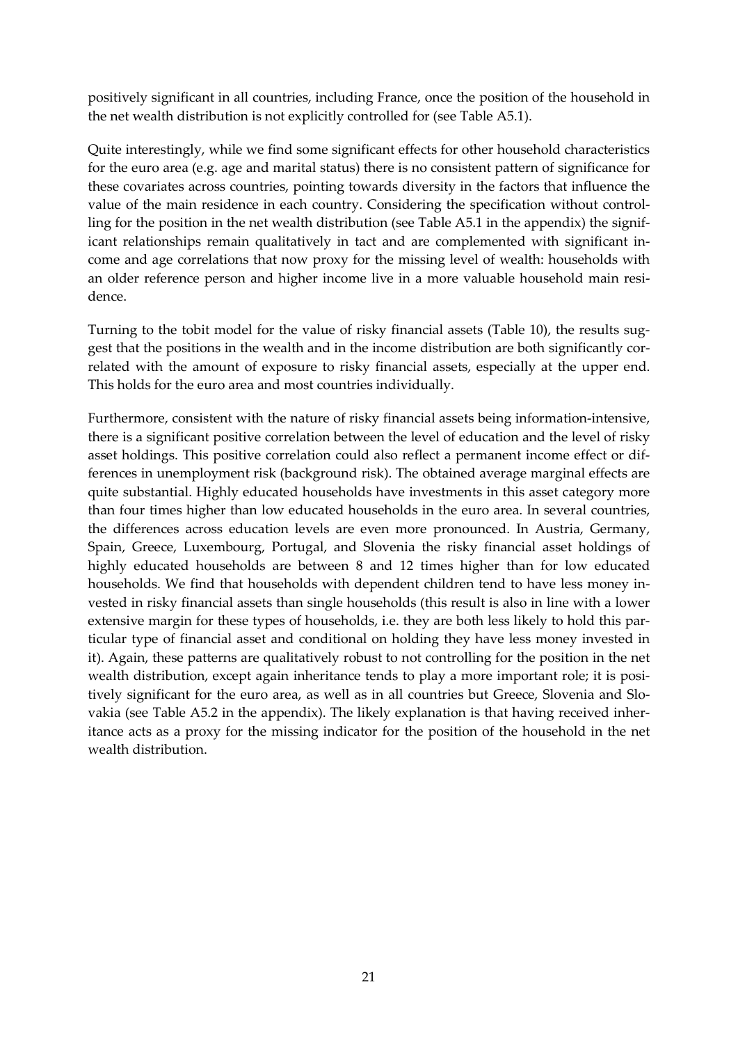positively significant in all countries, including France, once the position of the household in the net wealth distribution is not explicitly controlled for (see Table A5.1).

Quite interestingly, while we find some significant effects for other household characteristics for the euro area (e.g. age and marital status) there is no consistent pattern of significance for these covariates across countries, pointing towards diversity in the factors that influence the value of the main residence in each country. Considering the specification without controlling for the position in the net wealth distribution (see Table A5.1 in the appendix) the significant relationships remain qualitatively in tact and are complemented with significant income and age correlations that now proxy for the missing level of wealth: households with an older reference person and higher income live in a more valuable household main residence.

Turning to the tobit model for the value of risky financial assets (Table 10), the results suggest that the positions in the wealth and in the income distribution are both significantly correlated with the amount of exposure to risky financial assets, especially at the upper end. This holds for the euro area and most countries individually.

Furthermore, consistent with the nature of risky financial assets being information-intensive, there is a significant positive correlation between the level of education and the level of risky asset holdings. This positive correlation could also reflect a permanent income effect or differences in unemployment risk (background risk). The obtained average marginal effects are quite substantial. Highly educated households have investments in this asset category more than four times higher than low educated households in the euro area. In several countries, the differences across education levels are even more pronounced. In Austria, Germany, Spain, Greece, Luxembourg, Portugal, and Slovenia the risky financial asset holdings of highly educated households are between 8 and 12 times higher than for low educated households. We find that households with dependent children tend to have less money invested in risky financial assets than single households (this result is also in line with a lower extensive margin for these types of households, i.e. they are both less likely to hold this particular type of financial asset and conditional on holding they have less money invested in it). Again, these patterns are qualitatively robust to not controlling for the position in the net wealth distribution, except again inheritance tends to play a more important role; it is positively significant for the euro area, as well as in all countries but Greece, Slovenia and Slovakia (see Table A5.2 in the appendix). The likely explanation is that having received inheritance acts as a proxy for the missing indicator for the position of the household in the net wealth distribution.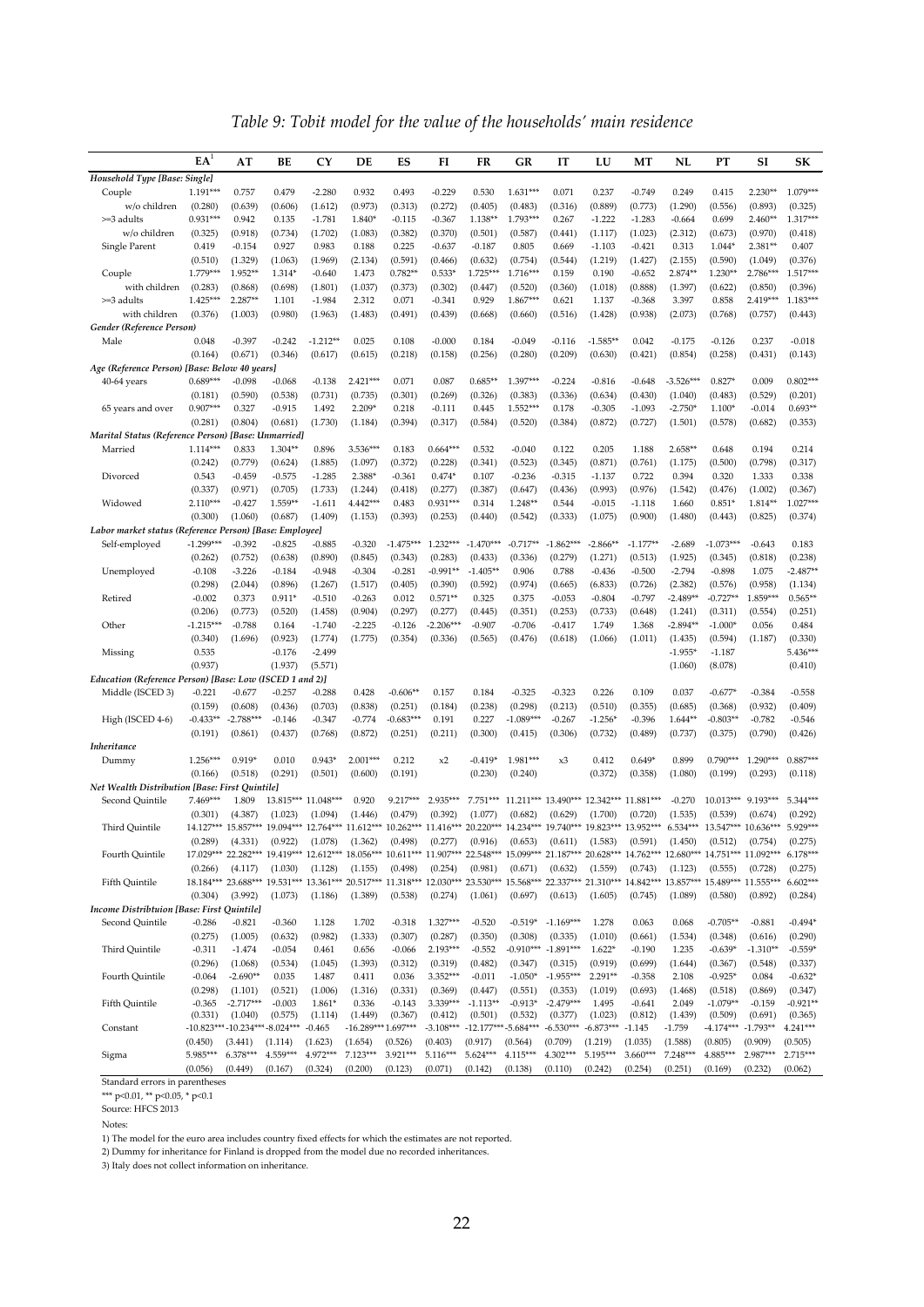*Table 9: Tobit model for the value of the households' main residence*

| | EA[1] | AT | BE | CY | DE | ES | FI | FR | GR | IT | LU | MT | NL | PT | SI | SK |
|---|---|---|---|---|---|---|---|---|---|---|---|---|---|---|---|---|
| *Household Type [Base: Single]* | | | | | | | | | | | | | | | | |
| Couple | 1.191*** | 0.757 | 0.479 | -2.280 | 0.932 | 0.493 | -0.229 | 0.530 | 1.631*** | 0.071 | 0.237 | -0.749 | 0.249 | 0.415 | 2.230** | 1.079*** |
| w/o children | (0.280) | (0.639) | (0.606) | (1.612) | (0.973) | (0.313) | (0.272) | (0.405) | (0.483) | (0.316) | (0.889) | (0.773) | (1.290) | (0.556) | (0.893) | (0.325) |
| >=3 adults | 0.931*** | 0.942 | 0.135 | -1.781 | 1.840* | -0.115 | -0.367 | 1.138** | 1.793*** | 0.267 | -1.222 | -1.283 | -0.664 | 0.699 | 2.460** | 1.317*** |
| w/o children | (0.325) | (0.918) | (0.734) | (1.702) | (1.083) | (0.382) | (0.370) | (0.501) | (0.587) | (0.441) | (1.117) | (1.023) | (2.312) | (0.673) | (0.970) | (0.418) |
| Single Parent | 0.419 | -0.154 | 0.927 | 0.983 | 0.188 | 0.225 | -0.637 | -0.187 | 0.805 | 0.669 | -1.103 | -0.421 | 0.313 | 1.044* | 2.381** | 0.407 |
| | (0.510) | (1.329) | (1.063) | (1.969) | (2.134) | (0.591) | (0.466) | (0.632) | (0.754) | (0.544) | (1.219) | (1.427) | (2.155) | (0.590) | (1.049) | (0.376) |
| Couple | 1.779*** | 1.952** | 1.314* | -0.640 | 1.473 | 0.782** | 0.533* | 1.725*** | 1.716*** | 0.159 | 0.190 | -0.652 | 2.874** | 1.230** | 2.786*** | 1.517*** |
| with children | (0.283) | (0.868) | (0.698) | (1.801) | (1.037) | (0.373) | (0.302) | (0.447) | (0.520) | (0.360) | (1.018) | (0.888) | (1.397) | (0.622) | (0.850) | (0.396) |
| >=3 adults | 1.425*** | 2.287** | 1.101 | -1.984 | 2.312 | 0.071 | -0.341 | 0.929 | 1.867*** | 0.621 | 1.137 | -0.368 | 3.397 | 0.858 | 2.419*** | 1.183*** |
| with children | (0.376) | (1.003) | (0.980) | (1.963) | (1.483) | (0.491) | (0.439) | (0.668) | (0.660) | (0.516) | (1.428) | (0.938) | (2.073) | (0.768) | (0.757) | (0.443) |
| *Gender (Reference Person)* | | | | | | | | | | | | | | | | |
| Male | 0.048 | -0.397 | -0.242 | -1.212** | 0.025 | 0.108 | -0.000 | 0.184 | -0.049 | -0.116 | -1.585** | 0.042 | -0.175 | -0.126 | 0.237 | -0.018 |
| | (0.164) | (0.671) | (0.346) | (0.617) | (0.615) | (0.218) | (0.158) | (0.256) | (0.280) | (0.209) | (0.630) | (0.421) | (0.854) | (0.258) | (0.431) | (0.143) |
| *Age (Reference Person) [Base: Below 40 years]* | | | | | | | | | | | | | | | | |
| 40-64 years | 0.689*** | -0.098 | -0.068 | -0.138 | 2.421*** | 0.071 | 0.087 | 0.685** | 1.397*** | -0.224 | -0.816 | -0.648 | -3.526*** | 0.827* | 0.009 | 0.802*** |
| | (0.181) | (0.590) | (0.538) | (0.731) | (0.735) | (0.301) | (0.269) | (0.326) | (0.383) | (0.336) | (0.634) | (0.430) | (1.040) | (0.483) | (0.529) | (0.201) |
| 65 years and over | 0.907*** | 0.327 | -0.915 | 1.492 | 2.209* | 0.218 | -0.111 | 0.445 | 1.552*** | 0.178 | -0.305 | -1.093 | -2.750* | 1.100* | -0.014 | 0.693** |
| | (0.281) | (0.804) | (0.681) | (1.730) | (1.184) | (0.394) | (0.317) | (0.584) | (0.520) | (0.384) | (0.872) | (0.727) | (1.501) | (0.578) | (0.682) | (0.353) |
| *Marital Status (Reference Person) [Base: Unmarried]* | | | | | | | | | | | | | | | | |
| Married | 1.114*** | 0.833 | 1.304** | 0.896 | 3.536*** | 0.183 | 0.664*** | 0.532 | -0.040 | 0.122 | 0.205 | 1.188 | 2.658** | 0.648 | 0.194 | 0.214 |
| | (0.242) | (0.779) | (0.624) | (1.885) | (1.097) | (0.372) | (0.228) | (0.341) | (0.523) | (0.345) | (0.871) | (0.761) | (1.175) | (0.500) | (0.798) | (0.317) |
| Divorced | 0.543 | -0.459 | -0.575 | -1.285 | 2.388* | -0.361 | 0.474* | 0.107 | -0.236 | -0.315 | -1.137 | 0.722 | 0.394 | 0.320 | 1.333 | 0.338 |
| | (0.337) | (0.971) | (0.705) | (1.733) | (1.244) | (0.418) | (0.277) | (0.387) | (0.647) | (0.436) | (0.993) | (0.976) | (1.542) | (0.476) | (1.002) | (0.367) |
| Widowed | 2.110*** | -0.427 | 1.559** | -1.611 | 4.442*** | 0.483 | 0.931*** | 0.314 | 1.248** | 0.544 | -0.015 | -1.118 | 1.660 | 0.851* | 1.814** | 1.027*** |
| | (0.300) | (1.060) | (0.687) | (1.409) | (1.153) | (0.393) | (0.253) | (0.440) | (0.542) | (0.333) | (1.075) | (0.900) | (1.480) | (0.443) | (0.825) | (0.374) |
| *Labor market status (Reference Person) [Base: Employee]* | | | | | | | | | | | | | | | | |
| Self-employed | -1.299*** | -0.392 | -0.825 | -0.885 | -0.320 | -1.475*** | 1.232*** | -1.470*** | -0.717** | -1.862*** | -2.866** | -1.177** | -2.689 | -1.073*** | -0.643 | 0.183 |
| | (0.262) | (0.752) | (0.638) | (0.890) | (0.845) | (0.343) | (0.283) | (0.433) | (0.336) | (0.279) | (1.271) | (0.513) | (1.925) | (0.345) | (0.818) | (0.238) |
| Unemployed | -0.108 | -3.226 | -0.184 | -0.948 | -0.304 | -0.281 | -0.991** | -1.405** | 0.906 | 0.788 | -0.436 | -0.500 | -2.794 | -0.898 | 1.075 | -2.487** |
| | (0.298) | (2.044) | (0.896) | (1.267) | (1.517) | (0.405) | (0.390) | (0.592) | (0.974) | (0.665) | (6.833) | (0.726) | (2.382) | (0.576) | (0.958) | (1.134) |
| Retired | -0.002 | 0.373 | 0.911* | -0.510 | -0.263 | 0.012 | 0.571** | 0.325 | 0.375 | -0.053 | -0.804 | -0.797 | -2.489** | -0.727** | 1.859*** | 0.565** |
| | (0.206) | (0.773) | (0.520) | (1.458) | (0.904) | (0.297) | (0.277) | (0.445) | (0.351) | (0.253) | (0.733) | (0.648) | (1.241) | (0.311) | (0.554) | (0.251) |
| Other | -1.215*** | -0.788 | 0.164 | -1.740 | -2.225 | -0.126 | -2.206*** | -0.907 | -0.706 | -0.417 | 1.749 | 1.368 | -2.894** | -1.000* | 0.056 | 0.484 |
| | (0.340) | (1.696) | (0.923) | (1.774) | (1.775) | (0.354) | (0.336) | (0.565) | (0.476) | (0.618) | (1.066) | (1.011) | (1.435) | (0.594) | (1.187) | (0.330) |
| Missing | 0.535 | | -0.176 | -2.499 | | | | | | | | | -1.955* | -1.187 | | 5.436*** |
| | (0.937) | | (1.937) | (5.571) | | | | | | | | | (1.060) | (8.078) | | (0.410) |
| *Education (Reference Person) [Base: Low (ISCED 1 and 2)]* | | | | | | | | | | | | | | | | |
| Middle (ISCED 3) | -0.221 | -0.677 | -0.257 | -0.288 | 0.428 | -0.606** | 0.157 | 0.184 | -0.325 | -0.323 | 0.226 | 0.109 | 0.037 | -0.677* | -0.384 | -0.558 |
| | (0.159) | (0.608) | (0.436) | (0.703) | (0.838) | (0.251) | (0.184) | (0.238) | (0.298) | (0.213) | (0.510) | (0.355) | (0.685) | (0.368) | (0.932) | (0.409) |
| High (ISCED 4-6) | -0.433** | -2.788*** | -0.146 | -0.347 | -0.774 | -0.683*** | 0.191 | 0.227 | -1.089*** | -0.267 | -1.256* | -0.396 | 1.644** | -0.803** | -0.782 | -0.546 |
| | (0.191) | (0.861) | (0.437) | (0.768) | (0.872) | (0.251) | (0.211) | (0.300) | (0.415) | (0.306) | (0.732) | (0.489) | (0.737) | (0.375) | (0.790) | (0.426) |
| *Inheritance* | | | | | | | | | | | | | | | | |
| Dummy | 1.256*** | 0.919* | 0.010 | 0.943* | 2.001*** | 0.212 | x2 | -0.419* | 1.981*** | x3 | 0.412 | 0.649* | 0.899 | 0.790*** | 1.290*** | 0.887*** |
| | (0.166) | (0.518) | (0.291) | (0.501) | (0.600) | (0.191) | | (0.230) | (0.240) | | (0.372) | (0.358) | (1.080) | (0.199) | (0.293) | (0.118) |
| *Net Wealth Distribution [Base: First Quintile]* | | | | | | | | | | | | | | | | |
| Second Quintile | 7.469*** | 1.809 | 13.815*** | 11.048*** | 0.920 | 9.217*** | 2.935*** | 7.751*** | 11.211*** | 13.490*** | 12.342*** | 11.881*** | -0.270 | 10.013*** | 9.193*** | 5.344*** |
| | (0.301) | (4.387) | (1.023) | (1.094) | (1.446) | (0.479) | (0.392) | (1.077) | (0.682) | (0.629) | (1.700) | (0.720) | (1.535) | (0.539) | (0.674) | (0.292) |
| Third Quintile | 14.127*** | 15.857*** | 19.094*** | 12.764*** | 11.612*** | 10.262*** | 11.416*** | 20.220*** | 14.234*** | 19.740*** | 19.823*** | 13.952*** | 6.534*** | 13.547*** | 10.636*** | 5.929*** |
| | (0.289) | (4.331) | (0.922) | (1.078) | (1.362) | (0.498) | (0.277) | (0.916) | (0.653) | (0.611) | (1.583) | (0.591) | (1.450) | (0.512) | (0.754) | (0.275) |
| Fourth Quintile | 17.029*** | 22.282*** | 19.419*** | 12.612*** | 18.056*** | 10.611*** | 11.907*** | 22.548*** | 15.099*** | 21.187*** | 20.628*** | 14.762*** | 12.680*** | 14.751*** | 11.092*** | 6.178*** |
| | (0.266) | (4.117) | (1.030) | (1.128) | (1.155) | (0.498) | (0.254) | (0.981) | (0.671) | (0.632) | (1.559) | (0.743) | (1.123) | (0.555) | (0.728) | (0.275) |
| Fifth Quintile | 18.184*** | 23.688*** | 19.531*** | 13.361*** | 20.517*** | 11.318*** | 12.030*** | 23.530*** | 15.568*** | 22.337*** | 21.310*** | 14.842*** | 13.857*** | 15.489*** | 11.555*** | 6.602*** |
| | (0.304) | (3.992) | (1.073) | (1.186) | (1.389) | (0.538) | (0.274) | (1.061) | (0.697) | (0.613) | (1.605) | (0.745) | (1.089) | (0.580) | (0.892) | (0.284) |
| *Income Distribtuion [Base: First Quintile]* | | | | | | | | | | | | | | | | |
| Second Quintile | -0.286 | -0.821 | -0.360 | 1.128 | 1.702 | -0.318 | 1.327*** | -0.520 | -0.519* | -1.169*** | 1.278 | 0.063 | 0.068 | -0.705** | -0.881 | -0.494* |
| | (0.275) | (1.005) | (0.632) | (0.982) | (1.333) | (0.307) | (0.287) | (0.350) | (0.308) | (0.335) | (1.010) | (0.661) | (1.534) | (0.348) | (0.616) | (0.290) |
| Third Quintile | -0.311 | -1.474 | -0.054 | 0.461 | 0.656 | -0.066 | 2.193*** | -0.552 | -0.910*** | -1.891*** | 1.622* | -0.190 | 1.235 | -0.639* | -1.310** | -0.559* |
| | (0.296) | (1.068) | (0.534) | (1.045) | (1.393) | (0.312) | (0.319) | (0.482) | (0.347) | (0.315) | (0.919) | (0.699) | (1.644) | (0.367) | (0.548) | (0.337) |
| Fourth Quintile | -0.064 | -2.690** | 0.035 | 1.487 | 0.411 | 0.036 | 3.352*** | -0.011 | -1.050* | -1.955*** | 2.291** | -0.358 | 2.108 | -0.925* | 0.084 | -0.632* |
| | (0.298) | (1.101) | (0.521) | (1.006) | (1.316) | (0.331) | (0.369) | (0.447) | (0.551) | (0.353) | (1.019) | (0.693) | (1.468) | (0.518) | (0.869) | (0.347) |
| Fifth Quintile | -0.365 | -2.717*** | -0.003 | 1.861* | 0.336 | -0.143 | 3.339*** | -1.113** | -0.913* | -2.479*** | 1.495 | -0.641 | 2.049 | -1.079** | -0.159 | -0.921** |
| | (0.331) | (1.040) | (0.575) | (1.114) | (1.449) | (0.367) | (0.412) | (0.501) | (0.532) | (0.377) | (1.023) | (0.812) | (1.439) | (0.509) | (0.691) | (0.365) |
| Constant | -10.823*** | -10.234*** | -8.024*** | -0.465 | -16.289*** | 1.697*** | -3.108*** | -12.177*** | -5.684*** | -6.530*** | -6.873*** | -1.145 | -1.759 | -4.174*** | -1.793** | 4.241*** |
| | (0.450) | (3.441) | (1.114) | (1.623) | (1.654) | (0.526) | (0.403) | (0.917) | (0.564) | (0.709) | (1.219) | (1.035) | (1.588) | (0.805) | (0.909) | (0.505) |
| Sigma | 5.985*** | 6.378*** | 4.559*** | 4.972*** | 7.123*** | 3.921*** | 5.116*** | 5.624*** | 4.115*** | 4.302*** | 5.195*** | 3.660*** | 7.248*** | 4.885*** | 2.987*** | 2.715*** |
| | (0.056) | (0.449) | (0.167) | (0.324) | (0.200) | (0.123) | (0.071) | (0.142) | (0.138) | (0.110) | (0.242) | (0.254) | (0.251) | (0.169) | (0.232) | (0.062) |

Standard errors in parentheses

*** p<0.01, ** p<0.05, * p<0.1

Source: HFCS 2013

Notes:

1) The model for the euro area includes country fixed effects for which the estimates are not reported.

2) Dummy for inheritance for Finland is dropped from the model due no recorded inheritances.

3) Italy does not collect information on inheritance.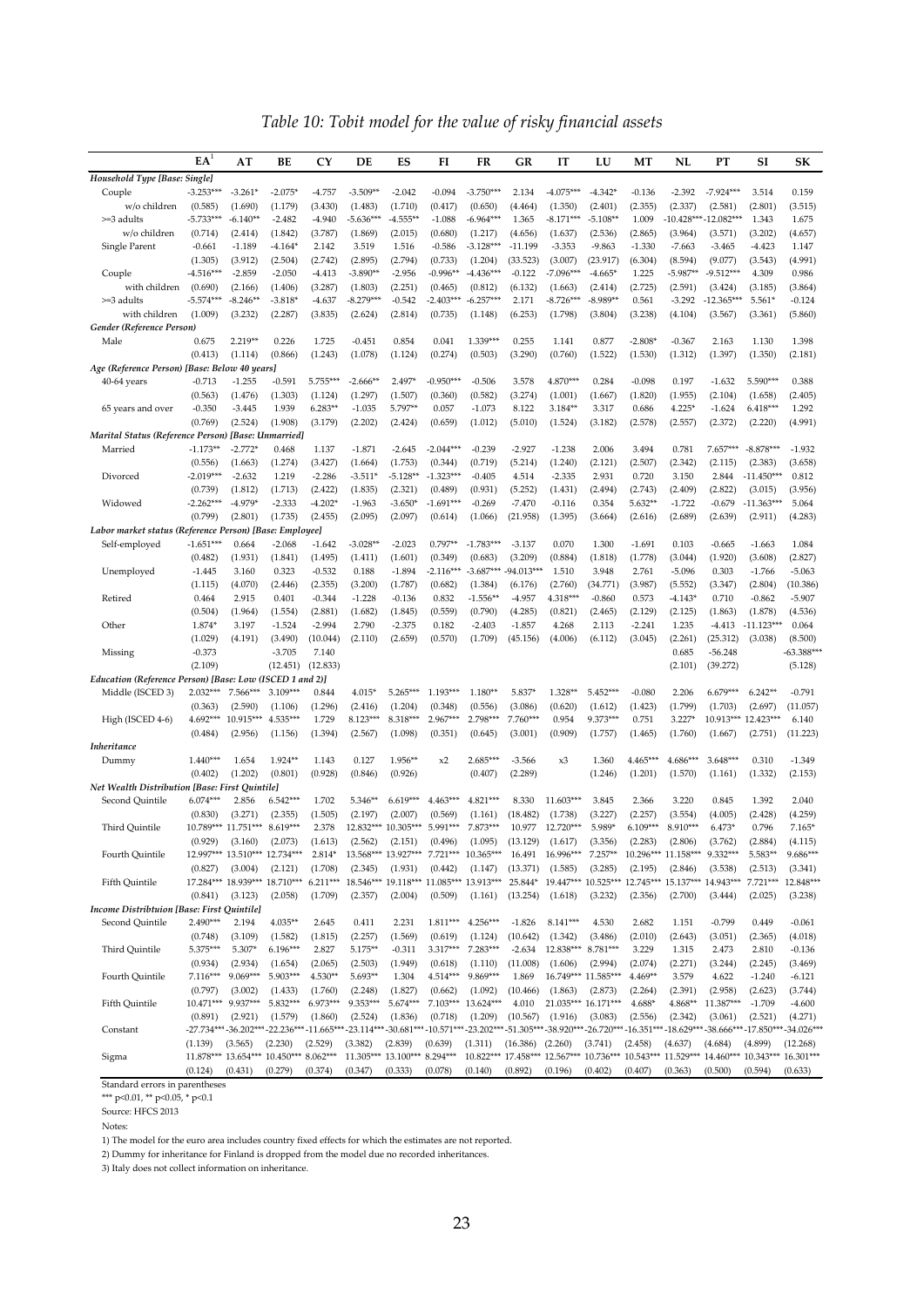*Table 10: Tobit model for the value of risky financial assets*

| | EA[1] | AT | BE | CY | DE | ES | FI | FR | GR | IT | LU | MT | NL | PT | SI | SK |
|---|---|---|---|---|---|---|---|---|---|---|---|---|---|---|---|---|
| ***Household Type [Base: Single]*** | | | | | | | | | | | | | | | | |
| Couple | -3.253*** | -3.261* | -2.075* | -4.757 | -3.509** | -2.042 | -0.094 | -3.750*** | 2.134 | -4.075*** | -4.342* | -0.136 | -2.392 | -7.924*** | 3.514 | 0.159 |
| w/o children | (0.585) | (1.690) | (1.179) | (3.430) | (1.483) | (1.710) | (0.417) | (0.650) | (4.464) | (1.350) | (2.401) | (2.355) | (2.337) | (2.581) | (2.801) | (3.515) |
| >=3 adults | -5.733*** | -6.140** | -2.482 | -4.940 | -5.636*** | -4.555** | -1.088 | -6.964*** | 1.365 | -8.171*** | -5.108** | 1.009 | -10.428*** | -12.082*** | 1.343 | 1.675 |
| w/o children | (0.714) | (2.414) | (1.842) | (3.787) | (1.869) | (2.015) | (0.680) | (1.217) | (4.656) | (1.637) | (2.536) | (2.865) | (3.964) | (3.571) | (3.202) | (4.657) |
| Single Parent | -0.661 | -1.189 | -4.164* | 2.142 | 3.519 | 1.516 | -0.586 | -3.128*** | -11.199 | -3.353 | -9.863 | -1.330 | -7.663 | -3.465 | -4.423 | 1.147 |
| | (1.305) | (3.912) | (2.504) | (2.742) | (2.895) | (2.794) | (0.733) | (1.204) | (33.523) | (3.007) | (23.917) | (6.304) | (8.594) | (9.077) | (3.543) | (4.991) |
| Couple | -4.516*** | -2.859 | -2.050 | -4.413 | -3.890** | -2.956 | -0.996** | -4.436*** | -0.122 | -7.096*** | -4.665* | 1.225 | -5.987** | -9.512*** | 4.309 | 0.986 |
| with children | (0.690) | (2.166) | (1.406) | (3.287) | (1.803) | (2.251) | (0.465) | (0.812) | (6.132) | (1.663) | (2.414) | (2.725) | (2.591) | (3.424) | (3.185) | (3.864) |
| >=3 adults | -5.574*** | -8.246** | -3.818* | -4.637 | -8.279*** | -0.542 | -2.403*** | -6.257*** | 2.171 | -8.726*** | -8.989** | 0.561 | -3.292 | -12.365*** | 5.561* | -0.124 |
| with children | (1.009) | (3.232) | (2.287) | (3.835) | (2.624) | (2.814) | (0.735) | (1.148) | (6.253) | (1.798) | (3.804) | (3.238) | (4.104) | (3.567) | (3.361) | (5.860) |
| ***Gender (Reference Person)*** | | | | | | | | | | | | | | | | |
| Male | 0.675 | 2.219** | 0.226 | 1.725 | -0.451 | 0.854 | 0.041 | 1.339*** | 0.255 | 1.141 | 0.877 | -2.808* | -0.367 | 2.163 | 1.130 | 1.398 |
| | (0.413) | (1.114) | (0.866) | (1.243) | (1.078) | (1.124) | (0.274) | (0.503) | (3.290) | (0.760) | (1.522) | (1.530) | (1.312) | (1.397) | (1.350) | (2.181) |
| ***Age (Reference Person) [Base: Below 40 years]*** | | | | | | | | | | | | | | | | |
| 40-64 years | -0.713 | -1.255 | -0.591 | 5.755*** | -2.666** | 2.497* | -0.950*** | -0.506 | 3.578 | 4.870*** | 0.284 | -0.098 | 0.197 | -1.632 | 5.590*** | 0.388 |
| | (0.563) | (1.476) | (1.303) | (1.124) | (1.297) | (1.507) | (0.360) | (0.582) | (3.274) | (1.001) | (1.667) | (1.820) | (1.955) | (2.104) | (1.658) | (2.405) |
| 65 years and over | -0.350 | -3.445 | 1.939 | 6.283** | -1.035 | 5.797** | 0.057 | -1.073 | 8.122 | 3.184** | 3.317 | 0.686 | 4.225* | -1.624 | 6.418*** | 1.292 |
| | (0.769) | (2.524) | (1.908) | (3.179) | (2.202) | (2.424) | (0.659) | (1.012) | (5.010) | (1.524) | (3.182) | (2.578) | (2.557) | (2.372) | (2.220) | (4.991) |
| ***Marital Status (Reference Person) [Base: Unmarried]*** | | | | | | | | | | | | | | | | |
| Married | -1.173** | -2.772* | 0.468 | 1.137 | -1.871 | -2.645 | -2.044*** | -0.239 | -2.927 | -1.238 | 2.006 | 3.494 | 0.781 | 7.657*** | -8.878*** | -1.932 |
| | (0.556) | (1.663) | (1.274) | (3.427) | (1.664) | (1.753) | (0.344) | (0.719) | (5.214) | (1.240) | (2.121) | (2.507) | (2.342) | (2.115) | (2.383) | (3.658) |
| Divorced | -2.019*** | -2.632 | 1.219 | -2.286 | -3.511* | -5.128** | -1.323*** | -0.405 | 4.514 | -2.335 | 2.931 | 0.720 | 3.150 | 2.844 | -11.450*** | 0.812 |
| | (0.739) | (1.812) | (1.713) | (2.422) | (1.835) | (2.321) | (0.489) | (0.931) | (5.252) | (1.431) | (2.494) | (2.743) | (2.409) | (2.822) | (3.015) | (3.956) |
| Widowed | -2.262*** | -4.979* | -2.333 | -4.202* | -1.963 | -3.650* | -1.691*** | -0.269 | -7.470 | -0.116 | 0.354 | 5.632** | -1.722 | -0.679 | -11.363*** | 5.064 |
| | (0.799) | (2.801) | (1.735) | (2.455) | (2.095) | (2.097) | (0.614) | (1.066) | (21.958) | (1.395) | (3.664) | (2.616) | (2.689) | (2.639) | (2.911) | (4.283) |
| ***Labor market status (Reference Person) [Base: Employee]*** | | | | | | | | | | | | | | | | |
| Self-employed | -1.651*** | 0.664 | -2.068 | -1.642 | -3.028** | -2.023 | 0.797** | -1.783*** | -3.137 | 0.070 | 1.300 | -1.691 | 0.103 | -0.665 | -1.663 | 1.084 |
| | (0.482) | (1.931) | (1.841) | (1.495) | (1.411) | (1.601) | (0.349) | (0.683) | (3.209) | (0.884) | (1.818) | (1.778) | (3.044) | (1.920) | (3.608) | (2.827) |
| Unemployed | -1.445 | 3.160 | 0.323 | -0.532 | 0.188 | -1.894 | -2.116*** | -3.687*** | -94.013*** | 1.510 | 3.948 | 2.761 | -5.096 | 0.303 | -1.766 | -5.063 |
| | (1.115) | (4.070) | (2.446) | (2.355) | (3.200) | (1.787) | (0.682) | (1.384) | (6.176) | (2.760) | (34.771) | (3.987) | (5.552) | (3.347) | (2.804) | (10.386) |
| Retired | 0.464 | 2.915 | 0.401 | -0.344 | -1.228 | -0.136 | 0.832 | -1.556** | -4.957 | 4.318*** | -0.860 | 0.573 | -4.143* | 0.710 | -0.862 | -5.907 |
| | (0.504) | (1.964) | (1.554) | (2.881) | (1.682) | (1.845) | (0.559) | (0.790) | (4.285) | (0.821) | (2.465) | (2.129) | (2.125) | (1.863) | (1.878) | (4.536) |
| Other | 1.874* | 3.197 | -1.524 | -2.994 | 2.790 | -2.375 | 0.182 | -2.403 | -1.857 | 4.268 | 2.113 | -2.241 | 1.235 | -4.413 | -11.123*** | 0.064 |
| | (1.029) | (4.191) | (3.490) | (10.044) | (2.110) | (2.659) | (0.570) | (1.709) | (45.156) | (4.006) | (6.112) | (3.045) | (2.261) | (25.312) | (3.038) | (8.500) |
| Missing | -0.373 | | -3.705 | 7.140 | | | | | | | | | 0.685 | -56.248 | | -63.388*** |
| | (2.109) | | (12.451) | (12.833) | | | | | | | | | (2.101) | (39.272) | | (5.128) |
| ***Education (Reference Person) [Base: Low (ISCED 1 and 2)]*** | | | | | | | | | | | | | | | | |
| Middle (ISCED 3) | 2.032*** | 7.566*** | 3.109*** | 0.844 | 4.015* | 5.265*** | 1.193*** | 1.180** | 5.837* | 1.328** | 5.452*** | -0.080 | 2.206 | 6.679*** | 6.242** | -0.791 |
| | (0.363) | (2.590) | (1.106) | (1.296) | (2.416) | (1.204) | (0.348) | (0.556) | (3.086) | (0.620) | (1.612) | (1.423) | (1.799) | (1.703) | (2.697) | (11.057) |
| High (ISCED 4-6) | 4.692*** | 10.915*** | 4.535*** | 1.729 | 8.123*** | 8.318*** | 2.967*** | 2.798*** | 7.760*** | 0.954 | 9.373*** | 0.751 | 3.227* | 10.913*** | 12.423*** | 6.140 |
| | (0.484) | (2.956) | (1.156) | (1.394) | (2.567) | (1.098) | (0.351) | (0.645) | (3.001) | (0.909) | (1.757) | (1.465) | (1.760) | (1.667) | (2.751) | (11.223) |
| ***Inheritance*** | | | | | | | | | | | | | | | | |
| Dummy | 1.440*** | 1.654 | 1.924** | 1.143 | 0.127 | 1.956** | x2 | 2.685*** | -3.566 | x3 | 1.360 | 4.465*** | 4.686*** | 3.648*** | 0.310 | -1.349 |
| | (0.402) | (1.202) | (0.801) | (0.928) | (0.846) | (0.926) | | (0.407) | (2.289) | | (1.246) | (1.201) | (1.570) | (1.161) | (1.332) | (2.153) |
| ***Net Wealth Distribution [Base: First Quintile]*** | | | | | | | | | | | | | | | | |
| Second Quintile | 6.074*** | 2.856 | 6.542*** | 1.702 | 5.346** | 6.619*** | 4.463*** | 4.821*** | 8.330 | 11.603*** | 3.845 | 2.366 | 3.220 | 0.845 | 1.392 | 2.040 |
| | (0.830) | (3.271) | (2.355) | (1.505) | (2.197) | (2.007) | (0.569) | (1.161) | (18.482) | (1.738) | (3.227) | (2.257) | (3.554) | (4.005) | (2.428) | (4.259) |
| Third Quintile | 10.789*** | 11.751*** | 8.619*** | 2.378 | 12.832*** | 10.305*** | 5.991*** | 7.873*** | 10.977 | 12.720*** | 5.989* | 6.109*** | 8.910*** | 6.473* | 0.796 | 7.165* |
| | (0.929) | (3.160) | (2.073) | (1.613) | (2.562) | (2.151) | (0.496) | (1.095) | (13.129) | (1.617) | (3.356) | (2.283) | (2.806) | (3.762) | (2.884) | (4.115) |
| Fourth Quintile | 12.997*** | 13.510*** | 12.734*** | 2.814* | 13.568*** | 13.927*** | 7.721*** | 10.365*** | 16.491 | 16.996*** | 7.257** | 10.296*** | 11.158*** | 9.332*** | 5.583** | 9.686*** |
| | (0.827) | (3.004) | (2.121) | (1.708) | (2.345) | (1.931) | (0.442) | (1.147) | (13.371) | (1.585) | (3.285) | (2.195) | (2.846) | (3.538) | (2.513) | (3.341) |
| Fifth Quintile | 17.284*** | 18.939*** | 18.710*** | 6.211*** | 18.546*** | 19.118*** | 11.085*** | 13.913*** | 25.844* | 19.447*** | 10.525*** | 12.745*** | 15.137*** | 14.943*** | 7.721*** | 12.848*** |
| | (0.841) | (3.123) | (2.058) | (1.709) | (2.357) | (2.004) | (0.509) | (1.161) | (13.254) | (1.618) | (3.232) | (2.356) | (2.700) | (3.444) | (2.025) | (3.238) |
| ***Income Distribtuion [Base: First Quintile]*** | | | | | | | | | | | | | | | | |
| Second Quintile | 2.490*** | 2.194 | 4.035** | 2.645 | 0.411 | 2.231 | 1.811*** | 4.256*** | -1.826 | 8.141*** | 4.530 | 2.682 | 1.151 | -0.799 | 0.449 | -0.061 |
| | (0.748) | (3.109) | (1.582) | (1.815) | (2.257) | (1.569) | (0.619) | (1.124) | (10.642) | (1.342) | (3.486) | (2.010) | (2.643) | (3.051) | (2.365) | (4.018) |
| Third Quintile | 5.375*** | 5.307* | 6.196*** | 2.827 | 5.175** | -0.311 | 3.317*** | 7.283*** | -2.634 | 12.838*** | 8.781*** | 3.229 | 1.315 | 2.473 | 2.810 | -0.136 |
| | (0.934) | (2.934) | (1.654) | (2.065) | (2.503) | (1.949) | (0.618) | (1.110) | (11.008) | (1.606) | (2.994) | (2.074) | (2.271) | (3.244) | (2.245) | (3.469) |
| Fourth Quintile | 7.116*** | 9.069*** | 5.903*** | 4.530** | 5.693** | 1.304 | 4.514*** | 9.869*** | 1.869 | 16.749*** | 11.585*** | 4.469** | 3.579 | 4.622 | -1.240 | -6.121 |
| | (0.797) | (3.002) | (1.433) | (1.760) | (2.248) | (1.827) | (0.662) | (1.092) | (10.466) | (1.863) | (2.873) | (2.264) | (2.391) | (2.958) | (2.623) | (3.744) |
| Fifth Quintile | 10.471*** | 9.937*** | 5.832*** | 6.973*** | 9.353*** | 5.674*** | 7.103*** | 13.624*** | 4.010 | 21.035*** | 16.171*** | 4.688* | 4.868** | 11.387*** | -1.709 | -4.600 |
| | (0.891) | (2.921) | (1.579) | (1.860) | (2.524) | (1.836) | (0.718) | (1.209) | (10.567) | (1.916) | (3.083) | (2.556) | (2.342) | (3.061) | (2.521) | (4.271) |
| Constant | -27.734*** | -36.202*** | -22.236*** | -11.665*** | -23.114*** | -30.681*** | -10.571*** | -23.202*** | -51.305*** | -38.920*** | -26.720*** | -16.351*** | -18.629*** | -38.666*** | -17.850*** | -34.026*** |
| | (1.139) | (3.565) | (2.230) | (2.529) | (3.382) | (2.839) | (0.639) | (1.311) | (16.386) | (2.260) | (3.741) | (2.458) | (4.637) | (4.684) | (4.899) | (12.268) |
| Sigma | 11.878*** | 13.654*** | 10.450*** | 8.062*** | 11.305*** | 13.100*** | 8.294*** | 10.822*** | 17.458*** | 12.567*** | 10.736*** | 10.543*** | 11.529*** | 14.460*** | 10.343*** | 16.301*** |
| | (0.124) | (0.431) | (0.279) | (0.374) | (0.347) | (0.333) | (0.078) | (0.140) | (0.892) | (0.196) | (0.402) | (0.407) | (0.363) | (0.500) | (0.594) | (0.633) |

Standard errors in parentheses

*** p<0.01, ** p<0.05, * p<0.1

Source: HFCS 2013

Notes:

1) The model for the euro area includes country fixed effects for which the estimates are not reported.

2) Dummy for inheritance for Finland is dropped from the model due no recorded inheritances.

3) Italy does not collect information on inheritance.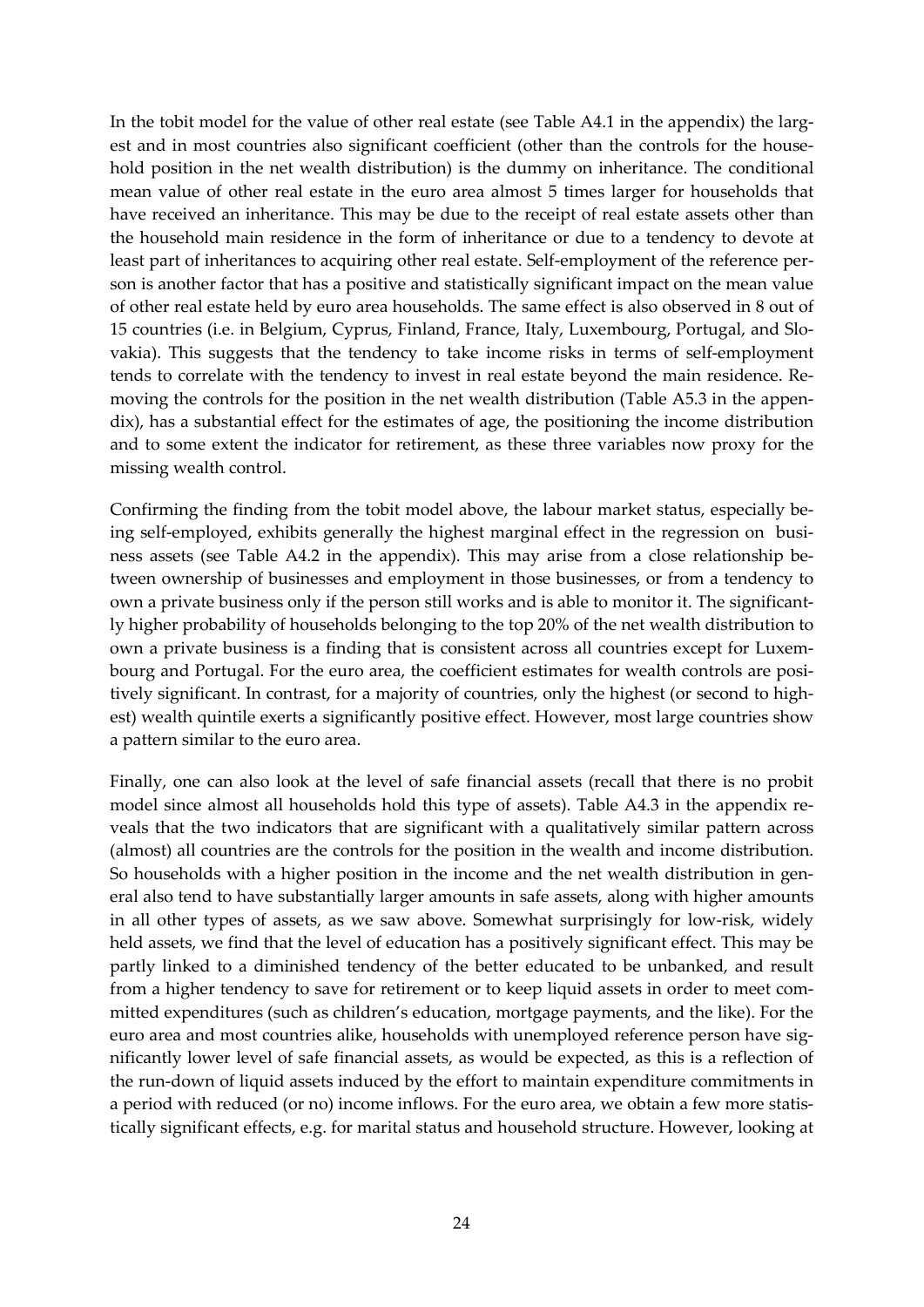In the tobit model for the value of other real estate (see Table A4.1 in the appendix) the largest and in most countries also significant coefficient (other than the controls for the household position in the net wealth distribution) is the dummy on inheritance. The conditional mean value of other real estate in the euro area almost 5 times larger for households that have received an inheritance. This may be due to the receipt of real estate assets other than the household main residence in the form of inheritance or due to a tendency to devote at least part of inheritances to acquiring other real estate. Self-employment of the reference person is another factor that has a positive and statistically significant impact on the mean value of other real estate held by euro area households. The same effect is also observed in 8 out of 15 countries (i.e. in Belgium, Cyprus, Finland, France, Italy, Luxembourg, Portugal, and Slovakia). This suggests that the tendency to take income risks in terms of self-employment tends to correlate with the tendency to invest in real estate beyond the main residence. Removing the controls for the position in the net wealth distribution (Table A5.3 in the appendix), has a substantial effect for the estimates of age, the positioning the income distribution and to some extent the indicator for retirement, as these three variables now proxy for the missing wealth control.

Confirming the finding from the tobit model above, the labour market status, especially being self-employed, exhibits generally the highest marginal effect in the regression on business assets (see Table A4.2 in the appendix). This may arise from a close relationship between ownership of businesses and employment in those businesses, or from a tendency to own a private business only if the person still works and is able to monitor it. The significantly higher probability of households belonging to the top 20% of the net wealth distribution to own a private business is a finding that is consistent across all countries except for Luxembourg and Portugal. For the euro area, the coefficient estimates for wealth controls are positively significant. In contrast, for a majority of countries, only the highest (or second to highest) wealth quintile exerts a significantly positive effect. However, most large countries show a pattern similar to the euro area.

Finally, one can also look at the level of safe financial assets (recall that there is no probit model since almost all households hold this type of assets). Table A4.3 in the appendix reveals that the two indicators that are significant with a qualitatively similar pattern across (almost) all countries are the controls for the position in the wealth and income distribution. So households with a higher position in the income and the net wealth distribution in general also tend to have substantially larger amounts in safe assets, along with higher amounts in all other types of assets, as we saw above. Somewhat surprisingly for low-risk, widely held assets, we find that the level of education has a positively significant effect. This may be partly linked to a diminished tendency of the better educated to be unbanked, and result from a higher tendency to save for retirement or to keep liquid assets in order to meet committed expenditures (such as children's education, mortgage payments, and the like). For the euro area and most countries alike, households with unemployed reference person have significantly lower level of safe financial assets, as would be expected, as this is a reflection of the run-down of liquid assets induced by the effort to maintain expenditure commitments in a period with reduced (or no) income inflows. For the euro area, we obtain a few more statistically significant effects, e.g. for marital status and household structure. However, looking at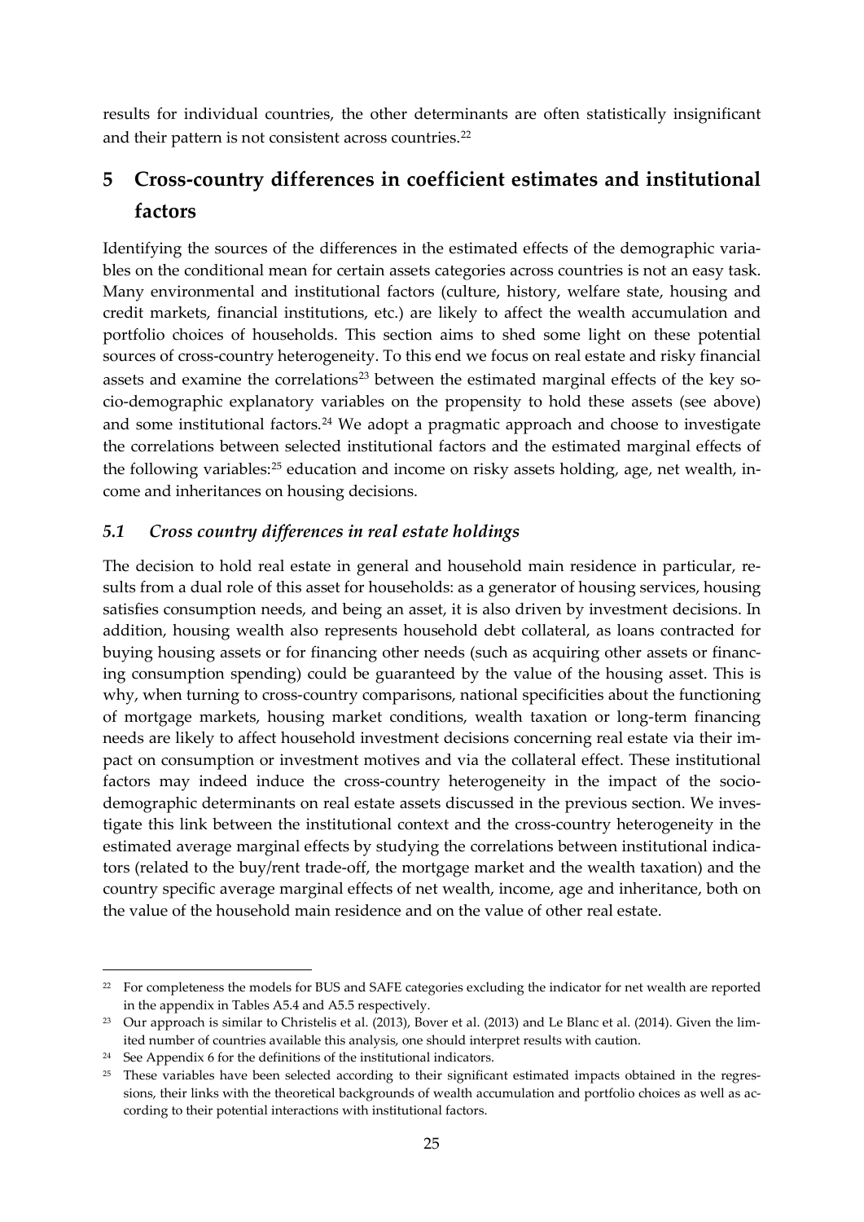results for individual countries, the other determinants are often statistically insignificant and their pattern is not consistent across countries.[22]

# 5 Cross-country differences in coefficient estimates and institutional factors

Identifying the sources of the differences in the estimated effects of the demographic variables on the conditional mean for certain assets categories across countries is not an easy task. Many environmental and institutional factors (culture, history, welfare state, housing and credit markets, financial institutions, etc.) are likely to affect the wealth accumulation and portfolio choices of households. This section aims to shed some light on these potential sources of cross-country heterogeneity. To this end we focus on real estate and risky financial assets and examine the correlations[23] between the estimated marginal effects of the key socio-demographic explanatory variables on the propensity to hold these assets (see above) and some institutional factors.[24] We adopt a pragmatic approach and choose to investigate the correlations between selected institutional factors and the estimated marginal effects of the following variables:[25] education and income on risky assets holding, age, net wealth, income and inheritances on housing decisions.

## *5.1 Cross country differences in real estate holdings*

The decision to hold real estate in general and household main residence in particular, results from a dual role of this asset for households: as a generator of housing services, housing satisfies consumption needs, and being an asset, it is also driven by investment decisions. In addition, housing wealth also represents household debt collateral, as loans contracted for buying housing assets or for financing other needs (such as acquiring other assets or financing consumption spending) could be guaranteed by the value of the housing asset. This is why, when turning to cross-country comparisons, national specificities about the functioning of mortgage markets, housing market conditions, wealth taxation or long-term financing needs are likely to affect household investment decisions concerning real estate via their impact on consumption or investment motives and via the collateral effect. These institutional factors may indeed induce the cross-country heterogeneity in the impact of the socio-demographic determinants on real estate assets discussed in the previous section. We investigate this link between the institutional context and the cross-country heterogeneity in the estimated average marginal effects by studying the correlations between institutional indicators (related to the buy/rent trade-off, the mortgage market and the wealth taxation) and the country specific average marginal effects of net wealth, income, age and inheritance, both on the value of the household main residence and on the value of other real estate.

---

[22] For completeness the models for BUS and SAFE categories excluding the indicator for net wealth are reported in the appendix in Tables A5.4 and A5.5 respectively.

[23] Our approach is similar to Christelis et al. (2013), Bover et al. (2013) and Le Blanc et al. (2014). Given the limited number of countries available this analysis, one should interpret results with caution.

[24] See Appendix 6 for the definitions of the institutional indicators.

[25] These variables have been selected according to their significant estimated impacts obtained in the regressions, their links with the theoretical backgrounds of wealth accumulation and portfolio choices as well as according to their potential interactions with institutional factors.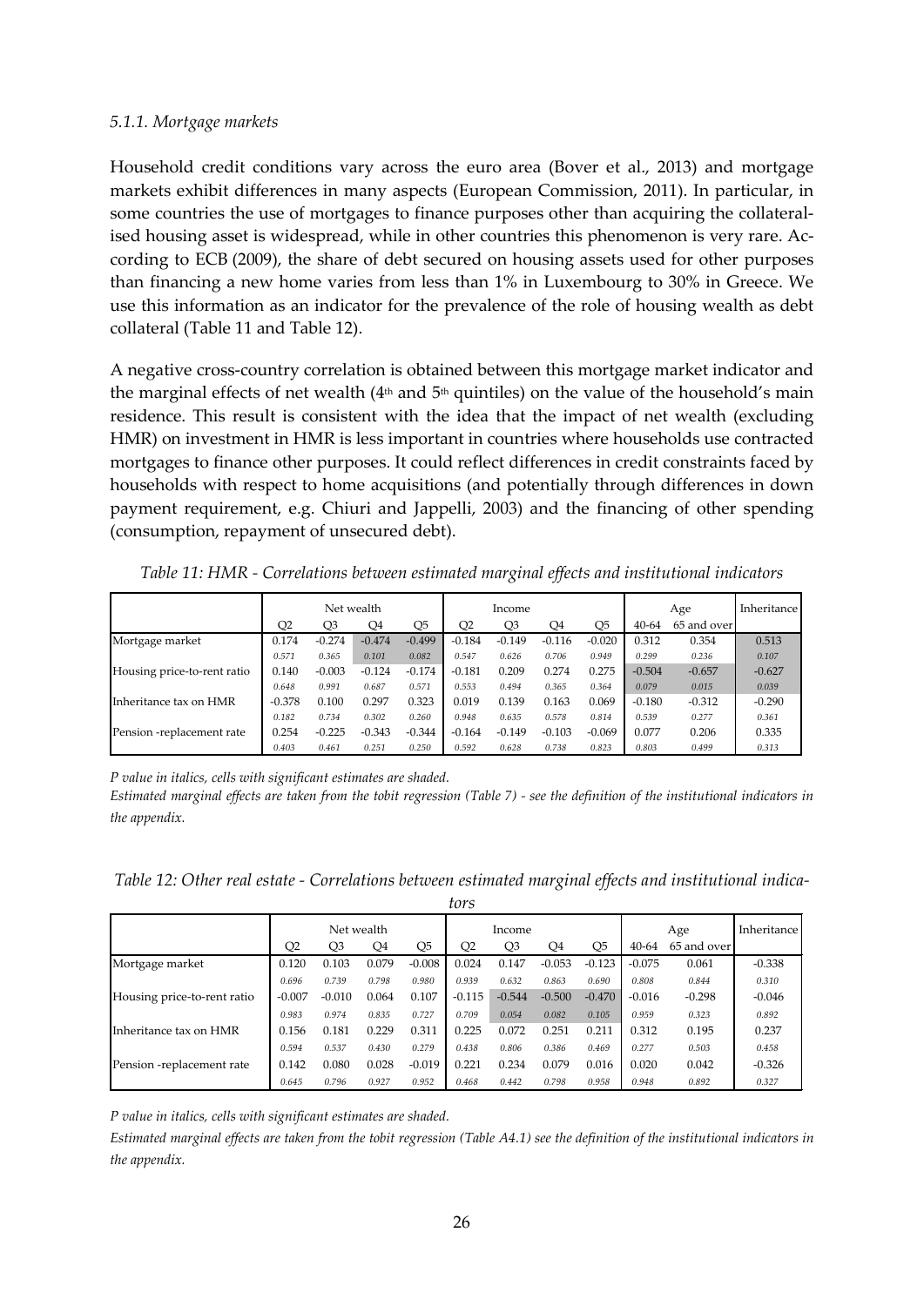#### 5.1.1. Mortgage markets

Household credit conditions vary across the euro area (Bover et al., 2013) and mortgage markets exhibit differences in many aspects (European Commission, 2011). In particular, in some countries the use of mortgages to finance purposes other than acquiring the collateralised housing asset is widespread, while in other countries this phenomenon is very rare. According to ECB (2009), the share of debt secured on housing assets used for other purposes than financing a new home varies from less than 1% in Luxembourg to 30% in Greece. We use this information as an indicator for the prevalence of the role of housing wealth as debt collateral (Table 11 and Table 12).

A negative cross-country correlation is obtained between this mortgage market indicator and the marginal effects of net wealth (4th and 5th quintiles) on the value of the household's main residence. This result is consistent with the idea that the impact of net wealth (excluding HMR) on investment in HMR is less important in countries where households use contracted mortgages to finance other purposes. It could reflect differences in credit constraints faced by households with respect to home acquisitions (and potentially through differences in down payment requirement, e.g. Chiuri and Jappelli, 2003) and the financing of other spending (consumption, repayment of unsecured debt).

*Table 11: HMR - Correlations between estimated marginal effects and institutional indicators*

| | Net wealth | | | | Income | | | | Age | | Inheritance |
|---|---|---|---|---|---|---|---|---|---|---|---|
| | Q2 | Q3 | Q4 | Q5 | Q2 | Q3 | Q4 | Q5 | 40-64 | 65 and over | |
| Mortgage market | 0.174 | -0.274 | -0.474 | -0.499 | -0.184 | -0.149 | -0.116 | -0.020 | 0.312 | 0.354 | 0.513 |
| | *0.571* | *0.365* | *0.101* | *0.082* | *0.547* | *0.626* | *0.706* | *0.949* | *0.299* | *0.236* | *0.107* |
| Housing price-to-rent ratio | 0.140 | -0.003 | -0.124 | -0.174 | -0.181 | 0.209 | 0.274 | 0.275 | -0.504 | -0.657 | -0.627 |
| | *0.648* | *0.991* | *0.687* | *0.571* | *0.553* | *0.494* | *0.365* | *0.364* | *0.079* | *0.015* | *0.039* |
| Inheritance tax on HMR | -0.378 | 0.100 | 0.297 | 0.323 | 0.019 | 0.139 | 0.163 | 0.069 | -0.180 | -0.312 | -0.290 |
| | *0.182* | *0.734* | *0.302* | *0.260* | *0.948* | *0.635* | *0.578* | *0.814* | *0.539* | *0.277* | *0.361* |
| Pension -replacement rate | 0.254 | -0.225 | -0.343 | -0.344 | -0.164 | -0.149 | -0.103 | -0.069 | 0.077 | 0.206 | 0.335 |
| | *0.403* | *0.461* | *0.251* | *0.250* | *0.592* | *0.628* | *0.738* | *0.823* | *0.803* | *0.499* | *0.313* |

*P value in italics, cells with significant estimates are shaded.*

*Estimated marginal effects are taken from the tobit regression (Table 7) - see the definition of the institutional indicators in the appendix.*

*Table 12: Other real estate - Correlations between estimated marginal effects and institutional indicators*

| | Net wealth | | | | Income | | | | Age | | Inheritance |
|---|---|---|---|---|---|---|---|---|---|---|---|
| | Q2 | Q3 | Q4 | Q5 | Q2 | Q3 | Q4 | Q5 | 40-64 | 65 and over | |
| Mortgage market | 0.120 | 0.103 | 0.079 | -0.008 | 0.024 | 0.147 | -0.053 | -0.123 | -0.075 | 0.061 | -0.338 |
| | *0.696* | *0.739* | *0.798* | *0.980* | *0.939* | *0.632* | *0.863* | *0.690* | *0.808* | *0.844* | *0.310* |
| Housing price-to-rent ratio | -0.007 | -0.010 | 0.064 | 0.107 | -0.115 | -0.544 | -0.500 | -0.470 | -0.016 | -0.298 | -0.046 |
| | *0.983* | *0.974* | *0.835* | *0.727* | *0.709* | *0.054* | *0.082* | *0.105* | *0.959* | *0.323* | *0.892* |
| Inheritance tax on HMR | 0.156 | 0.181 | 0.229 | 0.311 | 0.225 | 0.072 | 0.251 | 0.211 | 0.312 | 0.195 | 0.237 |
| | *0.594* | *0.537* | *0.430* | *0.279* | *0.438* | *0.806* | *0.386* | *0.469* | *0.277* | *0.503* | *0.458* |
| Pension -replacement rate | 0.142 | 0.080 | 0.028 | -0.019 | 0.221 | 0.234 | 0.079 | 0.016 | 0.020 | 0.042 | -0.326 |
| | *0.645* | *0.796* | *0.927* | *0.952* | *0.468* | *0.442* | *0.798* | *0.958* | *0.948* | *0.892* | *0.327* |

*P value in italics, cells with significant estimates are shaded.*

*Estimated marginal effects are taken from the tobit regression (Table A4.1) see the definition of the institutional indicators in the appendix.*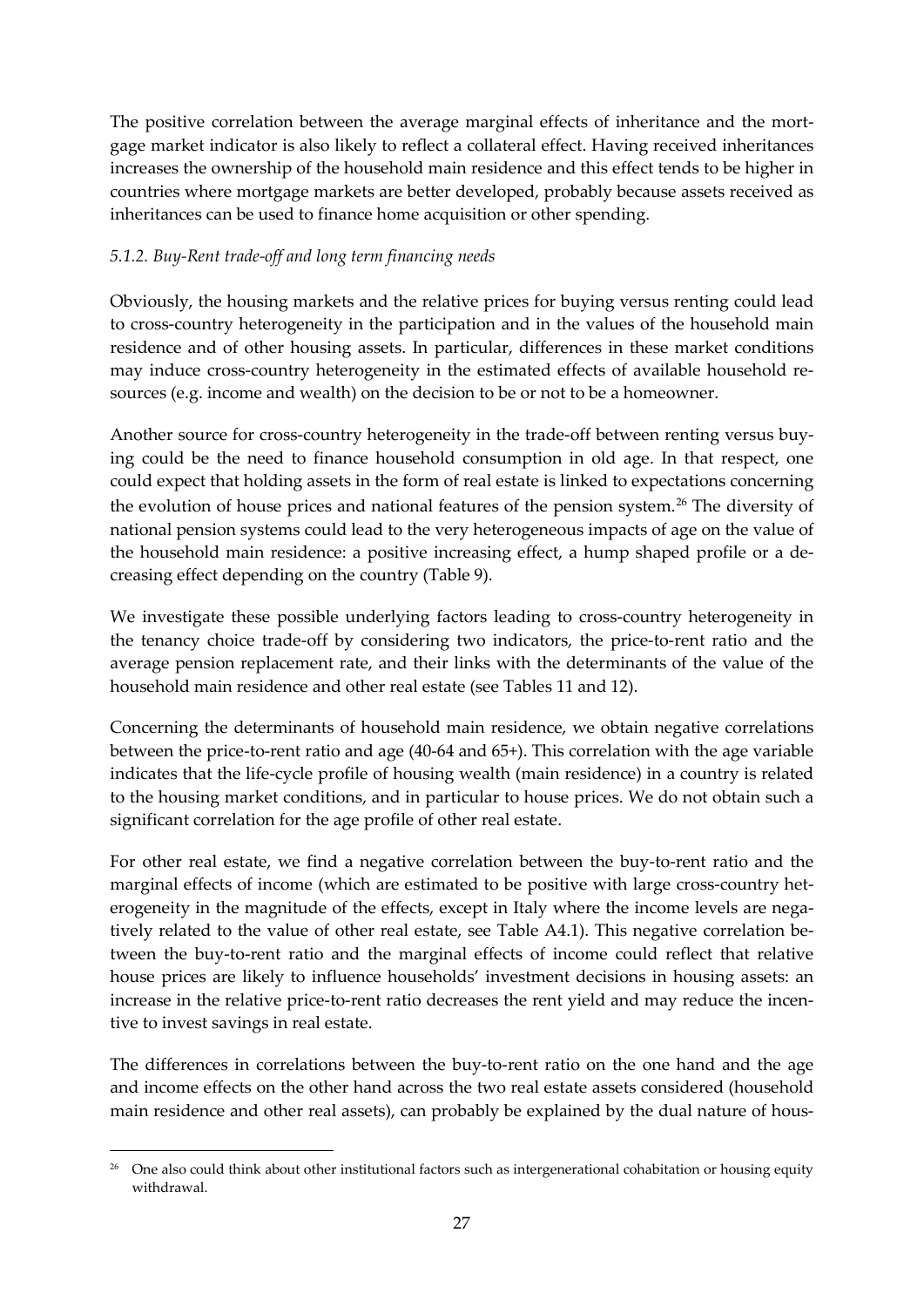The positive correlation between the average marginal effects of inheritance and the mortgage market indicator is also likely to reflect a collateral effect. Having received inheritances increases the ownership of the household main residence and this effect tends to be higher in countries where mortgage markets are better developed, probably because assets received as inheritances can be used to finance home acquisition or other spending.

### *5.1.2. Buy-Rent trade-off and long term financing needs*

Obviously, the housing markets and the relative prices for buying versus renting could lead to cross-country heterogeneity in the participation and in the values of the household main residence and of other housing assets. In particular, differences in these market conditions may induce cross-country heterogeneity in the estimated effects of available household resources (e.g. income and wealth) on the decision to be or not to be a homeowner.

Another source for cross-country heterogeneity in the trade-off between renting versus buying could be the need to finance household consumption in old age. In that respect, one could expect that holding assets in the form of real estate is linked to expectations concerning the evolution of house prices and national features of the pension system.[26] The diversity of national pension systems could lead to the very heterogeneous impacts of age on the value of the household main residence: a positive increasing effect, a hump shaped profile or a decreasing effect depending on the country (Table 9).

We investigate these possible underlying factors leading to cross-country heterogeneity in the tenancy choice trade-off by considering two indicators, the price-to-rent ratio and the average pension replacement rate, and their links with the determinants of the value of the household main residence and other real estate (see Tables 11 and 12).

Concerning the determinants of household main residence, we obtain negative correlations between the price-to-rent ratio and age (40-64 and 65+). This correlation with the age variable indicates that the life-cycle profile of housing wealth (main residence) in a country is related to the housing market conditions, and in particular to house prices. We do not obtain such a significant correlation for the age profile of other real estate.

For other real estate, we find a negative correlation between the buy-to-rent ratio and the marginal effects of income (which are estimated to be positive with large cross-country heterogeneity in the magnitude of the effects, except in Italy where the income levels are negatively related to the value of other real estate, see Table A4.1). This negative correlation between the buy-to-rent ratio and the marginal effects of income could reflect that relative house prices are likely to influence households' investment decisions in housing assets: an increase in the relative price-to-rent ratio decreases the rent yield and may reduce the incentive to invest savings in real estate.

The differences in correlations between the buy-to-rent ratio on the one hand and the age and income effects on the other hand across the two real estate assets considered (household main residence and other real assets), can probably be explained by the dual nature of hous-

[26] One also could think about other institutional factors such as intergenerational cohabitation or housing equity withdrawal.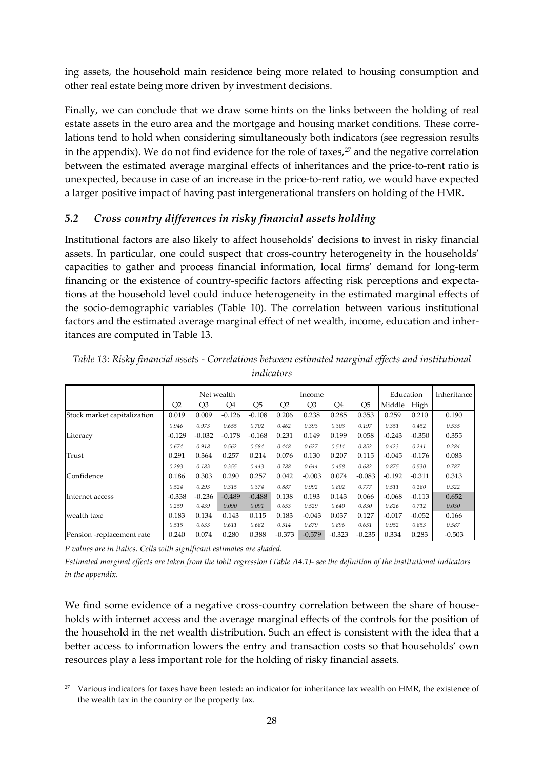ing assets, the household main residence being more related to housing consumption and other real estate being more driven by investment decisions.

Finally, we can conclude that we draw some hints on the links between the holding of real estate assets in the euro area and the mortgage and housing market conditions. These correlations tend to hold when considering simultaneously both indicators (see regression results in the appendix). We do not find evidence for the role of taxes,[27] and the negative correlation between the estimated average marginal effects of inheritances and the price-to-rent ratio is unexpected, because in case of an increase in the price-to-rent ratio, we would have expected a larger positive impact of having past intergenerational transfers on holding of the HMR.

### *5.2 Cross country differences in risky financial assets holding*

Institutional factors are also likely to affect households' decisions to invest in risky financial assets. In particular, one could suspect that cross-country heterogeneity in the households' capacities to gather and process financial information, local firms' demand for long-term financing or the existence of country-specific factors affecting risk perceptions and expectations at the household level could induce heterogeneity in the estimated marginal effects of the socio-demographic variables (Table 10). The correlation between various institutional factors and the estimated average marginal effect of net wealth, income, education and inheritances are computed in Table 13.

*Table 13: Risky financial assets - Correlations between estimated marginal effects and institutional indicators*

| | Net wealth | | | | Income | | | | Education | | Inheritance |
|---|---|---|---|---|---|---|---|---|---|---|---|
| | Q2 | Q3 | Q4 | Q5 | Q2 | Q3 | Q4 | Q5 | Middle | High | |
| Stock market capitalization | 0.019 | 0.009 | -0.126 | -0.108 | 0.206 | 0.238 | 0.285 | 0.353 | 0.259 | 0.210 | 0.190 |
| | *0.946* | *0.973* | *0.655* | *0.702* | *0.462* | *0.393* | *0.303* | *0.197* | *0.351* | *0.452* | *0.535* |
| Literacy | -0.129 | -0.032 | -0.178 | -0.168 | 0.231 | 0.149 | 0.199 | 0.058 | -0.243 | -0.350 | 0.355 |
| | *0.674* | *0.918* | *0.562* | *0.584* | *0.448* | *0.627* | *0.514* | *0.852* | *0.423* | *0.241* | *0.284* |
| Trust | 0.291 | 0.364 | 0.257 | 0.214 | 0.076 | 0.130 | 0.207 | 0.115 | -0.045 | -0.176 | 0.083 |
| | *0.293* | *0.183* | *0.355* | *0.443* | *0.788* | *0.644* | *0.458* | *0.682* | *0.875* | *0.530* | *0.787* |
| Confidence | 0.186 | 0.303 | 0.290 | 0.257 | 0.042 | -0.003 | 0.074 | -0.083 | -0.192 | -0.311 | 0.313 |
| | *0.524* | *0.293* | *0.315* | *0.374* | *0.887* | *0.992* | *0.802* | *0.777* | *0.511* | *0.280* | *0.322* |
| Internet access | -0.338 | -0.236 | -0.489 | -0.488 | 0.138 | 0.193 | 0.143 | 0.066 | -0.068 | -0.113 | 0.652 |
| | *0.259* | *0.439* | *0.090* | *0.091* | *0.653* | *0.529* | *0.640* | *0.830* | *0.826* | *0.712* | *0.030* |
| wealth taxe | 0.183 | 0.134 | 0.143 | 0.115 | 0.183 | -0.043 | 0.037 | 0.127 | -0.017 | -0.052 | 0.166 |
| | *0.515* | *0.633* | *0.611* | *0.682* | *0.514* | *0.879* | *0.896* | *0.651* | *0.952* | *0.853* | *0.587* |
| Pension -replacement rate | 0.240 | 0.074 | 0.280 | 0.388 | -0.373 | -0.579 | -0.323 | -0.235 | 0.334 | 0.283 | -0.503 |

*P values are in italics. Cells with significant estimates are shaded.*

*Estimated marginal effects are taken from the tobit regression (Table A4.1)- see the definition of the institutional indicators in the appendix.*

We find some evidence of a negative cross-country correlation between the share of households with internet access and the average marginal effects of the controls for the position of the household in the net wealth distribution. Such an effect is consistent with the idea that a better access to information lowers the entry and transaction costs so that households' own resources play a less important role for the holding of risky financial assets.

[27] Various indicators for taxes have been tested: an indicator for inheritance tax wealth on HMR, the existence of the wealth tax in the country or the property tax.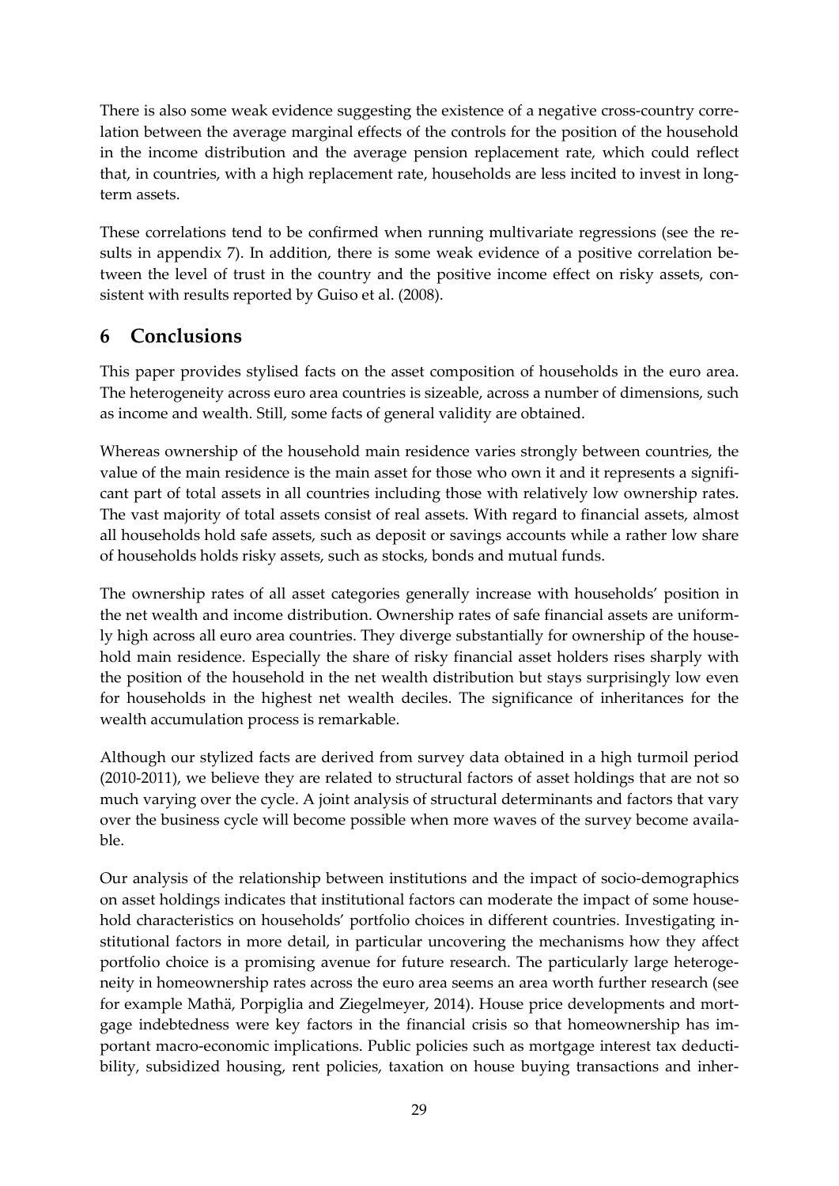There is also some weak evidence suggesting the existence of a negative cross-country correlation between the average marginal effects of the controls for the position of the household in the income distribution and the average pension replacement rate, which could reflect that, in countries, with a high replacement rate, households are less incited to invest in long-term assets.

These correlations tend to be confirmed when running multivariate regressions (see the results in appendix 7). In addition, there is some weak evidence of a positive correlation between the level of trust in the country and the positive income effect on risky assets, consistent with results reported by Guiso et al. (2008).

# 6 Conclusions

This paper provides stylised facts on the asset composition of households in the euro area. The heterogeneity across euro area countries is sizeable, across a number of dimensions, such as income and wealth. Still, some facts of general validity are obtained.

Whereas ownership of the household main residence varies strongly between countries, the value of the main residence is the main asset for those who own it and it represents a significant part of total assets in all countries including those with relatively low ownership rates. The vast majority of total assets consist of real assets. With regard to financial assets, almost all households hold safe assets, such as deposit or savings accounts while a rather low share of households holds risky assets, such as stocks, bonds and mutual funds.

The ownership rates of all asset categories generally increase with households' position in the net wealth and income distribution. Ownership rates of safe financial assets are uniformly high across all euro area countries. They diverge substantially for ownership of the household main residence. Especially the share of risky financial asset holders rises sharply with the position of the household in the net wealth distribution but stays surprisingly low even for households in the highest net wealth deciles. The significance of inheritances for the wealth accumulation process is remarkable.

Although our stylized facts are derived from survey data obtained in a high turmoil period (2010-2011), we believe they are related to structural factors of asset holdings that are not so much varying over the cycle. A joint analysis of structural determinants and factors that vary over the business cycle will become possible when more waves of the survey become available.

Our analysis of the relationship between institutions and the impact of socio-demographics on asset holdings indicates that institutional factors can moderate the impact of some household characteristics on households' portfolio choices in different countries. Investigating institutional factors in more detail, in particular uncovering the mechanisms how they affect portfolio choice is a promising avenue for future research. The particularly large heterogeneity in homeownership rates across the euro area seems an area worth further research (see for example Mathä, Porpiglia and Ziegelmeyer, 2014). House price developments and mortgage indebtedness were key factors in the financial crisis so that homeownership has important macro-economic implications. Public policies such as mortgage interest tax deductibility, subsidized housing, rent policies, taxation on house buying transactions and inher-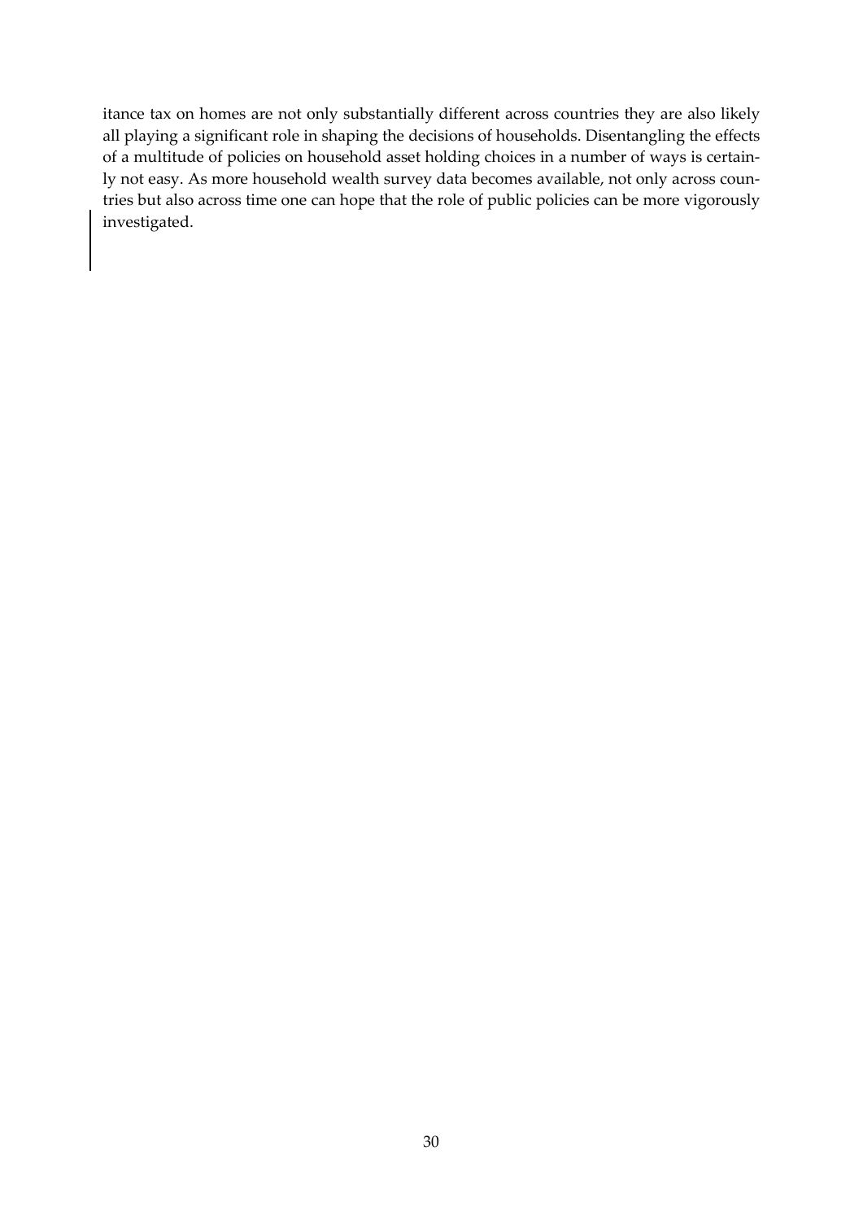itance tax on homes are not only substantially different across countries they are also likely all playing a significant role in shaping the decisions of households. Disentangling the effects of a multitude of policies on household asset holding choices in a number of ways is certainly not easy. As more household wealth survey data becomes available, not only across countries but also across time one can hope that the role of public policies can be more vigorously investigated.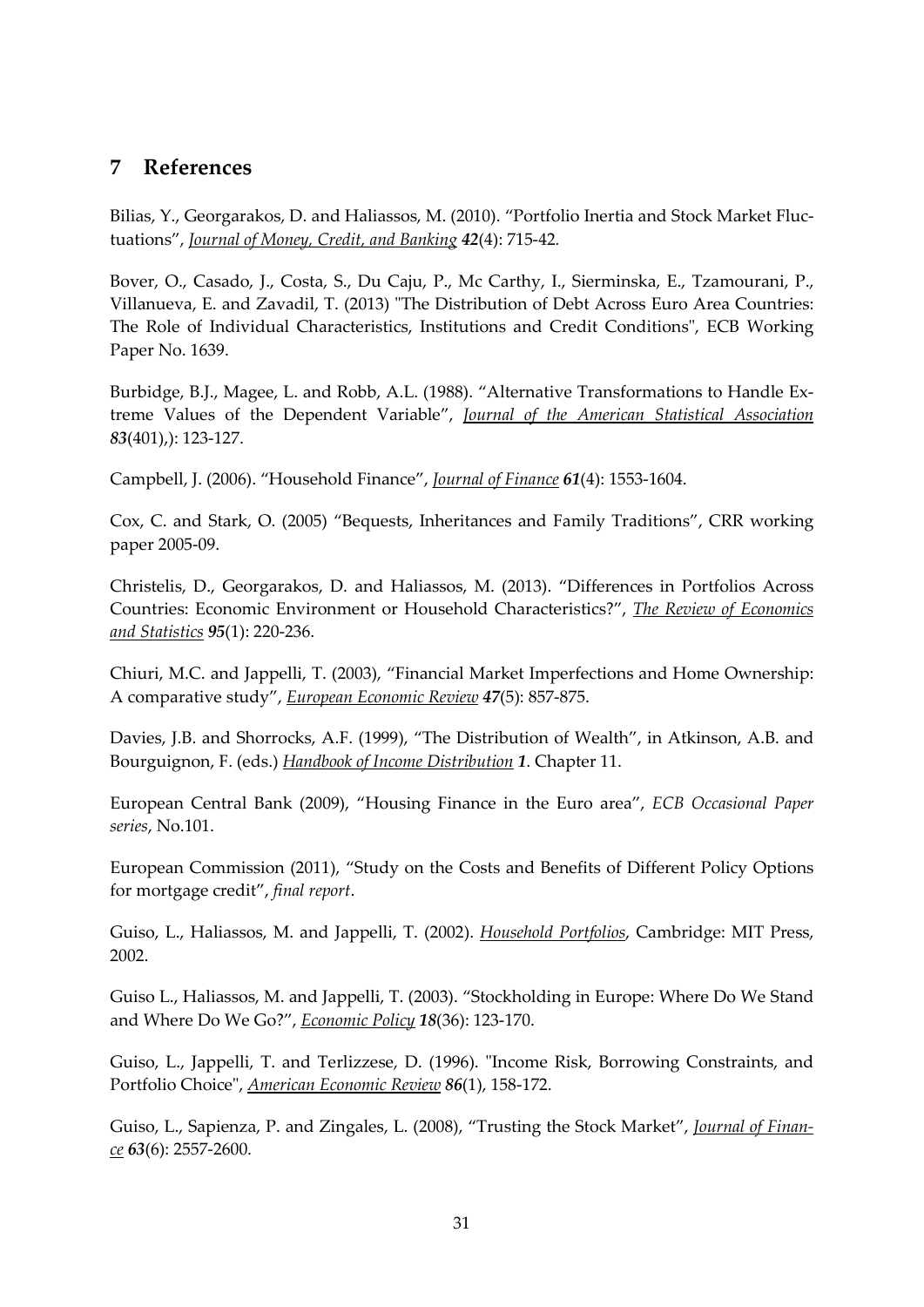## 7 References

Bilias, Y., Georgarakos, D. and Haliassos, M. (2010). "Portfolio Inertia and Stock Market Fluctuations", *Journal of Money, Credit, and Banking* ***42***(4): 715-42.

Bover, O., Casado, J., Costa, S., Du Caju, P., Mc Carthy, I., Sierminska, E., Tzamourani, P., Villanueva, E. and Zavadil, T. (2013) "The Distribution of Debt Across Euro Area Countries: The Role of Individual Characteristics, Institutions and Credit Conditions", ECB Working Paper No. 1639.

Burbidge, B.J., Magee, L. and Robb, A.L. (1988). "Alternative Transformations to Handle Extreme Values of the Dependent Variable", *Journal of the American Statistical Association* ***83***(401),): 123-127.

Campbell, J. (2006). "Household Finance", *Journal of Finance* ***61***(4): 1553-1604.

Cox, C. and Stark, O. (2005) "Bequests, Inheritances and Family Traditions", CRR working paper 2005-09.

Christelis, D., Georgarakos, D. and Haliassos, M. (2013). "Differences in Portfolios Across Countries: Economic Environment or Household Characteristics?", *The Review of Economics and Statistics* ***95***(1): 220-236.

Chiuri, M.C. and Jappelli, T. (2003), "Financial Market Imperfections and Home Ownership: A comparative study", *European Economic Review* ***47***(5): 857-875.

Davies, J.B. and Shorrocks, A.F. (1999), "The Distribution of Wealth", in Atkinson, A.B. and Bourguignon, F. (eds.) *Handbook of Income Distribution* ***1***. Chapter 11.

European Central Bank (2009), "Housing Finance in the Euro area", *ECB Occasional Paper series*, No.101.

European Commission (2011), "Study on the Costs and Benefits of Different Policy Options for mortgage credit", *final report*.

Guiso, L., Haliassos, M. and Jappelli, T. (2002). *Household Portfolios*, Cambridge: MIT Press, 2002.

Guiso L., Haliassos, M. and Jappelli, T. (2003). "Stockholding in Europe: Where Do We Stand and Where Do We Go?", *Economic Policy* ***18***(36): 123-170.

Guiso, L., Jappelli, T. and Terlizzese, D. (1996). "Income Risk, Borrowing Constraints, and Portfolio Choice", *American Economic Review* ***86***(1), 158-172.

Guiso, L., Sapienza, P. and Zingales, L. (2008), "Trusting the Stock Market", *Journal of Finance* ***63***(6): 2557-2600.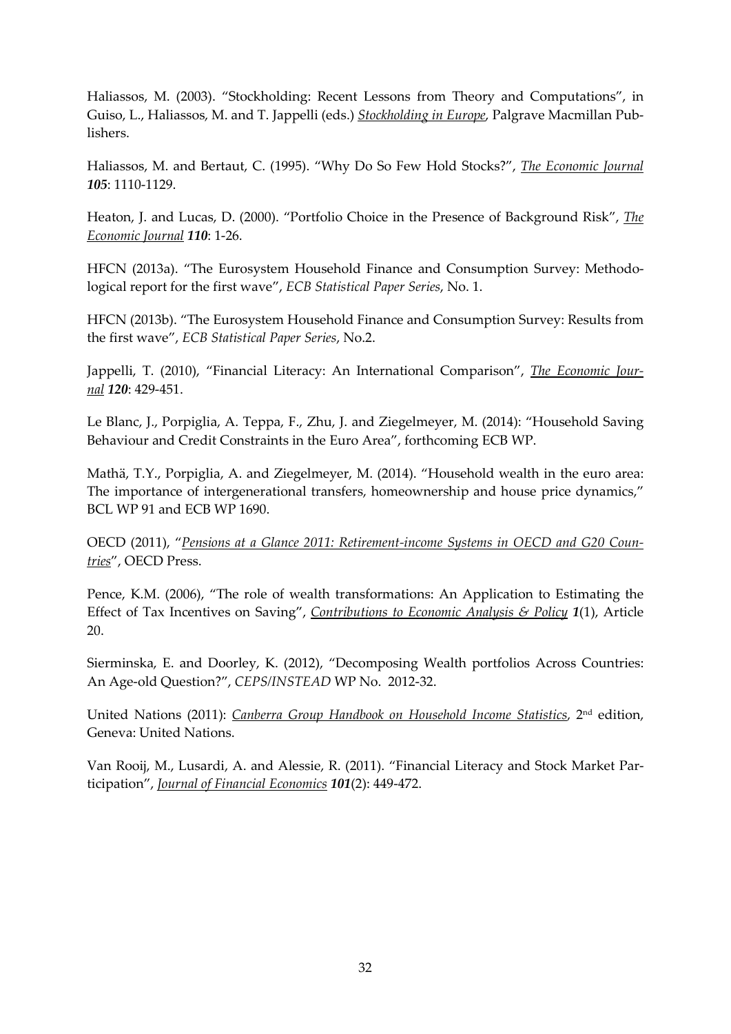Haliassos, M. (2003). "Stockholding: Recent Lessons from Theory and Computations", in Guiso, L., Haliassos, M. and T. Jappelli (eds.) _Stockholding in Europe_, Palgrave Macmillan Publishers.

Haliassos, M. and Bertaut, C. (1995). "Why Do So Few Hold Stocks?", _The Economic Journal_ ***105***: 1110-1129.

Heaton, J. and Lucas, D. (2000). "Portfolio Choice in the Presence of Background Risk", _The Economic Journal_ ***110***: 1-26.

HFCN (2013a). "The Eurosystem Household Finance and Consumption Survey: Methodological report for the first wave", *ECB Statistical Paper Series*, No. 1.

HFCN (2013b). "The Eurosystem Household Finance and Consumption Survey: Results from the first wave", *ECB Statistical Paper Series*, No.2.

Jappelli, T. (2010), "Financial Literacy: An International Comparison", _The Economic Journal_ ***120***: 429-451.

Le Blanc, J., Porpiglia, A. Teppa, F., Zhu, J. and Ziegelmeyer, M. (2014): "Household Saving Behaviour and Credit Constraints in the Euro Area", forthcoming ECB WP.

Mathä, T.Y., Porpiglia, A. and Ziegelmeyer, M. (2014). "Household wealth in the euro area: The importance of intergenerational transfers, homeownership and house price dynamics," BCL WP 91 and ECB WP 1690.

OECD (2011), "_Pensions at a Glance 2011: Retirement-income Systems in OECD and G20 Countries_", OECD Press.

Pence, K.M. (2006), "The role of wealth transformations: An Application to Estimating the Effect of Tax Incentives on Saving", _Contributions to Economic Analysis & Policy_ ***1***(1), Article 20.

Sierminska, E. and Doorley, K. (2012), "Decomposing Wealth portfolios Across Countries: An Age-old Question?", *CEPS/INSTEAD* WP No. 2012-32.

United Nations (2011): _Canberra Group Handbook on Household Income Statistics_, 2nd edition, Geneva: United Nations.

Van Rooij, M., Lusardi, A. and Alessie, R. (2011). "Financial Literacy and Stock Market Participation", _Journal of Financial Economics_ ***101***(2): 449-472.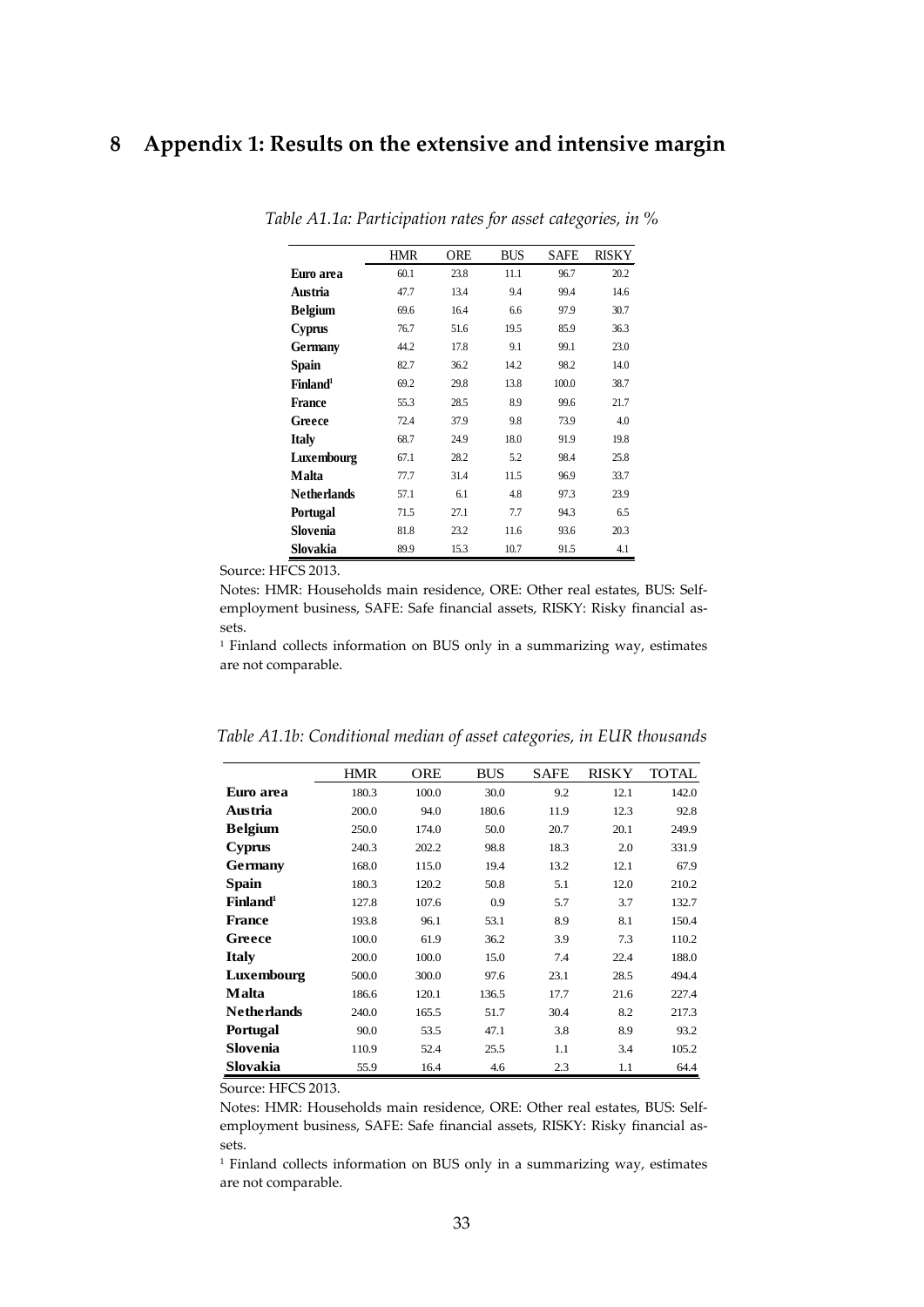# 8 Appendix 1: Results on the extensive and intensive margin

*Table A1.1a: Participation rates for asset categories, in %*

| | HMR | ORE | BUS | SAFE | RISKY |
|---|---|---|---|---|---|
| **Euro area** | 60.1 | 23.8 | 11.1 | 96.7 | 20.2 |
| **Austria** | 47.7 | 13.4 | 9.4 | 99.4 | 14.6 |
| **Belgium** | 69.6 | 16.4 | 6.6 | 97.9 | 30.7 |
| **Cyprus** | 76.7 | 51.6 | 19.5 | 85.9 | 36.3 |
| **Germany** | 44.2 | 17.8 | 9.1 | 99.1 | 23.0 |
| **Spain** | 82.7 | 36.2 | 14.2 | 98.2 | 14.0 |
| **Finland**[1] | 69.2 | 29.8 | 13.8 | 100.0 | 38.7 |
| **France** | 55.3 | 28.5 | 8.9 | 99.6 | 21.7 |
| **Greece** | 72.4 | 37.9 | 9.8 | 73.9 | 4.0 |
| **Italy** | 68.7 | 24.9 | 18.0 | 91.9 | 19.8 |
| **Luxembourg** | 67.1 | 28.2 | 5.2 | 98.4 | 25.8 |
| **Malta** | 77.7 | 31.4 | 11.5 | 96.9 | 33.7 |
| **Netherlands** | 57.1 | 6.1 | 4.8 | 97.3 | 23.9 |
| **Portugal** | 71.5 | 27.1 | 7.7 | 94.3 | 6.5 |
| **Slovenia** | 81.8 | 23.2 | 11.6 | 93.6 | 20.3 |
| **Slovakia** | 89.9 | 15.3 | 10.7 | 91.5 | 4.1 |

Source: HFCS 2013.

Notes: HMR: Households main residence, ORE: Other real estates, BUS: Self-employment business, SAFE: Safe financial assets, RISKY: Risky financial assets.

[1] Finland collects information on BUS only in a summarizing way, estimates are not comparable.

*Table A1.1b: Conditional median of asset categories, in EUR thousands*

| | HMR | ORE | BUS | SAFE | RISKY | TOTAL |
|---|---|---|---|---|---|---|
| **Euro area** | 180.3 | 100.0 | 30.0 | 9.2 | 12.1 | 142.0 |
| **Austria** | 200.0 | 94.0 | 180.6 | 11.9 | 12.3 | 92.8 |
| **Belgium** | 250.0 | 174.0 | 50.0 | 20.7 | 20.1 | 249.9 |
| **Cyprus** | 240.3 | 202.2 | 98.8 | 18.3 | 2.0 | 331.9 |
| **Germany** | 168.0 | 115.0 | 19.4 | 13.2 | 12.1 | 67.9 |
| **Spain** | 180.3 | 120.2 | 50.8 | 5.1 | 12.0 | 210.2 |
| **Finland**[1] | 127.8 | 107.6 | 0.9 | 5.7 | 3.7 | 132.7 |
| **France** | 193.8 | 96.1 | 53.1 | 8.9 | 8.1 | 150.4 |
| **Greece** | 100.0 | 61.9 | 36.2 | 3.9 | 7.3 | 110.2 |
| **Italy** | 200.0 | 100.0 | 15.0 | 7.4 | 22.4 | 188.0 |
| **Luxembourg** | 500.0 | 300.0 | 97.6 | 23.1 | 28.5 | 494.4 |
| **Malta** | 186.6 | 120.1 | 136.5 | 17.7 | 21.6 | 227.4 |
| **Netherlands** | 240.0 | 165.5 | 51.7 | 30.4 | 8.2 | 217.3 |
| **Portugal** | 90.0 | 53.5 | 47.1 | 3.8 | 8.9 | 93.2 |
| **Slovenia** | 110.9 | 52.4 | 25.5 | 1.1 | 3.4 | 105.2 |
| **Slovakia** | 55.9 | 16.4 | 4.6 | 2.3 | 1.1 | 64.4 |

Source: HFCS 2013.

Notes: HMR: Households main residence, ORE: Other real estates, BUS: Self-employment business, SAFE: Safe financial assets, RISKY: Risky financial assets.

[1] Finland collects information on BUS only in a summarizing way, estimates are not comparable.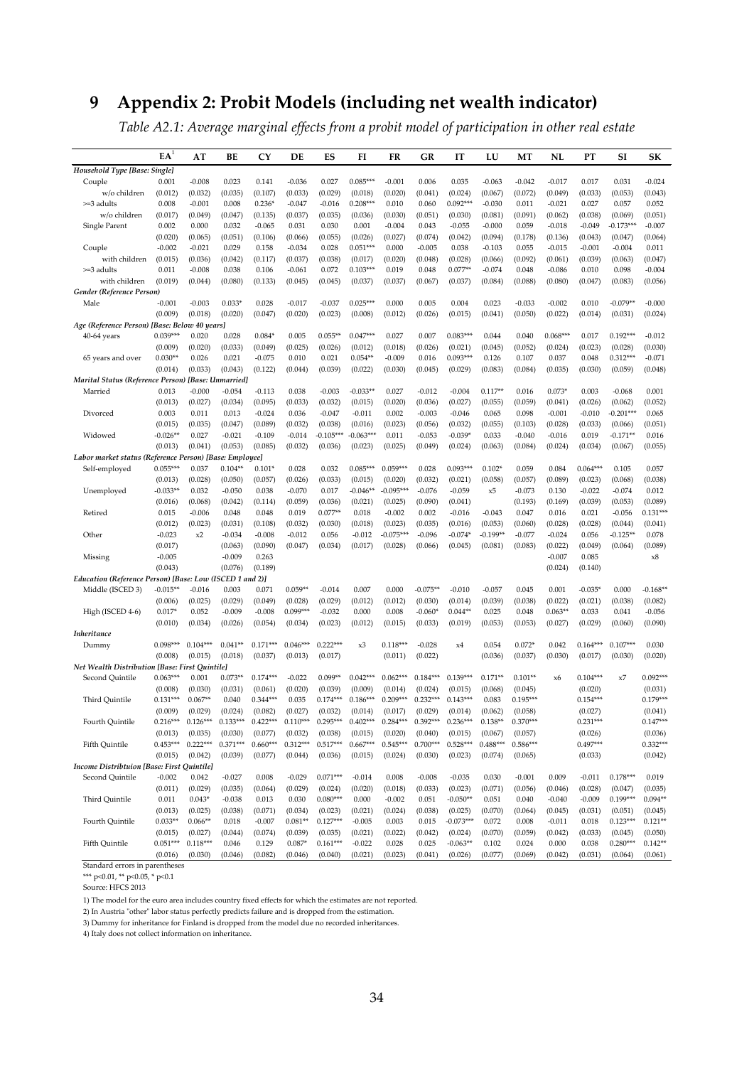# 9 Appendix 2: Probit Models (including net wealth indicator)

*Table A2.1: Average marginal effects from a probit model of participation in other real estate*

| | EA[1] | AT | BE | CY | DE | ES | FI | FR | GR | IT | LU | MT | NL | PT | SI | SK |
|---|---|---|---|---|---|---|---|---|---|---|---|---|---|---|---|---|
| ***Household Type [Base: Single]*** | | | | | | | | | | | | | | | | |
| Couple | 0.001 | -0.008 | 0.023 | 0.141 | -0.036 | 0.027 | 0.085*** | -0.001 | 0.006 | 0.035 | -0.063 | -0.042 | -0.017 | 0.017 | 0.031 | -0.024 |
| w/o children | (0.012) | (0.032) | (0.035) | (0.107) | (0.033) | (0.029) | (0.018) | (0.020) | (0.041) | (0.024) | (0.067) | (0.072) | (0.049) | (0.033) | (0.053) | (0.043) |
| >=3 adults | 0.008 | -0.001 | 0.008 | 0.236* | -0.047 | -0.016 | 0.208*** | 0.010 | 0.060 | 0.092*** | -0.030 | 0.011 | -0.021 | 0.027 | 0.057 | 0.052 |
| w/o children | (0.017) | (0.049) | (0.047) | (0.135) | (0.037) | (0.035) | (0.036) | (0.030) | (0.051) | (0.030) | (0.081) | (0.091) | (0.062) | (0.038) | (0.069) | (0.051) |
| Single Parent | 0.002 | 0.000 | 0.032 | -0.065 | 0.031 | 0.030 | 0.001 | -0.004 | 0.043 | -0.055 | -0.000 | 0.059 | -0.018 | -0.049 | -0.173*** | -0.007 |
| | (0.020) | (0.065) | (0.051) | (0.106) | (0.066) | (0.055) | (0.026) | (0.027) | (0.074) | (0.042) | (0.094) | (0.178) | (0.136) | (0.043) | (0.047) | (0.064) |
| Couple | -0.002 | -0.021 | 0.029 | 0.158 | -0.034 | 0.028 | 0.051*** | 0.000 | -0.005 | 0.038 | -0.103 | 0.055 | -0.015 | -0.001 | -0.004 | 0.011 |
| with children | (0.015) | (0.036) | (0.042) | (0.117) | (0.037) | (0.038) | (0.017) | (0.020) | (0.048) | (0.028) | (0.066) | (0.092) | (0.061) | (0.039) | (0.063) | (0.047) |
| >=3 adults | 0.011 | -0.008 | 0.038 | 0.106 | -0.061 | 0.072 | 0.103*** | 0.019 | 0.048 | 0.077** | -0.074 | 0.048 | -0.086 | 0.010 | 0.098 | -0.004 |
| with children | (0.019) | (0.044) | (0.080) | (0.133) | (0.045) | (0.045) | (0.037) | (0.037) | (0.067) | (0.037) | (0.084) | (0.088) | (0.080) | (0.047) | (0.083) | (0.056) |
| ***Gender (Reference Person)*** | | | | | | | | | | | | | | | | |
| Male | -0.001 | -0.003 | 0.033* | 0.028 | -0.017 | -0.037 | 0.025*** | 0.000 | 0.005 | 0.004 | 0.023 | -0.033 | -0.002 | 0.010 | -0.079** | -0.000 |
| | (0.009) | (0.018) | (0.020) | (0.047) | (0.020) | (0.023) | (0.008) | (0.012) | (0.026) | (0.015) | (0.041) | (0.050) | (0.022) | (0.014) | (0.031) | (0.024) |
| ***Age (Reference Person) [Base: Below 40 years]*** | | | | | | | | | | | | | | | | |
| 40-64 years | 0.039*** | 0.020 | 0.028 | 0.084* | 0.005 | 0.055** | 0.047*** | 0.027 | 0.007 | 0.083*** | 0.044 | 0.040 | 0.068*** | 0.017 | 0.192*** | -0.012 |
| | (0.009) | (0.020) | (0.033) | (0.049) | (0.025) | (0.026) | (0.012) | (0.018) | (0.026) | (0.021) | (0.045) | (0.052) | (0.024) | (0.023) | (0.028) | (0.030) |
| 65 years and over | 0.030** | 0.026 | 0.021 | -0.075 | 0.010 | 0.021 | 0.054** | -0.009 | 0.016 | 0.093*** | 0.126 | 0.107 | 0.037 | 0.048 | 0.312*** | -0.071 |
| | (0.014) | (0.033) | (0.043) | (0.122) | (0.044) | (0.039) | (0.022) | (0.030) | (0.045) | (0.029) | (0.083) | (0.084) | (0.035) | (0.030) | (0.059) | (0.048) |
| ***Marital Status (Reference Person) [Base: Unmarried]*** | | | | | | | | | | | | | | | | |
| Married | 0.013 | -0.000 | -0.054 | -0.113 | 0.038 | -0.003 | -0.033** | 0.027 | -0.012 | -0.004 | 0.117** | 0.016 | 0.073* | 0.003 | -0.068 | 0.001 |
| | (0.013) | (0.027) | (0.034) | (0.095) | (0.033) | (0.032) | (0.015) | (0.020) | (0.036) | (0.027) | (0.055) | (0.059) | (0.041) | (0.026) | (0.062) | (0.052) |
| Divorced | 0.003 | 0.011 | 0.013 | -0.024 | 0.036 | -0.047 | -0.011 | 0.002 | -0.003 | -0.046 | 0.065 | 0.098 | -0.001 | -0.010 | -0.201*** | 0.065 |
| | (0.015) | (0.035) | (0.047) | (0.089) | (0.032) | (0.038) | (0.016) | (0.023) | (0.056) | (0.032) | (0.055) | (0.103) | (0.028) | (0.033) | (0.066) | (0.051) |
| Widowed | -0.026** | 0.027 | -0.021 | -0.109 | -0.014 | -0.105*** | -0.063*** | 0.011 | -0.053 | -0.039* | 0.033 | -0.040 | -0.016 | 0.019 | -0.171** | 0.016 |
| | (0.013) | (0.041) | (0.053) | (0.085) | (0.032) | (0.036) | (0.023) | (0.025) | (0.049) | (0.024) | (0.063) | (0.084) | (0.024) | (0.034) | (0.067) | (0.055) |
| ***Labor market status (Reference Person) [Base: Employee]*** | | | | | | | | | | | | | | | | |
| Self-employed | 0.055*** | 0.037 | 0.104** | 0.101* | 0.028 | 0.032 | 0.085*** | 0.059*** | 0.028 | 0.093*** | 0.102* | 0.059 | 0.084 | 0.064*** | 0.105 | 0.057 |
| | (0.013) | (0.028) | (0.050) | (0.057) | (0.026) | (0.033) | (0.015) | (0.020) | (0.032) | (0.021) | (0.058) | (0.057) | (0.089) | (0.023) | (0.068) | (0.038) |
| Unemployed | -0.033** | 0.032 | -0.050 | 0.038 | -0.070 | 0.017 | -0.046** | -0.095*** | -0.076 | -0.059 | x5 | -0.073 | 0.130 | -0.022 | -0.074 | 0.012 |
| | (0.016) | (0.068) | (0.042) | (0.114) | (0.059) | (0.036) | (0.021) | (0.025) | (0.090) | (0.041) | | (0.193) | (0.169) | (0.039) | (0.053) | (0.089) |
| Retired | 0.015 | -0.006 | 0.048 | 0.048 | 0.019 | 0.077** | 0.018 | -0.002 | 0.002 | -0.016 | -0.043 | 0.047 | 0.016 | 0.021 | -0.056 | 0.131*** |
| | (0.012) | (0.023) | (0.031) | (0.108) | (0.032) | (0.030) | (0.018) | (0.023) | (0.035) | (0.016) | (0.053) | (0.060) | (0.028) | (0.028) | (0.044) | (0.041) |
| Other | -0.023 | x2 | -0.034 | -0.008 | -0.012 | 0.056 | -0.012 | -0.075*** | -0.096 | -0.074* | -0.199** | -0.077 | -0.024 | 0.056 | -0.125** | 0.078 |
| | (0.017) | | (0.063) | (0.090) | (0.047) | (0.034) | (0.017) | (0.028) | (0.066) | (0.045) | (0.081) | (0.083) | (0.022) | (0.049) | (0.064) | (0.089) |
| Missing | -0.005 | | -0.009 | 0.263 | | | | | | | | | -0.007 | 0.085 | | x8 |
| | (0.043) | | (0.076) | (0.189) | | | | | | | | | (0.024) | (0.140) | | |
| ***Education (Reference Person) [Base: Low (ISCED 1 and 2)]*** | | | | | | | | | | | | | | | | |
| Middle (ISCED 3) | -0.015** | -0.016 | 0.003 | 0.071 | 0.059** | -0.014 | 0.007 | 0.000 | -0.075** | -0.010 | -0.057 | 0.045 | 0.001 | -0.035* | 0.000 | -0.168** |
| | (0.006) | (0.025) | (0.029) | (0.049) | (0.028) | (0.029) | (0.012) | (0.012) | (0.030) | (0.014) | (0.039) | (0.038) | (0.022) | (0.021) | (0.038) | (0.082) |
| High (ISCED 4-6) | 0.017* | 0.052 | -0.009 | -0.008 | 0.099*** | -0.032 | 0.000 | 0.008 | -0.060* | 0.044** | 0.025 | 0.048 | 0.063** | 0.033 | 0.041 | -0.056 |
| | (0.010) | (0.034) | (0.026) | (0.054) | (0.034) | (0.023) | (0.012) | (0.015) | (0.033) | (0.019) | (0.053) | (0.053) | (0.027) | (0.029) | (0.060) | (0.090) |
| ***Inheritance*** | | | | | | | | | | | | | | | | |
| Dummy | 0.098*** | 0.104*** | 0.041** | 0.171*** | 0.046*** | 0.222*** | x3 | 0.118*** | -0.028 | x4 | 0.054 | 0.072* | 0.042 | 0.164*** | 0.107*** | 0.030 |
| | (0.008) | (0.015) | (0.018) | (0.037) | (0.013) | (0.017) | | (0.011) | (0.022) | | (0.036) | (0.037) | (0.030) | (0.017) | (0.030) | (0.020) |
| ***Net Wealth Distribution [Base: First Quintile]*** | | | | | | | | | | | | | | | | |
| Second Quintile | 0.063*** | 0.001 | 0.073** | 0.174*** | -0.022 | 0.099** | 0.042*** | 0.062*** | 0.184*** | 0.139*** | 0.171** | 0.101** | x6 | 0.104*** | x7 | 0.092*** |
| | (0.008) | (0.030) | (0.031) | (0.061) | (0.020) | (0.039) | (0.009) | (0.014) | (0.024) | (0.015) | (0.068) | (0.045) | | (0.020) | | (0.031) |
| Third Quintile | 0.131*** | 0.067** | 0.040 | 0.344*** | 0.035 | 0.174*** | 0.186*** | 0.209*** | 0.232*** | 0.143*** | 0.083 | 0.195*** | | 0.154*** | | 0.179*** |
| | (0.009) | (0.029) | (0.024) | (0.082) | (0.027) | (0.032) | (0.014) | (0.017) | (0.029) | (0.014) | (0.062) | (0.058) | | (0.027) | | (0.041) |
| Fourth Quintile | 0.216*** | 0.126*** | 0.133*** | 0.422*** | 0.110*** | 0.295*** | 0.402*** | 0.284*** | 0.392*** | 0.236*** | 0.138** | 0.370*** | | 0.231*** | | 0.147*** |
| | (0.013) | (0.035) | (0.030) | (0.077) | (0.032) | (0.038) | (0.015) | (0.020) | (0.040) | (0.015) | (0.067) | (0.057) | | (0.026) | | (0.036) |
| Fifth Quintile | 0.453*** | 0.222*** | 0.371*** | 0.660*** | 0.312*** | 0.517*** | 0.667*** | 0.545*** | 0.700*** | 0.528*** | 0.488*** | 0.586*** | | 0.497*** | | 0.332*** |
| | (0.015) | (0.042) | (0.039) | (0.077) | (0.044) | (0.036) | (0.015) | (0.024) | (0.030) | (0.023) | (0.074) | (0.065) | | (0.033) | | (0.042) |
| ***Income Distribtuion [Base: First Quintile]*** | | | | | | | | | | | | | | | | |
| Second Quintile | -0.002 | 0.042 | -0.027 | 0.008 | -0.029 | 0.071*** | -0.014 | 0.008 | -0.008 | -0.035 | 0.030 | -0.001 | 0.009 | -0.011 | 0.178*** | 0.019 |
| | (0.011) | (0.029) | (0.035) | (0.064) | (0.029) | (0.024) | (0.020) | (0.018) | (0.033) | (0.023) | (0.071) | (0.056) | (0.046) | (0.028) | (0.047) | (0.035) |
| Third Quintile | 0.011 | 0.043* | -0.038 | 0.013 | 0.030 | 0.080*** | 0.000 | -0.002 | 0.051 | -0.050** | 0.051 | 0.040 | -0.040 | -0.009 | 0.199*** | 0.094** |
| | (0.013) | (0.025) | (0.038) | (0.071) | (0.034) | (0.023) | (0.021) | (0.024) | (0.038) | (0.025) | (0.070) | (0.064) | (0.045) | (0.031) | (0.051) | (0.045) |
| Fourth Quintile | 0.033** | 0.066** | 0.018 | -0.007 | 0.081** | 0.127*** | -0.005 | 0.003 | 0.015 | -0.073*** | 0.072 | 0.008 | -0.011 | 0.018 | 0.123*** | 0.121** |
| | (0.015) | (0.027) | (0.044) | (0.074) | (0.039) | (0.035) | (0.021) | (0.022) | (0.042) | (0.024) | (0.070) | (0.059) | (0.042) | (0.033) | (0.045) | (0.050) |
| Fifth Quintile | 0.051*** | 0.118*** | 0.046 | 0.129 | 0.087* | 0.161*** | -0.022 | 0.028 | 0.025 | -0.063** | 0.102 | 0.024 | 0.000 | 0.038 | 0.280*** | 0.142** |
| | (0.016) | (0.030) | (0.046) | (0.082) | (0.046) | (0.040) | (0.021) | (0.023) | (0.041) | (0.026) | (0.077) | (0.069) | (0.042) | (0.031) | (0.064) | (0.061) |

Standard errors in parentheses

*** p<0.01, ** p<0.05, * p<0.1

Source: HFCS 2013

1) The model for the euro area includes country fixed effects for which the estimates are not reported.

2) In Austria "other" labor status perfectly predicts failure and is dropped from the estimation.

3) Dummy for inheritance for Finland is dropped from the model due no recorded inheritances.

4) Italy does not collect information on inheritance.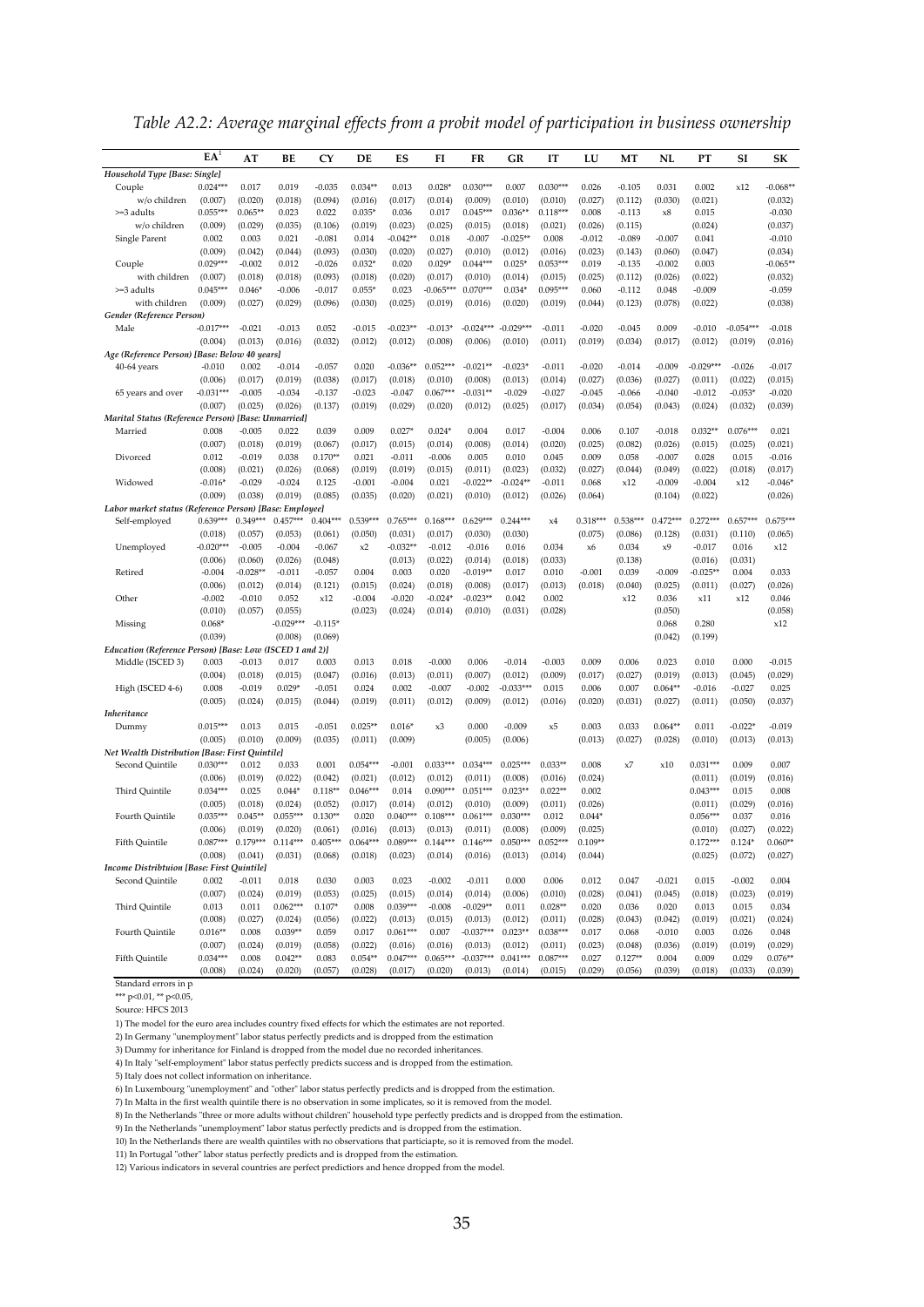*Table A2.2: Average marginal effects from a probit model of participation in business ownership*

| | EA[1] | AT | BE | CY | DE | ES | FI | FR | GR | IT | LU | MT | NL | PT | SI | SK |
|---|---|---|---|---|---|---|---|---|---|---|---|---|---|---|---|---|
| ***Household Type [Base: Single]*** | | | | | | | | | | | | | | | | |
| Couple | 0.024*** | 0.017 | 0.019 | -0.035 | 0.034** | 0.013 | 0.028* | 0.030*** | 0.007 | 0.030*** | 0.026 | -0.105 | 0.031 | 0.002 | x12 | -0.068** |
| w/o children | (0.007) | (0.020) | (0.018) | (0.094) | (0.016) | (0.017) | (0.014) | (0.009) | (0.010) | (0.010) | (0.027) | (0.112) | (0.030) | (0.021) | | (0.032) |
| >=3 adults | 0.055*** | 0.065** | 0.023 | 0.022 | 0.035* | 0.036 | 0.017 | 0.045*** | 0.036** | 0.118*** | 0.008 | -0.113 | x8 | 0.015 | | -0.030 |
| w/o children | (0.009) | (0.029) | (0.035) | (0.106) | (0.019) | (0.023) | (0.025) | (0.015) | (0.018) | (0.021) | (0.026) | (0.115) | | (0.024) | | (0.037) |
| Single Parent | 0.002 | 0.003 | 0.021 | -0.081 | 0.014 | -0.042** | 0.018 | -0.007 | -0.025** | 0.008 | -0.012 | -0.089 | -0.007 | 0.041 | | -0.010 |
| | (0.009) | (0.042) | (0.044) | (0.093) | (0.030) | (0.020) | (0.027) | (0.010) | (0.012) | (0.016) | (0.023) | (0.143) | (0.060) | (0.047) | | (0.034) |
| Couple | 0.029*** | -0.002 | 0.012 | -0.026 | 0.032* | 0.020 | 0.029* | 0.044*** | 0.025* | 0.053*** | 0.019 | -0.135 | -0.002 | 0.003 | | -0.065** |
| with children | (0.007) | (0.018) | (0.018) | (0.093) | (0.018) | (0.020) | (0.017) | (0.010) | (0.014) | (0.015) | (0.025) | (0.112) | (0.026) | (0.022) | | (0.032) |
| >=3 adults | 0.045*** | 0.046* | -0.006 | -0.017 | 0.055* | 0.023 | -0.065*** | 0.070*** | 0.034* | 0.095*** | 0.060 | -0.112 | 0.048 | -0.009 | | -0.059 |
| with children | (0.009) | (0.027) | (0.029) | (0.096) | (0.030) | (0.025) | (0.019) | (0.016) | (0.020) | (0.019) | (0.044) | (0.123) | (0.078) | (0.022) | | (0.038) |
| ***Gender (Reference Person)*** | | | | | | | | | | | | | | | | |
| Male | -0.017*** | -0.021 | -0.013 | 0.052 | -0.015 | -0.023** | -0.013* | -0.024*** | -0.029*** | -0.011 | -0.020 | -0.045 | 0.009 | -0.010 | -0.054*** | -0.018 |
| | (0.004) | (0.013) | (0.016) | (0.032) | (0.012) | (0.012) | (0.008) | (0.006) | (0.010) | (0.011) | (0.019) | (0.034) | (0.017) | (0.012) | (0.019) | (0.016) |
| ***Age (Reference Person) [Base: Below 40 years]*** | | | | | | | | | | | | | | | | |
| 40-64 years | -0.010 | 0.002 | -0.014 | -0.057 | 0.020 | -0.036** | 0.052*** | -0.021** | -0.023* | -0.011 | -0.020 | -0.014 | -0.009 | -0.029*** | -0.026 | -0.017 |
| | (0.006) | (0.017) | (0.019) | (0.038) | (0.017) | (0.018) | (0.010) | (0.008) | (0.013) | (0.014) | (0.027) | (0.036) | (0.027) | (0.011) | (0.022) | (0.015) |
| 65 years and over | -0.031*** | -0.005 | -0.034 | -0.137 | -0.023 | -0.047 | 0.067*** | -0.031** | -0.029 | -0.027 | -0.045 | -0.066 | -0.040 | -0.012 | -0.053* | -0.020 |
| | (0.007) | (0.025) | (0.026) | (0.137) | (0.019) | (0.029) | (0.020) | (0.012) | (0.025) | (0.017) | (0.034) | (0.054) | (0.043) | (0.024) | (0.032) | (0.039) |
| ***Marital Status (Reference Person) [Base: Unmarried]*** | | | | | | | | | | | | | | | | |
| Married | 0.008 | -0.005 | 0.022 | 0.039 | 0.009 | 0.027* | 0.024* | 0.004 | 0.017 | -0.004 | 0.006 | 0.107 | -0.018 | 0.032** | 0.076*** | 0.021 |
| | (0.007) | (0.018) | (0.019) | (0.067) | (0.017) | (0.015) | (0.014) | (0.008) | (0.014) | (0.020) | (0.025) | (0.082) | (0.026) | (0.015) | (0.025) | (0.021) |
| Divorced | 0.012 | -0.019 | 0.038 | 0.170** | 0.021 | -0.011 | -0.006 | 0.005 | 0.010 | 0.045 | 0.009 | 0.058 | -0.007 | 0.028 | 0.015 | -0.016 |
| | (0.008) | (0.021) | (0.026) | (0.068) | (0.019) | (0.019) | (0.015) | (0.011) | (0.023) | (0.032) | (0.027) | (0.044) | (0.049) | (0.022) | (0.018) | (0.017) |
| Widowed | -0.016* | -0.029 | -0.024 | 0.125 | -0.001 | -0.004 | 0.021 | -0.022** | -0.024** | -0.011 | 0.068 | x12 | -0.009 | -0.004 | x12 | -0.046* |
| | (0.009) | (0.038) | (0.019) | (0.085) | (0.035) | (0.020) | (0.021) | (0.010) | (0.012) | (0.026) | (0.064) | | (0.104) | (0.022) | | (0.026) |
| ***Labor market status (Reference Person) [Base: Employee]*** | | | | | | | | | | | | | | | | |
| Self-employed | 0.639*** | 0.349*** | 0.457*** | 0.404*** | 0.539*** | 0.765*** | 0.168*** | 0.629*** | 0.244*** | x4 | 0.318*** | 0.538*** | 0.472*** | 0.272*** | 0.657*** | 0.675*** |
| | (0.018) | (0.057) | (0.053) | (0.061) | (0.050) | (0.031) | (0.017) | (0.030) | (0.030) | | (0.075) | (0.086) | (0.128) | (0.031) | (0.110) | (0.065) |
| Unemployed | -0.020*** | -0.005 | -0.004 | -0.067 | x2 | -0.032** | -0.012 | -0.016 | 0.016 | 0.034 | x6 | 0.034 | x9 | -0.017 | 0.016 | x12 |
| | (0.006) | (0.060) | (0.026) | (0.048) | | (0.013) | (0.022) | (0.014) | (0.018) | (0.033) | | (0.138) | | (0.016) | (0.031) | |
| Retired | -0.004 | -0.028** | -0.011 | -0.057 | 0.004 | 0.003 | 0.020 | -0.019** | 0.017 | 0.010 | -0.001 | 0.039 | -0.009 | -0.025** | 0.004 | 0.033 |
| | (0.006) | (0.012) | (0.014) | (0.121) | (0.015) | (0.024) | (0.018) | (0.008) | (0.017) | (0.013) | (0.018) | (0.040) | (0.025) | (0.011) | (0.027) | (0.026) |
| Other | -0.002 | -0.010 | 0.052 | x12 | -0.004 | -0.020 | -0.024* | -0.023** | 0.042 | 0.002 | | x12 | 0.036 | x11 | x12 | 0.046 |
| | (0.010) | (0.057) | (0.055) | | (0.023) | (0.024) | (0.014) | (0.010) | (0.031) | (0.028) | | | (0.050) | | | (0.058) |
| Missing | 0.068* | | -0.029*** | -0.115* | | | | | | | | | 0.068 | 0.280 | | x12 |
| | (0.039) | | (0.008) | (0.069) | | | | | | | | | (0.042) | (0.199) | | |
| ***Education (Reference Person) [Base: Low (ISCED 1 and 2)]*** | | | | | | | | | | | | | | | | |
| Middle (ISCED 3) | 0.003 | -0.013 | 0.017 | 0.003 | 0.013 | 0.018 | -0.000 | 0.006 | -0.014 | -0.003 | 0.009 | 0.006 | 0.023 | 0.010 | 0.000 | -0.015 |
| | (0.004) | (0.018) | (0.015) | (0.047) | (0.016) | (0.013) | (0.011) | (0.007) | (0.012) | (0.009) | (0.017) | (0.027) | (0.019) | (0.013) | (0.045) | (0.029) |
| High (ISCED 4-6) | 0.008 | -0.019 | 0.029* | -0.051 | 0.024 | 0.002 | -0.007 | -0.002 | -0.033*** | 0.015 | 0.006 | 0.007 | 0.064** | -0.016 | -0.027 | 0.025 |
| | (0.005) | (0.024) | (0.015) | (0.044) | (0.019) | (0.011) | (0.012) | (0.009) | (0.012) | (0.016) | (0.020) | (0.031) | (0.027) | (0.011) | (0.050) | (0.037) |
| ***Inheritance*** | | | | | | | | | | | | | | | | |
| Dummy | 0.015*** | 0.013 | 0.015 | -0.051 | 0.025** | 0.016* | x3 | 0.000 | -0.009 | x5 | 0.003 | 0.033 | 0.064** | 0.011 | -0.022* | -0.019 |
| | (0.005) | (0.010) | (0.009) | (0.035) | (0.011) | (0.009) | | (0.005) | (0.006) | | (0.013) | (0.027) | (0.028) | (0.010) | (0.013) | (0.013) |
| ***Net Wealth Distribution [Base: First Quintile]*** | | | | | | | | | | | | | | | | |
| Second Quintile | 0.030*** | 0.012 | 0.033 | 0.001 | 0.054*** | -0.001 | 0.033*** | 0.034*** | 0.025*** | 0.033** | 0.008 | x7 | x10 | 0.031*** | 0.009 | 0.007 |
| | (0.006) | (0.019) | (0.022) | (0.042) | (0.021) | (0.012) | (0.012) | (0.011) | (0.008) | (0.016) | (0.024) | | | (0.011) | (0.019) | (0.016) |
| Third Quintile | 0.034*** | 0.025 | 0.044* | 0.118** | 0.046*** | 0.014 | 0.090*** | 0.051*** | 0.023** | 0.022** | 0.002 | | | 0.043*** | 0.015 | 0.008 |
| | (0.005) | (0.018) | (0.024) | (0.052) | (0.017) | (0.014) | (0.012) | (0.010) | (0.009) | (0.011) | (0.026) | | | (0.011) | (0.029) | (0.016) |
| Fourth Quintile | 0.035*** | 0.045** | 0.055*** | 0.130** | 0.020 | 0.040*** | 0.108*** | 0.061*** | 0.030*** | 0.012 | 0.044* | | | 0.056*** | 0.037 | 0.016 |
| | (0.006) | (0.019) | (0.020) | (0.061) | (0.016) | (0.013) | (0.013) | (0.011) | (0.008) | (0.009) | (0.025) | | | (0.010) | (0.027) | (0.022) |
| Fifth Quintile | 0.087*** | 0.179*** | 0.114*** | 0.405*** | 0.064*** | 0.089*** | 0.144*** | 0.146*** | 0.050*** | 0.052*** | 0.109** | | | 0.172*** | 0.124* | 0.060** |
| | (0.008) | (0.041) | (0.031) | (0.068) | (0.018) | (0.023) | (0.014) | (0.016) | (0.013) | (0.014) | (0.044) | | | (0.025) | (0.072) | (0.027) |
| ***Income Distribtuion [Base: First Quintile]*** | | | | | | | | | | | | | | | | |
| Second Quintile | 0.002 | -0.011 | 0.018 | 0.030 | 0.003 | 0.023 | -0.002 | -0.011 | 0.000 | 0.006 | 0.012 | 0.047 | -0.021 | 0.015 | -0.002 | 0.004 |
| | (0.007) | (0.024) | (0.019) | (0.053) | (0.025) | (0.015) | (0.014) | (0.014) | (0.006) | (0.010) | (0.028) | (0.041) | (0.045) | (0.018) | (0.023) | (0.019) |
| Third Quintile | 0.013 | 0.011 | 0.062*** | 0.107* | 0.008 | 0.039*** | -0.008 | -0.029** | 0.011 | 0.028** | 0.020 | 0.036 | 0.020 | 0.013 | 0.015 | 0.034 |
| | (0.008) | (0.027) | (0.024) | (0.056) | (0.022) | (0.013) | (0.015) | (0.013) | (0.012) | (0.011) | (0.028) | (0.043) | (0.042) | (0.019) | (0.021) | (0.024) |
| Fourth Quintile | 0.016** | 0.008 | 0.039** | 0.059 | 0.017 | 0.061*** | 0.007 | -0.037*** | 0.023** | 0.038*** | 0.017 | 0.068 | -0.010 | 0.003 | 0.026 | 0.048 |
| | (0.007) | (0.024) | (0.019) | (0.058) | (0.022) | (0.016) | (0.016) | (0.013) | (0.012) | (0.011) | (0.023) | (0.048) | (0.036) | (0.019) | (0.019) | (0.029) |
| Fifth Quintile | 0.034*** | 0.008 | 0.042** | 0.083 | 0.054** | 0.047*** | 0.065*** | -0.037*** | 0.041*** | 0.087*** | 0.027 | 0.127** | 0.004 | 0.009 | 0.029 | 0.076** |
| | (0.008) | (0.024) | (0.020) | (0.057) | (0.028) | (0.017) | (0.020) | (0.013) | (0.014) | (0.015) | (0.029) | (0.056) | (0.039) | (0.018) | (0.033) | (0.039) |

Standard errors in p

*** p<0.01, ** p<0.05,

Source: HFCS 2013

1) The model for the euro area includes country fixed effects for which the estimates are not reported.

2) In Germany "unemployment" labor status perfectly predicts and is dropped from the estimation

3) Dummy for inheritance for Finland is dropped from the model due no recorded inheritances.

4) In Italy "self-employment" labor status perfectly predicts success and is dropped from the estimation.

5) Italy does not collect information on inheritance.

6) In Luxembourg "unemployment" and "other" labor status perfectly predicts and is dropped from the estimation.

7) In Malta in the first wealth quintile there is no observation in some implicates, so it is removed from the model.

8) In the Netherlands "three or more adults without children" household type perfectly predicts and is dropped from the estimation.

9) In the Netherlands "unemployment" labor status perfectly predicts and is dropped from the estimation.

10) In the Netherlands there are wealth quintiles with no observations that particiapte, so it is removed from the model.

11) In Portugal "other" labor status perfectly predicts and is dropped from the estimation.

12) Various indicators in several countries are perfect predictiors and hence dropped from the model.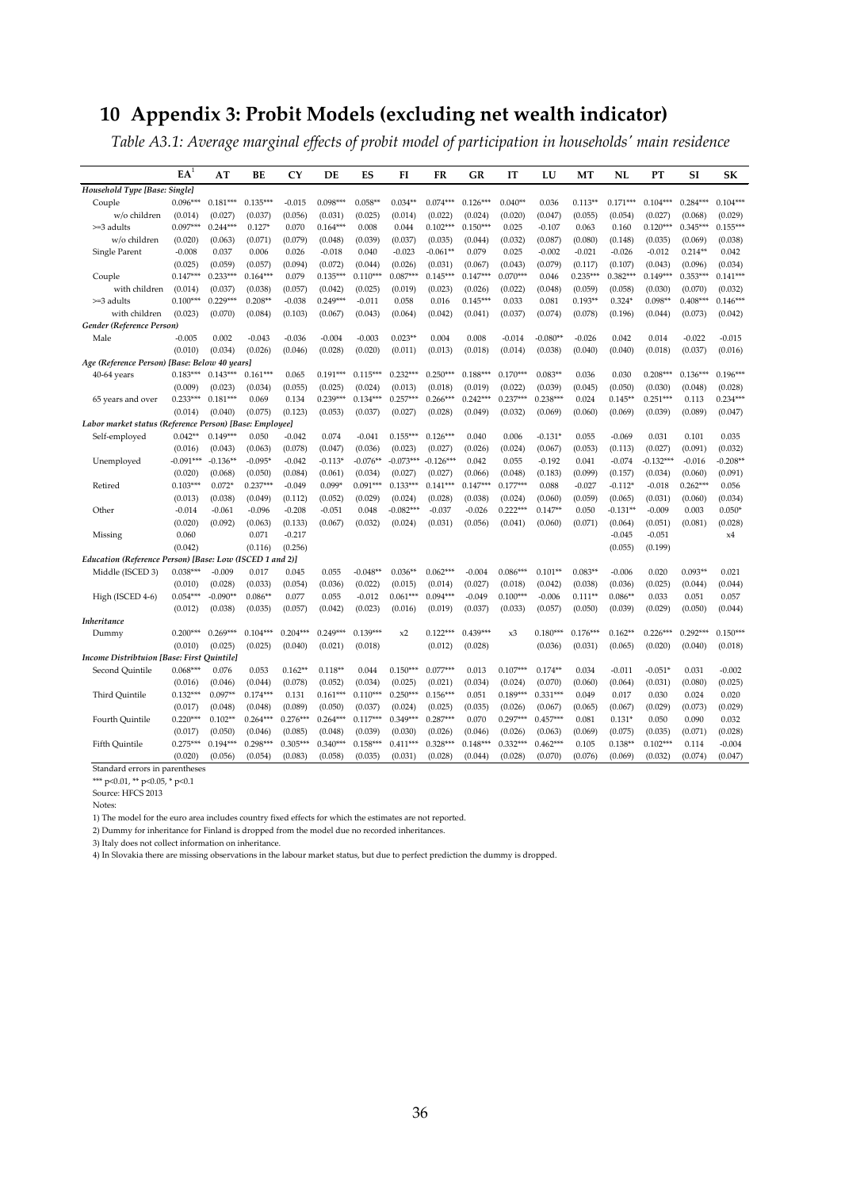# 10 Appendix 3: Probit Models (excluding net wealth indicator)

*Table A3.1: Average marginal effects of probit model of participation in households' main residence*

| | EA[1] | AT | BE | CY | DE | ES | FI | FR | GR | IT | LU | MT | NL | PT | SI | SK |
|---|---|---|---|---|---|---|---|---|---|---|---|---|---|---|---|---|
| ***Household Type [Base: Single]*** | | | | | | | | | | | | | | | | |
| Couple w/o children | 0.096*** | 0.181*** | 0.135*** | -0.015 | 0.098*** | 0.058** | 0.034** | 0.074*** | 0.126*** | 0.040** | 0.036 | 0.113** | 0.171*** | 0.104*** | 0.284*** | 0.104*** |
| | (0.014) | (0.027) | (0.037) | (0.056) | (0.031) | (0.025) | (0.014) | (0.022) | (0.024) | (0.020) | (0.047) | (0.055) | (0.054) | (0.027) | (0.068) | (0.029) |
| >=3 adults w/o children | 0.097*** | 0.244*** | 0.127* | 0.070 | 0.164*** | 0.008 | 0.044 | 0.102*** | 0.150*** | 0.025 | -0.107 | 0.063 | 0.160 | 0.120*** | 0.345*** | 0.155*** |
| | (0.020) | (0.063) | (0.071) | (0.079) | (0.048) | (0.039) | (0.037) | (0.035) | (0.044) | (0.032) | (0.087) | (0.080) | (0.148) | (0.035) | (0.069) | (0.038) |
| Single Parent | -0.008 | 0.037 | 0.006 | 0.026 | -0.018 | 0.040 | -0.023 | -0.061** | 0.079 | 0.025 | -0.002 | -0.021 | -0.026 | -0.012 | 0.214** | 0.042 |
| | (0.025) | (0.059) | (0.057) | (0.094) | (0.072) | (0.044) | (0.026) | (0.031) | (0.067) | (0.043) | (0.079) | (0.117) | (0.107) | (0.043) | (0.096) | (0.034) |
| Couple with children | 0.147*** | 0.233*** | 0.164*** | 0.079 | 0.135*** | 0.110*** | 0.087*** | 0.145*** | 0.147*** | 0.070*** | 0.046 | 0.235*** | 0.382*** | 0.149*** | 0.353*** | 0.141*** |
| | (0.014) | (0.037) | (0.038) | (0.057) | (0.042) | (0.025) | (0.019) | (0.023) | (0.026) | (0.022) | (0.048) | (0.059) | (0.058) | (0.030) | (0.070) | (0.032) |
| >=3 adults with children | 0.100*** | 0.229*** | 0.208** | -0.038 | 0.249*** | -0.011 | 0.058 | 0.016 | 0.145*** | 0.033 | 0.081 | 0.193** | 0.324* | 0.098** | 0.408*** | 0.146*** |
| | (0.023) | (0.070) | (0.084) | (0.103) | (0.067) | (0.043) | (0.064) | (0.042) | (0.041) | (0.037) | (0.074) | (0.078) | (0.196) | (0.044) | (0.073) | (0.042) |
| ***Gender (Reference Person)*** | | | | | | | | | | | | | | | | |
| Male | -0.005 | 0.002 | -0.043 | -0.036 | -0.004 | -0.003 | 0.023** | 0.004 | 0.008 | -0.014 | -0.080** | -0.026 | 0.042 | 0.014 | -0.022 | -0.015 |
| | (0.010) | (0.034) | (0.026) | (0.046) | (0.028) | (0.020) | (0.011) | (0.013) | (0.018) | (0.014) | (0.038) | (0.040) | (0.040) | (0.018) | (0.037) | (0.016) |
| ***Age (Reference Person) [Base: Below 40 years]*** | | | | | | | | | | | | | | | | |
| 40-64 years | 0.183*** | 0.143*** | 0.161*** | 0.065 | 0.191*** | 0.115*** | 0.232*** | 0.250*** | 0.188*** | 0.170*** | 0.083** | 0.036 | 0.030 | 0.208*** | 0.136*** | 0.196*** |
| | (0.009) | (0.023) | (0.034) | (0.055) | (0.025) | (0.024) | (0.013) | (0.018) | (0.019) | (0.022) | (0.039) | (0.045) | (0.050) | (0.030) | (0.048) | (0.028) |
| 65 years and over | 0.233*** | 0.181*** | 0.069 | 0.134 | 0.239*** | 0.134*** | 0.257*** | 0.266*** | 0.242*** | 0.237*** | 0.238*** | 0.024 | 0.145** | 0.251*** | 0.113 | 0.234*** |
| | (0.014) | (0.040) | (0.075) | (0.123) | (0.053) | (0.037) | (0.027) | (0.028) | (0.049) | (0.032) | (0.069) | (0.060) | (0.069) | (0.039) | (0.089) | (0.047) |
| ***Labor market status (Reference Person) [Base: Employee]*** | | | | | | | | | | | | | | | | |
| Self-employed | 0.042** | 0.149*** | 0.050 | -0.042 | 0.074 | -0.041 | 0.155*** | 0.126*** | 0.040 | 0.006 | -0.131* | 0.055 | -0.069 | 0.031 | 0.101 | 0.035 |
| | (0.016) | (0.043) | (0.063) | (0.078) | (0.047) | (0.036) | (0.023) | (0.027) | (0.026) | (0.024) | (0.067) | (0.053) | (0.113) | (0.027) | (0.091) | (0.032) |
| Unemployed | -0.091*** | -0.136** | -0.095* | -0.042 | -0.113* | -0.076** | -0.073*** | -0.126*** | 0.042 | 0.055 | -0.192 | 0.041 | -0.074 | -0.132*** | -0.016 | -0.208** |
| | (0.020) | (0.068) | (0.050) | (0.084) | (0.061) | (0.034) | (0.027) | (0.027) | (0.066) | (0.048) | (0.183) | (0.099) | (0.157) | (0.034) | (0.060) | (0.091) |
| Retired | 0.103*** | 0.072* | 0.237*** | -0.049 | 0.099* | 0.091*** | 0.133*** | 0.141*** | 0.147*** | 0.177*** | 0.088 | -0.027 | -0.112* | -0.018 | 0.262*** | 0.056 |
| | (0.013) | (0.038) | (0.049) | (0.112) | (0.052) | (0.029) | (0.024) | (0.028) | (0.038) | (0.024) | (0.060) | (0.059) | (0.065) | (0.031) | (0.060) | (0.034) |
| Other | -0.014 | -0.061 | -0.096 | -0.208 | -0.051 | 0.048 | -0.082*** | -0.037 | -0.026 | 0.222*** | 0.147** | 0.050 | -0.131** | -0.009 | 0.003 | 0.050* |
| | (0.020) | (0.092) | (0.063) | (0.133) | (0.067) | (0.032) | (0.024) | (0.031) | (0.056) | (0.041) | (0.060) | (0.071) | (0.064) | (0.051) | (0.081) | (0.028) |
| Missing | 0.060 | | 0.071 | -0.217 | | | | | | | | | -0.045 | -0.051 | | x4 |
| | (0.042) | | (0.116) | (0.256) | | | | | | | | | (0.055) | (0.199) | | |
| ***Education (Reference Person) [Base: Low (ISCED 1 and 2)]*** | | | | | | | | | | | | | | | | |
| Middle (ISCED 3) | 0.038*** | -0.009 | 0.017 | 0.045 | 0.055 | -0.048** | 0.036** | 0.062*** | -0.004 | 0.086*** | 0.101** | 0.083** | -0.006 | 0.020 | 0.093** | 0.021 |
| | (0.010) | (0.028) | (0.033) | (0.054) | (0.036) | (0.022) | (0.015) | (0.014) | (0.027) | (0.018) | (0.042) | (0.038) | (0.036) | (0.025) | (0.044) | (0.044) |
| High (ISCED 4-6) | 0.054*** | -0.090** | 0.086** | 0.077 | 0.055 | -0.012 | 0.061*** | 0.094*** | -0.049 | 0.100*** | -0.006 | 0.111** | 0.086** | 0.033 | 0.051 | 0.057 |
| | (0.012) | (0.038) | (0.035) | (0.057) | (0.042) | (0.023) | (0.016) | (0.019) | (0.037) | (0.033) | (0.057) | (0.050) | (0.039) | (0.029) | (0.050) | (0.044) |
| ***Inheritance*** | | | | | | | | | | | | | | | | |
| Dummy | 0.200*** | 0.269*** | 0.104*** | 0.204*** | 0.249*** | 0.139*** | x2 | 0.122*** | 0.439*** | x3 | 0.180*** | 0.176*** | 0.162** | 0.226*** | 0.292*** | 0.150*** |
| | (0.010) | (0.025) | (0.025) | (0.040) | (0.021) | (0.018) | | (0.012) | (0.028) | | (0.036) | (0.031) | (0.065) | (0.020) | (0.040) | (0.018) |
| ***Income Distribtuion [Base: First Quintile]*** | | | | | | | | | | | | | | | | |
| Second Quintile | 0.068*** | 0.076 | 0.053 | 0.162** | 0.118** | 0.044 | 0.150*** | 0.077*** | 0.013 | 0.107*** | 0.174** | 0.034 | -0.011 | -0.051* | 0.031 | -0.002 |
| | (0.016) | (0.046) | (0.044) | (0.078) | (0.052) | (0.034) | (0.025) | (0.021) | (0.034) | (0.024) | (0.070) | (0.060) | (0.064) | (0.031) | (0.080) | (0.025) |
| Third Quintile | 0.132*** | 0.097** | 0.174*** | 0.131 | 0.161*** | 0.110*** | 0.250*** | 0.156*** | 0.051 | 0.189*** | 0.331*** | 0.049 | 0.017 | 0.030 | 0.024 | 0.020 |
| | (0.017) | (0.048) | (0.048) | (0.089) | (0.050) | (0.037) | (0.024) | (0.025) | (0.035) | (0.026) | (0.067) | (0.065) | (0.067) | (0.029) | (0.073) | (0.029) |
| Fourth Quintile | 0.220*** | 0.102** | 0.264*** | 0.276*** | 0.264*** | 0.117*** | 0.349*** | 0.287*** | 0.070 | 0.297*** | 0.457*** | 0.081 | 0.131* | 0.050 | 0.090 | 0.032 |
| | (0.017) | (0.050) | (0.046) | (0.085) | (0.048) | (0.039) | (0.030) | (0.026) | (0.046) | (0.026) | (0.063) | (0.069) | (0.075) | (0.035) | (0.071) | (0.028) |
| Fifth Quintile | 0.275*** | 0.194*** | 0.298*** | 0.305*** | 0.340*** | 0.158*** | 0.411*** | 0.328*** | 0.148*** | 0.332*** | 0.462*** | 0.105 | 0.138** | 0.102*** | 0.114 | -0.004 |
| | (0.020) | (0.056) | (0.054) | (0.083) | (0.058) | (0.035) | (0.031) | (0.028) | (0.044) | (0.028) | (0.070) | (0.076) | (0.069) | (0.032) | (0.074) | (0.047) |

Standard errors in parentheses

*** p<0.01, ** p<0.05, * p<0.1

Source: HFCS 2013

Notes:

1) The model for the euro area includes country fixed effects for which the estimates are not reported.

2) Dummy for inheritance for Finland is dropped from the model due no recorded inheritances.

3) Italy does not collect information on inheritance.

4) In Slovakia there are missing observations in the labour market status, but due to perfect prediction the dummy is dropped.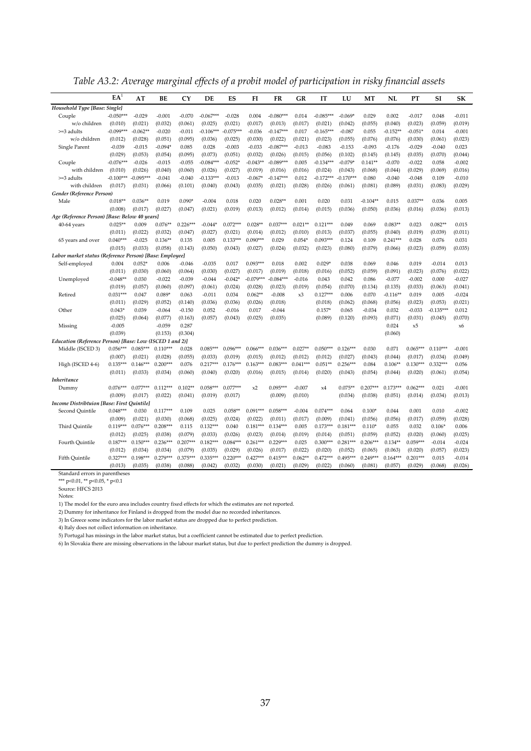*Table A3.2: Average marginal effects of a probit model of participation in risky financial assets*

| | EA[1] | AT | BE | CY | DE | ES | FI | FR | GR | IT | LU | MT | NL | PT | SI | SK |
|---|---|---|---|---|---|---|---|---|---|---|---|---|---|---|---|---|
| ***Household Type [Base: Single]*** | | | | | | | | | | | | | | | | |
| Couple | -0.050*** | -0.029 | -0.001 | -0.070 | -0.067*** | -0.028 | 0.004 | -0.080*** | 0.014 | -0.085*** | -0.069* | 0.029 | 0.002 | -0.017 | 0.048 | -0.011 |
| w/o children | (0.010) | (0.021) | (0.032) | (0.061) | (0.025) | (0.021) | (0.017) | (0.013) | (0.017) | (0.021) | (0.042) | (0.055) | (0.040) | (0.023) | (0.059) | (0.019) |
| >=3 adults | -0.099*** | -0.062** | -0.020 | -0.011 | -0.106*** | -0.075*** | -0.036 | -0.147*** | 0.017 | -0.165*** | -0.087 | 0.055 | -0.152** | -0.051* | 0.014 | -0.001 |
| w/o children | (0.012) | (0.028) | (0.051) | (0.095) | (0.036) | (0.025) | (0.030) | (0.022) | (0.021) | (0.023) | (0.055) | (0.076) | (0.076) | (0.030) | (0.061) | (0.023) |
| Single Parent | -0.039 | -0.015 | -0.094* | 0.085 | 0.028 | -0.003 | -0.033 | -0.087*** | -0.013 | -0.083 | -0.153 | -0.093 | -0.176 | -0.029 | -0.040 | 0.023 |
| | (0.029) | (0.053) | (0.054) | (0.095) | (0.073) | (0.051) | (0.032) | (0.026) | (0.015) | (0.056) | (0.102) | (0.145) | (0.145) | (0.035) | (0.070) | (0.044) |
| Couple | -0.076*** | -0.026 | -0.015 | -0.055 | -0.084*** | -0.052* | -0.043** | -0.089*** | 0.005 | -0.134*** | -0.079* | 0.141** | -0.070 | -0.022 | 0.058 | -0.002 |
| with children | (0.010) | (0.026) | (0.040) | (0.060) | (0.026) | (0.027) | (0.019) | (0.016) | (0.016) | (0.024) | (0.043) | (0.068) | (0.044) | (0.029) | (0.069) | (0.016) |
| >=3 adults | -0.100*** | -0.095*** | -0.041 | -0.040 | -0.133*** | -0.013 | -0.067* | -0.147*** | 0.012 | -0.172*** | -0.170*** | 0.080 | -0.040 | -0.048 | 0.109 | -0.010 |
| with children | (0.017) | (0.031) | (0.066) | (0.101) | (0.040) | (0.043) | (0.035) | (0.021) | (0.028) | (0.026) | (0.061) | (0.081) | (0.089) | (0.031) | (0.083) | (0.029) |
| ***Gender (Reference Person)*** | | | | | | | | | | | | | | | | |
| Male | 0.018** | 0.036** | 0.019 | 0.090* | -0.004 | 0.018 | 0.020 | 0.028** | 0.001 | 0.020 | 0.031 | -0.104** | 0.015 | 0.037** | 0.036 | 0.005 |
| | (0.008) | (0.017) | (0.027) | (0.047) | (0.021) | (0.019) | (0.013) | (0.012) | (0.014) | (0.015) | (0.036) | (0.050) | (0.036) | (0.016) | (0.036) | (0.013) |
| ***Age (Reference Person) [Base: Below 40 years]*** | | | | | | | | | | | | | | | | |
| 40-64 years | 0.025** | 0.009 | 0.076** | 0.226*** | -0.044* | 0.072*** | 0.028** | 0.037*** | 0.021** | 0.121*** | 0.049 | 0.069 | 0.083** | 0.023 | 0.082** | 0.015 |
| | (0.011) | (0.022) | (0.032) | (0.047) | (0.027) | (0.021) | (0.014) | (0.012) | (0.010) | (0.013) | (0.037) | (0.055) | (0.040) | (0.019) | (0.039) | (0.011) |
| 65 years and over | 0.040*** | -0.025 | 0.136** | 0.135 | 0.005 | 0.133*** | 0.090*** | 0.029 | 0.054* | 0.093*** | 0.124 | 0.109 | 0.241*** | 0.028 | 0.076 | 0.031 |
| | (0.015) | (0.033) | (0.058) | (0.143) | (0.050) | (0.043) | (0.027) | (0.024) | (0.032) | (0.023) | (0.080) | (0.079) | (0.066) | (0.023) | (0.059) | (0.035) |
| ***Labor market status (Reference Person) [Base: Employee]*** | | | | | | | | | | | | | | | | |
| Self-employed | 0.004 | 0.052* | 0.006 | -0.046 | -0.035 | 0.017 | 0.093*** | 0.018 | 0.002 | 0.029* | 0.038 | 0.069 | 0.046 | 0.019 | -0.014 | 0.013 |
| | (0.011) | (0.030) | (0.060) | (0.064) | (0.030) | (0.027) | (0.017) | (0.019) | (0.018) | (0.016) | (0.052) | (0.059) | (0.091) | (0.023) | (0.076) | (0.022) |
| Unemployed | -0.048** | 0.030 | -0.022 | -0.039 | -0.044 | -0.042* | -0.079*** | -0.084*** | -0.016 | 0.043 | 0.042 | 0.086 | -0.077 | -0.002 | 0.000 | -0.027 |
| | (0.019) | (0.057) | (0.060) | (0.097) | (0.061) | (0.024) | (0.028) | (0.023) | (0.019) | (0.054) | (0.070) | (0.134) | (0.135) | (0.033) | (0.063) | (0.041) |
| Retired | 0.031*** | 0.047 | 0.089* | 0.063 | -0.011 | 0.034 | 0.062** | -0.008 | x3 | 0.127*** | 0.006 | 0.070 | -0.116** | 0.019 | 0.005 | -0.024 |
| | (0.011) | (0.029) | (0.052) | (0.140) | (0.036) | (0.036) | (0.026) | (0.018) | | (0.018) | (0.062) | (0.068) | (0.056) | (0.023) | (0.053) | (0.021) |
| Other | 0.043* | 0.039 | -0.064 | -0.150 | 0.052 | -0.016 | 0.017 | -0.044 | | 0.157* | 0.065 | -0.034 | 0.032 | -0.033 | -0.135*** | 0.012 |
| | (0.025) | (0.064) | (0.077) | (0.163) | (0.057) | (0.043) | (0.025) | (0.035) | | (0.089) | (0.120) | (0.093) | (0.071) | (0.031) | (0.045) | (0.070) |
| Missing | -0.005 | | -0.059 | 0.287 | | | | | | | | | 0.024 | x5 | | x6 |
| | (0.039) | | (0.153) | (0.304) | | | | | | | | | (0.060) | | | |
| ***Education (Reference Person) [Base: Low (ISCED 1 and 2)]*** | | | | | | | | | | | | | | | | |
| Middle (ISCED 3) | 0.056*** | 0.085*** | 0.110*** | 0.028 | 0.085*** | 0.096*** | 0.066*** | 0.036*** | 0.027** | 0.050*** | 0.126*** | 0.030 | 0.071 | 0.065*** | 0.110*** | -0.001 |
| | (0.007) | (0.021) | (0.028) | (0.055) | (0.033) | (0.019) | (0.015) | (0.012) | (0.012) | (0.012) | (0.027) | (0.043) | (0.044) | (0.017) | (0.034) | (0.049) |
| High (ISCED 4-6) | 0.135*** | 0.146*** | 0.200*** | 0.076 | 0.217*** | 0.176*** | 0.163*** | 0.083*** | 0.041*** | 0.051** | 0.256*** | 0.084 | 0.106** | 0.130*** | 0.332*** | 0.056 |
| | (0.011) | (0.033) | (0.034) | (0.060) | (0.040) | (0.020) | (0.016) | (0.015) | (0.014) | (0.020) | (0.043) | (0.054) | (0.044) | (0.020) | (0.061) | (0.054) |
| ***Inheritance*** | | | | | | | | | | | | | | | | |
| Dummy | 0.076*** | 0.077*** | 0.112*** | 0.102** | 0.058*** | 0.077*** | x2 | 0.095*** | -0.007 | x4 | 0.075** | 0.207*** | 0.173*** | 0.062*** | 0.021 | -0.001 |
| | (0.009) | (0.017) | (0.022) | (0.041) | (0.019) | (0.017) | | (0.009) | (0.010) | | (0.034) | (0.038) | (0.051) | (0.014) | (0.034) | (0.013) |
| ***Income Distribtuion [Base: First Quintile]*** | | | | | | | | | | | | | | | | |
| Second Quintile | 0.048*** | 0.030 | 0.117*** | 0.109 | 0.025 | 0.058** | 0.091*** | 0.058*** | -0.004 | 0.074*** | 0.064 | 0.100* | 0.044 | 0.001 | 0.010 | -0.002 |
| | (0.009) | (0.021) | (0.030) | (0.068) | (0.025) | (0.024) | (0.022) | (0.011) | (0.017) | (0.009) | (0.041) | (0.056) | (0.056) | (0.017) | (0.059) | (0.028) |
| Third Quintile | 0.119*** | 0.076*** | 0.208*** | 0.115 | 0.132*** | 0.040 | 0.181*** | 0.134*** | 0.005 | 0.173*** | 0.181*** | 0.110* | 0.055 | 0.032 | 0.106* | 0.006 |
| | (0.012) | (0.025) | (0.038) | (0.079) | (0.033) | (0.026) | (0.023) | (0.014) | (0.019) | (0.014) | (0.051) | (0.059) | (0.052) | (0.020) | (0.060) | (0.025) |
| Fourth Quintile | 0.187*** | 0.150*** | 0.236*** | 0.207*** | 0.182*** | 0.084*** | 0.261*** | 0.229*** | 0.025 | 0.300*** | 0.281*** | 0.206*** | 0.134** | 0.059*** | -0.014 | -0.024 |
| | (0.012) | (0.034) | (0.034) | (0.079) | (0.035) | (0.029) | (0.026) | (0.017) | (0.022) | (0.020) | (0.052) | (0.065) | (0.063) | (0.020) | (0.057) | (0.023) |
| Fifth Quintile | 0.327*** | 0.198*** | 0.279*** | 0.375*** | 0.335*** | 0.220*** | 0.427*** | 0.415*** | 0.062** | 0.472*** | 0.495*** | 0.249*** | 0.164*** | 0.201*** | 0.015 | -0.014 |
| | (0.013) | (0.035) | (0.038) | (0.088) | (0.042) | (0.032) | (0.030) | (0.021) | (0.029) | (0.022) | (0.060) | (0.081) | (0.057) | (0.029) | (0.068) | (0.026) |

Standard errors in parentheses

*** p<0.01, ** p<0.05, * p<0.1

Source: HFCS 2013

Notes:

1) The model for the euro area includes country fixed effects for which the estimates are not reported.

2) Dummy for inheritance for Finland is dropped from the model due no recorded inheritances.

3) In Greece some indicators for the labor market status are dropped due to perfect prediction.

4) Italy does not collect information on inheritance.

5) Portugal has missings in the labor market status, but a coefficient cannot be estimated due to perfect prediction.

6) In Slovakia there are missing observations in the labour market status, but due to perfect prediction the dummy is dropped.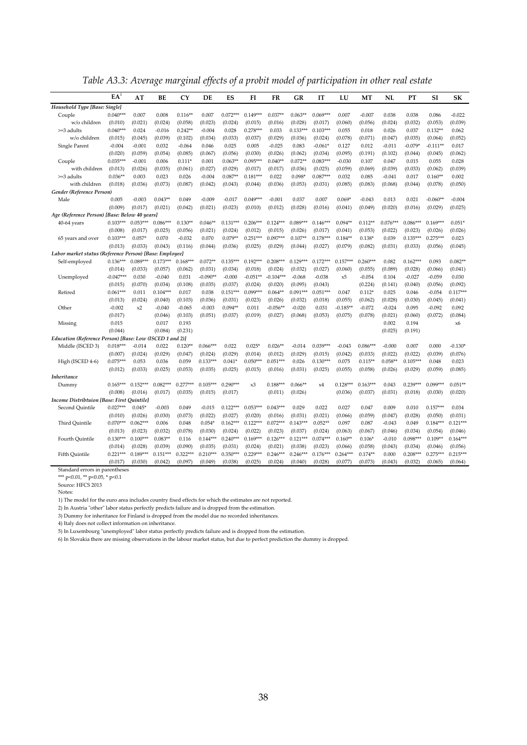*Table A3.3: Average marginal effects of a probit model of participation in other real estate*

| | EA[1] | AT | BE | CY | DE | ES | FI | FR | GR | IT | LU | MT | NL | PT | SI | SK |
|---|---|---|---|---|---|---|---|---|---|---|---|---|---|---|---|---|
| ***Household Type [Base: Single]*** | | | | | | | | | | | | | | | | |
| Couple | 0.040*** | 0.007 | 0.008 | 0.116** | 0.007 | 0.072*** | 0.149*** | 0.037** | 0.063** | 0.069*** | 0.007 | -0.007 | 0.038 | 0.038 | 0.086 | -0.022 |
| w/o children | (0.010) | (0.021) | (0.024) | (0.058) | (0.023) | (0.024) | (0.015) | (0.016) | (0.028) | (0.017) | (0.060) | (0.056) | (0.024) | (0.032) | (0.053) | (0.039) |
| >=3 adults | 0.040*** | 0.024 | -0.016 | 0.242** | -0.004 | 0.028 | 0.278*** | 0.033 | 0.133*** | 0.103*** | 0.055 | 0.018 | 0.026 | 0.037 | 0.132** | 0.062 |
| w/o children | (0.015) | (0.045) | (0.039) | (0.102) | (0.034) | (0.033) | (0.037) | (0.029) | (0.036) | (0.024) | (0.078) | (0.071) | (0.047) | (0.035) | (0.064) | (0.052) |
| Single Parent | -0.004 | -0.001 | 0.032 | -0.064 | 0.046 | 0.025 | 0.005 | -0.025 | 0.083 | -0.061* | 0.127 | 0.012 | -0.011 | -0.079* | -0.111** | 0.017 |
| | (0.020) | (0.059) | (0.054) | (0.085) | (0.067) | (0.056) | (0.030) | (0.026) | (0.062) | (0.034) | (0.095) | (0.191) | (0.102) | (0.044) | (0.045) | (0.062) |
| Couple | 0.035*** | -0.001 | 0.006 | 0.111* | 0.001 | 0.063** | 0.095*** | 0.040** | 0.072** | 0.083*** | -0.030 | 0.107 | 0.047 | 0.015 | 0.055 | 0.028 |
| with children | (0.013) | (0.026) | (0.035) | (0.061) | (0.027) | (0.029) | (0.017) | (0.017) | (0.036) | (0.025) | (0.059) | (0.069) | (0.039) | (0.033) | (0.062) | (0.039) |
| >=3 adults | 0.036** | 0.003 | 0.023 | 0.026 | -0.004 | 0.087** | 0.181*** | 0.022 | 0.098* | 0.087*** | 0.032 | 0.085 | -0.041 | 0.017 | 0.160** | 0.002 |
| with children | (0.018) | (0.036) | (0.073) | (0.087) | (0.042) | (0.043) | (0.044) | (0.036) | (0.053) | (0.031) | (0.085) | (0.083) | (0.068) | (0.044) | (0.078) | (0.050) |
| ***Gender (Reference Person)*** | | | | | | | | | | | | | | | | |
| Male | 0.005 | -0.003 | 0.043** | 0.049 | -0.009 | -0.017 | 0.049*** | -0.001 | 0.037 | 0.007 | 0.069* | -0.043 | 0.013 | 0.021 | -0.060** | -0.004 |
| | (0.009) | (0.017) | (0.021) | (0.042) | (0.021) | (0.023) | (0.010) | (0.012) | (0.028) | (0.016) | (0.041) | (0.049) | (0.020) | (0.016) | (0.029) | (0.025) |
| ***Age (Reference Person) [Base: Below 40 years]*** | | | | | | | | | | | | | | | | |
| 40-64 years | 0.103*** | 0.053*** | 0.086*** | 0.130** | 0.046** | 0.131*** | 0.206*** | 0.124*** | 0.089*** | 0.146*** | 0.094** | 0.112** | 0.076*** | 0.086*** | 0.169*** | 0.051* |
| | (0.008) | (0.017) | (0.025) | (0.056) | (0.021) | (0.024) | (0.012) | (0.015) | (0.026) | (0.017) | (0.041) | (0.053) | (0.022) | (0.023) | (0.026) | (0.026) |
| 65 years and over | 0.103*** | 0.057* | 0.070 | -0.032 | 0.070 | 0.079** | 0.251*** | 0.097*** | 0.107** | 0.178*** | 0.184** | 0.138* | 0.039 | 0.135*** | 0.275*** | 0.023 |
| | (0.013) | (0.033) | (0.043) | (0.116) | (0.044) | (0.036) | (0.025) | (0.029) | (0.044) | (0.027) | (0.079) | (0.082) | (0.031) | (0.033) | (0.056) | (0.045) |
| ***Labor market status (Reference Person) [Base: Employee]*** | | | | | | | | | | | | | | | | |
| Self-employed | 0.136*** | 0.089*** | 0.173*** | 0.168*** | 0.072** | 0.135*** | 0.192*** | 0.208*** | 0.129*** | 0.172*** | 0.157*** | 0.260*** | 0.082 | 0.162*** | 0.093 | 0.082** |
| | (0.014) | (0.033) | (0.057) | (0.062) | (0.031) | (0.034) | (0.018) | (0.024) | (0.032) | (0.027) | (0.060) | (0.055) | (0.089) | (0.028) | (0.066) | (0.041) |
| Unemployed | -0.047*** | 0.030 | -0.040 | 0.031 | -0.090** | -0.000 | -0.051** | -0.104*** | -0.068 | -0.038 | x5 | -0.054 | 0.104 | -0.027 | -0.059 | 0.030 |
| | (0.015) | (0.070) | (0.034) | (0.108) | (0.035) | (0.037) | (0.024) | (0.020) | (0.095) | (0.043) | | (0.224) | (0.141) | (0.040) | (0.056) | (0.092) |
| Retired | 0.061*** | 0.011 | 0.104*** | 0.017 | 0.038 | 0.151*** | 0.099*** | 0.064** | 0.091*** | 0.051*** | 0.047 | 0.112* | 0.025 | 0.046 | -0.054 | 0.117*** |
| | (0.013) | (0.024) | (0.040) | (0.103) | (0.036) | (0.031) | (0.023) | (0.026) | (0.032) | (0.018) | (0.055) | (0.062) | (0.028) | (0.030) | (0.045) | (0.041) |
| Other | -0.002 | x2 | -0.040 | -0.065 | -0.003 | 0.094** | 0.011 | -0.056** | -0.020 | 0.031 | -0.185** | -0.072 | -0.024 | 0.095 | -0.092 | 0.092 |
| | (0.017) | | (0.046) | (0.103) | (0.051) | (0.037) | (0.019) | (0.027) | (0.068) | (0.053) | (0.075) | (0.078) | (0.021) | (0.060) | (0.072) | (0.084) |
| Missing | 0.015 | | 0.017 | 0.193 | | | | | | | | | 0.002 | 0.194 | | x6 |
| | (0.044) | | (0.084) | (0.231) | | | | | | | | | (0.025) | (0.191) | | |
| ***Education (Reference Person) [Base: Low (ISCED 1 and 2)]*** | | | | | | | | | | | | | | | | |
| Middle (ISCED 3) | 0.018*** | -0.014 | 0.022 | 0.120** | 0.066*** | 0.022 | 0.025* | 0.026** | -0.014 | 0.039*** | -0.043 | 0.086*** | -0.000 | 0.007 | 0.000 | -0.130* |
| | (0.007) | (0.024) | (0.029) | (0.047) | (0.024) | (0.029) | (0.014) | (0.012) | (0.029) | (0.015) | (0.042) | (0.033) | (0.022) | (0.022) | (0.039) | (0.076) |
| High (ISCED 4-6) | 0.075*** | 0.053 | 0.036 | 0.059 | 0.133*** | 0.041* | 0.050*** | 0.051*** | 0.026 | 0.130*** | 0.075 | 0.115** | 0.058** | 0.105*** | 0.048 | 0.023 |
| | (0.012) | (0.033) | (0.025) | (0.053) | (0.035) | (0.025) | (0.015) | (0.016) | (0.031) | (0.025) | (0.055) | (0.058) | (0.026) | (0.029) | (0.059) | (0.085) |
| ***Inheritance*** | | | | | | | | | | | | | | | | |
| Dummy | 0.165*** | 0.152*** | 0.082*** | 0.277*** | 0.105*** | 0.290*** | x3 | 0.188*** | 0.066** | x4 | 0.128*** | 0.163*** | 0.043 | 0.239*** | 0.099*** | 0.051** |
| | (0.008) | (0.016) | (0.017) | (0.035) | (0.015) | (0.017) | | (0.011) | (0.026) | | (0.036) | (0.037) | (0.031) | (0.018) | (0.030) | (0.020) |
| ***Income Distribtuion [Base: First Quintile]*** | | | | | | | | | | | | | | | | |
| Second Quintile | 0.027*** | 0.045* | -0.003 | 0.049 | -0.015 | 0.122*** | 0.053*** | 0.043*** | 0.029 | 0.022 | 0.027 | 0.047 | 0.009 | 0.010 | 0.157*** | 0.034 |
| | (0.010) | (0.026) | (0.030) | (0.073) | (0.022) | (0.027) | (0.020) | (0.016) | (0.031) | (0.021) | (0.066) | (0.059) | (0.047) | (0.028) | (0.050) | (0.031) |
| Third Quintile | 0.070*** | 0.062*** | 0.006 | 0.048 | 0.054* | 0.162*** | 0.122*** | 0.072*** | 0.143*** | 0.052** | 0.097 | 0.087 | -0.043 | 0.049 | 0.184*** | 0.121*** |
| | (0.013) | (0.023) | (0.032) | (0.078) | (0.030) | (0.024) | (0.022) | (0.023) | (0.037) | (0.024) | (0.063) | (0.067) | (0.046) | (0.034) | (0.054) | (0.046) |
| Fourth Quintile | 0.130*** | 0.100*** | 0.083** | 0.116 | 0.144*** | 0.240*** | 0.169*** | 0.126*** | 0.121*** | 0.074*** | 0.160** | 0.106* | -0.010 | 0.098*** | 0.109** | 0.164*** |
| | (0.014) | (0.028) | (0.039) | (0.090) | (0.035) | (0.031) | (0.024) | (0.021) | (0.038) | (0.023) | (0.066) | (0.058) | (0.043) | (0.034) | (0.046) | (0.056) |
| Fifth Quintile | 0.221*** | 0.189*** | 0.151*** | 0.322*** | 0.210*** | 0.350*** | 0.229*** | 0.246*** | 0.246*** | 0.176*** | 0.264*** | 0.174** | 0.000 | 0.208*** | 0.275*** | 0.215*** |
| | (0.017) | (0.030) | (0.042) | (0.097) | (0.049) | (0.038) | (0.025) | (0.024) | (0.040) | (0.028) | (0.077) | (0.073) | (0.043) | (0.032) | (0.065) | (0.064) |

Standard errors in parentheses

*** p<0.01, ** p<0.05, * p<0.1

Source: HFCS 2013

Notes:

1) The model for the euro area includes country fixed effects for which the estimates are not reported.

2) In Austria "other" labor status perfectly predicts failure and is dropped from the estimation.

3) Dummy for inheritance for Finland is dropped from the model due no recorded inheritances.

4) Italy does not collect information on inheritance.

5) In Luxembourg "unemployed" labor status perfectly predicts failure and is dropped from the estimation.

6) In Slovakia there are missing observations in the labour market status, but due to perfect prediction the dummy is dropped.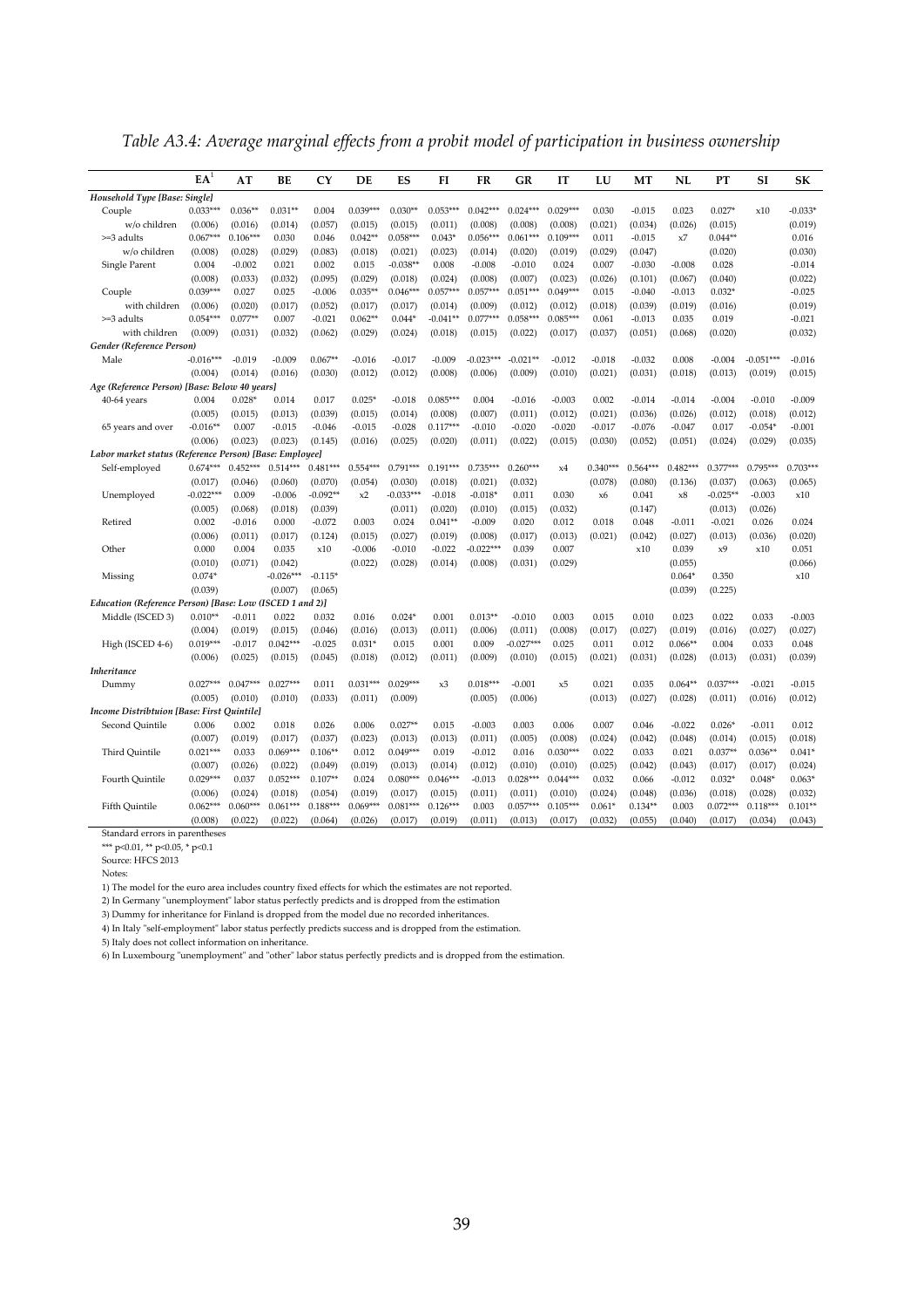*Table A3.4: Average marginal effects from a probit model of participation in business ownership*

| | EA[1] | AT | BE | CY | DE | ES | FI | FR | GR | IT | LU | MT | NL | PT | SI | SK |
|---|---|---|---|---|---|---|---|---|---|---|---|---|---|---|---|---|
| ***Household Type [Base: Single]*** | | | | | | | | | | | | | | | | |
| Couple | 0.033*** | 0.036** | 0.031** | 0.004 | 0.039*** | 0.030** | 0.053*** | 0.042*** | 0.024*** | 0.029*** | 0.030 | -0.015 | 0.023 | 0.027* | x10 | -0.033* |
| w/o children | (0.006) | (0.016) | (0.014) | (0.057) | (0.015) | (0.015) | (0.011) | (0.008) | (0.008) | (0.008) | (0.021) | (0.034) | (0.026) | (0.015) | | (0.019) |
| >=3 adults | 0.067*** | 0.106*** | 0.030 | 0.046 | 0.042** | 0.058*** | 0.043* | 0.056*** | 0.061*** | 0.109*** | 0.011 | -0.015 | x7 | 0.044** | | 0.016 |
| w/o children | (0.008) | (0.028) | (0.029) | (0.083) | (0.018) | (0.021) | (0.023) | (0.014) | (0.020) | (0.019) | (0.029) | (0.047) | | (0.020) | | (0.030) |
| Single Parent | 0.004 | -0.002 | 0.021 | 0.002 | 0.015 | -0.038** | 0.008 | -0.008 | -0.010 | 0.024 | 0.007 | -0.030 | -0.008 | 0.028 | | -0.014 |
| | (0.008) | (0.033) | (0.032) | (0.095) | (0.029) | (0.018) | (0.024) | (0.008) | (0.007) | (0.023) | (0.026) | (0.101) | (0.067) | (0.040) | | (0.022) |
| Couple | 0.039*** | 0.027 | 0.025 | -0.006 | 0.035** | 0.046*** | 0.057*** | 0.057*** | 0.051*** | 0.049*** | 0.015 | -0.040 | -0.013 | 0.032* | | -0.025 |
| with children | (0.006) | (0.020) | (0.017) | (0.052) | (0.017) | (0.017) | (0.014) | (0.009) | (0.012) | (0.012) | (0.018) | (0.039) | (0.019) | (0.016) | | (0.019) |
| >=3 adults | 0.054*** | 0.077** | 0.007 | -0.021 | 0.062** | 0.044* | -0.041** | 0.077*** | 0.058*** | 0.085*** | 0.061 | -0.013 | 0.035 | 0.019 | | -0.021 |
| with children | (0.009) | (0.031) | (0.032) | (0.062) | (0.029) | (0.024) | (0.018) | (0.015) | (0.022) | (0.017) | (0.037) | (0.051) | (0.068) | (0.020) | | (0.032) |
| ***Gender (Reference Person)*** | | | | | | | | | | | | | | | | |
| Male | -0.016*** | -0.019 | -0.009 | 0.067** | -0.016 | -0.017 | -0.009 | -0.023*** | -0.021** | -0.012 | -0.018 | -0.032 | 0.008 | -0.004 | -0.051*** | -0.016 |
| | (0.004) | (0.014) | (0.016) | (0.030) | (0.012) | (0.012) | (0.008) | (0.006) | (0.009) | (0.010) | (0.021) | (0.031) | (0.018) | (0.013) | (0.019) | (0.015) |
| ***Age (Reference Person) [Base: Below 40 years]*** | | | | | | | | | | | | | | | | |
| 40-64 years | 0.004 | 0.028* | 0.014 | 0.017 | 0.025* | -0.018 | 0.085*** | 0.004 | -0.016 | -0.003 | 0.002 | -0.014 | -0.014 | -0.004 | -0.010 | -0.009 |
| | (0.005) | (0.015) | (0.013) | (0.039) | (0.015) | (0.014) | (0.008) | (0.007) | (0.011) | (0.012) | (0.021) | (0.036) | (0.026) | (0.012) | (0.018) | (0.012) |
| 65 years and over | -0.016** | 0.007 | -0.015 | -0.046 | -0.015 | -0.028 | 0.117*** | -0.010 | -0.020 | -0.020 | -0.017 | -0.076 | -0.047 | 0.017 | -0.054* | -0.001 |
| | (0.006) | (0.023) | (0.023) | (0.145) | (0.016) | (0.025) | (0.020) | (0.011) | (0.022) | (0.015) | (0.030) | (0.052) | (0.051) | (0.024) | (0.029) | (0.035) |
| ***Labor market status (Reference Person) [Base: Employee]*** | | | | | | | | | | | | | | | | |
| Self-employed | 0.674*** | 0.452*** | 0.514*** | 0.481*** | 0.554*** | 0.791*** | 0.191*** | 0.735*** | 0.260*** | x4 | 0.340*** | 0.564*** | 0.482*** | 0.377*** | 0.795*** | 0.703*** |
| | (0.017) | (0.046) | (0.060) | (0.070) | (0.054) | (0.030) | (0.018) | (0.021) | (0.032) | | (0.078) | (0.080) | (0.136) | (0.037) | (0.063) | (0.065) |
| Unemployed | -0.022*** | 0.009 | -0.006 | -0.092** | x2 | -0.033*** | -0.018 | -0.018* | 0.011 | 0.030 | x6 | 0.041 | x8 | -0.025** | -0.003 | x10 |
| | (0.005) | (0.068) | (0.018) | (0.039) | | (0.011) | (0.020) | (0.010) | (0.015) | (0.032) | | (0.147) | | (0.013) | (0.026) | |
| Retired | 0.002 | -0.016 | 0.000 | -0.072 | 0.003 | 0.024 | 0.041** | -0.009 | 0.020 | 0.012 | 0.018 | 0.048 | -0.011 | -0.021 | 0.026 | 0.024 |
| | (0.006) | (0.011) | (0.017) | (0.124) | (0.015) | (0.027) | (0.019) | (0.008) | (0.017) | (0.013) | (0.021) | (0.042) | (0.027) | (0.013) | (0.036) | (0.020) |
| Other | 0.000 | 0.004 | 0.035 | x10 | -0.006 | -0.010 | -0.022 | -0.022*** | 0.039 | 0.007 | | x10 | 0.039 | x9 | x10 | 0.051 |
| | (0.010) | (0.071) | (0.042) | | (0.022) | (0.028) | (0.014) | (0.008) | (0.031) | (0.029) | | | (0.055) | | | (0.066) |
| Missing | 0.074* | | -0.026*** | -0.115* | | | | | | | | | 0.064* | 0.350 | | x10 |
| | (0.039) | | (0.007) | (0.065) | | | | | | | | | (0.039) | (0.225) | | |
| ***Education (Reference Person) [Base: Low (ISCED 1 and 2)]*** | | | | | | | | | | | | | | | | |
| Middle (ISCED 3) | 0.010** | -0.011 | 0.022 | 0.032 | 0.016 | 0.024* | 0.001 | 0.013** | -0.010 | 0.003 | 0.015 | 0.010 | 0.023 | 0.022 | 0.033 | -0.003 |
| | (0.004) | (0.019) | (0.015) | (0.046) | (0.016) | (0.013) | (0.011) | (0.006) | (0.011) | (0.008) | (0.017) | (0.027) | (0.019) | (0.016) | (0.027) | (0.027) |
| High (ISCED 4-6) | 0.019*** | -0.017 | 0.042*** | -0.025 | 0.031* | 0.015 | 0.001 | 0.009 | -0.027*** | 0.025 | 0.011 | 0.012 | 0.066** | 0.004 | 0.033 | 0.048 |
| | (0.006) | (0.025) | (0.015) | (0.045) | (0.018) | (0.012) | (0.011) | (0.009) | (0.010) | (0.015) | (0.021) | (0.031) | (0.028) | (0.013) | (0.031) | (0.039) |
| ***Inheritance*** | | | | | | | | | | | | | | | | |
| Dummy | 0.027*** | 0.047*** | 0.027*** | 0.011 | 0.031*** | 0.029*** | x3 | 0.018*** | -0.001 | x5 | 0.021 | 0.035 | 0.064** | 0.037*** | -0.021 | -0.015 |
| | (0.005) | (0.010) | (0.010) | (0.033) | (0.011) | (0.009) | | (0.005) | (0.006) | | (0.013) | (0.027) | (0.028) | (0.011) | (0.016) | (0.012) |
| ***Income Distribtuion [Base: First Quintile]*** | | | | | | | | | | | | | | | | |
| Second Quintile | 0.006 | 0.002 | 0.018 | 0.026 | 0.006 | 0.027** | 0.015 | -0.003 | 0.003 | 0.006 | 0.007 | 0.046 | -0.022 | 0.026* | -0.011 | 0.012 |
| | (0.007) | (0.019) | (0.017) | (0.037) | (0.023) | (0.013) | (0.013) | (0.011) | (0.005) | (0.008) | (0.024) | (0.042) | (0.048) | (0.014) | (0.015) | (0.018) |
| Third Quintile | 0.021*** | 0.033 | 0.069*** | 0.106** | 0.012 | 0.049*** | 0.019 | -0.012 | 0.016 | 0.030*** | 0.022 | 0.033 | 0.021 | 0.037** | 0.036** | 0.041* |
| | (0.007) | (0.026) | (0.022) | (0.049) | (0.019) | (0.013) | (0.014) | (0.012) | (0.010) | (0.010) | (0.025) | (0.042) | (0.043) | (0.017) | (0.017) | (0.024) |
| Fourth Quintile | 0.029*** | 0.037 | 0.052*** | 0.107** | 0.024 | 0.080*** | 0.046*** | -0.013 | 0.028*** | 0.044*** | 0.032 | 0.066 | -0.012 | 0.032* | 0.048* | 0.063* |
| | (0.006) | (0.024) | (0.018) | (0.054) | (0.019) | (0.017) | (0.015) | (0.011) | (0.011) | (0.010) | (0.024) | (0.048) | (0.036) | (0.018) | (0.028) | (0.032) |
| Fifth Quintile | 0.062*** | 0.060*** | 0.061*** | 0.188*** | 0.069*** | 0.081*** | 0.126*** | 0.003 | 0.057*** | 0.105*** | 0.061* | 0.134** | 0.003 | 0.072*** | 0.118*** | 0.101** |
| | (0.008) | (0.022) | (0.022) | (0.064) | (0.026) | (0.017) | (0.019) | (0.011) | (0.013) | (0.017) | (0.032) | (0.055) | (0.040) | (0.017) | (0.034) | (0.043) |

Standard errors in parentheses

*** p<0.01, ** p<0.05, * p<0.1

Source: HFCS 2013

Notes:

1) The model for the euro area includes country fixed effects for which the estimates are not reported.

2) In Germany "unemployment" labor status perfectly predicts and is dropped from the estimation

3) Dummy for inheritance for Finland is dropped from the model due no recorded inheritances.

4) In Italy "self-employment" labor status perfectly predicts success and is dropped from the estimation.

5) Italy does not collect information on inheritance.

6) In Luxembourg "unemployment" and "other" labor status perfectly predicts and is dropped from the estimation.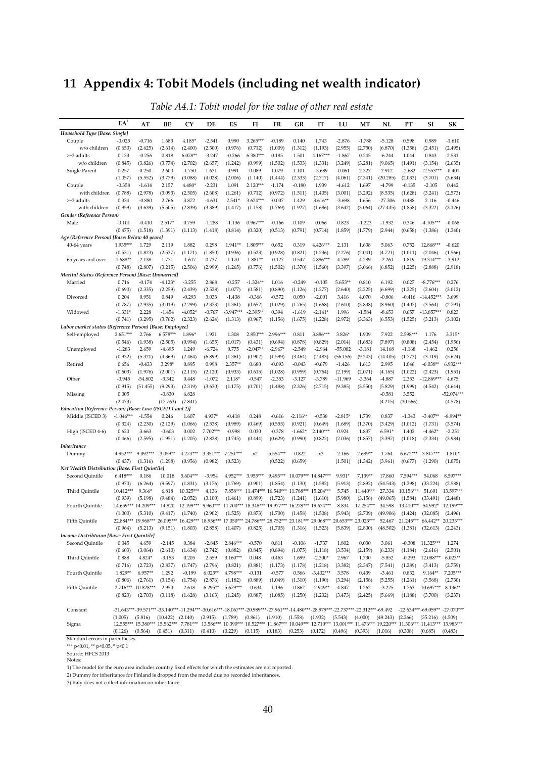# 11 Appendix 4: Tobit Models (including net wealth indicator)

*Table A4.1: Tobit model for the value of other real estate*

| | EA[1] | AT | BE | CY | DE | ES | FI | FR | GR | IT | LU | MT | NL | PT | SI | SK |
|---|---|---|---|---|---|---|---|---|---|---|---|---|---|---|---|---|
| ***Household Type [Base: Single]*** | | | | | | | | | | | | | | | | |
| Couple | -0.025 | -0.716 | 1.683 | 4.185* | -2.541 | 0.990 | 3.265*** | -0.189 | 0.140 | 1.743 | -2.876 | -1.788 | -5.128 | 0.598 | 0.989 | -1.610 |
| w/o children | (0.650) | (2.625) | (2.614) | (2.400) | (2.300) | (0.976) | (0.712) | (1.009) | (1.312) | (1.193) | (2.955) | (2.750) | (6.870) | (1.358) | (2.451) | (2.495) |
| >=3 adults | 0.133 | -0.256 | 0.818 | 6.078** | -3.247 | -0.266 | 6.380*** | 0.185 | 1.501 | 4.167*** | -1.867 | 0.245 | -6.244 | 1.044 | 0.843 | 2.531 |
| w/o children | (0.845) | (3.826) | (3.774) | (2.702) | (2.657) | (1.242) | (0.999) | (1.502) | (1.533) | (1.331) | (3.249) | (3.281) | (9.065) | (1.491) | (3.154) | (2.635) |
| Single Parent | 0.257 | 0.250 | 2.600 | -1.750 | 1.671 | 0.991 | 0.089 | 1.079 | 1.101 | -3.689 | -0.061 | 2.327 | 2.912 | -2.682 | -12.553*** | -0.401 |
| | (1.057) | (5.552) | (3.779) | (3.088) | (4.028) | (2.006) | (1.140) | (1.444) | (2.333) | (2.717) | (4.061) | (7.341) | (20.285) | (2.033) | (3.701) | (3.634) |
| Couple | -0.358 | -1.614 | 2.157 | 4.480* | -2.231 | 1.091 | 2.120*** | -1.174 | -0.180 | 1.939 | -4.612 | 1.697 | -4.799 | -0.135 | -2.105 | 0.442 |
| with children | (0.788) | (2.978) | (3.093) | (2.505) | (2.608) | (1.261) | (0.712) | (0.972) | (1.511) | (1.405) | (3.001) | (3.292) | (8.535) | (1.628) | (3.241) | (2.573) |
| >=3 adults | 0.334 | -0.880 | 2.766 | 3.872 | -4.631 | 2.541* | 3.624*** | -0.007 | 1.429 | 3.616** | -3.698 | 1.656 | -27.306 | 0.488 | 2.116 | -0.446 |
| with children | (0.959) | (3.639) | (5.505) | (2.839) | (3.389) | (1.417) | (1.158) | (1.769) | (1.927) | (1.686) | (3.642) | (3.064) | (27.445) | (1.858) | (3.322) | (3.126) |
| ***Gender (Reference Person)*** | | | | | | | | | | | | | | | | |
| Male | -0.101 | -0.410 | 2.517* | 0.759 | -1.288 | -1.136 | 0.967*** | -0.166 | 0.109 | 0.066 | 0.823 | -1.223 | -1.932 | 0.346 | -4.105*** | -0.068 |
| | (0.475) | (1.518) | (1.391) | (1.113) | (1.418) | (0.814) | (0.320) | (0.513) | (0.791) | (0.714) | (1.859) | (1.779) | (2.944) | (0.658) | (1.386) | (1.340) |
| ***Age (Reference Person) [Base: Below 40 years]*** | | | | | | | | | | | | | | | | |
| 40-64 years | 1.935*** | 1.729 | 2.119 | 1.882 | 0.298 | 1.941** | 1.805*** | 0.652 | 0.319 | 4.426*** | 2.131 | 1.638 | 5.063 | 0.752 | 12.868*** | -0.620 |
| | (0.531) | (1.823) | (2.537) | (1.171) | (1.850) | (0.936) | (0.523) | (0.928) | (0.821) | (1.236) | (2.276) | (2.041) | (4.721) | (1.011) | (2.046) | (1.566) |
| 65 years and over | 1.688** | 2.138 | 1.771 | -1.617 | 0.737 | 1.170 | 1.881** | -0.127 | 0.547 | 4.886*** | 4.789 | 4.289 | -2.261 | 1.819 | 19.314*** | -3.912 |
| | (0.748) | (2.807) | (3.215) | (2.506) | (2.999) | (1.265) | (0.776) | (1.502) | (1.370) | (1.560) | (3.397) | (3.066) | (6.852) | (1.225) | (2.888) | (2.918) |
| ***Marital Status (Reference Person) [Base: Unmarried]*** | | | | | | | | | | | | | | | | |
| Married | 0.716 | -0.174 | -4.123* | -3.255 | 2.868 | -0.257 | -1.324** | 1.016 | -0.249 | -0.105 | 5.653** | 0.810 | 6.192 | 0.027 | -8.776*** | 0.276 |
| | (0.690) | (2.335) | (2.259) | (2.439) | (2.528) | (1.077) | (0.581) | (0.890) | (1.126) | (1.277) | (2.640) | (2.225) | (6.699) | (1.225) | (2.604) | (3.012) |
| Divorced | 0.204 | 0.951 | 0.849 | -0.293 | 3.033 | -1.438 | -0.366 | -0.572 | 0.050 | -2.001 | 3.416 | 4.070 | -0.806 | -0.416 | -14.452*** | 3.699 |
| | (0.787) | (2.935) | (3.019) | (2.299) | (2.373) | (1.361) | (0.652) | (1.029) | (1.765) | (1.668) | (2.610) | (3.838) | (8.960) | (1.407) | (3.564) | (2.791) |
| Widowed | -1.331* | 2.228 | -1.454 | -4.052* | -0.767 | -3.947*** | -2.395** | 0.394 | -1.619 | -2.141* | 1.996 | -1.584 | -8.653 | 0.657 | -13.857*** | 0.823 |
| | (0.741) | (3.295) | (3.762) | (2.323) | (2.624) | (1.313) | (0.967) | (1.156) | (1.675) | (1.228) | (2.972) | (3.363) | (6.553) | (1.525) | (3.213) | (3.102) |
| ***Labor market status (Reference Person) [Base: Employee]*** | | | | | | | | | | | | | | | | |
| Self-employed | 2.651*** | 2.766 | 6.578*** | 1.896* | 1.921 | 1.308 | 2.850*** | 2.996*** | 0.811 | 3.886*** | 3.826* | 1.909 | 7.922 | 2.598*** | 1.176 | 3.315* |
| | (0.546) | (1.938) | (2.505) | (0.994) | (1.655) | (1.017) | (0.431) | (0.694) | (0.878) | (0.829) | (2.014) | (1.683) | (7.897) | (0.808) | (2.454) | (1.956) |
| Unemployed | -1.283 | 2.659 | -4.695 | 1.249 | -6.724 | 0.775 | -2.047** | -2.967* | -2.549 | -2.964 | -55.002 | -3.181 | 14.168 | -1.168 | -1.462 | 0.256 |
| | (0.932) | (5.321) | (4.369) | (2.464) | (6.899) | (1.361) | (0.902) | (1.599) | (3.464) | (2.483) | (56.156) | (9.243) | (14.405) | (1.773) | (3.119) | (5.624) |
| Retired | 0.656 | -0.433 | 3.298* | 0.895 | 0.998 | 2.357** | 0.680 | -0.093 | -0.043 | -0.679 | -1.426 | 1.613 | 2.995 | 1.046 | -6.038** | 6.932*** |
| | (0.603) | (1.976) | (2.001) | (2.115) | (2.120) | (0.933) | (0.615) | (1.028) | (0.959) | (0.764) | (2.199) | (2.071) | (4.165) | (1.022) | (2.423) | (1.951) |
| Other | -0.945 | -54.802 | -3.342 | 0.448 | -1.072 | 2.118* | -0.547 | -2.353 | -3.127 | -3.789 | -11.969 | -3.364 | -4.887 | 2.353 | -12.869*** | 4.675 |
| | (0.915) | (51.455) | (9.293) | (2.319) | (3.630) | (1.175) | (0.701) | (1.488) | (2.326) | (2.715) | (9.385) | (3.550) | (5.829) | (1.999) | (4.542) | (4.644) |
| Missing | 0.005 | | -0.830 | 6.828 | | | | | | | | | -0.581 | 3.552 | | -52.074*** |
| | (2.473) | | (17.763) | (7.841) | | | | | | | | | (4.215) | (30.566) | | (4.578) |
| ***Education (Reference Person) [Base: Low (ISCED 1 and 2)]*** | | | | | | | | | | | | | | | | |
| Middle (ISCED 3) | -1.046*** | -1.554 | 0.246 | 1.607 | 4.937* | -0.418 | 0.248 | -0.616 | -2.116** | -0.538 | -2.815* | 1.739 | 0.837 | -1.343 | -3.407** | -8.994** |
| | (0.324) | (2.230) | (2.129) | (1.066) | (2.538) | (0.989) | (0.469) | (0.555) | (0.921) | (0.649) | (1.689) | (1.370) | (3.429) | (1.012) | (1.731) | (3.574) |
| High (ISCED 4-6) | 0.620 | 3.663 | -0.603 | 0.002 | 7.702*** | -0.998 | 0.030 | -0.378 | -1.662* | 2.140*** | 0.924 | 1.837 | 6.591* | 1.402 | -4.462* | -2.251 |
| | (0.466) | (2.595) | (1.951) | (1.205) | (2.828) | (0.745) | (0.444) | (0.629) | (0.990) | (0.822) | (2.036) | (1.857) | (3.397) | (1.018) | (2.334) | (3.984) |
| ***Inheritance*** | | | | | | | | | | | | | | | | |
| Dummy | 4.952*** | 9.092*** | 3.059** | 4.273*** | 3.351*** | 7.251*** | x2 | 5.554*** | -0.822 | x3 | 2.166 | 2.689** | 1.764 | 6.672*** | 3.817*** | 1.810* |
| | (0.437) | (1.316) | (1.298) | (0.956) | (0.982) | (0.523) | | (0.522) | (0.659) | | (1.501) | (1.342) | (3.961) | (0.677) | (1.290) | (1.075) |
| ***Net Wealth Distribution [Base: First Quintile]*** | | | | | | | | | | | | | | | | |
| Second Quintile | 6.418*** | 0.186 | 10.018 | 5.604*** | -3.954 | 4.952*** | 3.955*** | 9.495*** | 10.079*** | 14.847*** | 9.931* | 7.139** | 17.860 | 7.594*** | 54.068 | 8.597*** |
| | (0.970) | (6.264) | (9.597) | (1.831) | (3.176) | (1.769) | (0.901) | (1.854) | (1.130) | (1.582) | (5.913) | (2.892) | (54.543) | (1.298) | (33.224) | (2.588) |
| Third Quintile | 10.412*** | 9.366* | 6.818 | 10.325*** | 4.136 | 7.858*** | 11.474*** | 16.540*** | 11.788*** | 15.204*** | 5.745 | 11.440*** | 27.334 | 10.156*** | 51.601 | 13.597*** |
| | (0.939) | (5.198) | (9.484) | (2.052) | (3.100) | (1.461) | (0.899) | (1.723) | (1.241) | (1.610) | (5.980) | (3.156) | (49.065) | (1.584) | (33.491) | (2.448) |
| Fourth Quintile | 14.659*** | 14.209*** | 14.820 | 12.199*** | 9.960*** | 11.700*** | 18.348*** | 19.977*** | 16.278*** | 19.674*** | 8.834 | 17.254*** | 34.598 | 13.410*** | 54.992* | 12.199*** |
| | (1.000) | (5.310) | (9.417) | (1.740) | (2.902) | (1.525) | (0.873) | (1.700) | (1.458) | (1.508) | (5.943) | (2.709) | (49.906) | (1.424) | (32.085) | (2.496) |
| Fifth Quintile | 22.884*** | 19.968*** | 26.095*** | 16.429*** | 18.956*** | 17.050*** | 24.786*** | 28.752*** | 23.181*** | 29.068*** | 20.653*** | 23.023*** | 52.467 | 21.245*** | 66.442** | 20.233*** |
| | (0.964) | (5.213) | (9.151) | (1.803) | (2.858) | (1.407) | (0.825) | (1.705) | (1.316) | (1.523) | (5.839) | (2.800) | (48.502) | (1.381) | (32.613) | (2.243) |
| ***Income Distribtuion [Base: First Quintile]*** | | | | | | | | | | | | | | | | |
| Second Quintile | 0.045 | 4.659 | -2.145 | 0.384 | -2.845 | 2.846*** | -0.570 | 0.811 | -0.106 | -1.737 | 1.802 | 0.030 | 3.061 | -0.308 | 11.325*** | 1.274 |
| | (0.603) | (3.064) | (2.610) | (1.634) | (2.742) | (0.882) | (0.845) | (0.894) | (1.075) | (1.118) | (3.534) | (2.159) | (6.233) | (1.184) | (2.616) | (2.501) |
| Third Quintile | 0.888 | 4.824* | -3.153 | 0.205 | 2.559 | 3.160*** | 0.048 | 0.463 | 1.699 | -2.300* | 2.967 | 1.730 | -5.852 | -0.293 | 12.088*** | 6.023** |
| | (0.716) | (2.723) | (2.837) | (1.747) | (2.796) | (0.821) | (0.881) | (1.173) | (1.178) | (1.218) | (3.382) | (2.347) | (7.541) | (1.289) | (3.413) | (2.759) |
| Fourth Quintile | 1.829** | 6.957** | 1.292 | -0.199 | 6.023** | 4.798*** | -0.131 | -0.577 | 0.566 | -3.402*** | 3.578 | 0.439 | -3.461 | 0.832 | 9.164** | 7.205*** |
| | (0.806) | (2.761) | (3.154) | (1.754) | (2.876) | (1.182) | (0.889) | (1.049) | (1.310) | (1.190) | (3.294) | (2.158) | (5.255) | (1.261) | (3.568) | (2.730) |
| Fifth Quintile | 2.716*** | 10.828*** | 2.950 | 2.618 | 6.295** | 5.679*** | -0.634 | 1.196 | 0.862 | -2.949** | 4.847 | 1.262 | -3.225 | 1.763 | 10.697*** | 8.136** |
| | (0.823) | (2.703) | (3.118) | (1.628) | (3.163) | (1.245) | (0.887) | (1.085) | (1.250) | (1.232) | (3.473) | (2.425) | (5.669) | (1.188) | (3.700) | (3.237) |
| Constant | -31.643*** | -39.571*** | -33.140*** | -11.294*** | -30.616*** | -18.067*** | -20.989*** | -27.961*** | -14.480*** | -28.979*** | -22.737*** | -22.312*** | -69.492 | -22.634*** | -69.059** | -27.070*** |
| | (1.005) | (5.816) | (10.422) | (2.140) | (2.915) | (1.789) | (0.861) | (1.910) | (1.558) | (1.932) | (5.543) | (4.000) | (49.243) | (2.266) | (35.216) | (4.509) |
| Sigma | 12.555*** | 15.380*** | 15.562*** | 7.781*** | 13.586*** | 10.390*** | 10.527*** | 11.867*** | 10.049*** | 12.710*** | 13.001*** | 11.476*** | 19.220*** | 11.306*** | 11.413*** | 13.983*** |
| | (0.126) | (0.564) | (0.451) | (0.311) | (0.410) | (0.229) | (0.115) | (0.183) | (0.253) | (0.172) | (0.496) | (0.393) | (1.016) | (0.308) | (0.685) | (0.483) |

Standard errors in parentheses

*** p<0.01, ** p<0.05, * p<0.1

Source: HFCS 2013

Notes:

1) The model for the euro area includes country fixed effects for which the estimates are not reported.

2) Dummy for inheritance for Finland is dropped from the model due no recorded inheritances.

3) Italy does not collect information on inheritance.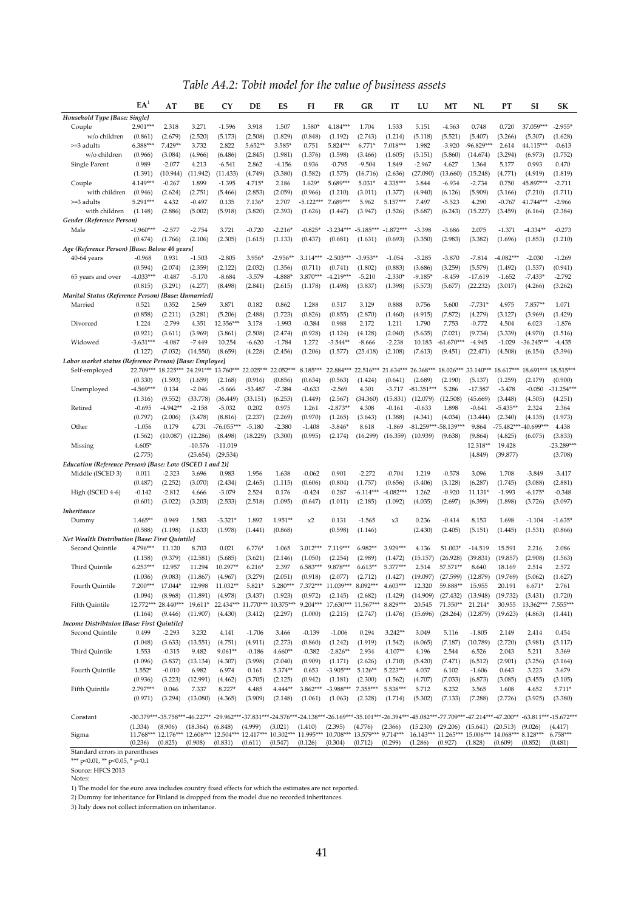# *Table A4.2: Tobit model for the value of business assets*

| | EA[1] | AT | BE | CY | DE | ES | FI | FR | GR | IT | LU | MT | NL | PT | SI | SK |
|---|---|---|---|---|---|---|---|---|---|---|---|---|---|---|---|---|
| ***Household Type [Base: Single]*** | | | | | | | | | | | | | | | | |
| Couple | 2.901*** | 2.318 | 3.271 | -1.596 | 3.918 | 1.507 | 1.580* | 4.184*** | 1.704 | 1.533 | 5.151 | -4.563 | 0.748 | 0.720 | 37.059*** | -2.955* |
| w/o children | (0.861) | (2.679) | (2.520) | (5.173) | (2.508) | (1.829) | (0.848) | (1.192) | (2.743) | (1.214) | (5.118) | (5.521) | (5.407) | (3.266) | (5.307) | (1.628) |
| >=3 adults | 6.388*** | 7.429** | 3.732 | 2.822 | 5.652** | 3.585* | 0.751 | 5.824*** | 6.771* | 7.018*** | 1.982 | -3.920 | -96.829*** | 2.614 | 44.115*** | -0.613 |
| w/o children | (0.966) | (3.084) | (4.966) | (6.486) | (2.845) | (1.981) | (1.376) | (1.598) | (3.466) | (1.605) | (5.151) | (5.860) | (14.674) | (3.294) | (6.973) | (1.752) |
| Single Parent | 0.989 | -2.077 | 4.213 | -6.541 | 2.862 | -4.156 | 0.936 | -0.795 | -9.504 | 1.849 | -2.967 | 4.627 | 1.364 | 5.177 | 0.993 | 0.470 |
| | (1.391) | (10.944) | (11.942) | (11.433) | (4.749) | (3.380) | (1.582) | (1.575) | (16.716) | (2.636) | (27.090) | (13.660) | (15.248) | (4.771) | (4.919) | (1.819) |
| Couple | 4.149*** | -0.267 | 1.899 | -1.395 | 4.715* | 2.186 | 1.629* | 5.689*** | 5.031* | 4.335*** | 3.844 | -6.934 | -2.734 | 0.750 | 45.897*** | -2.711 |
| with children | (0.946) | (2.624) | (2.751) | (5.466) | (2.853) | (2.059) | (0.966) | (1.210) | (3.011) | (1.377) | (4.940) | (6.126) | (5.909) | (3.166) | (7.210) | (1.711) |
| >=3 adults | 5.291*** | 4.432 | -0.497 | 0.135 | 7.136* | 2.707 | -5.122*** | 7.689*** | 5.962 | 5.157*** | 7.497 | -5.523 | 4.290 | -0.767 | 41.744*** | -2.966 |
| with children | (1.148) | (2.886) | (5.002) | (5.918) | (3.820) | (2.393) | (1.626) | (1.447) | (3.947) | (1.526) | (5.687) | (6.243) | (15.227) | (3.459) | (6.164) | (2.384) |
| ***Gender (Reference Person)*** | | | | | | | | | | | | | | | | |
| Male | -1.960*** | -2.577 | -2.754 | 3.721 | -0.720 | -2.216* | -0.825* | -3.234*** | -5.185*** | -1.872*** | -3.398 | -3.686 | 2.075 | -1.371 | -4.334** | -0.273 |
| | (0.474) | (1.766) | (2.106) | (2.305) | (1.615) | (1.133) | (0.437) | (0.681) | (1.631) | (0.693) | (3.350) | (2.983) | (3.382) | (1.696) | (1.853) | (1.210) |
| ***Age (Reference Person) [Base: Below 40 years]*** | | | | | | | | | | | | | | | | |
| 40-64 years | -0.968 | 0.931 | -1.503 | -2.805 | 3.956* | -2.956** | 3.114*** | -2.503*** | -3.953** | -1.054 | -3.285 | -3.870 | -7.814 | -4.082*** | -2.030 | -1.269 |
| | (0.594) | (2.074) | (2.359) | (2.122) | (2.032) | (1.356) | (0.711) | (0.741) | (1.802) | (0.883) | (3.686) | (3.259) | (5.579) | (1.492) | (1.537) | (0.941) |
| 65 years and over | -4.033*** | -0.487 | -5.170 | -8.684 | -3.579 | -4.888* | 3.870*** | -4.219*** | -5.210 | -2.330* | -9.185* | -8.459 | -17.619 | -1.652 | -7.433* | -2.792 |
| | (0.815) | (3.291) | (4.277) | (8.498) | (2.841) | (2.615) | (1.178) | (1.498) | (3.837) | (1.398) | (5.573) | (5.677) | (22.232) | (3.017) | (4.266) | (3.262) |
| ***Marital Status (Reference Person) [Base: Unmarried]*** | | | | | | | | | | | | | | | | |
| Married | 0.521 | 0.352 | 2.569 | 3.871 | 0.182 | 0.862 | 1.288 | 0.517 | 3.129 | 0.888 | 0.756 | 5.600 | -7.731* | 4.975 | 7.857** | 1.071 |
| | (0.858) | (2.211) | (3.281) | (5.206) | (2.488) | (1.723) | (0.826) | (0.855) | (2.870) | (1.460) | (4.915) | (7.872) | (4.279) | (3.127) | (3.969) | (1.429) |
| Divorced | 1.224 | -2.799 | 4.351 | 12.356*** | 3.178 | -1.993 | -0.384 | 0.988 | 2.172 | 1.211 | 1.790 | 7.753 | -0.772 | 4.504 | 6.023 | -1.876 |
| | (0.921) | (3.611) | (3.969) | (3.861) | (2.508) | (2.474) | (0.928) | (1.124) | (4.128) | (2.040) | (5.635) | (7.021) | (9.734) | (3.339) | (4.970) | (1.516) |
| Widowed | -3.631*** | -4.087 | -7.449 | 10.254 | -6.620 | -1.784 | 1.272 | -3.544** | -8.666 | -2.238 | 10.183 | -61.670*** | -4.945 | -1.029 | -36.245*** | -4.435 |
| | (1.127) | (7.032) | (14.550) | (8.659) | (4.228) | (2.456) | (1.206) | (1.577) | (25.418) | (2.108) | (7.613) | (9.451) | (22.471) | (4.508) | (6.154) | (3.394) |
| ***Labor market status (Reference Person) [Base: Employee]*** | | | | | | | | | | | | | | | | |
| Self-employed | 22.709*** | 18.225*** | 24.291*** | 13.760*** | 22.025*** | 22.052*** | 8.185*** | 22.884*** | 22.516*** | 21.634*** | 26.368*** | 18.026*** | 33.140*** | 18.617*** | 18.691*** | 18.515*** |
| | (0.330) | (1.593) | (1.659) | (2.168) | (0.916) | (0.856) | (0.634) | (0.563) | (1.424) | (0.641) | (2.689) | (2.190) | (5.137) | (1.259) | (2.179) | (0.900) |
| Unemployed | -4.569*** | 0.134 | -2.046 | -5.666 | -53.487 | -7.384 | -0.633 | -2.569 | 4.301 | -3.717 | -81.351*** | 5.286 | -17.587 | -3.478 | -0.050 | -31.254*** |
| | (1.316) | (9.552) | (33.778) | (36.449) | (33.151) | (6.253) | (1.449) | (2.567) | (34.360) | (15.831) | (12.079) | (12.508) | (45.669) | (3.448) | (4.505) | (4.251) |
| Retired | -0.695 | -4.942** | -2.158 | -5.032 | 0.202 | 0.975 | 1.261 | -2.873** | 4.308 | -0.161 | -0.633 | 1.898 | -0.641 | -5.435** | 2.324 | 2.364 |
| | (0.797) | (2.006) | (3.478) | (8.816) | (2.237) | (2.269) | (0.970) | (1.265) | (3.643) | (1.388) | (4.341) | (4.034) | (13.444) | (2.340) | (4.135) | (1.973) |
| Other | -1.056 | 0.179 | 4.731 | -76.055*** | -5.180 | -2.380 | -1.408 | -3.846* | -5.210 | -1.869 | -81.259*** | -58.139*** | 9.864 | -75.482*** | -40.699*** | 4.438 |
| | (1.562) | (10.087) | (12.286) | (8.498) | (18.229) | (3.300) | (0.995) | (2.174) | (16.299) | (16.359) | (10.939) | (9.638) | (9.864) | (4.825) | (6.075) | (3.833) |
| Missing | 4.605* | | -10.576 | -11.019 | | | | | | | | | 12.318** | 19.428 | | -23.289*** |
| | (2.775) | | (25.654) | (29.534) | | | | | | | | | (4.849) | (39.877) | | (3.708) |
| ***Education (Reference Person) [Base: Low (ISCED 1 and 2)]*** | | | | | | | | | | | | | | | | |
| Middle (ISCED 3) | 0.011 | -2.323 | 3.696 | 0.983 | 1.956 | 1.638 | -0.062 | 0.901 | -2.272 | -0.704 | 1.219 | -0.578 | 3.096 | 1.708 | -3.849 | -3.417 |
| | (0.487) | (2.252) | (3.070) | (2.434) | (2.465) | (1.115) | (0.606) | (0.804) | (1.757) | (0.656) | (3.406) | (3.128) | (6.287) | (1.745) | (3.088) | (2.881) |
| High (ISCED 4-6) | -0.142 | -2.812 | 4.666 | -3.079 | 2.524 | 0.176 | -0.424 | 0.287 | -6.114*** | -4.082*** | 1.262 | -0.920 | 11.131* | -1.993 | -6.175* | -0.348 |
| | (0.601) | (3.022) | (3.203) | (2.533) | (2.518) | (1.095) | (0.647) | (1.011) | (2.185) | (1.092) | (4.035) | (2.697) | (6.399) | (1.898) | (3.726) | (3.097) |
| ***Inheritance*** | | | | | | | | | | | | | | | | |
| Dummy | 1.465** | 0.949 | 1.583 | -3.321* | 1.892 | 1.951** | x2 | 0.131 | -1.565 | x3 | 0.236 | -0.414 | 8.153 | 1.698 | -1.104 | -1.635* |
| | (0.588) | (1.198) | (1.633) | (1.978) | (1.441) | (0.868) | | (0.598) | (1.146) | | (2.430) | (2.405) | (5.151) | (1.445) | (1.531) | (0.866) |
| ***Net Wealth Distribution [Base: First Quintile]*** | | | | | | | | | | | | | | | | |
| Second Quintile | 4.796*** | 11.120 | 8.703 | 0.021 | 6.776* | 1.065 | 3.012*** | 7.119*** | 6.982** | 3.929*** | 4.136 | 51.003* | -14.519 | 15.591 | 2.216 | 2.086 |
| | (1.158) | (9.379) | (12.581) | (5.685) | (3.621) | (2.146) | (1.050) | (2.254) | (2.989) | (1.472) | (15.157) | (26.928) | (39.831) | (19.857) | (2.908) | (1.563) |
| Third Quintile | 6.253*** | 12.957 | 11.294 | 10.297** | 6.216* | 2.397 | 6.583*** | 9.878*** | 6.613** | 5.377*** | 2.514 | 57.571** | 8.640 | 18.169 | 2.514 | 2.572 |
| | (1.036) | (9.083) | (11.867) | (4.967) | (3.279) | (2.051) | (0.918) | (2.077) | (2.712) | (1.427) | (19.097) | (27.599) | (12.879) | (19.769) | (5.062) | (1.627) |
| Fourth Quintile | 7.200*** | 17.044* | 12.998 | 11.032** | 5.821* | 5.280*** | 7.372*** | 11.039*** | 8.092*** | 4.603*** | 12.320 | 59.888** | 15.955 | 20.191 | 6.671* | 2.761 |
| | (1.094) | (8.968) | (11.891) | (4.978) | (3.437) | (1.923) | (0.972) | (2.145) | (2.682) | (1.429) | (14.909) | (27.432) | (13.948) | (19.732) | (3.431) | (1.720) |
| Fifth Quintile | 12.772*** | 28.440*** | 19.611* | 22.434*** | 11.770*** | 10.375*** | 9.204*** | 17.630*** | 11.567*** | 8.829*** | 20.545 | 71.350** | 21.214* | 30.955 | 13.362*** | 7.555*** |
| | (1.164) | (9.446) | (11.907) | (4.430) | (3.412) | (2.297) | (1.000) | (2.215) | (2.747) | (1.476) | (15.696) | (28.264) | (12.879) | (19.623) | (4.863) | (1.441) |
| ***Income Distribtuion [Base: First Quintile]*** | | | | | | | | | | | | | | | | |
| Second Quintile | 0.499 | -2.293 | 3.232 | 4.141 | -1.706 | 3.466 | -0.139 | -1.006 | 0.294 | 3.242** | 3.049 | 5.116 | -1.805 | 2.149 | 2.414 | 0.454 |
| | (1.048) | (3.633) | (13.551) | (4.751) | (4.911) | (2.273) | (0.860) | (1.242) | (1.919) | (1.542) | (6.065) | (7.187) | (10.789) | (2.720) | (3.981) | (3.117) |
| Third Quintile | 1.553 | -0.315 | 9.482 | 9.061** | -0.186 | 4.660** | -0.382 | -2.826** | 2.934 | 4.107** | 4.196 | 2.544 | 6.526 | 2.043 | 5.211 | 3.369 |
| | (1.096) | (3.837) | (13.134) | (4.307) | (3.998) | (2.040) | (0.909) | (1.171) | (2.626) | (1.710) | (5.420) | (7.471) | (6.512) | (2.901) | (3.256) | (3.164) |
| Fourth Quintile | 1.552* | -0.010 | 6.982 | 6.974 | 0.161 | 5.374** | 0.653 | -3.905*** | 5.126** | 5.223*** | 4.037 | 6.102 | -1.606 | 0.643 | 3.223 | 3.679 |
| | (0.936) | (3.223) | (12.991) | (4.462) | (3.705) | (2.125) | (0.942) | (1.181) | (2.300) | (1.562) | (4.707) | (7.033) | (6.873) | (3.085) | (3.455) | (3.105) |
| Fifth Quintile | 2.797*** | 0.046 | 7.337 | 8.227* | 4.485 | 4.444** | 3.862*** | -3.988*** | 7.355*** | 5.538*** | 5.712 | 8.232 | 3.565 | 1.608 | 4.652 | 5.711* |
| | (0.971) | (3.294) | (13.080) | (4.365) | (3.909) | (2.148) | (1.061) | (1.063) | (2.328) | (1.714) | (5.302) | (7.133) | (7.288) | (2.726) | (3.925) | (3.380) |
| Constant | -30.379*** | -35.758*** | -46.227** | -29.962*** | -37.831*** | -24.576*** | -24.138*** | -26.169*** | -35.101*** | -26.394*** | -45.082*** | -77.709*** | -47.214*** | -47.200** | -63.811*** | -15.672*** |
| | (1.334) | (8.906) | (18.364) | (6.848) | (4.999) | (3.021) | (1.410) | (2.395) | (4.776) | (2.366) | (15.230) | (29.206) | (15.641) | (20.513) | (9.026) | (4.417) |
| Sigma | 11.768*** | 12.176*** | 12.608*** | 12.504*** | 12.417*** | 10.302*** | 11.995*** | 10.708*** | 13.579*** | 9.714*** | 16.143*** | 11.265*** | 15.006*** | 14.068*** | 8.128*** | 6.758*** |
| | (0.236) | (0.825) | (0.908) | (0.831) | (0.611) | (0.547) | (0.126) | (0.304) | (0.712) | (0.299) | (1.286) | (0.927) | (1.828) | (0.609) | (0.852) | (0.481) |

Standard errors in parentheses

*** p<0.01, ** p<0.05, * p<0.1

Source: HFCS 2013

Notes:

1) The model for the euro area includes country fixed effects for which the estimates are not reported.

2) Dummy for inheritance for Finland is dropped from the model due no recorded inheritances.

3) Italy does not collect information on inheritance.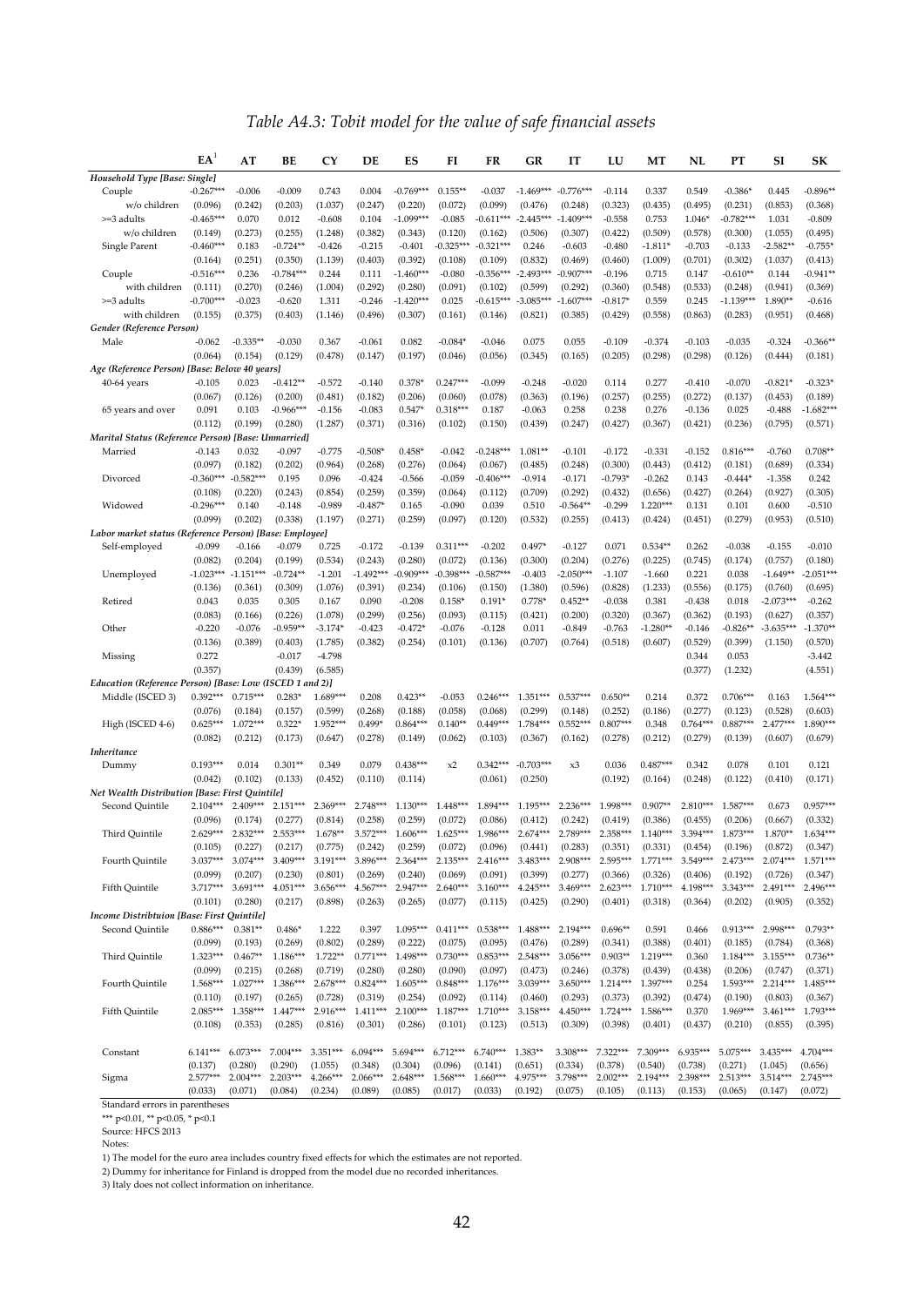# *Table A4.3: Tobit model for the value of safe financial assets*

| | EA[1] | AT | BE | CY | DE | ES | FI | FR | GR | IT | LU | MT | NL | PT | SI | SK |
|---|---|---|---|---|---|---|---|---|---|---|---|---|---|---|---|---|
| ***Household Type [Base: Single]*** | | | | | | | | | | | | | | | | |
| Couple | -0.267*** | -0.006 | -0.009 | 0.743 | 0.004 | -0.769*** | 0.155** | -0.037 | -1.469*** | -0.776*** | -0.114 | 0.337 | 0.549 | -0.386* | 0.445 | -0.896** |
| w/o children | (0.096) | (0.242) | (0.203) | (1.037) | (0.247) | (0.220) | (0.072) | (0.099) | (0.476) | (0.248) | (0.323) | (0.435) | (0.495) | (0.231) | (0.853) | (0.368) |
| >=3 adults | -0.465*** | 0.070 | 0.012 | -0.608 | 0.104 | -1.099*** | -0.085 | -0.611*** | -2.445*** | -1.409*** | -0.558 | 0.753 | 1.046* | -0.782*** | 1.031 | -0.809 |
| w/o children | (0.149) | (0.273) | (0.255) | (1.248) | (0.382) | (0.343) | (0.120) | (0.162) | (0.506) | (0.307) | (0.422) | (0.509) | (0.578) | (0.300) | (1.055) | (0.495) |
| Single Parent | -0.460*** | 0.183 | -0.724** | -0.426 | -0.215 | -0.401 | -0.325*** | -0.321*** | 0.246 | -0.603 | -0.480 | -1.811* | -0.703 | -0.133 | -2.582** | -0.755* |
| | (0.164) | (0.251) | (0.350) | (1.139) | (0.403) | (0.392) | (0.108) | (0.109) | (0.832) | (0.469) | (0.460) | (1.009) | (0.701) | (0.302) | (1.037) | (0.413) |
| Couple | -0.516*** | 0.236 | -0.784*** | 0.244 | 0.111 | -1.460*** | -0.080 | -0.356*** | -2.493*** | -0.907*** | -0.196 | 0.715 | 0.147 | -0.610** | 0.144 | -0.941** |
| with children | (0.111) | (0.270) | (0.246) | (1.004) | (0.292) | (0.280) | (0.091) | (0.102) | (0.599) | (0.292) | (0.360) | (0.548) | (0.533) | (0.248) | (0.941) | (0.369) |
| >=3 adults | -0.700*** | -0.023 | -0.620 | 1.311 | -0.246 | -1.420*** | 0.025 | -0.615*** | -3.085*** | -1.607*** | -0.817* | 0.559 | 0.245 | -1.139*** | 1.890** | -0.616 |
| with children | (0.155) | (0.375) | (0.403) | (1.146) | (0.496) | (0.307) | (0.161) | (0.146) | (0.821) | (0.385) | (0.429) | (0.558) | (0.863) | (0.283) | (0.951) | (0.468) |
| ***Gender (Reference Person)*** | | | | | | | | | | | | | | | | |
| Male | -0.062 | -0.335** | -0.030 | 0.367 | -0.061 | 0.082 | -0.084* | -0.046 | 0.075 | 0.055 | -0.109 | -0.374 | -0.103 | -0.035 | -0.324 | -0.366** |
| | (0.064) | (0.154) | (0.129) | (0.478) | (0.147) | (0.197) | (0.046) | (0.056) | (0.345) | (0.165) | (0.205) | (0.298) | (0.298) | (0.126) | (0.444) | (0.181) |
| ***Age (Reference Person) [Base: Below 40 years]*** | | | | | | | | | | | | | | | | |
| 40-64 years | -0.105 | 0.023 | -0.412** | -0.572 | -0.140 | 0.378* | 0.247*** | -0.099 | -0.248 | -0.020 | 0.114 | 0.277 | -0.410 | -0.070 | -0.821* | -0.323* |
| | (0.067) | (0.126) | (0.200) | (0.481) | (0.182) | (0.206) | (0.060) | (0.078) | (0.363) | (0.196) | (0.257) | (0.255) | (0.272) | (0.137) | (0.453) | (0.189) |
| 65 years and over | 0.091 | 0.103 | -0.966*** | -0.156 | -0.083 | 0.547* | 0.318*** | 0.187 | -0.063 | 0.258 | 0.238 | 0.276 | -0.136 | 0.025 | -0.488 | -1.682*** |
| | (0.112) | (0.199) | (0.280) | (1.287) | (0.371) | (0.316) | (0.102) | (0.150) | (0.439) | (0.247) | (0.427) | (0.367) | (0.421) | (0.236) | (0.795) | (0.571) |
| ***Marital Status (Reference Person) [Base: Unmarried]*** | | | | | | | | | | | | | | | | |
| Married | -0.143 | 0.032 | -0.097 | -0.775 | -0.508* | 0.458* | -0.042 | -0.248*** | 1.081** | -0.101 | -0.172 | -0.331 | -0.152 | 0.816*** | -0.760 | 0.708** |
| | (0.097) | (0.182) | (0.202) | (0.964) | (0.268) | (0.276) | (0.064) | (0.067) | (0.485) | (0.248) | (0.300) | (0.443) | (0.412) | (0.181) | (0.689) | (0.334) |
| Divorced | -0.360*** | -0.582*** | 0.195 | 0.096 | -0.424 | -0.566 | -0.059 | -0.406*** | -0.914 | -0.171 | -0.793* | -0.262 | 0.143 | -0.444* | -1.358 | 0.242 |
| | (0.108) | (0.220) | (0.243) | (0.854) | (0.259) | (0.359) | (0.064) | (0.112) | (0.709) | (0.292) | (0.432) | (0.656) | (0.427) | (0.264) | (0.927) | (0.305) |
| Widowed | -0.296*** | 0.140 | -0.148 | -0.989 | -0.487* | 0.165 | -0.090 | 0.039 | 0.510 | -0.564** | -0.299 | 1.220*** | 0.131 | 0.101 | 0.600 | -0.510 |
| | (0.099) | (0.202) | (0.338) | (1.197) | (0.271) | (0.259) | (0.097) | (0.120) | (0.532) | (0.255) | (0.413) | (0.424) | (0.451) | (0.279) | (0.953) | (0.510) |
| ***Labor market status (Reference Person) [Base: Employee]*** | | | | | | | | | | | | | | | | |
| Self-employed | -0.099 | -0.166 | -0.079 | 0.725 | -0.172 | -0.139 | 0.311*** | -0.202 | 0.497* | -0.127 | 0.071 | 0.534** | 0.262 | -0.038 | -0.155 | -0.010 |
| | (0.082) | (0.204) | (0.199) | (0.534) | (0.243) | (0.280) | (0.072) | (0.136) | (0.300) | (0.204) | (0.276) | (0.225) | (0.745) | (0.174) | (0.757) | (0.180) |
| Unemployed | -1.023*** | -1.151*** | -0.724** | -1.201 | -1.492*** | -0.909*** | -0.398*** | -0.587*** | -0.403 | -2.050*** | -1.107 | -1.660 | 0.221 | 0.038 | -1.649** | -2.051*** |
| | (0.136) | (0.361) | (0.309) | (1.076) | (0.391) | (0.234) | (0.106) | (0.150) | (1.380) | (0.596) | (0.828) | (1.233) | (0.556) | (0.175) | (0.760) | (0.695) |
| Retired | 0.043 | 0.035 | 0.305 | 0.167 | 0.090 | -0.208 | 0.158* | 0.191* | 0.778* | 0.452** | -0.038 | 0.381 | -0.438 | 0.018 | -2.073*** | -0.262 |
| | (0.083) | (0.166) | (0.226) | (1.078) | (0.299) | (0.256) | (0.093) | (0.115) | (0.421) | (0.200) | (0.320) | (0.367) | (0.362) | (0.193) | (0.627) | (0.357) |
| Other | -0.220 | -0.076 | -0.959** | -3.174* | -0.423 | -0.472* | -0.076 | -0.128 | 0.011 | -0.849 | -0.763 | -1.280** | -0.146 | -0.826** | -3.635*** | -1.370** |
| | (0.136) | (0.389) | (0.403) | (1.785) | (0.382) | (0.254) | (0.101) | (0.136) | (0.707) | (0.764) | (0.518) | (0.607) | (0.529) | (0.399) | (1.150) | (0.570) |
| Missing | 0.272 | | -0.017 | -4.798 | | | | | | | | | 0.344 | 0.053 | | -3.442 |
| | (0.357) | | (0.439) | (6.585) | | | | | | | | | (0.377) | (1.232) | | (4.551) |
| ***Education (Reference Person) [Base: Low (ISCED 1 and 2)]*** | | | | | | | | | | | | | | | | |
| Middle (ISCED 3) | 0.392*** | 0.715*** | 0.283* | 1.689*** | 0.208 | 0.423** | -0.053 | 0.246*** | 1.351*** | 0.537*** | 0.650** | 0.214 | 0.372 | 0.706*** | 0.163 | 1.564*** |
| | (0.076) | (0.184) | (0.157) | (0.599) | (0.268) | (0.188) | (0.058) | (0.068) | (0.299) | (0.148) | (0.252) | (0.186) | (0.277) | (0.123) | (0.528) | (0.603) |
| High (ISCED 4-6) | 0.625*** | 1.072*** | 0.322* | 1.952*** | 0.499* | 0.864*** | 0.140** | 0.449*** | 1.784*** | 0.552*** | 0.807*** | 0.348 | 0.764*** | 0.887*** | 2.477*** | 1.890*** |
| | (0.082) | (0.212) | (0.173) | (0.647) | (0.278) | (0.149) | (0.062) | (0.103) | (0.367) | (0.162) | (0.278) | (0.212) | (0.279) | (0.139) | (0.607) | (0.679) |
| ***Inheritance*** | | | | | | | | | | | | | | | | |
| Dummy | 0.193*** | 0.014 | 0.301** | 0.349 | 0.079 | 0.438*** | x2 | 0.342*** | -0.703*** | x3 | 0.036 | 0.487*** | 0.342 | 0.078 | 0.101 | 0.121 |
| | (0.042) | (0.102) | (0.133) | (0.452) | (0.110) | (0.114) | | (0.061) | (0.250) | | (0.192) | (0.164) | (0.248) | (0.122) | (0.410) | (0.171) |
| ***Net Wealth Distribution [Base: First Quintile]*** | | | | | | | | | | | | | | | | |
| Second Quintile | 2.104*** | 2.409*** | 2.151*** | 2.369*** | 2.748*** | 1.130*** | 1.448*** | 1.894*** | 1.195*** | 2.236*** | 1.998*** | 0.907** | 2.810*** | 1.587*** | 0.673 | 0.957*** |
| | (0.096) | (0.174) | (0.277) | (0.814) | (0.258) | (0.259) | (0.072) | (0.086) | (0.412) | (0.242) | (0.419) | (0.386) | (0.455) | (0.206) | (0.667) | (0.332) |
| Third Quintile | 2.629*** | 2.832*** | 2.553*** | 1.678** | 3.572*** | 1.606*** | 1.625*** | 1.986*** | 2.674*** | 2.789*** | 2.358*** | 1.140*** | 3.394*** | 1.873*** | 1.870** | 1.634*** |
| | (0.105) | (0.227) | (0.217) | (0.775) | (0.242) | (0.259) | (0.072) | (0.096) | (0.441) | (0.283) | (0.351) | (0.331) | (0.454) | (0.196) | (0.872) | (0.347) |
| Fourth Quintile | 3.037*** | 3.074*** | 3.409*** | 3.191*** | 3.896*** | 2.364*** | 2.135*** | 2.416*** | 3.483*** | 2.908*** | 2.595*** | 1.771*** | 3.549*** | 2.473*** | 2.074*** | 1.571*** |
| | (0.099) | (0.207) | (0.230) | (0.801) | (0.269) | (0.240) | (0.069) | (0.091) | (0.399) | (0.277) | (0.366) | (0.326) | (0.406) | (0.192) | (0.726) | (0.347) |
| Fifth Quintile | 3.717*** | 3.691*** | 4.051*** | 3.656*** | 4.567*** | 2.947*** | 2.640*** | 3.160*** | 4.245*** | 3.469*** | 2.623*** | 1.710*** | 4.198*** | 3.343*** | 2.491*** | 2.496*** |
| | (0.101) | (0.280) | (0.217) | (0.898) | (0.263) | (0.265) | (0.077) | (0.115) | (0.425) | (0.290) | (0.401) | (0.318) | (0.364) | (0.202) | (0.905) | (0.352) |
| ***Income Distribtuion [Base: First Quintile]*** | | | | | | | | | | | | | | | | |
| Second Quintile | 0.886*** | 0.381** | 0.486* | 1.222 | 0.397 | 1.095*** | 0.411*** | 0.538*** | 1.488*** | 2.194*** | 0.696** | 0.591 | 0.466 | 0.913*** | 2.998*** | 0.793** |
| | (0.099) | (0.193) | (0.269) | (0.802) | (0.289) | (0.222) | (0.075) | (0.095) | (0.476) | (0.289) | (0.341) | (0.388) | (0.401) | (0.185) | (0.784) | (0.368) |
| Third Quintile | 1.323*** | 0.467** | 1.186*** | 1.722** | 0.771*** | 1.498*** | 0.730*** | 0.853*** | 2.548*** | 3.056*** | 0.903** | 1.219*** | 0.360 | 1.184*** | 3.155*** | 0.736** |
| | (0.099) | (0.215) | (0.268) | (0.719) | (0.280) | (0.280) | (0.090) | (0.097) | (0.473) | (0.246) | (0.378) | (0.439) | (0.438) | (0.206) | (0.747) | (0.371) |
| Fourth Quintile | 1.568*** | 1.027*** | 1.386*** | 2.678*** | 0.824*** | 1.605*** | 0.848*** | 1.176*** | 3.039*** | 3.650*** | 1.214*** | 1.397*** | 0.254 | 1.593*** | 2.214*** | 1.485*** |
| | (0.110) | (0.197) | (0.265) | (0.728) | (0.319) | (0.254) | (0.092) | (0.114) | (0.460) | (0.293) | (0.373) | (0.392) | (0.474) | (0.190) | (0.803) | (0.367) |
| Fifth Quintile | 2.085*** | 1.358*** | 1.447*** | 2.916*** | 1.411*** | 2.100*** | 1.187*** | 1.710*** | 3.158*** | 4.450*** | 1.724*** | 1.586*** | 0.370 | 1.969*** | 3.461*** | 1.793*** |
| | (0.108) | (0.353) | (0.285) | (0.816) | (0.301) | (0.286) | (0.101) | (0.123) | (0.513) | (0.309) | (0.398) | (0.401) | (0.437) | (0.210) | (0.855) | (0.395) |
| Constant | 6.141*** | 6.073*** | 7.004*** | 3.351*** | 6.094*** | 5.694*** | 6.712*** | 6.740*** | 1.383** | 3.308*** | 7.322*** | 7.309*** | 6.935*** | 5.075*** | 3.435*** | 4.704*** |
| | (0.137) | (0.280) | (0.290) | (1.055) | (0.348) | (0.304) | (0.096) | (0.141) | (0.651) | (0.334) | (0.378) | (0.540) | (0.738) | (0.271) | (1.045) | (0.656) |
| Sigma | 2.577*** | 2.004*** | 2.203*** | 4.266*** | 2.066*** | 2.648*** | 1.568*** | 1.660*** | 4.975*** | 3.798*** | 2.002*** | 2.194*** | 2.398*** | 2.513*** | 3.514*** | 2.745*** |
| | (0.033) | (0.071) | (0.084) | (0.234) | (0.089) | (0.085) | (0.017) | (0.033) | (0.192) | (0.075) | (0.105) | (0.113) | (0.153) | (0.065) | (0.147) | (0.072) |

Standard errors in parentheses

*** p<0.01, ** p<0.05, * p<0.1

Source: HFCS 2013

Notes:

1) The model for the euro area includes country fixed effects for which the estimates are not reported.

2) Dummy for inheritance for Finland is dropped from the model due no recorded inheritances.

3) Italy does not collect information on inheritance.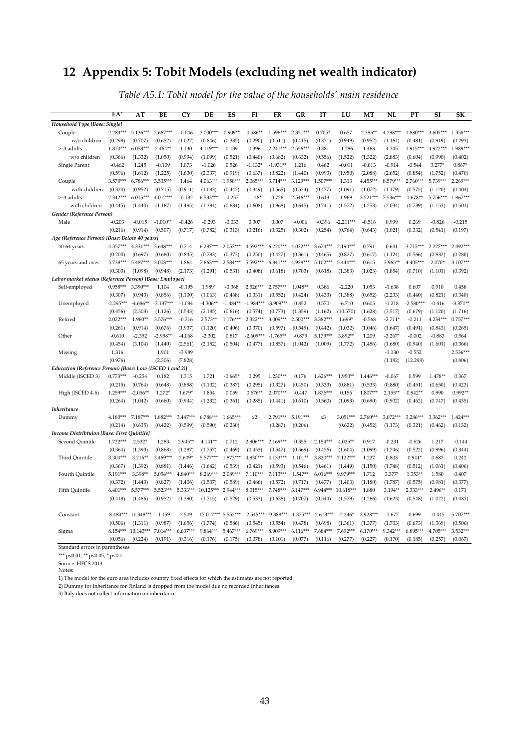# 12 Appendix 5: Tobit Models (excluding net wealth indicator)

*Table A5.1: Tobit model for the value of the households' main residence*

| | EA | AT | BE | CY | DE | ES | FI | FR | GR | IT | LU | MT | NL | PT | SI | SK |
|---|---|---|---|---|---|---|---|---|---|---|---|---|---|---|---|---|
| ***Household Type [Base: Single]*** | | | | | | | | | | | | | | | | |
| Couple | 2.283*** | 5.136*** | 2.667*** | -0.046 | 3.000*** | 0.909** | 0.586** | 1.596*** | 2.351*** | 0.705* | 0.657 | 2.385** | 4.298*** | 1.880*** | 3.605*** | 1.358*** |
| w/o children | (0.298) | (0.707) | (0.652) | (1.027) | (0.846) | (0.385) | (0.290) | (0.511) | (0.415) | (0.371) | (0.949) | (0.952) | (1.164) | (0.481) | (0.919) | (0.293) |
| >=3 adults | 1.870*** | 6.058*** | 2.464** | 1.130 | 4.119*** | 0.139 | 0.396 | 2.241*** | 2.556*** | 0.381 | -1.286 | 1.463 | 4.345 | 1.915*** | 4.922*** | 1.989*** |
| w/o children | (0.366) | (1.332) | (1.050) | (0.994) | (1.099) | (0.521) | (0.440) | (0.682) | (0.632) | (0.556) | (1.522) | (1.322) | (2.883) | (0.604) | (0.990) | (0.402) |
| Single Parent | -0.462 | 1.245 | -0.109 | 1.073 | -1.026 | 0.526 | -1.132* | -1.931** | 1.216 | 0.462 | -0.011 | -0.813 | -0.914 | -0.544 | 3.277* | 0.867* |
| | (0.596) | (1.812) | (1.225) | (1.630) | (2.337) | (0.919) | (0.637) | (0.822) | (1.440) | (0.993) | (1.950) | (2.088) | (2.652) | (0.854) | (1.752) | (0.470) |
| Couple | 3.570*** | 6.786*** | 3.535*** | 1.464 | 4.063*** | 1.958*** | 2.085*** | 3.714*** | 3.129*** | 1.507*** | 1.313 | 4.455*** | 8.579*** | 2.760*** | 5.739*** | 2.269*** |
| with children | (0.320) | (0.952) | (0.715) | (0.911) | (1.083) | (0.442) | (0.349) | (0.565) | (0.524) | (0.477) | (1.091) | (1.072) | (1.179) | (0.575) | (1.120) | (0.404) |
| >=3 adults | 2.342*** | 6.015*** | 4.012*** | -0.182 | 6.533*** | -0.257 | 1.148* | 0.726 | 2.546*** | 0.613 | 1.969 | 3.521*** | 7.536*** | 1.678** | 5.756*** | 1.867*** |
| with children | (0.445) | (1.440) | (1.167) | (1.495) | (1.384) | (0.684) | (0.608) | (0.968) | (0.645) | (0.741) | (1.572) | (1.253) | (2.034) | (0.739) | (1.153) | (0.501) |
| ***Gender (Reference Person)*** | | | | | | | | | | | | | | | | |
| Male | -0.203 | -0.015 | -1.010** | -0.426 | -0.293 | -0.033 | 0.307 | 0.007 | -0.006 | -0.396 | -2.211*** | -0.516 | 0.999 | 0.269 | -0.826 | -0.215 |
| | (0.216) | (0.914) | (0.507) | (0.717) | (0.782) | (0.313) | (0.216) | (0.325) | (0.302) | (0.254) | (0.764) | (0.643) | (1.021) | (0.332) | (0.541) | (0.197) |
| ***Age (Reference Person) [Base: Below 40 years]*** | | | | | | | | | | | | | | | | |
| 40-64 years | 4.357*** | 4.331*** | 3.648*** | 0.714 | 6.287*** | 2.052*** | 4.592*** | 6.220*** | 4.032*** | 3.674*** | 2.190*** | 0.791 | 0.641 | 3.713*** | 2.227*** | 2.492*** |
| | (0.200) | (0.697) | (0.660) | (0.845) | (0.783) | (0.373) | (0.250) | (0.427) | (0.361) | (0.465) | (0.827) | (0.617) | (1.124) | (0.566) | (0.832) | (0.280) |
| 65 years and over | 5.738*** | 5.487*** | 3.003*** | 1.864 | 7.663*** | 2.584*** | 5.592*** | 6.841*** | 4.938*** | 5.102*** | 5.444*** | 0.615 | 3.965** | 4.405*** | 2.070* | 3.107*** |
| | (0.300) | (1.098) | (0.948) | (2.173) | (1.291) | (0.531) | (0.408) | (0.618) | (0.703) | (0.618) | (1.383) | (1.023) | (1.854) | (0.710) | (1.101) | (0.392) |
| ***Labor market status (Reference Person) [Base: Employee]*** | | | | | | | | | | | | | | | | |
| Self-employed | 0.958*** | 3.390*** | 1.104 | -0.195 | 1.989* | -0.368 | 2.526*** | 2.757*** | 1.048** | 0.386 | -2.220 | 1.053 | -1.638 | 0.607 | 0.910 | 0.458 |
| | (0.307) | (0.943) | (0.856) | (1.100) | (1.063) | (0.468) | (0.331) | (0.552) | (0.424) | (0.433) | (1.388) | (0.652) | (2.233) | (0.440) | (0.821) | (0.340) |
| Unemployed | -2.295*** | -4.686** | -3.137*** | -1.084 | -4.306** | -1.484** | -1.984*** | -3.909*** | 0.852 | 0.570 | -6.710 | 0.605 | -1.218 | -2.580*** | -0.416 | -3.371** |
| | (0.456) | (2.303) | (1.126) | (1.543) | (2.185) | (0.616) | (0.574) | (0.773) | (1.359) | (1.162) | (10.570) | (1.628) | (3.517) | (0.679) | (1.120) | (1.716) |
| Retired | 2.022*** | 1.960** | 3.576*** | -0.316 | 2.573** | 1.176*** | 2.322*** | 3.009*** | 2.500*** | 3.382*** | 1.699* | -0.568 | -2.711* | -0.211 | 4.234*** | 0.757*** |
| | (0.261) | (0.914) | (0.676) | (1.937) | (1.120) | (0.406) | (0.370) | (0.597) | (0.549) | (0.442) | (1.032) | (1.046) | (1.647) | (0.491) | (0.843) | (0.265) |
| Other | -0.610 | -2.352 | -2.958** | -4.068 | -2.302 | 0.817 | -2.609*** | -1.765** | -0.879 | 5.179*** | 3.892** | 1.209 | -3.267* | -0.002 | -0.883 | 0.564 |
| | (0.454) | (3.104) | (1.440) | (2.561) | (2.152) | (0.504) | (0.477) | (0.857) | (1.042) | (1.009) | (1.772) | (1.486) | (1.680) | (0.940) | (1.601) | (0.366) |
| Missing | 1.316 | | 1.901 | -3.989 | | | | | | | | | -1.130 | -0.552 | | 2.536*** |
| | (0.976) | | (2.306) | (7.828) | | | | | | | | | (1.182) | (12.298) | | (0.806) |
| ***Education (Reference Person) [Base: Low (ISCED 1 and 2)]*** | | | | | | | | | | | | | | | | |
| Middle (ISCED 3) | 0.773*** | -0.254 | 0.182 | 1.315 | 1.721 | -0.665* | 0.295 | 1.230*** | 0.176 | 1.626*** | 1.950** | 1.446*** | -0.067 | 0.599 | 1.478** | 0.367 |
| | (0.215) | (0.764) | (0.648) | (0.898) | (1.102) | (0.387) | (0.295) | (0.327) | (0.450) | (0.333) | (0.881) | (0.533) | (0.880) | (0.451) | (0.650) | (0.423) |
| High (ISCED 4-6) | 1.259*** | -2.056** | 1.272* | 1.679* | 1.854 | 0.059 | 0.676** | 2.070*** | -0.447 | 1.876*** | 0.156 | 1.807*** | 2.155** | 0.942** | 0.990 | 0.992** |
| | (0.264) | (1.042) | (0.660) | (0.944) | (1.232) | (0.361) | (0.285) | (0.441) | (0.610) | (0.560) | (1.093) | (0.690) | (0.902) | (0.462) | (0.747) | (0.435) |
| ***Inheritance*** | | | | | | | | | | | | | | | | |
| Dummy | 4.180*** | 7.187*** | 1.882*** | 3.447*** | 6.788*** | 1.665*** | x2 | 2.791*** | 5.191*** | x3 | 3.051*** | 2.760*** | 3.072*** | 3.286*** | 3.362*** | 1.424*** |
| | (0.214) | (0.635) | (0.422) | (0.599) | (0.590) | (0.230) | | (0.287) | (0.206) | | (0.622) | (0.452) | (1.173) | (0.321) | (0.462) | (0.132) |
| ***Income Distribtuion [Base: First Quintile]*** | | | | | | | | | | | | | | | | |
| Second Quintile | 1.722*** | 2.532* | 1.283 | 2.945** | 4.141** | 0.712 | 2.906*** | 2.169*** | 0.355 | 2.154*** | 4.025** | 0.917 | -0.231 | -0.626 | 1.217 | -0.144 |
| | (0.364) | (1.393) | (0.868) | (1.287) | (1.757) | (0.469) | (0.453) | (0.547) | (0.569) | (0.456) | (1.604) | (1.099) | (1.746) | (0.522) | (0.996) | (0.344) |
| Third Quintile | 3.304*** | 3.216** | 3.469*** | 2.609* | 5.577*** | 1.873*** | 4.830*** | 4.133*** | 1.101** | 3.820*** | 7.122*** | 1.227 | 0.803 | 0.941* | 0.687 | 0.242 |
| | (0.367) | (1.392) | (0.881) | (1.446) | (1.642) | (0.539) | (0.421) | (0.593) | (0.546) | (0.461) | (1.449) | (1.150) | (1.748) | (0.512) | (1.061) | (0.406) |
| Fourth Quintile | 5.191*** | 3.398** | 5.054*** | 4.840*** | 8.269*** | 2.089*** | 7.110*** | 7.113*** | 1.547** | 6.016*** | 9.979*** | 1.712 | 3.377* | 1.353** | 1.580 | 0.407 |
| | (0.372) | (1.443) | (0.827) | (1.406) | (1.537) | (0.589) | (0.486) | (0.572) | (0.717) | (0.477) | (1.403) | (1.180) | (1.787) | (0.575) | (0.981) | (0.377) |
| Fifth Quintile | 6.401*** | 5.577*** | 5.523*** | 5.333*** | 10.125*** | 2.944*** | 8.015*** | 7.748*** | 3.147*** | 6.944*** | 10.618*** | 1.880 | 3.194** | 2.333*** | 2.496** | 0.171 |
| | (0.418) | (1.486) | (0.952) | (1.390) | (1.715) | (0.529) | (0.533) | (0.638) | (0.707) | (0.544) | (1.579) | (1.266) | (1.623) | (0.548) | (1.022) | (0.483) |
| Constant | -8.483*** | -11.348*** | -1.159 | 2.509 | -17.017*** | 5.552*** | -2.545*** | -9.388*** | -1.375*** | -2.613*** | -2.246* | 3.928*** | -1.677 | 0.699 | -0.445 | 5.707*** |
| | (0.506) | (1.311) | (0.987) | (1.656) | (1.774) | (0.586) | (0.545) | (0.554) | (0.478) | (0.698) | (1.361) | (1.377) | (1.703) | (0.673) | (1.369) | (0.506) |
| Sigma | 8.154*** | 10.143*** | 7.014*** | 6.637*** | 9.864*** | 5.467*** | 6.769*** | 8.909*** | 6.116*** | 7.684*** | 7.692*** | 6.170*** | 9.342*** | 6.895*** | 4.705*** | 3.532*** |
| | (0.056) | (0.224) | (0.191) | (0.316) | (0.176) | (0.175) | (0.078) | (0.101) | (0.077) | (0.116) | (0.277) | (0.227) | (0.170) | (0.185) | (0.257) | (0.067) |

Standard errors in parentheses

*** p<0.01, ** p<0.05, * p<0.1

Source: HFCS 2013

Notes:

1) The model for the euro area includes country fixed effects for which the estimates are not reported.

2) Dummy for inheritance for Finland is dropped from the model due no recorded inheritances.

3) Italy does not collect information on inheritance.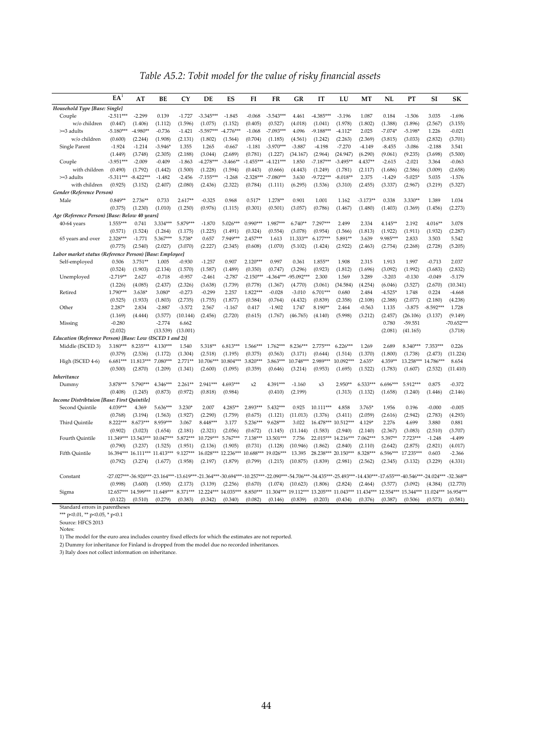*Table A5.2: Tobit model for the value of risky financial assets*

| | EA[1] | AT | BE | CY | DE | ES | FI | FR | GR | IT | LU | MT | NL | PT | SI | SK |
|---|---|---|---|---|---|---|---|---|---|---|---|---|---|---|---|---|
| *Household Type [Base: Single]* | | | | | | | | | | | | | | | | |
| Couple | -2.511*** | -2.299 | 0.139 | -1.727 | -3.345*** | -1.845 | -0.068 | -3.543*** | 4.461 | -4.385*** | -3.196 | 1.087 | 0.184 | -1.506 | 3.035 | -1.696 |
| w/o children | (0.447) | (1.406) | (1.112) | (1.596) | (1.075) | (1.152) | (0.405) | (0.527) | (4.018) | (1.041) | (1.978) | (1.802) | (1.388) | (1.896) | (2.567) | (3.155) |
| >=3 adults | -5.180*** | -4.980** | -0.736 | -1.421 | -5.597*** | -4.776*** | -1.068 | -7.093*** | 4.096 | -9.188*** | -4.112* | 2.025 | -7.074* | -5.198* | 1.226 | -0.021 |
| w/o children | (0.600) | (2.244) | (1.908) | (2.131) | (1.802) | (1.564) | (0.704) | (1.185) | (4.561) | (1.242) | (2.263) | (2.369) | (3.815) | (3.033) | (2.832) | (3.701) |
| Single Parent | -1.924 | -1.214 | -3.946* | 1.355 | 1.265 | -0.667 | -1.181 | -3.970*** | -3.887 | -4.198 | -7.270 | -4.149 | -8.455 | -3.086 | -2.188 | 3.541 |
| | (1.449) | (3.748) | (2.305) | (2.188) | (3.044) | (2.689) | (0.781) | (1.227) | (34.167) | (2.964) | (24.947) | (6.290) | (9.061) | (9.235) | (3.698) | (5.500) |
| Couple | -3.951*** | -2.009 | -0.409 | -1.863 | -4.278*** | -3.466** | -1.455*** | -4.121*** | 1.850 | -7.187*** | -3.495** | 4.437** | -2.615 | -2.021 | 3.364 | -0.063 |
| with children | (0.490) | (1.792) | (1.442) | (1.500) | (1.228) | (1.594) | (0.443) | (0.666) | (4.443) | (1.249) | (1.781) | (2.117) | (1.686) | (2.586) | (3.009) | (2.658) |
| >=3 adults | -5.311*** | -8.422*** | -1.482 | -2.456 | -7.155*** | -1.268 | -2.328*** | -7.080*** | 3.630 | -9.722*** | -8.018** | 2.375 | -1.429 | -5.025* | 5.035 | -1.576 |
| with children | (0.925) | (3.152) | (2.407) | (2.080) | (2.436) | (2.322) | (0.784) | (1.111) | (6.295) | (1.536) | (3.310) | (2.455) | (3.337) | (2.967) | (3.219) | (5.327) |
| *Gender (Reference Person)* | | | | | | | | | | | | | | | | |
| Male | 0.849** | 2.736** | 0.733 | 2.617** | -0.325 | 0.968 | 0.517* | 1.278** | 0.901 | 1.001 | 1.162 | -3.173** | 0.338 | 3.330** | 1.389 | 1.034 |
| | (0.375) | (1.230) | (1.010) | (1.250) | (0.976) | (1.115) | (0.301) | (0.501) | (3.057) | (0.786) | (1.467) | (1.480) | (1.403) | (1.369) | (1.456) | (2.273) |
| *Age (Reference Person) [Base: Below 40 years]* | | | | | | | | | | | | | | | | |
| 40-64 years | 1.555*** | 0.741 | 3.334*** | 5.879*** | -1.870 | 5.026*** | 0.990*** | 1.987*** | 6.740** | 7.297*** | 2.499 | 2.334 | 4.145** | 2.192 | 4.016** | 3.078 |
| | (0.571) | (1.524) | (1.264) | (1.175) | (1.225) | (1.491) | (0.324) | (0.554) | (3.078) | (0.954) | (1.566) | (1.813) | (1.922) | (1.911) | (1.932) | (2.287) |
| 65 years and over | 2.328*** | -1.771 | 5.367*** | 5.738* | 0.657 | 7.949*** | 2.457*** | 1.613 | 11.333** | 6.177*** | 5.891** | 3.639 | 9.985*** | 2.833 | 3.503 | 5.542 |
| | (0.775) | (2.540) | (2.027) | (3.070) | (2.227) | (2.345) | (0.608) | (1.070) | (5.102) | (1.424) | (2.922) | (2.463) | (2.754) | (2.268) | (2.728) | (5.205) |
| *Labor market status (Reference Person) [Base: Employee]* | | | | | | | | | | | | | | | | |
| Self-employed | 0.506 | 3.751** | 1.005 | -0.930 | -1.257 | 0.907 | 2.120*** | 0.997 | 0.361 | 1.855** | 1.908 | 2.315 | 1.913 | 1.997 | -0.713 | 2.037 |
| | (0.524) | (1.903) | (2.134) | (1.570) | (1.587) | (1.489) | (0.350) | (0.747) | (3.296) | (0.923) | (1.812) | (1.696) | (3.092) | (1.992) | (3.683) | (2.832) |
| Unemployed | -2.719** | 2.627 | -0.718 | -0.957 | -2.461 | -2.787 | -2.150*** | -4.364*** | -95.092*** | 2.300 | 1.569 | 3.289 | -3.203 | -0.130 | -0.049 | -5.179 |
| | (1.226) | (4.085) | (2.437) | (2.326) | (3.638) | (1.739) | (0.778) | (1.367) | (4.770) | (3.061) | (34.584) | (4.254) | (6.046) | (3.527) | (2.670) | (10.341) |
| Retired | 1.790*** | 3.638* | 3.080* | -0.273 | -0.299 | 2.257 | 1.822*** | -0.028 | -3.010 | 6.701*** | 0.680 | 2.484 | -4.525* | 1.748 | 0.224 | -4.668 |
| | (0.525) | (1.933) | (1.803) | (2.735) | (1.755) | (1.877) | (0.584) | (0.764) | (4.432) | (0.839) | (2.358) | (2.108) | (2.388) | (2.077) | (2.180) | (4.238) |
| Other | 2.287* | 2.834 | -2.887 | -3.572 | 2.567 | -1.167 | 0.417 | -1.902 | 1.747 | 8.190** | 2.464 | -0.563 | 1.135 | -3.875 | -8.592*** | 1.728 |
| | (1.169) | (4.444) | (3.577) | (10.144) | (2.456) | (2.720) | (0.615) | (1.767) | (46.765) | (4.140) | (5.998) | (3.212) | (2.457) | (26.106) | (3.137) | (9.149) |
| Missing | -0.280 | | -2.774 | 6.662 | | | | | | | | | 0.780 | -59.551 | | -70.652*** |
| | (2.032) | | (13.539) | (13.001) | | | | | | | | | (2.081) | (41.165) | | (3.718) |
| *Education (Reference Person) [Base: Low (ISCED 1 and 2)]* | | | | | | | | | | | | | | | | |
| Middle (ISCED 3) | 3.180*** | 8.235*** | 4.130*** | 1.540 | 5.318** | 6.813*** | 1.566*** | 1.762*** | 8.236*** | 2.775*** | 6.226*** | 1.269 | 2.689 | 8.340*** | 7.353*** | 0.226 |
| | (0.379) | (2.536) | (1.172) | (1.304) | (2.518) | (1.195) | (0.375) | (0.563) | (3.171) | (0.644) | (1.514) | (1.370) | (1.800) | (1.738) | (2.473) | (11.224) |
| High (ISCED 4-6) | 6.681*** | 11.813*** | 7.080*** | 2.771** | 10.706*** | 10.804*** | 3.820*** | 3.863*** | 10.748*** | 2.989*** | 10.092*** | 2.635* | 4.359** | 13.258*** | 14.786*** | 8.654 |
| | (0.500) | (2.870) | (1.209) | (1.341) | (2.600) | (1.095) | (0.359) | (0.646) | (3.214) | (0.953) | (1.695) | (1.522) | (1.783) | (1.607) | (2.532) | (11.410) |
| *Inheritance* | | | | | | | | | | | | | | | | |
| Dummy | 3.878*** | 5.790*** | 4.346*** | 2.261** | 2.941*** | 4.693*** | x2 | 4.391*** | -1.160 | x3 | 2.950** | 6.533*** | 6.696*** | 5.912*** | 0.875 | -0.372 |
| | (0.408) | (1.245) | (0.873) | (0.972) | (0.818) | (0.984) | | (0.410) | (2.199) | | (1.313) | (1.132) | (1.658) | (1.240) | (1.446) | (2.146) |
| *Income Distribtuion [Base: First Quintile]* | | | | | | | | | | | | | | | | |
| Second Quintile | 4.039*** | 4.369 | 5.636*** | 3.230* | 2.007 | 4.285** | 2.893*** | 5.432*** | 0.925 | 10.111*** | 4.858 | 3.765* | 1.956 | 0.196 | -0.000 | -0.005 |
| | (0.768) | (3.194) | (1.563) | (1.927) | (2.290) | (1.759) | (0.675) | (1.121) | (11.013) | (1.376) | (3.411) | (2.059) | (2.616) | (2.942) | (2.783) | (4.293) |
| Third Quintile | 8.222*** | 8.673*** | 8.959*** | 3.067 | 8.448*** | 3.177 | 5.236*** | 9.628*** | 3.022 | 16.478*** | 10.512*** | 4.129* | 2.276 | 4.699 | 3.880 | 0.881 |
| | (0.902) | (3.023) | (1.654) | (2.181) | (2.321) | (2.056) | (0.672) | (1.145) | (11.144) | (1.583) | (2.940) | (2.140) | (2.367) | (3.083) | (2.510) | (3.707) |
| Fourth Quintile | 11.349*** | 13.543*** | 10.047*** | 5.872*** | 10.729*** | 5.767*** | 7.138*** | 13.501*** | 7.756 | 22.015*** | 14.216*** | 7.062*** | 5.397** | 7.723*** | -1.248 | -4.499 |
| | (0.790) | (3.237) | (1.525) | (1.951) | (2.136) | (1.905) | (0.731) | (1.128) | (10.946) | (1.862) | (2.840) | (2.110) | (2.642) | (2.875) | (2.821) | (4.017) |
| Fifth Quintile | 16.394*** | 16.111*** | 11.413*** | 9.127*** | 16.028*** | 12.236*** | 10.688*** | 19.026*** | 13.395 | 28.238*** | 20.150*** | 8.328*** | 6.596*** | 17.235*** | 0.603 | -2.366 |
| | (0.792) | (3.274) | (1.677) | (1.958) | (2.197) | (1.879) | (0.799) | (1.215) | (10.875) | (1.839) | (2.981) | (2.562) | (2.345) | (3.132) | (3.229) | (4.331) |
| Constant | -27.027*** | -36.920*** | -23.164*** | -13.619*** | -21.364*** | -30.694*** | -10.257*** | -22.090*** | -54.706*** | -34.435*** | -25.493*** | -14.430*** | -17.655*** | -40.546*** | -24.024*** | -32.368** |
| | (0.998) | (3.600) | (1.950) | (2.173) | (3.139) | (2.256) | (0.670) | (1.074) | (10.623) | (1.806) | (2.824) | (2.464) | (3.577) | (3.092) | (4.384) | (12.770) |
| Sigma | 12.657*** | 14.599*** | 11.649*** | 8.371*** | 12.224*** | 14.035*** | 8.850*** | 11.304*** | 19.112*** | 13.205*** | 11.043*** | 11.434*** | 12.554*** | 15.344*** | 11.024*** | 16.954*** |
| | (0.122) | (0.510) | (0.279) | (0.383) | (0.342) | (0.340) | (0.082) | (0.146) | (0.839) | (0.203) | (0.434) | (0.376) | (0.387) | (0.506) | (0.573) | (0.581) |

Standard errors in parentheses

*** p<0.01, ** p<0.05, * p<0.1

Source: HFCS 2013

Notes:

1) The model for the euro area includes country fixed effects for which the estimates are not reported.

2) Dummy for inheritance for Finland is dropped from the model due no recorded inheritances.

3) Italy does not collect information on inheritance.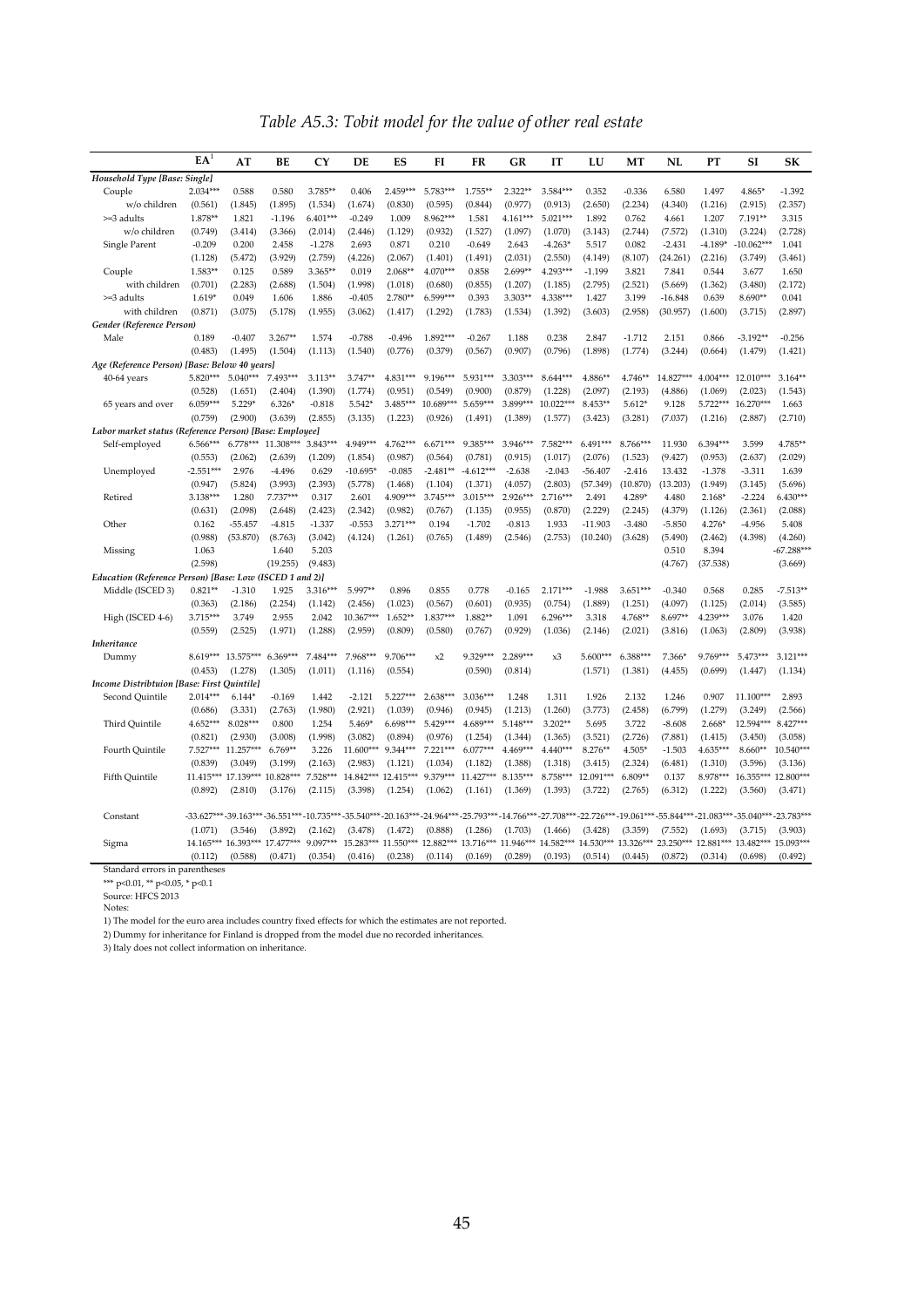*Table A5.3: Tobit model for the value of other real estate*

| | EA[1] | AT | BE | CY | DE | ES | FI | FR | GR | IT | LU | MT | NL | PT | SI | SK |
|---|---|---|---|---|---|---|---|---|---|---|---|---|---|---|---|---|
| ***Household Type [Base: Single]*** | | | | | | | | | | | | | | | | |
| Couple | 2.034*** | 0.588 | 0.580 | 3.785** | 0.406 | 2.459*** | 5.783*** | 1.755** | 2.322** | 3.584*** | 0.352 | -0.336 | 6.580 | 1.497 | 4.865* | -1.392 |
| w/o children | (0.561) | (1.845) | (1.895) | (1.534) | (1.674) | (0.830) | (0.595) | (0.844) | (0.977) | (0.913) | (2.650) | (2.234) | (4.340) | (1.216) | (2.915) | (2.357) |
| >=3 adults | 1.878** | 1.821 | -1.196 | 6.401*** | -0.249 | 1.009 | 8.962*** | 1.581 | 4.161*** | 5.021*** | 1.892 | 0.762 | 4.661 | 1.207 | 7.191** | 3.315 |
| w/o children | (0.749) | (3.414) | (3.366) | (2.014) | (2.446) | (1.129) | (0.932) | (1.527) | (1.097) | (1.070) | (3.143) | (2.744) | (7.572) | (1.310) | (3.224) | (2.728) |
| Single Parent | -0.209 | 0.200 | 2.458 | -1.278 | 2.693 | 0.871 | 0.210 | -0.649 | 2.643 | -4.263* | 5.517 | 0.082 | -2.431 | -4.189* | -10.062*** | 1.041 |
| | (1.128) | (5.472) | (3.929) | (2.759) | (4.226) | (2.067) | (1.401) | (1.491) | (2.031) | (2.550) | (4.149) | (8.107) | (24.261) | (2.216) | (3.749) | (3.461) |
| Couple | 1.583** | 0.125 | 0.589 | 3.365** | 0.019 | 2.068** | 4.070*** | 0.858 | 2.699** | 4.293*** | -1.199 | 3.821 | 7.841 | 0.544 | 3.677 | 1.650 |
| with children | (0.701) | (2.283) | (2.688) | (1.504) | (1.998) | (1.018) | (0.680) | (0.855) | (1.207) | (1.185) | (2.795) | (2.521) | (5.669) | (1.362) | (3.480) | (2.172) |
| >=3 adults | 1.619* | 0.049 | 1.606 | 1.886 | -0.405 | 2.780** | 6.599*** | 0.393 | 3.303** | 4.338*** | 1.427 | 3.199 | -16.848 | 0.639 | 8.690** | 0.041 |
| with children | (0.871) | (3.075) | (5.178) | (1.955) | (3.062) | (1.417) | (1.292) | (1.783) | (1.534) | (1.392) | (3.603) | (2.958) | (30.957) | (1.600) | (3.715) | (2.897) |
| ***Gender (Reference Person)*** | | | | | | | | | | | | | | | | |
| Male | 0.189 | -0.407 | 3.267** | 1.574 | -0.788 | -0.496 | 1.892*** | -0.267 | 1.188 | 0.238 | 2.847 | -1.712 | 2.151 | 0.866 | -3.192** | -0.256 |
| | (0.483) | (1.495) | (1.504) | (1.113) | (1.540) | (0.776) | (0.379) | (0.567) | (0.907) | (0.796) | (1.898) | (1.774) | (3.244) | (0.664) | (1.479) | (1.421) |
| ***Age (Reference Person) [Base: Below 40 years]*** | | | | | | | | | | | | | | | | |
| 40-64 years | 5.820*** | 5.040*** | 7.493*** | 3.113** | 3.747** | 4.831*** | 9.196*** | 5.931*** | 3.303*** | 8.644*** | 4.886** | 4.746** | 14.827*** | 4.004*** | 12.010*** | 3.164** |
| | (0.528) | (1.651) | (2.404) | (1.390) | (1.774) | (0.951) | (0.549) | (0.900) | (0.879) | (1.228) | (2.097) | (2.193) | (4.886) | (1.069) | (2.023) | (1.543) |
| 65 years and over | 6.059*** | 5.229* | 6.326* | -0.818 | 5.542* | 3.485*** | 10.689*** | 5.659*** | 3.899*** | 10.022*** | 8.453** | 5.612* | 9.128 | 5.722*** | 16.270*** | 1.663 |
| | (0.759) | (2.900) | (3.639) | (2.855) | (3.135) | (1.223) | (0.926) | (1.491) | (1.389) | (1.577) | (3.423) | (3.281) | (7.037) | (1.216) | (2.887) | (2.710) |
| ***Labor market status (Reference Person) [Base: Employee]*** | | | | | | | | | | | | | | | | |
| Self-employed | 6.566*** | 6.778*** | 11.308*** | 3.843*** | 4.949*** | 4.762*** | 6.671*** | 9.385*** | 3.946*** | 7.582*** | 6.491*** | 8.766*** | 11.930 | 6.394*** | 3.599 | 4.785** |
| | (0.553) | (2.062) | (2.639) | (1.209) | (1.854) | (0.987) | (0.564) | (0.781) | (0.915) | (1.017) | (2.076) | (1.523) | (9.427) | (0.953) | (2.637) | (2.029) |
| Unemployed | -2.551*** | 2.976 | -4.496 | 0.629 | -10.695* | -0.085 | -2.481** | -4.612*** | -2.638 | -2.043 | -56.407 | -2.416 | 13.432 | -1.378 | -3.311 | 1.639 |
| | (0.947) | (5.824) | (3.993) | (2.393) | (5.778) | (1.468) | (1.104) | (1.371) | (4.057) | (2.803) | (57.349) | (10.870) | (13.203) | (1.949) | (3.145) | (5.696) |
| Retired | 3.138*** | 1.280 | 7.737*** | 0.317 | 2.601 | 4.909*** | 3.745*** | 3.015*** | 2.926*** | 2.716*** | 2.491 | 4.289* | 4.480 | 2.168* | -2.224 | 6.430*** |
| | (0.631) | (2.098) | (2.648) | (2.423) | (2.342) | (0.982) | (0.767) | (1.135) | (0.955) | (0.870) | (2.229) | (2.245) | (4.379) | (1.126) | (2.361) | (2.088) |
| Other | 0.162 | -55.457 | -4.815 | -1.337 | -0.553 | 3.271*** | 0.194 | -1.702 | -0.813 | 1.933 | -11.903 | -3.480 | -5.850 | 4.276* | -4.956 | 5.408 |
| | (0.988) | (53.870) | (8.763) | (3.042) | (4.124) | (1.261) | (0.765) | (1.489) | (2.546) | (2.753) | (10.240) | (3.628) | (5.490) | (2.462) | (4.398) | (4.260) |
| Missing | 1.063 | | 1.640 | 5.203 | | | | | | | | | 0.510 | 8.394 | | -67.288*** |
| | (2.598) | | (19.255) | (9.483) | | | | | | | | | (4.767) | (37.538) | | (3.669) |
| ***Education (Reference Person) [Base: Low (ISCED 1 and 2)]*** | | | | | | | | | | | | | | | | |
| Middle (ISCED 3) | 0.821** | -1.310 | 1.925 | 3.316*** | 5.997** | 0.896 | 0.855 | 0.778 | -0.165 | 2.171*** | -1.988 | 3.651*** | -0.340 | 0.568 | 0.285 | -7.513** |
| | (0.363) | (2.186) | (2.254) | (1.142) | (2.456) | (1.023) | (0.567) | (0.601) | (0.935) | (0.754) | (1.889) | (1.251) | (4.097) | (1.125) | (2.014) | (3.585) |
| High (ISCED 4-6) | 3.715*** | 3.749 | 2.955 | 2.042 | 10.367*** | 1.652** | 1.837*** | 1.882** | 1.091 | 6.296*** | 3.318 | 4.768** | 8.697** | 4.239*** | 3.076 | 1.420 |
| | (0.559) | (2.525) | (1.971) | (1.288) | (2.959) | (0.809) | (0.580) | (0.767) | (0.929) | (1.036) | (2.146) | (2.021) | (3.816) | (1.063) | (2.809) | (3.938) |
| ***Inheritance*** | | | | | | | | | | | | | | | | |
| Dummy | 8.619*** | 13.575*** | 6.369*** | 7.484*** | 7.968*** | 9.706*** | x2 | 9.329*** | 2.289*** | x3 | 5.600*** | 6.388*** | 7.366* | 9.769*** | 5.473*** | 3.121*** |
| | (0.453) | (1.278) | (1.305) | (1.011) | (1.116) | (0.554) | | (0.590) | (0.814) | | (1.571) | (1.381) | (4.455) | (0.699) | (1.447) | (1.134) |
| ***Income Distribtuion [Base: First Quintile]*** | | | | | | | | | | | | | | | | |
| Second Quintile | 2.014*** | 6.144* | -0.169 | 1.442 | -2.121 | 5.227*** | 2.638*** | 3.036*** | 1.248 | 1.311 | 1.926 | 2.132 | 1.246 | 0.907 | 11.100*** | 2.893 |
| | (0.686) | (3.331) | (2.763) | (1.980) | (2.921) | (1.039) | (0.946) | (0.945) | (1.213) | (1.260) | (3.773) | (2.458) | (6.799) | (1.279) | (3.249) | (2.566) |
| Third Quintile | 4.652*** | 8.028*** | 0.800 | 1.254 | 5.469* | 6.698*** | 5.429*** | 4.689*** | 5.148*** | 3.202** | 5.695 | 3.722 | -8.608 | 2.668* | 12.594*** | 8.427*** |
| | (0.821) | (2.930) | (3.008) | (1.998) | (3.082) | (0.894) | (0.976) | (1.254) | (1.344) | (1.365) | (3.521) | (2.726) | (7.881) | (1.415) | (3.450) | (3.058) |
| Fourth Quintile | 7.527*** | 11.257*** | 6.769** | 3.226 | 11.600*** | 9.344*** | 7.221*** | 6.077*** | 4.469*** | 4.440*** | 8.276** | 4.505* | -1.503 | 4.635*** | 8.660** | 10.540*** |
| | (0.839) | (3.049) | (3.199) | (2.163) | (2.983) | (1.121) | (1.034) | (1.182) | (1.388) | (1.318) | (3.415) | (2.324) | (6.481) | (1.310) | (3.596) | (3.136) |
| Fifth Quintile | 11.415*** | 17.139*** | 10.828*** | 7.528*** | 14.842*** | 12.415*** | 9.379*** | 11.427*** | 8.135*** | 8.758*** | 12.091*** | 6.809** | 0.137 | 8.978*** | 16.355*** | 12.800*** |
| | (0.892) | (2.810) | (3.176) | (2.115) | (3.398) | (1.254) | (1.062) | (1.161) | (1.369) | (1.393) | (3.722) | (2.765) | (6.312) | (1.222) | (3.560) | (3.471) |
| Constant | -33.627*** | -39.163*** | -36.551*** | -10.735*** | -35.540*** | -20.163*** | -24.964*** | -25.793*** | -14.766*** | -27.708*** | -22.726*** | -19.061*** | -55.844*** | -21.083*** | -35.040*** | -23.783*** |
| | (1.071) | (3.546) | (3.892) | (2.162) | (3.478) | (1.472) | (0.888) | (1.286) | (1.703) | (1.466) | (3.428) | (3.359) | (7.552) | (1.693) | (3.715) | (3.903) |
| Sigma | 14.165*** | 16.393*** | 17.477*** | 9.097*** | 15.283*** | 11.550*** | 12.882*** | 13.716*** | 11.946*** | 14.582*** | 14.530*** | 13.326*** | 23.250*** | 12.881*** | 13.482*** | 15.093*** |
| | (0.112) | (0.588) | (0.471) | (0.354) | (0.416) | (0.238) | (0.114) | (0.169) | (0.289) | (0.193) | (0.514) | (0.445) | (0.872) | (0.314) | (0.698) | (0.492) |

Standard errors in parentheses

*** p<0.01, ** p<0.05, * p<0.1

Source: HFCS 2013

Notes:

1) The model for the euro area includes country fixed effects for which the estimates are not reported.

2) Dummy for inheritance for Finland is dropped from the model due no recorded inheritances.

3) Italy does not collect information on inheritance.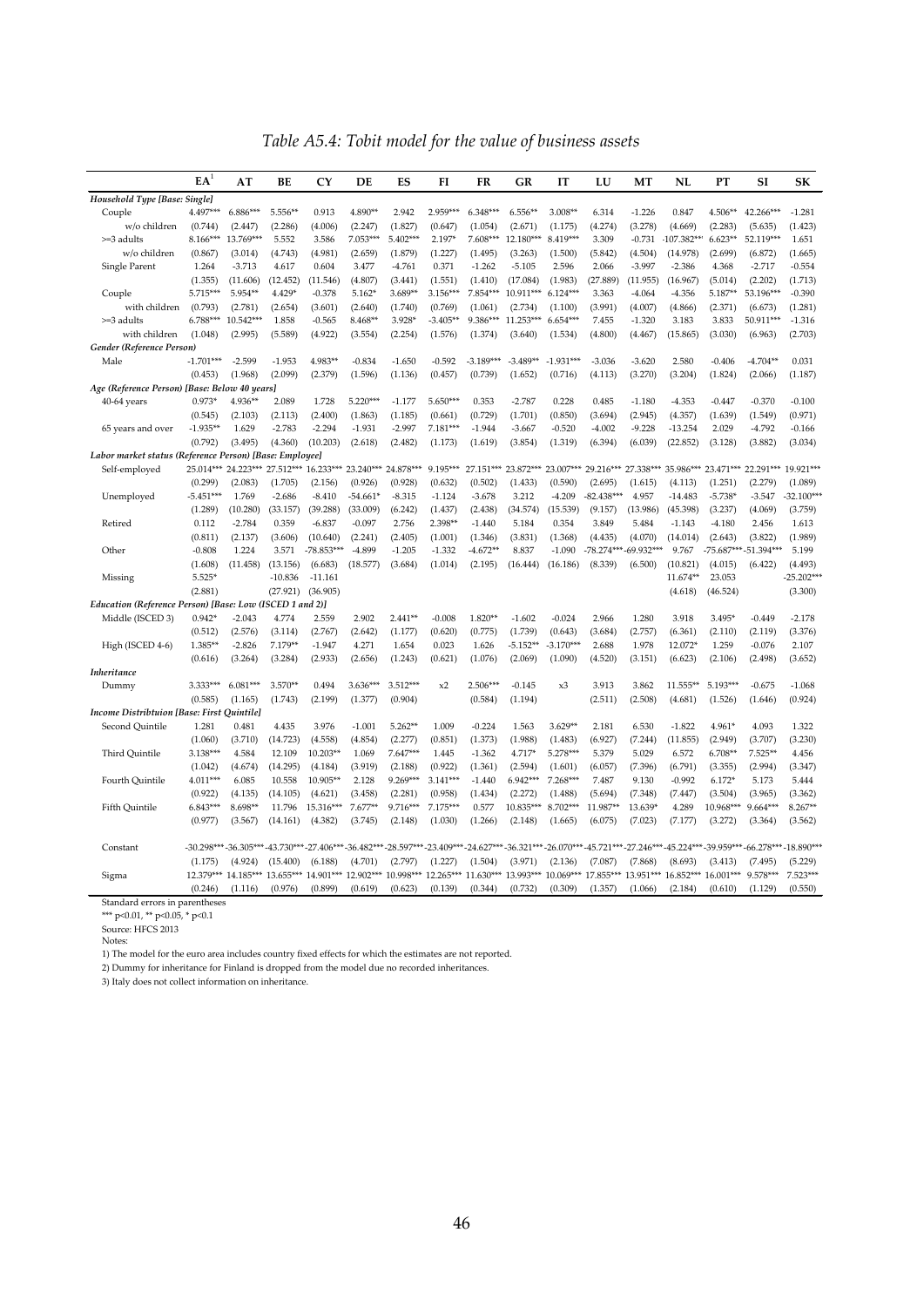*Table A5.4: Tobit model for the value of business assets*

| | EA[1] | AT | BE | CY | DE | ES | FI | FR | GR | IT | LU | MT | NL | PT | SI | SK |
|---|---|---|---|---|---|---|---|---|---|---|---|---|---|---|---|---|
| ***Household Type [Base: Single]*** | | | | | | | | | | | | | | | | |
| Couple | 4.497*** | 6.886*** | 5.556** | 0.913 | 4.890** | 2.942 | 2.959*** | 6.348*** | 6.556** | 3.008** | 6.314 | -1.226 | 0.847 | 4.506** | 42.266*** | -1.281 |
| w/o children | (0.744) | (2.447) | (2.286) | (4.006) | (2.247) | (1.827) | (0.647) | (1.054) | (2.671) | (1.175) | (4.274) | (3.278) | (4.669) | (2.283) | (5.635) | (1.423) |
| >=3 adults | 8.166*** | 13.769*** | 5.552 | 3.586 | 7.053*** | 5.402*** | 2.197* | 7.608*** | 12.180*** | 8.419*** | 3.309 | -0.731 | -107.382*** | 6.623** | 52.119*** | 1.651 |
| w/o children | (0.867) | (3.014) | (4.743) | (4.981) | (2.659) | (1.879) | (1.227) | (1.495) | (3.263) | (1.500) | (5.842) | (4.504) | (14.978) | (2.699) | (6.872) | (1.665) |
| Single Parent | 1.264 | -3.713 | 4.617 | 0.604 | 3.477 | -4.761 | 0.371 | -1.262 | -5.105 | 2.596 | 2.066 | -3.997 | -2.386 | 4.368 | -2.717 | -0.554 |
| | (1.355) | (11.606) | (12.452) | (11.546) | (4.807) | (3.441) | (1.551) | (1.410) | (17.084) | (1.983) | (27.889) | (11.955) | (16.967) | (5.014) | (2.202) | (1.713) |
| Couple | 5.715*** | 5.954** | 4.429* | -0.378 | 5.162* | 3.689** | 3.156*** | 7.854*** | 10.911*** | 6.124*** | 3.363 | -4.064 | -4.356 | 5.187** | 53.196*** | -0.390 |
| with children | (0.793) | (2.781) | (2.654) | (3.601) | (2.640) | (1.740) | (0.769) | (1.061) | (2.734) | (1.100) | (3.991) | (4.007) | (4.866) | (2.371) | (6.673) | (1.281) |
| >=3 adults | 6.788*** | 10.542*** | 1.858 | -0.565 | 8.468** | 3.928* | -3.405** | 9.386*** | 11.253*** | 6.654*** | 7.455 | -1.320 | 3.183 | 3.833 | 50.911*** | -1.316 |
| with children | (1.048) | (2.995) | (5.589) | (4.922) | (3.554) | (2.254) | (1.576) | (1.374) | (3.640) | (1.534) | (4.800) | (4.467) | (15.865) | (3.030) | (6.963) | (2.703) |
| ***Gender (Reference Person)*** | | | | | | | | | | | | | | | | |
| Male | -1.701*** | -2.599 | -1.953 | 4.983** | -0.834 | -1.650 | -0.592 | -3.189*** | -3.489** | -1.931*** | -3.036 | -3.620 | 2.580 | -0.406 | -4.704** | 0.031 |
| | (0.453) | (1.968) | (2.099) | (2.379) | (1.596) | (1.136) | (0.457) | (0.739) | (1.652) | (0.716) | (4.113) | (3.270) | (3.204) | (1.824) | (2.066) | (1.187) |
| ***Age (Reference Person) [Base: Below 40 years]*** | | | | | | | | | | | | | | | | |
| 40-64 years | 0.973* | 4.936** | 2.089 | 1.728 | 5.220*** | -1.177 | 5.650*** | 0.353 | -2.787 | 0.228 | 0.485 | -1.180 | -4.353 | -0.447 | -0.370 | -0.100 |
| | (0.545) | (2.103) | (2.113) | (2.400) | (1.863) | (1.185) | (0.661) | (0.729) | (1.701) | (0.850) | (3.694) | (2.945) | (4.357) | (1.639) | (1.549) | (0.971) |
| 65 years and over | -1.935** | 1.629 | -2.783 | -2.294 | -1.931 | -2.997 | 7.181*** | -1.944 | -3.667 | -0.520 | -4.002 | -9.228 | -13.254 | 2.029 | -4.792 | -0.166 |
| | (0.792) | (3.495) | (4.360) | (10.203) | (2.618) | (2.482) | (1.173) | (1.619) | (3.854) | (1.319) | (6.394) | (6.039) | (22.852) | (3.128) | (3.882) | (3.034) |
| ***Labor market status (Reference Person) [Base: Employee]*** | | | | | | | | | | | | | | | | |
| Self-employed | 25.014*** | 24.223*** | 27.512*** | 16.233*** | 23.240*** | 24.878*** | 9.195*** | 27.151*** | 23.872*** | 23.007*** | 29.216*** | 27.338*** | 35.986*** | 23.471*** | 22.291*** | 19.921*** |
| | (0.299) | (2.083) | (1.705) | (2.156) | (0.926) | (0.928) | (0.632) | (0.502) | (1.433) | (0.590) | (2.695) | (1.615) | (4.113) | (1.251) | (2.279) | (1.089) |
| Unemployed | -5.451*** | 1.769 | -2.686 | -8.410 | -54.661* | -8.315 | -1.124 | -3.678 | 3.212 | -4.209 | -82.438*** | 4.957 | -14.483 | -5.738* | -3.547 | -32.100*** |
| | (1.289) | (10.280) | (33.157) | (39.288) | (33.009) | (6.242) | (1.437) | (2.438) | (34.574) | (15.539) | (9.157) | (13.986) | (45.398) | (3.237) | (4.069) | (3.759) |
| Retired | 0.112 | -2.784 | 0.359 | -6.837 | -0.097 | 2.756 | 2.398** | -1.440 | 5.184 | 0.354 | 3.849 | 5.484 | -1.143 | -4.180 | 2.456 | 1.613 |
| | (0.811) | (2.137) | (3.606) | (10.640) | (2.241) | (2.405) | (1.001) | (1.346) | (3.831) | (1.368) | (4.435) | (4.070) | (14.014) | (2.643) | (3.822) | (1.989) |
| Other | -0.808 | 1.224 | 3.571 | -78.855*** | -4.899 | -1.205 | -1.332 | -4.672** | 8.837 | -1.090 | -78.274*** | -69.932*** | 9.767 | -75.687*** | -51.394*** | 5.199 |
| | (1.608) | (11.458) | (13.156) | (6.683) | (18.577) | (3.684) | (1.014) | (2.195) | (16.444) | (16.186) | (8.339) | (6.500) | (10.821) | (4.015) | (6.422) | (4.493) |
| Missing | 5.525* | | -10.836 | -11.161 | | | | | | | | | 11.674** | 23.053 | | -25.202*** |
| | (2.881) | | (27.921) | (36.905) | | | | | | | | | (4.618) | (46.524) | | (3.300) |
| ***Education (Reference Person) [Base: Low (ISCED 1 and 2)]*** | | | | | | | | | | | | | | | | |
| Middle (ISCED 3) | 0.942* | -2.043 | 4.774 | 2.559 | 2.902 | 2.441** | -0.008 | 1.820** | -1.602 | -0.024 | 2.966 | 1.280 | 3.918 | 3.495* | -0.449 | -2.178 |
| | (0.512) | (2.576) | (3.114) | (2.767) | (2.642) | (1.177) | (0.620) | (0.775) | (1.739) | (0.643) | (3.684) | (2.757) | (6.361) | (2.110) | (2.119) | (3.376) |
| High (ISCED 4-6) | 1.385** | -2.826 | 7.179** | -1.947 | 4.271 | 1.654 | 0.023 | 1.626 | -5.152** | -3.170*** | 2.688 | 1.978 | 12.072* | 1.259 | -0.076 | 2.107 |
| | (0.616) | (3.264) | (3.284) | (2.933) | (2.656) | (1.243) | (0.621) | (1.076) | (2.069) | (1.090) | (4.520) | (3.151) | (6.623) | (2.106) | (2.498) | (3.652) |
| ***Inheritance*** | | | | | | | | | | | | | | | | |
| Dummy | 3.333*** | 6.081*** | 3.570** | 0.494 | 3.636*** | 3.512*** | x2 | 2.506*** | -0.145 | x3 | 3.913 | 3.862 | 11.555** | 5.193*** | -0.675 | -1.068 |
| | (0.585) | (1.165) | (1.743) | (2.199) | (1.377) | (0.904) | | (0.584) | (1.194) | | (2.511) | (2.508) | (4.681) | (1.526) | (1.646) | (0.924) |
| ***Income Distribtuion [Base: First Quintile]*** | | | | | | | | | | | | | | | | |
| Second Quintile | 1.281 | 0.481 | 4.435 | 3.976 | -1.001 | 5.262** | 1.009 | -0.224 | 1.563 | 3.629** | 2.181 | 6.530 | -1.822 | 4.961* | 4.093 | 1.322 |
| | (1.060) | (3.710) | (14.723) | (4.558) | (4.854) | (2.277) | (0.851) | (1.373) | (1.988) | (1.483) | (6.927) | (7.244) | (11.855) | (2.949) | (3.707) | (3.230) |
| Third Quintile | 3.138*** | 4.584 | 12.109 | 10.203** | 1.069 | 7.647*** | 1.445 | -1.362 | 4.717* | 5.278*** | 5.379 | 5.029 | 6.572 | 6.708** | 7.525** | 4.456 |
| | (1.042) | (4.674) | (14.295) | (4.184) | (3.919) | (2.188) | (0.922) | (1.361) | (2.594) | (1.601) | (6.057) | (7.396) | (6.791) | (3.355) | (2.994) | (3.347) |
| Fourth Quintile | 4.011*** | 6.085 | 10.558 | 10.905** | 2.128 | 9.269*** | 3.141*** | -1.440 | 6.942*** | 7.268*** | 7.487 | 9.130 | -0.992 | 6.172* | 5.173 | 5.444 |
| | (0.922) | (4.135) | (14.105) | (4.621) | (3.458) | (2.281) | (0.958) | (1.434) | (2.272) | (1.488) | (5.694) | (7.348) | (7.447) | (3.504) | (3.965) | (3.362) |
| Fifth Quintile | 6.843*** | 8.698** | 11.796 | 15.316*** | 7.677** | 9.716*** | 7.175*** | 0.577 | 10.835*** | 8.702*** | 11.987** | 13.639* | 4.289 | 10.968*** | 9.664*** | 8.267** |
| | (0.977) | (3.567) | (14.161) | (4.382) | (3.745) | (2.148) | (1.030) | (1.266) | (2.148) | (1.665) | (6.075) | (7.023) | (7.177) | (3.272) | (3.364) | (3.562) |
| Constant | -30.298*** | -36.305*** | -43.730*** | -27.406*** | -36.482*** | -28.597*** | -23.409*** | -24.627*** | -36.321*** | -26.070*** | -45.721*** | -27.246*** | -45.224*** | -39.959*** | -66.278*** | -18.890*** |
| | (1.175) | (4.924) | (15.400) | (6.188) | (4.701) | (2.797) | (1.227) | (1.504) | (3.971) | (2.136) | (7.087) | (7.868) | (8.693) | (3.413) | (7.495) | (5.229) |
| Sigma | 12.379*** | 14.185*** | 13.655*** | 14.901*** | 12.902*** | 10.998*** | 12.265*** | 11.630*** | 13.993*** | 10.069*** | 17.855*** | 13.951*** | 16.852*** | 16.001*** | 9.578*** | 7.523*** |
| | (0.246) | (1.116) | (0.976) | (0.899) | (0.619) | (0.623) | (0.139) | (0.344) | (0.732) | (0.309) | (1.357) | (1.066) | (2.184) | (0.610) | (1.129) | (0.550) |

Standard errors in parentheses

*** p<0.01, ** p<0.05, * p<0.1

Source: HFCS 2013

Notes:

1) The model for the euro area includes country fixed effects for which the estimates are not reported.

2) Dummy for inheritance for Finland is dropped from the model due no recorded inheritances.

3) Italy does not collect information on inheritance.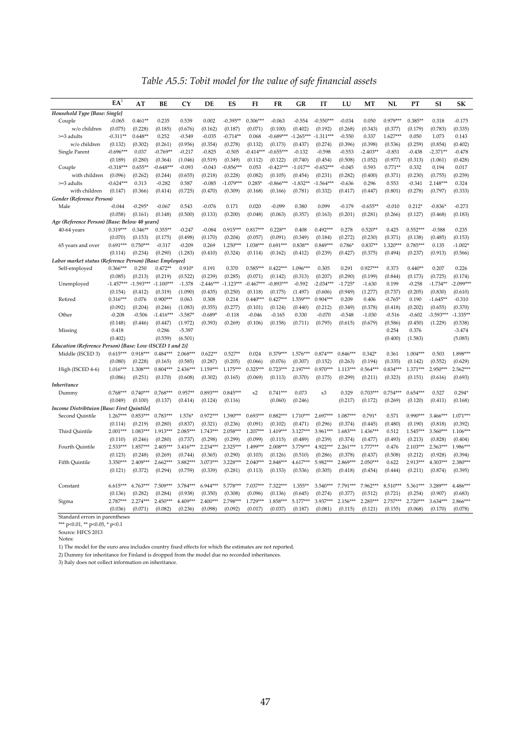*Table A5.5: Tobit model for the value of safe financial assets*

| | EA[1] | AT | BE | CY | DE | ES | FI | FR | GR | IT | LU | MT | NL | PT | SI | SK |
|---|---|---|---|---|---|---|---|---|---|---|---|---|---|---|---|---|
| *Household Type [Base: Single]* | | | | | | | | | | | | | | | | |
| Couple | -0.065 | 0.461** | 0.235 | 0.539 | 0.002 | -0.395** | 0.306*** | -0.063 | -0.554 | -0.550*** | -0.034 | 0.050 | 0.979*** | 0.385** | 0.318 | -0.175 |
| w/o children | (0.075) | (0.228) | (0.185) | (0.676) | (0.162) | (0.187) | (0.071) | (0.100) | (0.402) | (0.192) | (0.268) | (0.343) | (0.377) | (0.179) | (0.783) | (0.335) |
| >=3 adults | -0.311** | 0.648** | 0.252 | -0.549 | -0.035 | -0.714** | 0.068 | -0.689*** | -1.265*** | -1.311*** | -0.550 | 0.337 | 1.627*** | 0.050 | 1.073 | 0.143 |
| w/o children | (0.132) | (0.302) | (0.261) | (0.956) | (0.354) | (0.278) | (0.132) | (0.173) | (0.437) | (0.274) | (0.396) | (0.398) | (0.536) | (0.259) | (0.854) | (0.402) |
| Single Parent | -0.696*** | 0.037 | -0.769** | -0.217 | -0.825 | -0.505 | -0.414*** | -0.655*** | -0.132 | -0.598 | -0.553 | -2.403** | -0.851 | -0.438 | -2.371** | -0.478 |
| | (0.189) | (0.280) | (0.364) | (1.046) | (0.519) | (0.349) | (0.112) | (0.122) | (0.740) | (0.454) | (0.508) | (1.052) | (0.977) | (0.313) | (1.061) | (0.428) |
| Couple | -0.318*** | 0.655** | -0.648*** | -0.093 | -0.043 | -0.856*** | 0.053 | -0.423*** | -1.017** | -0.652*** | -0.045 | 0.593 | 0.771** | 0.332 | 0.194 | 0.017 |
| with children | (0.096) | (0.262) | (0.244) | (0.655) | (0.218) | (0.228) | (0.082) | (0.105) | (0.454) | (0.231) | (0.282) | (0.400) | (0.371) | (0.230) | (0.755) | (0.259) |
| >=3 adults | -0.624*** | 0.313 | -0.282 | 0.587 | -0.085 | -1.079*** | 0.285* | -0.866*** | -1.832** | -1.564*** | -0.636 | 0.296 | 0.553 | -0.341 | 2.148*** | 0.324 |
| with children | (0.147) | (0.366) | (0.414) | (0.725) | (0.470) | (0.309) | (0.168) | (0.166) | (0.781) | (0.332) | (0.417) | (0.447) | (0.801) | (0.278) | (0.797) | (0.333) |
| *Gender (Reference Person)* | | | | | | | | | | | | | | | | |
| Male | -0.044 | -0.295* | -0.067 | 0.543 | -0.076 | 0.171 | 0.020 | -0.099 | 0.380 | 0.099 | -0.179 | -0.655** | -0.010 | 0.212* | -0.836* | -0.273 |
| | (0.058) | (0.161) | (0.148) | (0.500) | (0.133) | (0.200) | (0.048) | (0.063) | (0.357) | (0.163) | (0.201) | (0.281) | (0.266) | (0.127) | (0.468) | (0.183) |
| *Age (Reference Person) [Base: Below 40 years]* | | | | | | | | | | | | | | | | |
| 40-64 years | 0.319*** | 0.346** | 0.355** | -0.247 | -0.084 | 0.915*** | 0.817*** | 0.228** | 0.408 | 0.492*** | 0.278 | 0.520** | 0.425 | 0.552*** | -0.588 | 0.235 |
| | (0.070) | (0.153) | (0.175) | (0.498) | (0.170) | (0.204) | (0.057) | (0.091) | (0.349) | (0.184) | (0.272) | (0.230) | (0.371) | (0.138) | (0.485) | (0.153) |
| 65 years and over | 0.691*** | 0.750*** | -0.317 | -0.209 | 0.269 | 1.250*** | 1.038*** | 0.691*** | 0.838** | 0.849*** | 0.786* | 0.837** | 1.320*** | 0.785*** | 0.135 | -1.002* |
| | (0.114) | (0.234) | (0.290) | (1.283) | (0.410) | (0.324) | (0.114) | (0.162) | (0.412) | (0.239) | (0.427) | (0.375) | (0.494) | (0.237) | (0.913) | (0.566) |
| *Labor market status (Reference Person) [Base: Employee]* | | | | | | | | | | | | | | | | |
| Self-employed | 0.366*** | 0.250 | 0.472** | 0.910* | 0.191 | 0.370 | 0.585*** | 0.422*** | 1.096*** | 0.305 | 0.291 | 0.927*** | 0.373 | 0.440** | 0.207 | 0.226 |
| | (0.085) | (0.213) | (0.219) | (0.522) | (0.239) | (0.285) | (0.071) | (0.142) | (0.313) | (0.207) | (0.290) | (0.199) | (0.844) | (0.173) | (0.725) | (0.174) |
| Unemployed | -1.457*** | -1.593*** | -1.100*** | -1.378 | -2.446*** | -1.123*** | -0.467*** | -0.893*** | -0.592 | -2.034*** | -1.725* | -1.630 | 0.199 | -0.258 | -1.734** | -2.099*** |
| | (0.154) | (0.412) | (0.319) | (1.090) | (0.435) | (0.250) | (0.118) | (0.175) | (1.497) | (0.606) | (0.949) | (1.277) | (0.737) | (0.205) | (0.830) | (0.610) |
| Retired | 0.316*** | 0.076 | 0.900*** | 0.063 | 0.308 | 0.214 | 0.440*** | 0.427*** | 1.559*** | 0.904*** | 0.209 | 0.406 | -0.765* | 0.190 | -1.645** | -0.310 |
| | (0.092) | (0.204) | (0.246) | (1.083) | (0.355) | (0.277) | (0.101) | (0.124) | (0.440) | (0.212) | (0.349) | (0.378) | (0.418) | (0.202) | (0.655) | (0.370) |
| Other | -0.208 | -0.506 | -1.416*** | -3.587* | -0.689* | -0.118 | -0.046 | -0.165 | 0.330 | -0.070 | -0.548 | -1.030 | -0.516 | -0.602 | -3.593*** | -1.335** |
| | (0.148) | (0.446) | (0.447) | (1.972) | (0.393) | (0.269) | (0.106) | (0.158) | (0.711) | (0.795) | (0.615) | (0.679) | (0.586) | (0.450) | (1.229) | (0.538) |
| Missing | 0.418 | | 0.286 | -5.397 | | | | | | | | | 0.254 | 0.376 | | -3.474 |
| | (0.402) | | (0.559) | (6.501) | | | | | | | | | (0.400) | (1.583) | | (5.085) |
| *Education (Reference Person) [Base: Low (ISCED 1 and 2)]* | | | | | | | | | | | | | | | | |
| Middle (ISCED 3) | 0.615*** | 0.918*** | 0.484*** | 2.068*** | 0.622** | 0.527** | 0.024 | 0.379*** | 1.576*** | 0.874*** | 0.846*** | 0.342* | 0.361 | 1.004*** | 0.503 | 1.898*** |
| | (0.080) | (0.228) | (0.165) | (0.585) | (0.287) | (0.205) | (0.066) | (0.076) | (0.307) | (0.152) | (0.263) | (0.194) | (0.335) | (0.142) | (0.552) | (0.629) |
| High (ISCED 4-6) | 1.016*** | 1.308*** | 0.804*** | 2.436*** | 1.159*** | 1.175*** | 0.325*** | 0.723*** | 2.197*** | 0.970*** | 1.113*** | 0.564*** | 0.834*** | 1.371*** | 2.950*** | 2.562*** |
| | (0.086) | (0.251) | (0.170) | (0.608) | (0.302) | (0.165) | (0.069) | (0.113) | (0.370) | (0.175) | (0.299) | (0.211) | (0.323) | (0.151) | (0.616) | (0.693) |
| *Inheritance* | | | | | | | | | | | | | | | | |
| Dummy | 0.768*** | 0.740*** | 0.768*** | 0.957** | 0.893*** | 0.845*** | x2 | 0.741*** | 0.073 | x3 | 0.329 | 0.703*** | 0.754*** | 0.654*** | 0.527 | 0.294* |
| | (0.049) | (0.100) | (0.137) | (0.414) | (0.124) | (0.116) | | (0.060) | (0.246) | | (0.217) | (0.172) | (0.269) | (0.120) | (0.411) | (0.168) |
| *Income Distribtuion [Base: First Quintile]* | | | | | | | | | | | | | | | | |
| Second Quintile | 1.267*** | 0.853*** | 0.783*** | 1.576* | 0.972*** | 1.390*** | 0.693*** | 0.882*** | 1.710*** | 2.697*** | 1.087*** | 0.791* | 0.571 | 0.990*** | 3.466*** | 1.071*** |
| | (0.114) | (0.219) | (0.280) | (0.837) | (0.321) | (0.236) | (0.091) | (0.102) | (0.471) | (0.296) | (0.374) | (0.445) | (0.480) | (0.190) | (0.818) | (0.392) |
| Third Quintile | 2.001*** | 1.083*** | 1.913*** | 2.085*** | 1.743*** | 2.058*** | 1.207*** | 1.419*** | 3.127*** | 3.961*** | 1.683*** | 1.436*** | 0.512 | 1.545*** | 3.560*** | 1.106*** |
| | (0.110) | (0.246) | (0.280) | (0.737) | (0.298) | (0.299) | (0.099) | (0.115) | (0.489) | (0.239) | (0.374) | (0.477) | (0.493) | (0.213) | (0.828) | (0.404) |
| Fourth Quintile | 2.533*** | 1.857*** | 2.405*** | 3.416*** | 2.234*** | 2.325*** | 1.499*** | 2.008*** | 3.779*** | 4.922*** | 2.261*** | 1.777*** | 0.476 | 2.103*** | 2.563*** | 1.986*** |
| | (0.123) | (0.248) | (0.269) | (0.744) | (0.365) | (0.290) | (0.103) | (0.126) | (0.510) | (0.286) | (0.378) | (0.437) | (0.508) | (0.212) | (0.928) | (0.394) |
| Fifth Quintile | 3.350*** | 2.409*** | 2.662*** | 3.882*** | 3.073*** | 3.228*** | 2.040*** | 2.848*** | 4.617*** | 5.982*** | 2.869*** | 2.050*** | 0.622 | 2.913*** | 4.303*** | 2.380*** |
| | (0.121) | (0.372) | (0.294) | (0.759) | (0.339) | (0.281) | (0.113) | (0.153) | (0.536) | (0.305) | (0.418) | (0.454) | (0.444) | (0.211) | (0.874) | (0.395) |
| Constant | 6.615*** | 6.763*** | 7.509*** | 3.784*** | 6.944*** | 5.778*** | 7.037*** | 7.322*** | 1.355** | 3.540*** | 7.791*** | 7.962*** | 8.510*** | 5.361*** | 3.289*** | 4.486*** |
| | (0.136) | (0.282) | (0.284) | (0.938) | (0.350) | (0.308) | (0.096) | (0.136) | (0.645) | (0.274) | (0.377) | (0.512) | (0.721) | (0.254) | (0.907) | (0.683) |
| Sigma | 2.787*** | 2.274*** | 2.450*** | 4.409*** | 2.400*** | 2.798*** | 1.729*** | 1.858*** | 5.177*** | 3.937*** | 2.156*** | 2.285*** | 2.757*** | 2.720*** | 3.634*** | 2.866*** |
| | (0.036) | (0.071) | (0.082) | (0.236) | (0.098) | (0.092) | (0.017) | (0.037) | (0.187) | (0.081) | (0.115) | (0.121) | (0.155) | (0.068) | (0.170) | (0.078) |

Standard errors in parentheses

*** p<0.01, ** p<0.05, * p<0.1

Source: HFCS 2013

Notes:

1) The model for the euro area includes country fixed effects for which the estimates are not reported.

2) Dummy for inheritance for Finland is dropped from the model due no recorded inheritances.

3) Italy does not collect information on inheritance.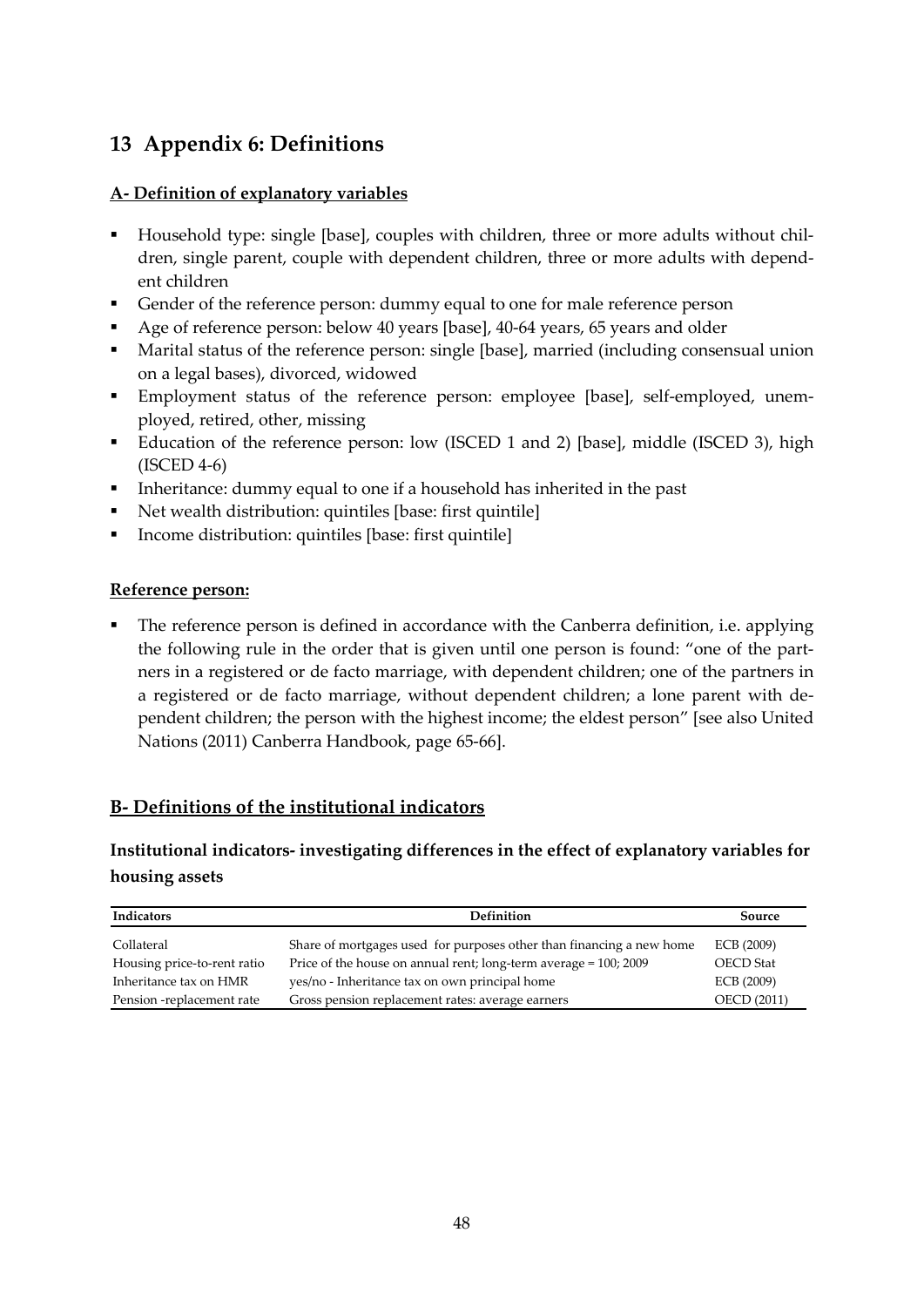# 13 Appendix 6: Definitions

**A- Definition of explanatory variables**

- Household type: single [base], couples with children, three or more adults without children, single parent, couple with dependent children, three or more adults with dependent children
- Gender of the reference person: dummy equal to one for male reference person
- Age of reference person: below 40 years [base], 40-64 years, 65 years and older
- Marital status of the reference person: single [base], married (including consensual union on a legal bases), divorced, widowed
- Employment status of the reference person: employee [base], self-employed, unemployed, retired, other, missing
- Education of the reference person: low (ISCED 1 and 2) [base], middle (ISCED 3), high (ISCED 4-6)
- Inheritance: dummy equal to one if a household has inherited in the past
- Net wealth distribution: quintiles [base: first quintile]
- Income distribution: quintiles [base: first quintile]

**Reference person:**

- The reference person is defined in accordance with the Canberra definition, i.e. applying the following rule in the order that is given until one person is found: "one of the partners in a registered or de facto marriage, with dependent children; one of the partners in a registered or de facto marriage, without dependent children; a lone parent with dependent children; the person with the highest income; the eldest person" [see also United Nations (2011) Canberra Handbook, page 65-66].

## B- Definitions of the institutional indicators

### Institutional indicators- investigating differences in the effect of explanatory variables for housing assets

| Indicators | Definition | Source |
|---|---|---|
| Collateral | Share of mortgages used for purposes other than financing a new home | ECB (2009) |
| Housing price-to-rent ratio | Price of the house on annual rent; long-term average = 100; 2009 | OECD Stat |
| Inheritance tax on HMR | yes/no - Inheritance tax on own principal home | ECB (2009) |
| Pension -replacement rate | Gross pension replacement rates: average earners | OECD (2011) |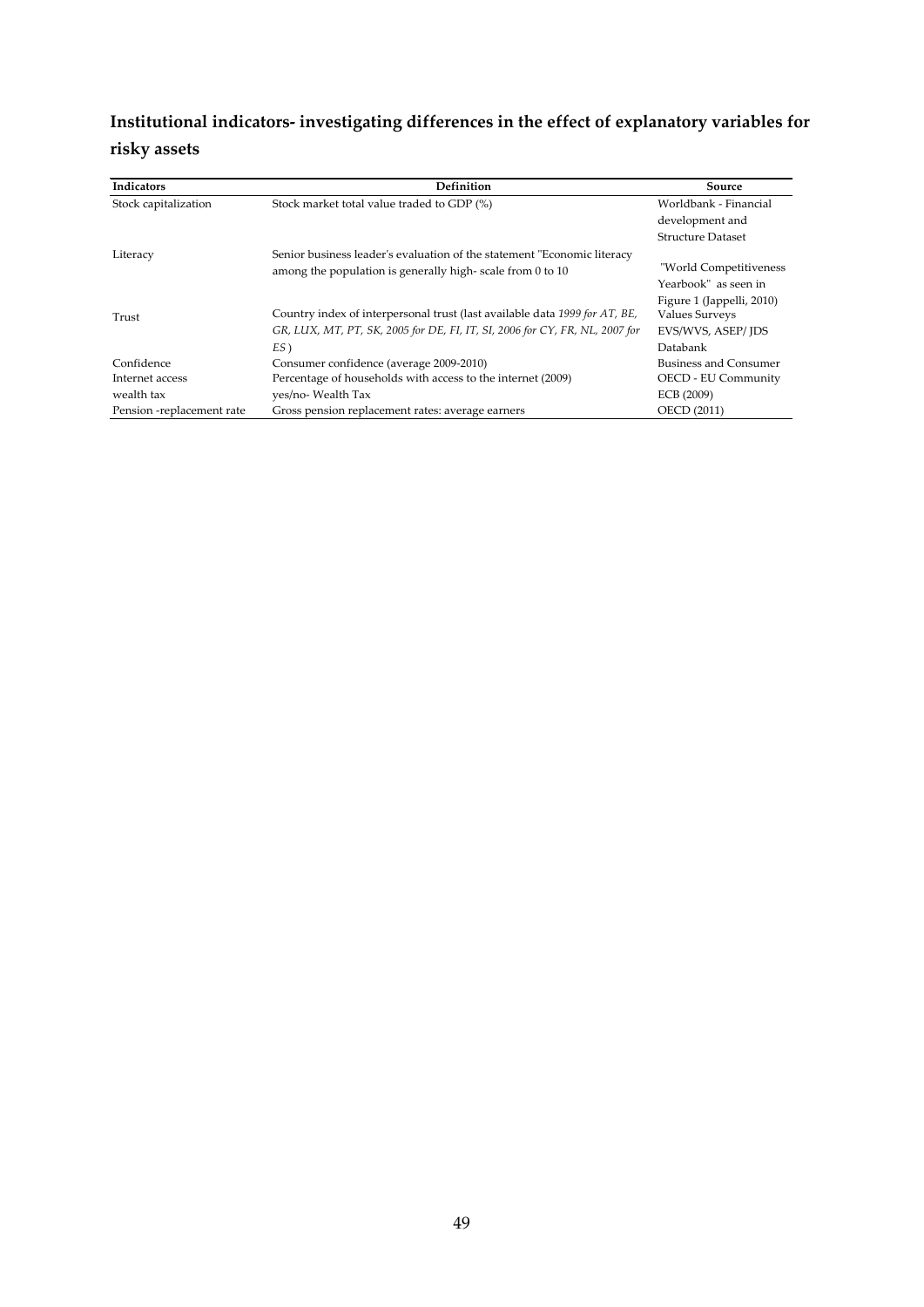## Institutional indicators- investigating differences in the effect of explanatory variables for risky assets

| Indicators | Definition | Source |
|---|---|---|
| Stock capitalization | Stock market total value traded to GDP (%) | Worldbank - Financial development and Structure Dataset |
| Literacy | Senior business leader's evaluation of the statement "Economic literacy among the population is generally high- scale from 0 to 10 | "World Competitiveness Yearbook" as seen in Figure 1 (Jappelli, 2010) |
| Trust | Country index of interpersonal trust (last available data *1999 for AT, BE, GR, LUX, MT, PT, SK, 2005 for DE, FI, IT, SI, 2006 for CY, FR, NL, 2007 for ES*) | Values Surveys EVS/WVS, ASEP/ JDS Databank |
| Confidence | Consumer confidence (average 2009-2010) | Business and Consumer |
| Internet access | Percentage of households with access to the internet (2009) | OECD - EU Community |
| wealth tax | yes/no- Wealth Tax | ECB (2009) |
| Pension -replacement rate | Gross pension replacement rates: average earners | OECD (2011) |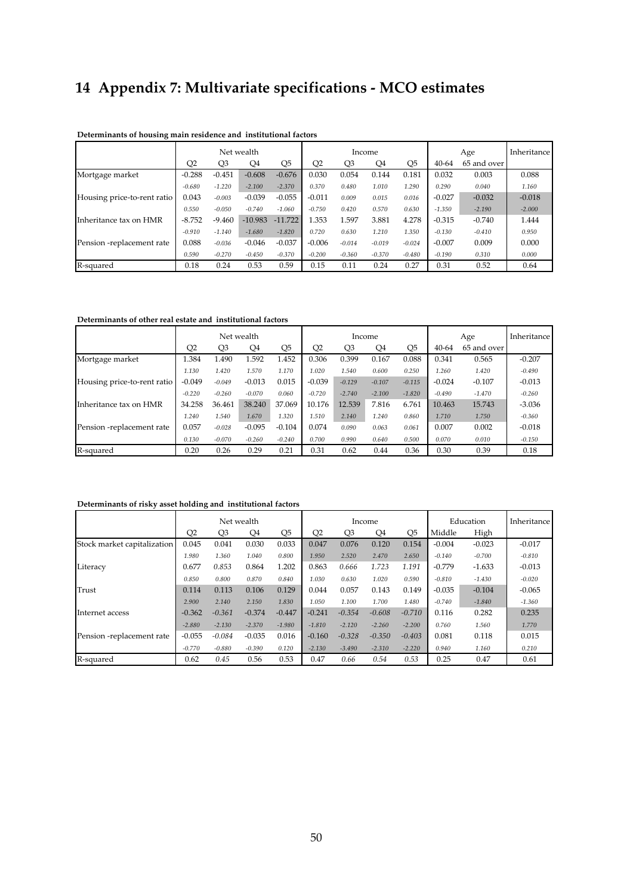# 14 Appendix 7: Multivariate specifications - MCO estimates

**Determinants of housing main residence and institutional factors**

| | Net wealth | | | | Income | | | | Age | | Inheritance |
|---|---|---|---|---|---|---|---|---|---|---|---|
| | Q2 | Q3 | Q4 | Q5 | Q2 | Q3 | Q4 | Q5 | 40-64 | 65 and over | |
| Mortgage market | -0.288 | -0.451 | -0.608 | -0.676 | 0.030 | 0.054 | 0.144 | 0.181 | 0.032 | 0.003 | 0.088 |
| | *-0.680* | *-1.220* | *-2.100* | *-2.370* | *0.370* | *0.480* | *1.010* | *1.290* | *0.290* | *0.040* | *1.160* |
| Housing price-to-rent ratio | 0.043 | -0.003 | -0.039 | -0.055 | -0.011 | 0.009 | 0.015 | 0.016 | -0.027 | -0.032 | -0.018 |
| | *0.550* | *-0.050* | *-0.740* | *-1.060* | *-0.750* | *0.420* | *0.570* | *0.630* | *-1.350* | *-2.190* | *-2.000* |
| Inheritance tax on HMR | -8.752 | -9.460 | -10.983 | -11.722 | 1.353 | 1.597 | 3.881 | 4.278 | -0.315 | -0.740 | 1.444 |
| | *-0.910* | *-1.140* | *-1.680* | *-1.820* | *0.720* | *0.630* | *1.210* | *1.350* | *-0.130* | *-0.410* | *0.950* |
| Pension -replacement rate | 0.088 | -0.036 | -0.046 | -0.037 | -0.006 | -0.014 | -0.019 | -0.024 | -0.007 | 0.009 | 0.000 |
| | *0.590* | *-0.270* | *-0.450* | *-0.370* | *-0.200* | *-0.360* | *-0.370* | *-0.480* | *-0.190* | *0.310* | *0.000* |
| R-squared | 0.18 | 0.24 | 0.53 | 0.59 | 0.15 | 0.11 | 0.24 | 0.27 | 0.31 | 0.52 | 0.64 |

**Determinants of other real estate and institutional factors**

| | Net wealth | | | | Income | | | | Age | | Inheritance |
|---|---|---|---|---|---|---|---|---|---|---|---|
| | Q2 | Q3 | Q4 | Q5 | Q2 | Q3 | Q4 | Q5 | 40-64 | 65 and over | |
| Mortgage market | 1.384 | 1.490 | 1.592 | 1.452 | 0.306 | 0.399 | 0.167 | 0.088 | 0.341 | 0.565 | -0.207 |
| | *1.130* | *1.420* | *1.570* | *1.170* | *1.020* | *1.540* | *0.600* | *0.250* | *1.260* | *1.420* | *-0.490* |
| Housing price-to-rent ratio | -0.049 | -0.049 | -0.013 | 0.015 | -0.039 | -0.129 | -0.107 | -0.115 | -0.024 | -0.107 | -0.013 |
| | *-0.220* | *-0.260* | *-0.070* | *0.060* | *-0.720* | *-2.740* | *-2.100* | *-1.820* | *-0.490* | *-1.470* | *-0.260* |
| Inheritance tax on HMR | 34.258 | 36.461 | 38.240 | 37.069 | 10.176 | 12.539 | 7.816 | 6.761 | 10.463 | 15.743 | -3.036 |
| | *1.240* | *1.540* | *1.670* | *1.320* | *1.510* | *2.140* | *1.240* | *0.860* | *1.710* | *1.750* | *-0.360* |
| Pension -replacement rate | 0.057 | -0.028 | -0.095 | -0.104 | 0.074 | 0.090 | 0.063 | 0.061 | 0.007 | 0.002 | -0.018 |
| | *0.130* | *-0.070* | *-0.260* | *-0.240* | *0.700* | *0.990* | *0.640* | *0.500* | *0.070* | *0.010* | *-0.150* |
| R-squared | 0.20 | 0.26 | 0.29 | 0.21 | 0.31 | 0.62 | 0.44 | 0.36 | 0.30 | 0.39 | 0.18 |

**Determinants of risky asset holding and institutional factors**

| | Net wealth | | | | Income | | | | Education | | Inheritance |
|---|---|---|---|---|---|---|---|---|---|---|---|
| | Q2 | Q3 | Q4 | Q5 | Q2 | Q3 | Q4 | Q5 | Middle | High | |
| Stock market capitalization | 0.045 | 0.041 | 0.030 | 0.033 | 0.047 | 0.076 | 0.120 | 0.154 | -0.004 | -0.023 | -0.017 |
| | *1.980* | *1.360* | *1.040* | *0.800* | *1.950* | *2.520* | *2.470* | *2.650* | *-0.140* | *-0.700* | *-0.810* |
| Literacy | 0.677 | 0.853 | 0.864 | 1.202 | 0.863 | 0.666 | 1.723 | 1.191 | -0.779 | -1.633 | -0.013 |
| | *0.850* | *0.800* | *0.870* | *0.840* | *1.030* | *0.630* | *1.020* | *0.590* | *-0.810* | *-1.430* | *-0.020* |
| Trust | 0.114 | 0.113 | 0.106 | 0.129 | 0.044 | 0.057 | 0.143 | 0.149 | -0.035 | -0.104 | -0.065 |
| | *2.900* | *2.140* | *2.150* | *1.830* | *1.050* | *1.100* | *1.700* | *1.480* | *-0.740* | *-1.840* | *-1.360* |
| Internet access | -0.362 | -0.361 | -0.374 | -0.447 | -0.241 | -0.354 | -0.608 | -0.710 | 0.116 | 0.282 | 0.235 |
| | *-2.880* | *-2.130* | *-2.370* | *-1.980* | *-1.810* | *-2.120* | *-2.260* | *-2.200* | *0.760* | *1.560* | *1.770* |
| Pension -replacement rate | -0.055 | -0.084 | -0.035 | 0.016 | -0.160 | -0.328 | -0.350 | -0.403 | 0.081 | 0.118 | 0.015 |
| | *-0.770* | *-0.880* | *-0.390* | *0.120* | *-2.130* | *-3.490* | *-2.310* | *-2.220* | *0.940* | *1.160* | *0.210* |
| R-squared | 0.62 | 0.45 | 0.56 | 0.53 | 0.47 | 0.66 | 0.54 | 0.53 | 0.25 | 0.47 | 0.61 |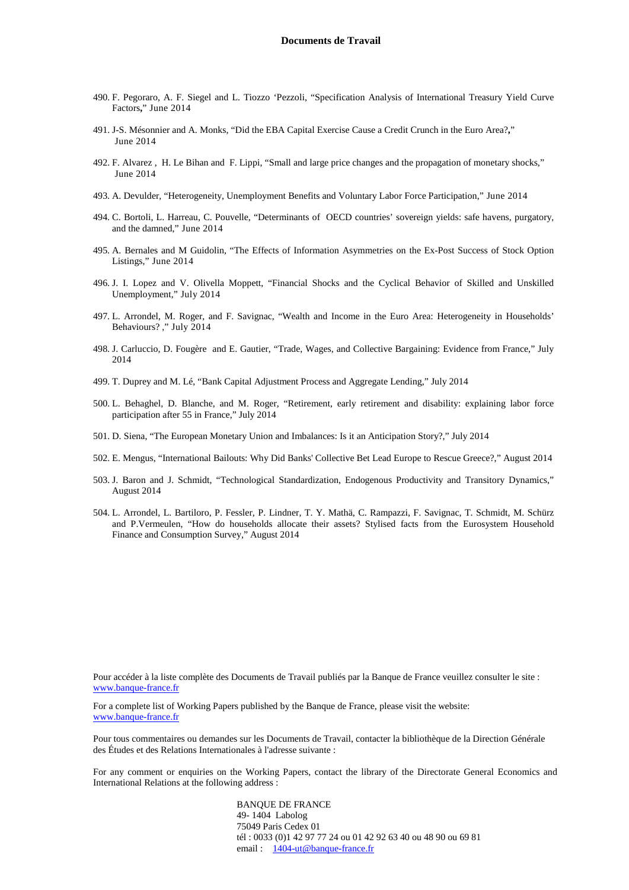# Documents de Travail

490. F. Pegoraro, A. F. Siegel and L. Tiozzo 'Pezzoli, "Specification Analysis of International Treasury Yield Curve Factors," June 2014

491. J-S. Mésonnier and A. Monks, "Did the EBA Capital Exercise Cause a Credit Crunch in the Euro Area?," June 2014

492. F. Alvarez , H. Le Bihan and F. Lippi, "Small and large price changes and the propagation of monetary shocks," June 2014

493. A. Devulder, "Heterogeneity, Unemployment Benefits and Voluntary Labor Force Participation," June 2014

494. C. Bortoli, L. Harreau, C. Pouvelle, "Determinants of OECD countries' sovereign yields: safe havens, purgatory, and the damned," June 2014

495. A. Bernales and M Guidolin, "The Effects of Information Asymmetries on the Ex-Post Success of Stock Option Listings," June 2014

496. J. I. Lopez and V. Olivella Moppett, "Financial Shocks and the Cyclical Behavior of Skilled and Unskilled Unemployment," July 2014

497. L. Arrondel, M. Roger, and F. Savignac, "Wealth and Income in the Euro Area: Heterogeneity in Households' Behaviours? ," July 2014

498. J. Carluccio, D. Fougère and E. Gautier, "Trade, Wages, and Collective Bargaining: Evidence from France," July 2014

499. T. Duprey and M. Lé, "Bank Capital Adjustment Process and Aggregate Lending," July 2014

500. L. Behaghel, D. Blanche, and M. Roger, "Retirement, early retirement and disability: explaining labor force participation after 55 in France," July 2014

501. D. Siena, "The European Monetary Union and Imbalances: Is it an Anticipation Story?," July 2014

502. E. Mengus, "International Bailouts: Why Did Banks' Collective Bet Lead Europe to Rescue Greece?," August 2014

503. J. Baron and J. Schmidt, "Technological Standardization, Endogenous Productivity and Transitory Dynamics," August 2014

504. L. Arrondel, L. Bartiloro, P. Fessler, P. Lindner, T. Y. Mathä, C. Rampazzi, F. Savignac, T. Schmidt, M. Schürz and P.Vermeulen, "How do households allocate their assets? Stylised facts from the Eurosystem Household Finance and Consumption Survey," August 2014

Pour accéder à la liste complète des Documents de Travail publiés par la Banque de France veuillez consulter le site : www.banque-france.fr

For a complete list of Working Papers published by the Banque de France, please visit the website: www.banque-france.fr

Pour tous commentaires ou demandes sur les Documents de Travail, contacter la bibliothèque de la Direction Générale des Études et des Relations Internationales à l'adresse suivante :

For any comment or enquiries on the Working Papers, contact the library of the Directorate General Economics and International Relations at the following address :

BANQUE DE FRANCE
49- 1404 Labolog
75049 Paris Cedex 01
tél : 0033 (0)1 42 97 77 24 ou 01 42 92 63 40 ou 48 90 ou 69 81
email : 1404-ut@banque-france.fr